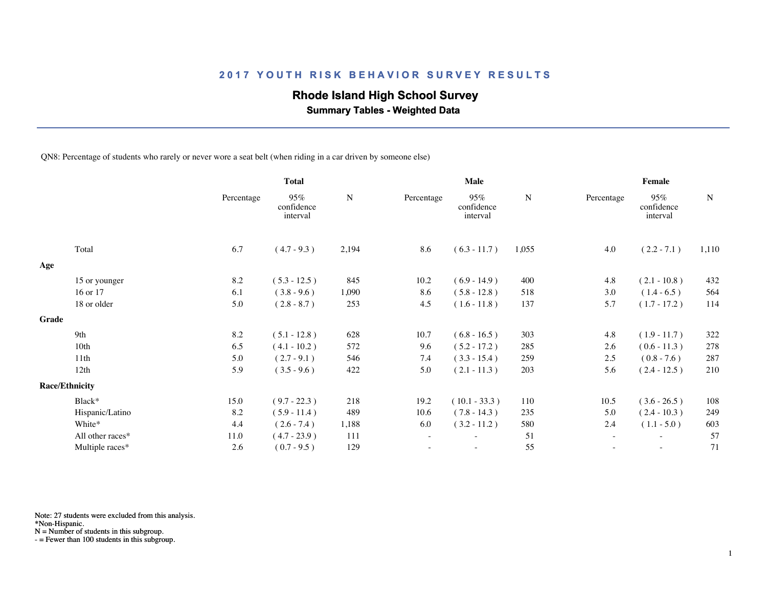## 2017 YOUTH RISK BEHAVIOR SURVEY RESULTS

### Rhode Island High School Survey

**Summary Tables - Weighted Data**

QN8: Percentage of students who rarely or never wore a seat belt (when riding in a car driven by someone else)

| | Total | | | Male | | | Female | | |
|---|---|---|---|---|---|---|---|---|---|
| | Percentage | 95% confidence interval | N | Percentage | 95% confidence interval | N | Percentage | 95% confidence interval | N |
| Total | 6.7 | ( 4.7 - 9.3 ) | 2,194 | 8.6 | ( 6.3 - 11.7 ) | 1,055 | 4.0 | ( 2.2 - 7.1 ) | 1,110 |
| **Age** | | | | | | | | | |
| 15 or younger | 8.2 | ( 5.3 - 12.5 ) | 845 | 10.2 | ( 6.9 - 14.9 ) | 400 | 4.8 | ( 2.1 - 10.8 ) | 432 |
| 16 or 17 | 6.1 | ( 3.8 - 9.6 ) | 1,090 | 8.6 | ( 5.8 - 12.8 ) | 518 | 3.0 | ( 1.4 - 6.5 ) | 564 |
| 18 or older | 5.0 | ( 2.8 - 8.7 ) | 253 | 4.5 | ( 1.6 - 11.8 ) | 137 | 5.7 | ( 1.7 - 17.2 ) | 114 |
| **Grade** | | | | | | | | | |
| 9th | 8.2 | ( 5.1 - 12.8 ) | 628 | 10.7 | ( 6.8 - 16.5 ) | 303 | 4.8 | ( 1.9 - 11.7 ) | 322 |
| 10th | 6.5 | ( 4.1 - 10.2 ) | 572 | 9.6 | ( 5.2 - 17.2 ) | 285 | 2.6 | ( 0.6 - 11.3 ) | 278 |
| 11th | 5.0 | ( 2.7 - 9.1 ) | 546 | 7.4 | ( 3.3 - 15.4 ) | 259 | 2.5 | ( 0.8 - 7.6 ) | 287 |
| 12th | 5.9 | ( 3.5 - 9.6 ) | 422 | 5.0 | ( 2.1 - 11.3 ) | 203 | 5.6 | ( 2.4 - 12.5 ) | 210 |
| **Race/Ethnicity** | | | | | | | | | |
| Black* | 15.0 | ( 9.7 - 22.3 ) | 218 | 19.2 | ( 10.1 - 33.3 ) | 110 | 10.5 | ( 3.6 - 26.5 ) | 108 |
| Hispanic/Latino | 8.2 | ( 5.9 - 11.4 ) | 489 | 10.6 | ( 7.8 - 14.3 ) | 235 | 5.0 | ( 2.4 - 10.3 ) | 249 |
| White* | 4.4 | ( 2.6 - 7.4 ) | 1,188 | 6.0 | ( 3.2 - 11.2 ) | 580 | 2.4 | ( 1.1 - 5.0 ) | 603 |
| All other races* | 11.0 | ( 4.7 - 23.9 ) | 111 | - | - | 51 | - | - | 57 |
| Multiple races* | 2.6 | ( 0.7 - 9.5 ) | 129 | - | - | 55 | - | - | 71 |

Note: 27 students were excluded from this analysis.
*Non-Hispanic.
N = Number of students in this subgroup.
- = Fewer than 100 students in this subgroup.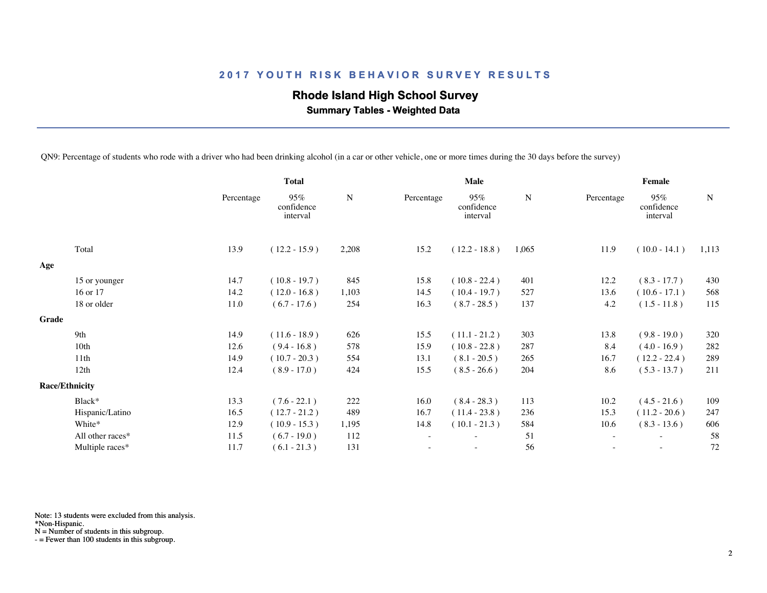## 2017 YOUTH RISK BEHAVIOR SURVEY RESULTS

### Rhode Island High School Survey

**Summary Tables - Weighted Data**

QN9: Percentage of students who rode with a driver who had been drinking alcohol (in a car or other vehicle, one or more times during the 30 days before the survey)

| | Total | | | Male | | | Female | | |
|---|---|---|---|---|---|---|---|---|---|
| | Percentage | 95% confidence interval | N | Percentage | 95% confidence interval | N | Percentage | 95% confidence interval | N |
| Total | 13.9 | ( 12.2 - 15.9 ) | 2,208 | 15.2 | ( 12.2 - 18.8 ) | 1,065 | 11.9 | ( 10.0 - 14.1 ) | 1,113 |
| **Age** | | | | | | | | | |
| 15 or younger | 14.7 | ( 10.8 - 19.7 ) | 845 | 15.8 | ( 10.8 - 22.4 ) | 401 | 12.2 | ( 8.3 - 17.7 ) | 430 |
| 16 or 17 | 14.2 | ( 12.0 - 16.8 ) | 1,103 | 14.5 | ( 10.4 - 19.7 ) | 527 | 13.6 | ( 10.6 - 17.1 ) | 568 |
| 18 or older | 11.0 | ( 6.7 - 17.6 ) | 254 | 16.3 | ( 8.7 - 28.5 ) | 137 | 4.2 | ( 1.5 - 11.8 ) | 115 |
| **Grade** | | | | | | | | | |
| 9th | 14.9 | ( 11.6 - 18.9 ) | 626 | 15.5 | ( 11.1 - 21.2 ) | 303 | 13.8 | ( 9.8 - 19.0 ) | 320 |
| 10th | 12.6 | ( 9.4 - 16.8 ) | 578 | 15.9 | ( 10.8 - 22.8 ) | 287 | 8.4 | ( 4.0 - 16.9 ) | 282 |
| 11th | 14.9 | ( 10.7 - 20.3 ) | 554 | 13.1 | ( 8.1 - 20.5 ) | 265 | 16.7 | ( 12.2 - 22.4 ) | 289 |
| 12th | 12.4 | ( 8.9 - 17.0 ) | 424 | 15.5 | ( 8.5 - 26.6 ) | 204 | 8.6 | ( 5.3 - 13.7 ) | 211 |
| **Race/Ethnicity** | | | | | | | | | |
| Black* | 13.3 | ( 7.6 - 22.1 ) | 222 | 16.0 | ( 8.4 - 28.3 ) | 113 | 10.2 | ( 4.5 - 21.6 ) | 109 |
| Hispanic/Latino | 16.5 | ( 12.7 - 21.2 ) | 489 | 16.7 | ( 11.4 - 23.8 ) | 236 | 15.3 | ( 11.2 - 20.6 ) | 247 |
| White* | 12.9 | ( 10.9 - 15.3 ) | 1,195 | 14.8 | ( 10.1 - 21.3 ) | 584 | 10.6 | ( 8.3 - 13.6 ) | 606 |
| All other races* | 11.5 | ( 6.7 - 19.0 ) | 112 | - | - | 51 | - | - | 58 |
| Multiple races* | 11.7 | ( 6.1 - 21.3 ) | 131 | - | - | 56 | - | - | 72 |

Note: 13 students were excluded from this analysis.
*Non-Hispanic.
N = Number of students in this subgroup.
- = Fewer than 100 students in this subgroup.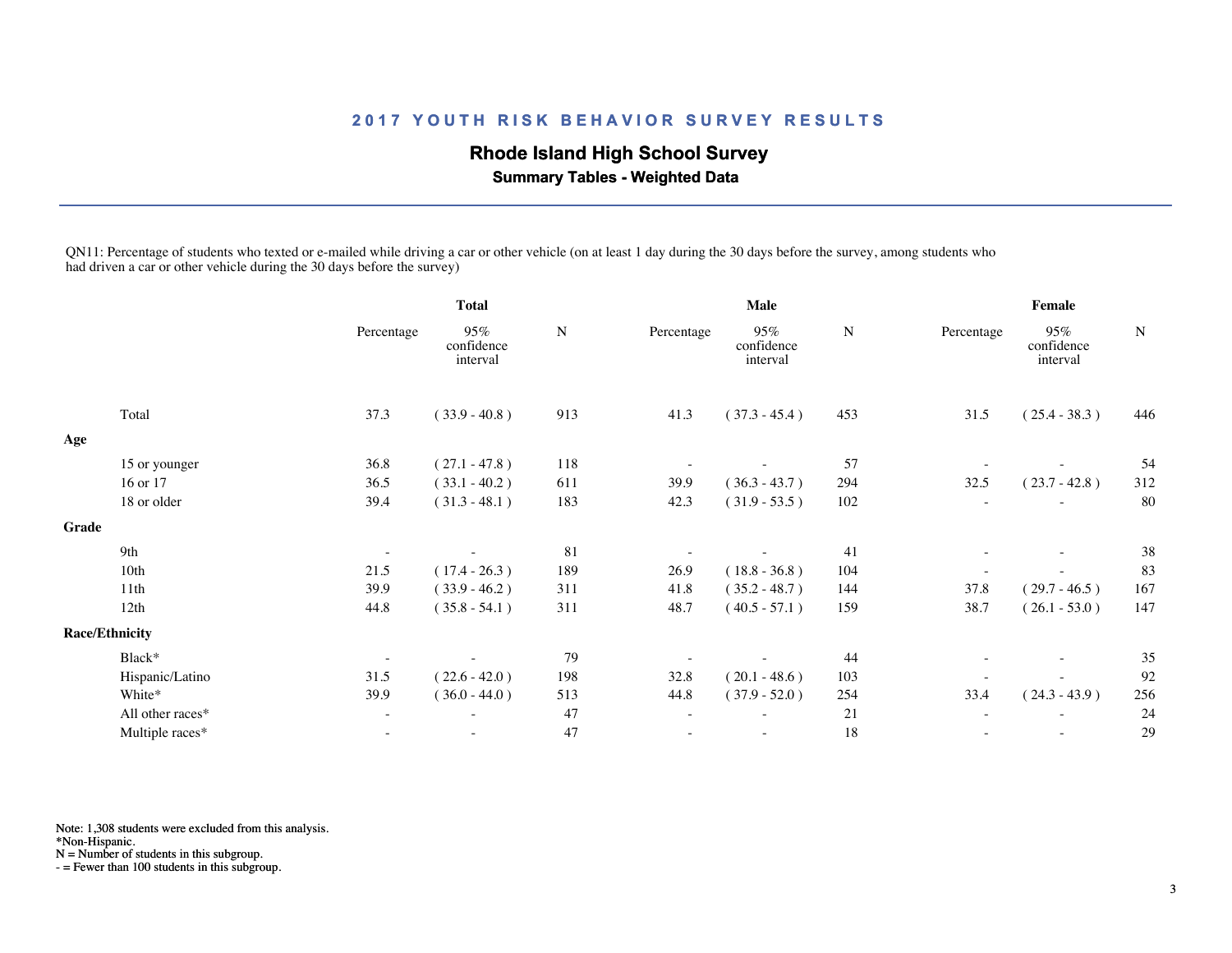## 2017 YOUTH RISK BEHAVIOR SURVEY RESULTS

### Rhode Island High School Survey

**Summary Tables - Weighted Data**

QN11: Percentage of students who texted or e-mailed while driving a car or other vehicle (on at least 1 day during the 30 days before the survey, among students who had driven a car or other vehicle during the 30 days before the survey)

| | Total | | | Male | | | Female | | |
|---|---|---|---|---|---|---|---|---|---|
| | Percentage | 95% confidence interval | N | Percentage | 95% confidence interval | N | Percentage | 95% confidence interval | N |
| Total | 37.3 | ( 33.9 - 40.8 ) | 913 | 41.3 | ( 37.3 - 45.4 ) | 453 | 31.5 | ( 25.4 - 38.3 ) | 446 |
| **Age** | | | | | | | | | |
| 15 or younger | 36.8 | ( 27.1 - 47.8 ) | 118 | - | - | 57 | - | - | 54 |
| 16 or 17 | 36.5 | ( 33.1 - 40.2 ) | 611 | 39.9 | ( 36.3 - 43.7 ) | 294 | 32.5 | ( 23.7 - 42.8 ) | 312 |
| 18 or older | 39.4 | ( 31.3 - 48.1 ) | 183 | 42.3 | ( 31.9 - 53.5 ) | 102 | - | - | 80 |
| **Grade** | | | | | | | | | |
| 9th | - | - | 81 | - | - | 41 | - | - | 38 |
| 10th | 21.5 | ( 17.4 - 26.3 ) | 189 | 26.9 | ( 18.8 - 36.8 ) | 104 | - | - | 83 |
| 11th | 39.9 | ( 33.9 - 46.2 ) | 311 | 41.8 | ( 35.2 - 48.7 ) | 144 | 37.8 | ( 29.7 - 46.5 ) | 167 |
| 12th | 44.8 | ( 35.8 - 54.1 ) | 311 | 48.7 | ( 40.5 - 57.1 ) | 159 | 38.7 | ( 26.1 - 53.0 ) | 147 |
| **Race/Ethnicity** | | | | | | | | | |
| Black* | - | - | 79 | - | - | 44 | - | - | 35 |
| Hispanic/Latino | 31.5 | ( 22.6 - 42.0 ) | 198 | 32.8 | ( 20.1 - 48.6 ) | 103 | - | - | 92 |
| White* | 39.9 | ( 36.0 - 44.0 ) | 513 | 44.8 | ( 37.9 - 52.0 ) | 254 | 33.4 | ( 24.3 - 43.9 ) | 256 |
| All other races* | - | - | 47 | - | - | 21 | - | - | 24 |
| Multiple races* | - | - | 47 | - | - | 18 | - | - | 29 |

Note: 1,308 students were excluded from this analysis.
*Non-Hispanic.
N = Number of students in this subgroup.
- = Fewer than 100 students in this subgroup.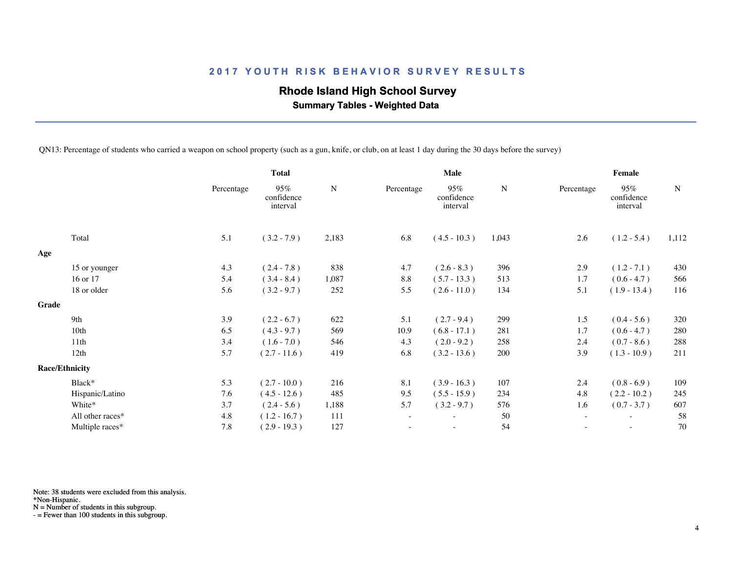## 2017 YOUTH RISK BEHAVIOR SURVEY RESULTS

### Rhode Island High School Survey

**Summary Tables - Weighted Data**

QN13: Percentage of students who carried a weapon on school property (such as a gun, knife, or club, on at least 1 day during the 30 days before the survey)

| | Total | | | Male | | | Female | | |
|---|---|---|---|---|---|---|---|---|---|
| | Percentage | 95% confidence interval | N | Percentage | 95% confidence interval | N | Percentage | 95% confidence interval | N |
| Total | 5.1 | ( 3.2 - 7.9 ) | 2,183 | 6.8 | ( 4.5 - 10.3 ) | 1,043 | 2.6 | ( 1.2 - 5.4 ) | 1,112 |
| **Age** | | | | | | | | | |
| 15 or younger | 4.3 | ( 2.4 - 7.8 ) | 838 | 4.7 | ( 2.6 - 8.3 ) | 396 | 2.9 | ( 1.2 - 7.1 ) | 430 |
| 16 or 17 | 5.4 | ( 3.4 - 8.4 ) | 1,087 | 8.8 | ( 5.7 - 13.3 ) | 513 | 1.7 | ( 0.6 - 4.7 ) | 566 |
| 18 or older | 5.6 | ( 3.2 - 9.7 ) | 252 | 5.5 | ( 2.6 - 11.0 ) | 134 | 5.1 | ( 1.9 - 13.4 ) | 116 |
| **Grade** | | | | | | | | | |
| 9th | 3.9 | ( 2.2 - 6.7 ) | 622 | 5.1 | ( 2.7 - 9.4 ) | 299 | 1.5 | ( 0.4 - 5.6 ) | 320 |
| 10th | 6.5 | ( 4.3 - 9.7 ) | 569 | 10.9 | ( 6.8 - 17.1 ) | 281 | 1.7 | ( 0.6 - 4.7 ) | 280 |
| 11th | 3.4 | ( 1.6 - 7.0 ) | 546 | 4.3 | ( 2.0 - 9.2 ) | 258 | 2.4 | ( 0.7 - 8.6 ) | 288 |
| 12th | 5.7 | ( 2.7 - 11.6 ) | 419 | 6.8 | ( 3.2 - 13.6 ) | 200 | 3.9 | ( 1.3 - 10.9 ) | 211 |
| **Race/Ethnicity** | | | | | | | | | |
| Black* | 5.3 | ( 2.7 - 10.0 ) | 216 | 8.1 | ( 3.9 - 16.3 ) | 107 | 2.4 | ( 0.8 - 6.9 ) | 109 |
| Hispanic/Latino | 7.6 | ( 4.5 - 12.6 ) | 485 | 9.5 | ( 5.5 - 15.9 ) | 234 | 4.8 | ( 2.2 - 10.2 ) | 245 |
| White* | 3.7 | ( 2.4 - 5.6 ) | 1,188 | 5.7 | ( 3.2 - 9.7 ) | 576 | 1.6 | ( 0.7 - 3.7 ) | 607 |
| All other races* | 4.8 | ( 1.2 - 16.7 ) | 111 | - | - | 50 | - | - | 58 |
| Multiple races* | 7.8 | ( 2.9 - 19.3 ) | 127 | - | - | 54 | - | - | 70 |

Note: 38 students were excluded from this analysis.
*Non-Hispanic.
N = Number of students in this subgroup.
- = Fewer than 100 students in this subgroup.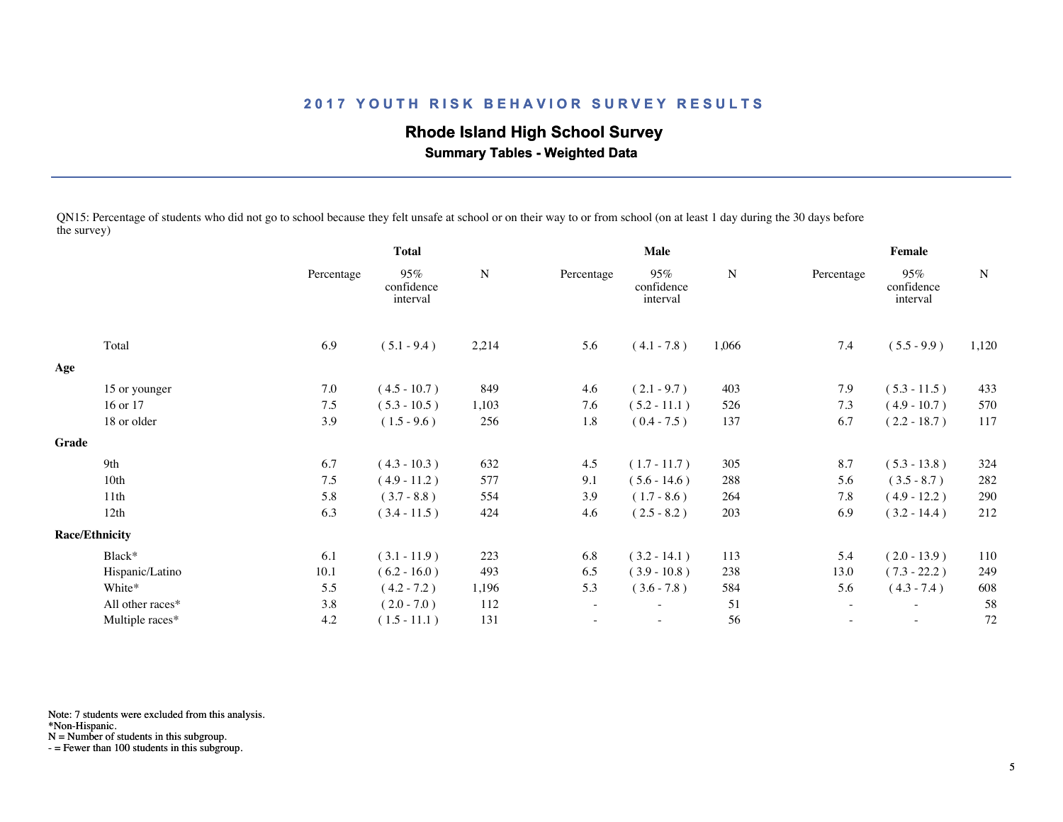## 2017 YOUTH RISK BEHAVIOR SURVEY RESULTS

### Rhode Island High School Survey

**Summary Tables - Weighted Data**

QN15: Percentage of students who did not go to school because they felt unsafe at school or on their way to or from school (on at least 1 day during the 30 days before the survey)

| | Total | | | Male | | | Female | | |
|---|---|---|---|---|---|---|---|---|---|
| | Percentage | 95% confidence interval | N | Percentage | 95% confidence interval | N | Percentage | 95% confidence interval | N |
| Total | 6.9 | ( 5.1 - 9.4 ) | 2,214 | 5.6 | ( 4.1 - 7.8 ) | 1,066 | 7.4 | ( 5.5 - 9.9 ) | 1,120 |
| **Age** | | | | | | | | | |
| 15 or younger | 7.0 | ( 4.5 - 10.7 ) | 849 | 4.6 | ( 2.1 - 9.7 ) | 403 | 7.9 | ( 5.3 - 11.5 ) | 433 |
| 16 or 17 | 7.5 | ( 5.3 - 10.5 ) | 1,103 | 7.6 | ( 5.2 - 11.1 ) | 526 | 7.3 | ( 4.9 - 10.7 ) | 570 |
| 18 or older | 3.9 | ( 1.5 - 9.6 ) | 256 | 1.8 | ( 0.4 - 7.5 ) | 137 | 6.7 | ( 2.2 - 18.7 ) | 117 |
| **Grade** | | | | | | | | | |
| 9th | 6.7 | ( 4.3 - 10.3 ) | 632 | 4.5 | ( 1.7 - 11.7 ) | 305 | 8.7 | ( 5.3 - 13.8 ) | 324 |
| 10th | 7.5 | ( 4.9 - 11.2 ) | 577 | 9.1 | ( 5.6 - 14.6 ) | 288 | 5.6 | ( 3.5 - 8.7 ) | 282 |
| 11th | 5.8 | ( 3.7 - 8.8 ) | 554 | 3.9 | ( 1.7 - 8.6 ) | 264 | 7.8 | ( 4.9 - 12.2 ) | 290 |
| 12th | 6.3 | ( 3.4 - 11.5 ) | 424 | 4.6 | ( 2.5 - 8.2 ) | 203 | 6.9 | ( 3.2 - 14.4 ) | 212 |
| **Race/Ethnicity** | | | | | | | | | |
| Black* | 6.1 | ( 3.1 - 11.9 ) | 223 | 6.8 | ( 3.2 - 14.1 ) | 113 | 5.4 | ( 2.0 - 13.9 ) | 110 |
| Hispanic/Latino | 10.1 | ( 6.2 - 16.0 ) | 493 | 6.5 | ( 3.9 - 10.8 ) | 238 | 13.0 | ( 7.3 - 22.2 ) | 249 |
| White* | 5.5 | ( 4.2 - 7.2 ) | 1,196 | 5.3 | ( 3.6 - 7.8 ) | 584 | 5.6 | ( 4.3 - 7.4 ) | 608 |
| All other races* | 3.8 | ( 2.0 - 7.0 ) | 112 | - | - | 51 | - | - | 58 |
| Multiple races* | 4.2 | ( 1.5 - 11.1 ) | 131 | - | - | 56 | - | - | 72 |

Note: 7 students were excluded from this analysis.
*Non-Hispanic.
N = Number of students in this subgroup.
- = Fewer than 100 students in this subgroup.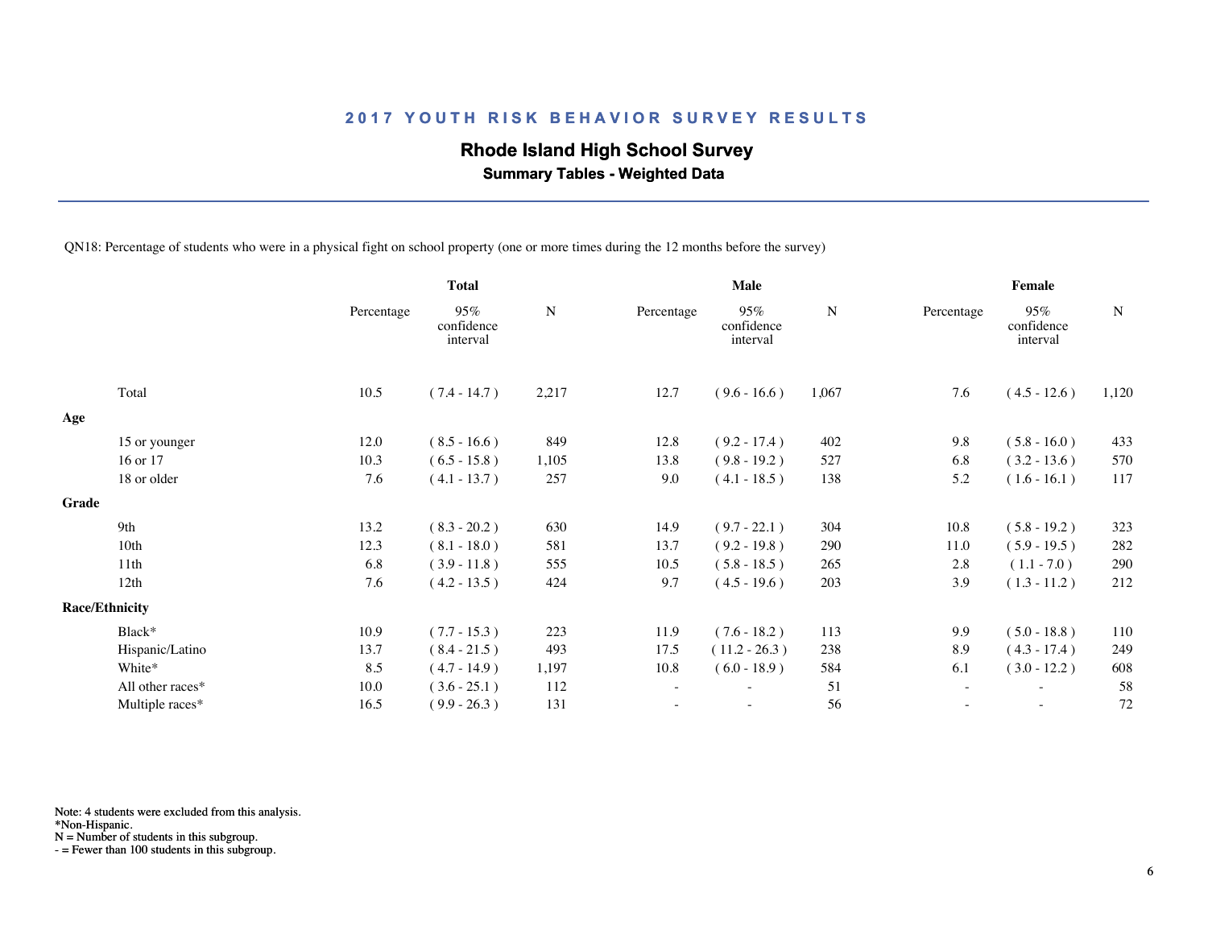## 2017 YOUTH RISK BEHAVIOR SURVEY RESULTS

### Rhode Island High School Survey

**Summary Tables - Weighted Data**

QN18: Percentage of students who were in a physical fight on school property (one or more times during the 12 months before the survey)

| | Total | | | Male | | | Female | | |
|---|---|---|---|---|---|---|---|---|---|
| | Percentage | 95% confidence interval | N | Percentage | 95% confidence interval | N | Percentage | 95% confidence interval | N |
| Total | 10.5 | ( 7.4 - 14.7 ) | 2,217 | 12.7 | ( 9.6 - 16.6 ) | 1,067 | 7.6 | ( 4.5 - 12.6 ) | 1,120 |
| **Age** | | | | | | | | | |
| 15 or younger | 12.0 | ( 8.5 - 16.6 ) | 849 | 12.8 | ( 9.2 - 17.4 ) | 402 | 9.8 | ( 5.8 - 16.0 ) | 433 |
| 16 or 17 | 10.3 | ( 6.5 - 15.8 ) | 1,105 | 13.8 | ( 9.8 - 19.2 ) | 527 | 6.8 | ( 3.2 - 13.6 ) | 570 |
| 18 or older | 7.6 | ( 4.1 - 13.7 ) | 257 | 9.0 | ( 4.1 - 18.5 ) | 138 | 5.2 | ( 1.6 - 16.1 ) | 117 |
| **Grade** | | | | | | | | | |
| 9th | 13.2 | ( 8.3 - 20.2 ) | 630 | 14.9 | ( 9.7 - 22.1 ) | 304 | 10.8 | ( 5.8 - 19.2 ) | 323 |
| 10th | 12.3 | ( 8.1 - 18.0 ) | 581 | 13.7 | ( 9.2 - 19.8 ) | 290 | 11.0 | ( 5.9 - 19.5 ) | 282 |
| 11th | 6.8 | ( 3.9 - 11.8 ) | 555 | 10.5 | ( 5.8 - 18.5 ) | 265 | 2.8 | ( 1.1 - 7.0 ) | 290 |
| 12th | 7.6 | ( 4.2 - 13.5 ) | 424 | 9.7 | ( 4.5 - 19.6 ) | 203 | 3.9 | ( 1.3 - 11.2 ) | 212 |
| **Race/Ethnicity** | | | | | | | | | |
| Black* | 10.9 | ( 7.7 - 15.3 ) | 223 | 11.9 | ( 7.6 - 18.2 ) | 113 | 9.9 | ( 5.0 - 18.8 ) | 110 |
| Hispanic/Latino | 13.7 | ( 8.4 - 21.5 ) | 493 | 17.5 | ( 11.2 - 26.3 ) | 238 | 8.9 | ( 4.3 - 17.4 ) | 249 |
| White* | 8.5 | ( 4.7 - 14.9 ) | 1,197 | 10.8 | ( 6.0 - 18.9 ) | 584 | 6.1 | ( 3.0 - 12.2 ) | 608 |
| All other races* | 10.0 | ( 3.6 - 25.1 ) | 112 | - | - | 51 | - | - | 58 |
| Multiple races* | 16.5 | ( 9.9 - 26.3 ) | 131 | - | - | 56 | - | - | 72 |

Note: 4 students were excluded from this analysis.
*Non-Hispanic.
N = Number of students in this subgroup.
- = Fewer than 100 students in this subgroup.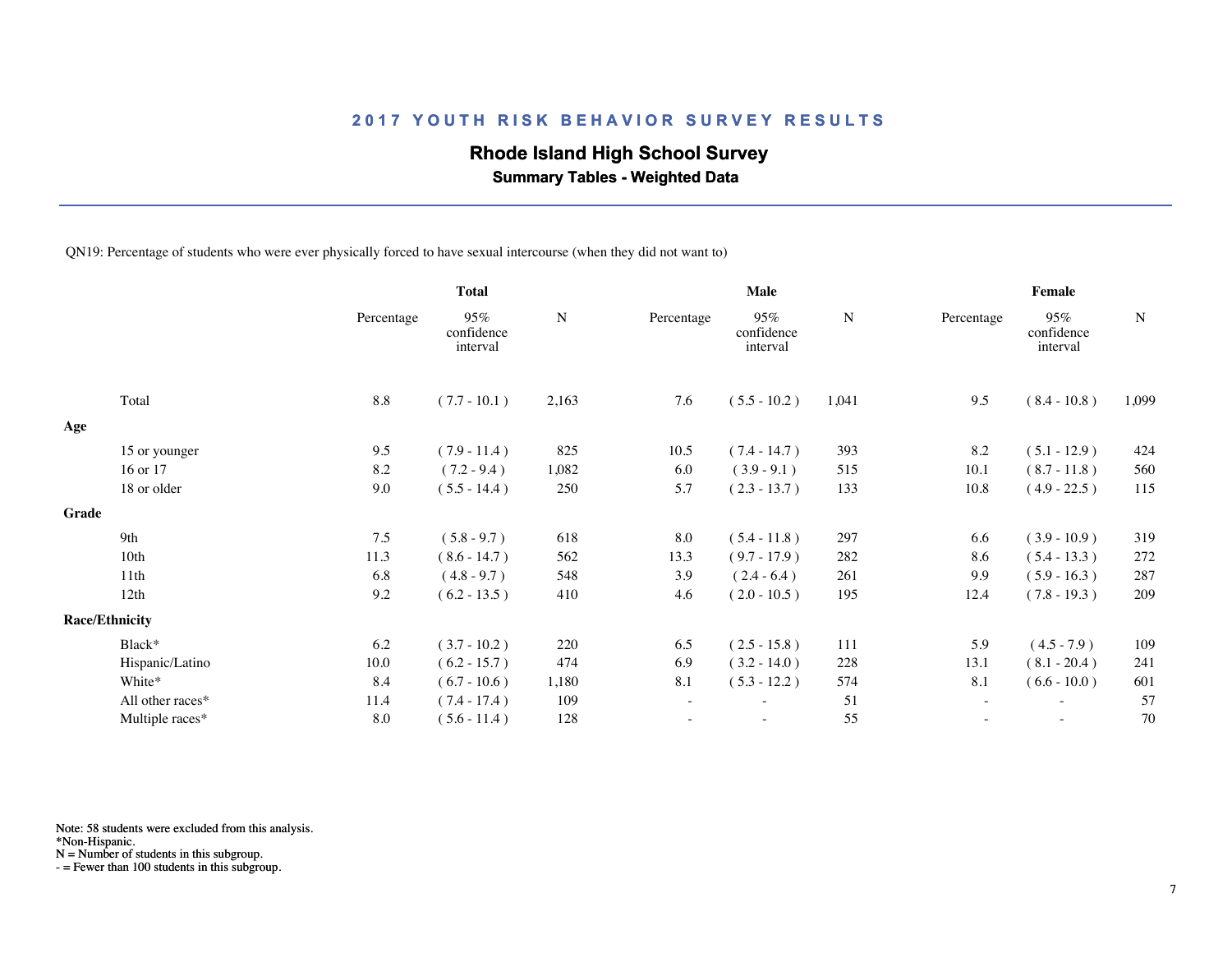## 2017 YOUTH RISK BEHAVIOR SURVEY RESULTS

### Rhode Island High School Survey

**Summary Tables - Weighted Data**

QN19: Percentage of students who were ever physically forced to have sexual intercourse (when they did not want to)

| | Total | | | Male | | | Female | | |
|---|---|---|---|---|---|---|---|---|---|
| | Percentage | 95% confidence interval | N | Percentage | 95% confidence interval | N | Percentage | 95% confidence interval | N |
| Total | 8.8 | ( 7.7 - 10.1 ) | 2,163 | 7.6 | ( 5.5 - 10.2 ) | 1,041 | 9.5 | ( 8.4 - 10.8 ) | 1,099 |
| **Age** | | | | | | | | | |
| 15 or younger | 9.5 | ( 7.9 - 11.4 ) | 825 | 10.5 | ( 7.4 - 14.7 ) | 393 | 8.2 | ( 5.1 - 12.9 ) | 424 |
| 16 or 17 | 8.2 | ( 7.2 - 9.4 ) | 1,082 | 6.0 | ( 3.9 - 9.1 ) | 515 | 10.1 | ( 8.7 - 11.8 ) | 560 |
| 18 or older | 9.0 | ( 5.5 - 14.4 ) | 250 | 5.7 | ( 2.3 - 13.7 ) | 133 | 10.8 | ( 4.9 - 22.5 ) | 115 |
| **Grade** | | | | | | | | | |
| 9th | 7.5 | ( 5.8 - 9.7 ) | 618 | 8.0 | ( 5.4 - 11.8 ) | 297 | 6.6 | ( 3.9 - 10.9 ) | 319 |
| 10th | 11.3 | ( 8.6 - 14.7 ) | 562 | 13.3 | ( 9.7 - 17.9 ) | 282 | 8.6 | ( 5.4 - 13.3 ) | 272 |
| 11th | 6.8 | ( 4.8 - 9.7 ) | 548 | 3.9 | ( 2.4 - 6.4 ) | 261 | 9.9 | ( 5.9 - 16.3 ) | 287 |
| 12th | 9.2 | ( 6.2 - 13.5 ) | 410 | 4.6 | ( 2.0 - 10.5 ) | 195 | 12.4 | ( 7.8 - 19.3 ) | 209 |
| **Race/Ethnicity** | | | | | | | | | |
| Black* | 6.2 | ( 3.7 - 10.2 ) | 220 | 6.5 | ( 2.5 - 15.8 ) | 111 | 5.9 | ( 4.5 - 7.9 ) | 109 |
| Hispanic/Latino | 10.0 | ( 6.2 - 15.7 ) | 474 | 6.9 | ( 3.2 - 14.0 ) | 228 | 13.1 | ( 8.1 - 20.4 ) | 241 |
| White* | 8.4 | ( 6.7 - 10.6 ) | 1,180 | 8.1 | ( 5.3 - 12.2 ) | 574 | 8.1 | ( 6.6 - 10.0 ) | 601 |
| All other races* | 11.4 | ( 7.4 - 17.4 ) | 109 | - | - | 51 | - | - | 57 |
| Multiple races* | 8.0 | ( 5.6 - 11.4 ) | 128 | - | - | 55 | - | - | 70 |

Note: 58 students were excluded from this analysis.
*Non-Hispanic.
N = Number of students in this subgroup.
- = Fewer than 100 students in this subgroup.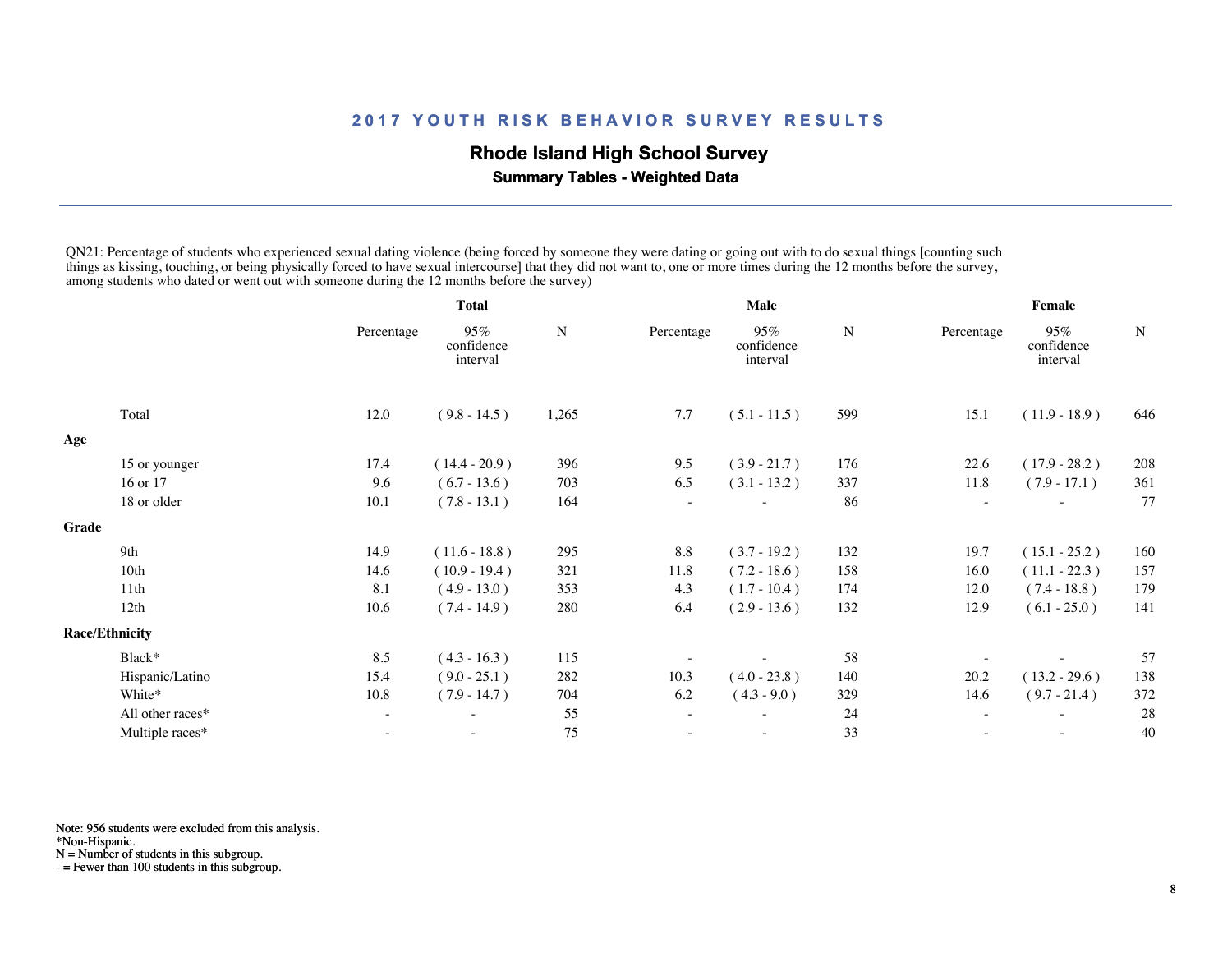# 2017 YOUTH RISK BEHAVIOR SURVEY RESULTS

## Rhode Island High School Survey

### Summary Tables - Weighted Data

QN21: Percentage of students who experienced sexual dating violence (being forced by someone they were dating or going out with to do sexual things [counting such things as kissing, touching, or being physically forced to have sexual intercourse] that they did not want to, one or more times during the 12 months before the survey, among students who dated or went out with someone during the 12 months before the survey)

| | Total | | | Male | | | Female | | |
|---|---|---|---|---|---|---|---|---|---|
| | Percentage | 95% confidence interval | N | Percentage | 95% confidence interval | N | Percentage | 95% confidence interval | N |
| Total | 12.0 | ( 9.8 - 14.5 ) | 1,265 | 7.7 | ( 5.1 - 11.5 ) | 599 | 15.1 | ( 11.9 - 18.9 ) | 646 |
| **Age** | | | | | | | | | |
| 15 or younger | 17.4 | ( 14.4 - 20.9 ) | 396 | 9.5 | ( 3.9 - 21.7 ) | 176 | 22.6 | ( 17.9 - 28.2 ) | 208 |
| 16 or 17 | 9.6 | ( 6.7 - 13.6 ) | 703 | 6.5 | ( 3.1 - 13.2 ) | 337 | 11.8 | ( 7.9 - 17.1 ) | 361 |
| 18 or older | 10.1 | ( 7.8 - 13.1 ) | 164 | - | - | 86 | - | - | 77 |
| **Grade** | | | | | | | | | |
| 9th | 14.9 | ( 11.6 - 18.8 ) | 295 | 8.8 | ( 3.7 - 19.2 ) | 132 | 19.7 | ( 15.1 - 25.2 ) | 160 |
| 10th | 14.6 | ( 10.9 - 19.4 ) | 321 | 11.8 | ( 7.2 - 18.6 ) | 158 | 16.0 | ( 11.1 - 22.3 ) | 157 |
| 11th | 8.1 | ( 4.9 - 13.0 ) | 353 | 4.3 | ( 1.7 - 10.4 ) | 174 | 12.0 | ( 7.4 - 18.8 ) | 179 |
| 12th | 10.6 | ( 7.4 - 14.9 ) | 280 | 6.4 | ( 2.9 - 13.6 ) | 132 | 12.9 | ( 6.1 - 25.0 ) | 141 |
| **Race/Ethnicity** | | | | | | | | | |
| Black* | 8.5 | ( 4.3 - 16.3 ) | 115 | - | - | 58 | - | - | 57 |
| Hispanic/Latino | 15.4 | ( 9.0 - 25.1 ) | 282 | 10.3 | ( 4.0 - 23.8 ) | 140 | 20.2 | ( 13.2 - 29.6 ) | 138 |
| White* | 10.8 | ( 7.9 - 14.7 ) | 704 | 6.2 | ( 4.3 - 9.0 ) | 329 | 14.6 | ( 9.7 - 21.4 ) | 372 |
| All other races* | - | - | 55 | - | - | 24 | - | - | 28 |
| Multiple races* | - | - | 75 | - | - | 33 | - | - | 40 |

Note: 956 students were excluded from this analysis.
*Non-Hispanic.
N = Number of students in this subgroup.
- = Fewer than 100 students in this subgroup.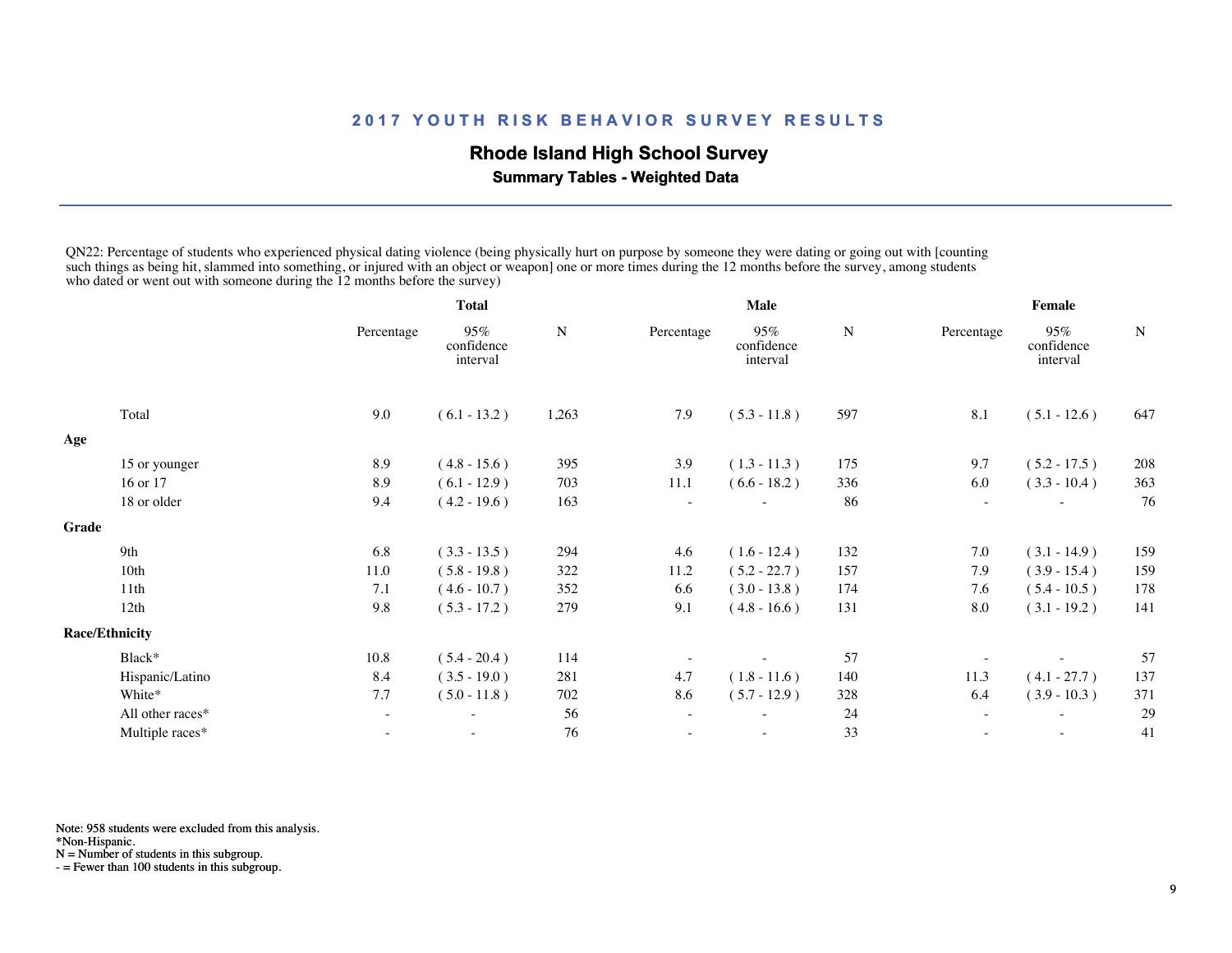## 2017 YOUTH RISK BEHAVIOR SURVEY RESULTS

### Rhode Island High School Survey

**Summary Tables - Weighted Data**

QN22: Percentage of students who experienced physical dating violence (being physically hurt on purpose by someone they were dating or going out with [counting such things as being hit, slammed into something, or injured with an object or weapon] one or more times during the 12 months before the survey, among students who dated or went out with someone during the 12 months before the survey)

| | Total | | | Male | | | Female | | |
|---|---|---|---|---|---|---|---|---|---|
| | Percentage | 95% confidence interval | N | Percentage | 95% confidence interval | N | Percentage | 95% confidence interval | N |
| Total | 9.0 | ( 6.1 - 13.2 ) | 1,263 | 7.9 | ( 5.3 - 11.8 ) | 597 | 8.1 | ( 5.1 - 12.6 ) | 647 |
| **Age** | | | | | | | | | |
| 15 or younger | 8.9 | ( 4.8 - 15.6 ) | 395 | 3.9 | ( 1.3 - 11.3 ) | 175 | 9.7 | ( 5.2 - 17.5 ) | 208 |
| 16 or 17 | 8.9 | ( 6.1 - 12.9 ) | 703 | 11.1 | ( 6.6 - 18.2 ) | 336 | 6.0 | ( 3.3 - 10.4 ) | 363 |
| 18 or older | 9.4 | ( 4.2 - 19.6 ) | 163 | - | - | 86 | - | - | 76 |
| **Grade** | | | | | | | | | |
| 9th | 6.8 | ( 3.3 - 13.5 ) | 294 | 4.6 | ( 1.6 - 12.4 ) | 132 | 7.0 | ( 3.1 - 14.9 ) | 159 |
| 10th | 11.0 | ( 5.8 - 19.8 ) | 322 | 11.2 | ( 5.2 - 22.7 ) | 157 | 7.9 | ( 3.9 - 15.4 ) | 159 |
| 11th | 7.1 | ( 4.6 - 10.7 ) | 352 | 6.6 | ( 3.0 - 13.8 ) | 174 | 7.6 | ( 5.4 - 10.5 ) | 178 |
| 12th | 9.8 | ( 5.3 - 17.2 ) | 279 | 9.1 | ( 4.8 - 16.6 ) | 131 | 8.0 | ( 3.1 - 19.2 ) | 141 |
| **Race/Ethnicity** | | | | | | | | | |
| Black* | 10.8 | ( 5.4 - 20.4 ) | 114 | - | - | 57 | - | - | 57 |
| Hispanic/Latino | 8.4 | ( 3.5 - 19.0 ) | 281 | 4.7 | ( 1.8 - 11.6 ) | 140 | 11.3 | ( 4.1 - 27.7 ) | 137 |
| White* | 7.7 | ( 5.0 - 11.8 ) | 702 | 8.6 | ( 5.7 - 12.9 ) | 328 | 6.4 | ( 3.9 - 10.3 ) | 371 |
| All other races* | - | - | 56 | - | - | 24 | - | - | 29 |
| Multiple races* | - | - | 76 | - | - | 33 | - | - | 41 |

Note: 958 students were excluded from this analysis.
*Non-Hispanic.
N = Number of students in this subgroup.
- = Fewer than 100 students in this subgroup.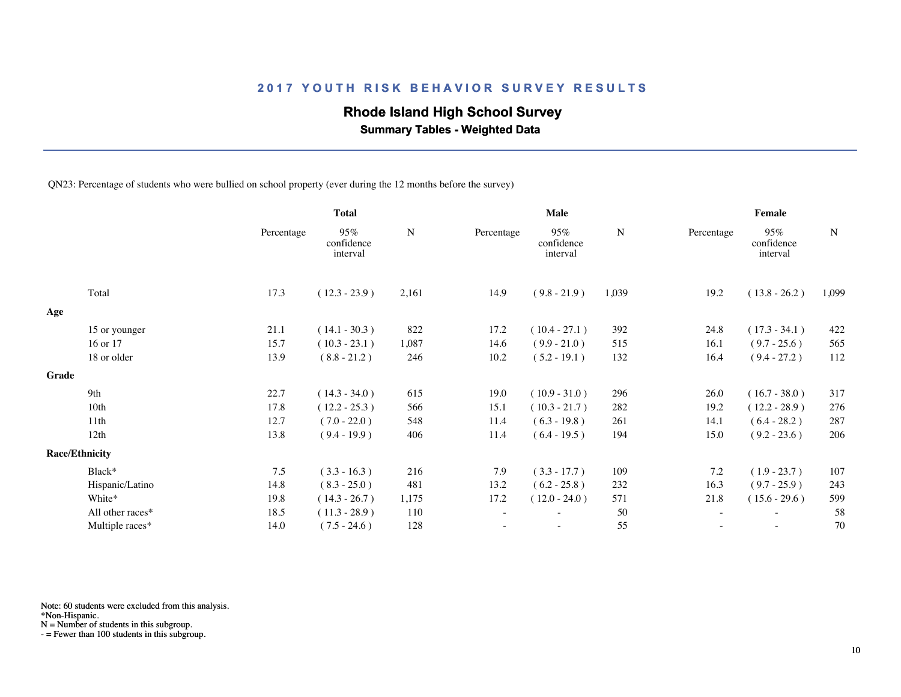## 2017 YOUTH RISK BEHAVIOR SURVEY RESULTS

### Rhode Island High School Survey

**Summary Tables - Weighted Data**

QN23: Percentage of students who were bullied on school property (ever during the 12 months before the survey)

| | Total | | | Male | | | Female | | |
|---|---|---|---|---|---|---|---|---|---|
| | Percentage | 95% confidence interval | N | Percentage | 95% confidence interval | N | Percentage | 95% confidence interval | N |
| Total | 17.3 | ( 12.3 - 23.9 ) | 2,161 | 14.9 | ( 9.8 - 21.9 ) | 1,039 | 19.2 | ( 13.8 - 26.2 ) | 1,099 |
| **Age** | | | | | | | | | |
| 15 or younger | 21.1 | ( 14.1 - 30.3 ) | 822 | 17.2 | ( 10.4 - 27.1 ) | 392 | 24.8 | ( 17.3 - 34.1 ) | 422 |
| 16 or 17 | 15.7 | ( 10.3 - 23.1 ) | 1,087 | 14.6 | ( 9.9 - 21.0 ) | 515 | 16.1 | ( 9.7 - 25.6 ) | 565 |
| 18 or older | 13.9 | ( 8.8 - 21.2 ) | 246 | 10.2 | ( 5.2 - 19.1 ) | 132 | 16.4 | ( 9.4 - 27.2 ) | 112 |
| **Grade** | | | | | | | | | |
| 9th | 22.7 | ( 14.3 - 34.0 ) | 615 | 19.0 | ( 10.9 - 31.0 ) | 296 | 26.0 | ( 16.7 - 38.0 ) | 317 |
| 10th | 17.8 | ( 12.2 - 25.3 ) | 566 | 15.1 | ( 10.3 - 21.7 ) | 282 | 19.2 | ( 12.2 - 28.9 ) | 276 |
| 11th | 12.7 | ( 7.0 - 22.0 ) | 548 | 11.4 | ( 6.3 - 19.8 ) | 261 | 14.1 | ( 6.4 - 28.2 ) | 287 |
| 12th | 13.8 | ( 9.4 - 19.9 ) | 406 | 11.4 | ( 6.4 - 19.5 ) | 194 | 15.0 | ( 9.2 - 23.6 ) | 206 |
| **Race/Ethnicity** | | | | | | | | | |
| Black* | 7.5 | ( 3.3 - 16.3 ) | 216 | 7.9 | ( 3.3 - 17.7 ) | 109 | 7.2 | ( 1.9 - 23.7 ) | 107 |
| Hispanic/Latino | 14.8 | ( 8.3 - 25.0 ) | 481 | 13.2 | ( 6.2 - 25.8 ) | 232 | 16.3 | ( 9.7 - 25.9 ) | 243 |
| White* | 19.8 | ( 14.3 - 26.7 ) | 1,175 | 17.2 | ( 12.0 - 24.0 ) | 571 | 21.8 | ( 15.6 - 29.6 ) | 599 |
| All other races* | 18.5 | ( 11.3 - 28.9 ) | 110 | - | - | 50 | - | - | 58 |
| Multiple races* | 14.0 | ( 7.5 - 24.6 ) | 128 | - | - | 55 | - | - | 70 |

Note: 60 students were excluded from this analysis.
*Non-Hispanic.
N = Number of students in this subgroup.
- = Fewer than 100 students in this subgroup.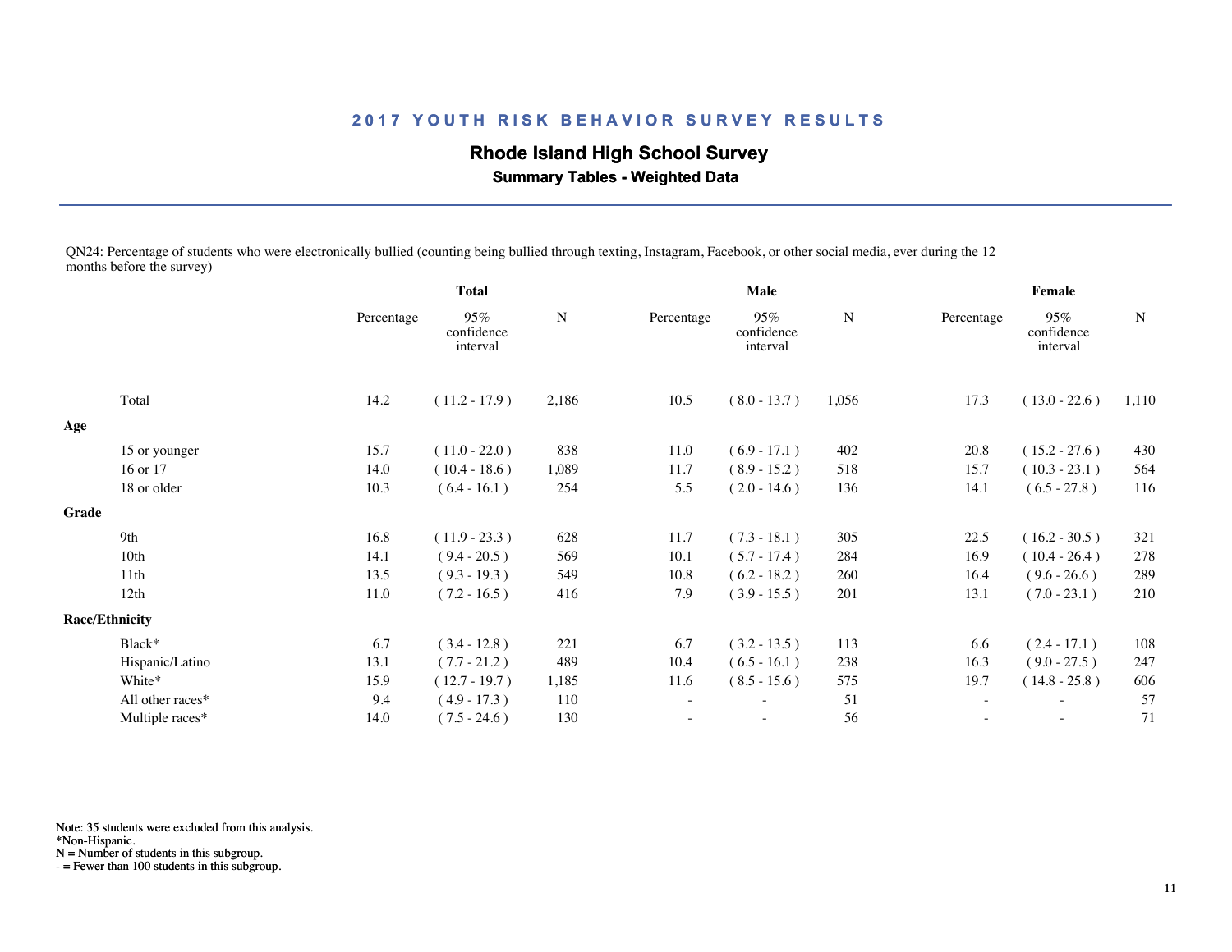## 2017 YOUTH RISK BEHAVIOR SURVEY RESULTS

### Rhode Island High School Survey

**Summary Tables - Weighted Data**

QN24: Percentage of students who were electronically bullied (counting being bullied through texting, Instagram, Facebook, or other social media, ever during the 12 months before the survey)

| | Total | | | Male | | | Female | | |
|---|---|---|---|---|---|---|---|---|---|
| | Percentage | 95% confidence interval | N | Percentage | 95% confidence interval | N | Percentage | 95% confidence interval | N |
| Total | 14.2 | ( 11.2 - 17.9 ) | 2,186 | 10.5 | ( 8.0 - 13.7 ) | 1,056 | 17.3 | ( 13.0 - 22.6 ) | 1,110 |
| **Age** | | | | | | | | | |
| 15 or younger | 15.7 | ( 11.0 - 22.0 ) | 838 | 11.0 | ( 6.9 - 17.1 ) | 402 | 20.8 | ( 15.2 - 27.6 ) | 430 |
| 16 or 17 | 14.0 | ( 10.4 - 18.6 ) | 1,089 | 11.7 | ( 8.9 - 15.2 ) | 518 | 15.7 | ( 10.3 - 23.1 ) | 564 |
| 18 or older | 10.3 | ( 6.4 - 16.1 ) | 254 | 5.5 | ( 2.0 - 14.6 ) | 136 | 14.1 | ( 6.5 - 27.8 ) | 116 |
| **Grade** | | | | | | | | | |
| 9th | 16.8 | ( 11.9 - 23.3 ) | 628 | 11.7 | ( 7.3 - 18.1 ) | 305 | 22.5 | ( 16.2 - 30.5 ) | 321 |
| 10th | 14.1 | ( 9.4 - 20.5 ) | 569 | 10.1 | ( 5.7 - 17.4 ) | 284 | 16.9 | ( 10.4 - 26.4 ) | 278 |
| 11th | 13.5 | ( 9.3 - 19.3 ) | 549 | 10.8 | ( 6.2 - 18.2 ) | 260 | 16.4 | ( 9.6 - 26.6 ) | 289 |
| 12th | 11.0 | ( 7.2 - 16.5 ) | 416 | 7.9 | ( 3.9 - 15.5 ) | 201 | 13.1 | ( 7.0 - 23.1 ) | 210 |
| **Race/Ethnicity** | | | | | | | | | |
| Black* | 6.7 | ( 3.4 - 12.8 ) | 221 | 6.7 | ( 3.2 - 13.5 ) | 113 | 6.6 | ( 2.4 - 17.1 ) | 108 |
| Hispanic/Latino | 13.1 | ( 7.7 - 21.2 ) | 489 | 10.4 | ( 6.5 - 16.1 ) | 238 | 16.3 | ( 9.0 - 27.5 ) | 247 |
| White* | 15.9 | ( 12.7 - 19.7 ) | 1,185 | 11.6 | ( 8.5 - 15.6 ) | 575 | 19.7 | ( 14.8 - 25.8 ) | 606 |
| All other races* | 9.4 | ( 4.9 - 17.3 ) | 110 | - | - | 51 | - | - | 57 |
| Multiple races* | 14.0 | ( 7.5 - 24.6 ) | 130 | - | - | 56 | - | - | 71 |

Note: 35 students were excluded from this analysis.
*Non-Hispanic.
N = Number of students in this subgroup.
- = Fewer than 100 students in this subgroup.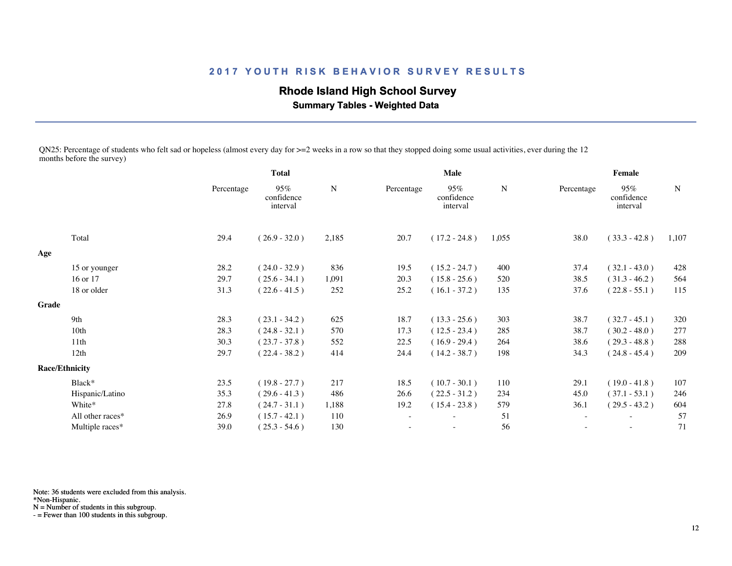## 2017 YOUTH RISK BEHAVIOR SURVEY RESULTS

### Rhode Island High School Survey

**Summary Tables - Weighted Data**

QN25: Percentage of students who felt sad or hopeless (almost every day for >=2 weeks in a row so that they stopped doing some usual activities, ever during the 12 months before the survey)

| | Total | | | Male | | | Female | | |
|---|---|---|---|---|---|---|---|---|---|
| | Percentage | 95% confidence interval | N | Percentage | 95% confidence interval | N | Percentage | 95% confidence interval | N |
| Total | 29.4 | ( 26.9 - 32.0 ) | 2,185 | 20.7 | ( 17.2 - 24.8 ) | 1,055 | 38.0 | ( 33.3 - 42.8 ) | 1,107 |
| **Age** | | | | | | | | | |
| 15 or younger | 28.2 | ( 24.0 - 32.9 ) | 836 | 19.5 | ( 15.2 - 24.7 ) | 400 | 37.4 | ( 32.1 - 43.0 ) | 428 |
| 16 or 17 | 29.7 | ( 25.6 - 34.1 ) | 1,091 | 20.3 | ( 15.8 - 25.6 ) | 520 | 38.5 | ( 31.3 - 46.2 ) | 564 |
| 18 or older | 31.3 | ( 22.6 - 41.5 ) | 252 | 25.2 | ( 16.1 - 37.2 ) | 135 | 37.6 | ( 22.8 - 55.1 ) | 115 |
| **Grade** | | | | | | | | | |
| 9th | 28.3 | ( 23.1 - 34.2 ) | 625 | 18.7 | ( 13.3 - 25.6 ) | 303 | 38.7 | ( 32.7 - 45.1 ) | 320 |
| 10th | 28.3 | ( 24.8 - 32.1 ) | 570 | 17.3 | ( 12.5 - 23.4 ) | 285 | 38.7 | ( 30.2 - 48.0 ) | 277 |
| 11th | 30.3 | ( 23.7 - 37.8 ) | 552 | 22.5 | ( 16.9 - 29.4 ) | 264 | 38.6 | ( 29.3 - 48.8 ) | 288 |
| 12th | 29.7 | ( 22.4 - 38.2 ) | 414 | 24.4 | ( 14.2 - 38.7 ) | 198 | 34.3 | ( 24.8 - 45.4 ) | 209 |
| **Race/Ethnicity** | | | | | | | | | |
| Black* | 23.5 | ( 19.8 - 27.7 ) | 217 | 18.5 | ( 10.7 - 30.1 ) | 110 | 29.1 | ( 19.0 - 41.8 ) | 107 |
| Hispanic/Latino | 35.3 | ( 29.6 - 41.3 ) | 486 | 26.6 | ( 22.5 - 31.2 ) | 234 | 45.0 | ( 37.1 - 53.1 ) | 246 |
| White* | 27.8 | ( 24.7 - 31.1 ) | 1,188 | 19.2 | ( 15.4 - 23.8 ) | 579 | 36.1 | ( 29.5 - 43.2 ) | 604 |
| All other races* | 26.9 | ( 15.7 - 42.1 ) | 110 | - | - | 51 | - | - | 57 |
| Multiple races* | 39.0 | ( 25.3 - 54.6 ) | 130 | - | - | 56 | - | - | 71 |

Note: 36 students were excluded from this analysis.
*Non-Hispanic.
N = Number of students in this subgroup.
- = Fewer than 100 students in this subgroup.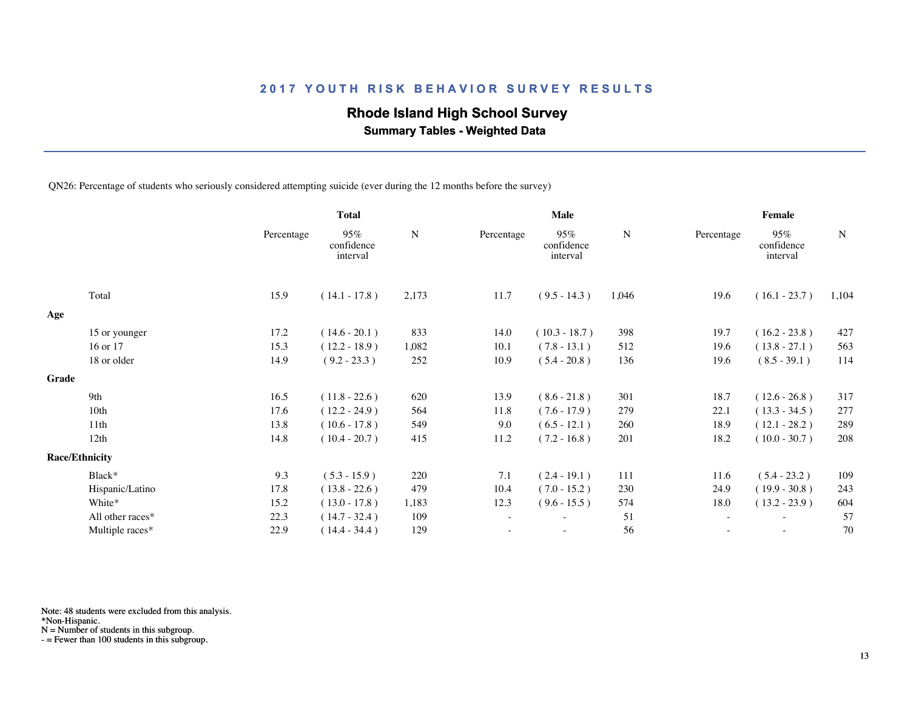## 2017 YOUTH RISK BEHAVIOR SURVEY RESULTS

### Rhode Island High School Survey

**Summary Tables - Weighted Data**

QN26: Percentage of students who seriously considered attempting suicide (ever during the 12 months before the survey)

| | Total | | | Male | | | Female | | |
|---|---|---|---|---|---|---|---|---|---|
| | Percentage | 95% confidence interval | N | Percentage | 95% confidence interval | N | Percentage | 95% confidence interval | N |
| Total | 15.9 | ( 14.1 - 17.8 ) | 2,173 | 11.7 | ( 9.5 - 14.3 ) | 1,046 | 19.6 | ( 16.1 - 23.7 ) | 1,104 |
| **Age** | | | | | | | | | |
| 15 or younger | 17.2 | ( 14.6 - 20.1 ) | 833 | 14.0 | ( 10.3 - 18.7 ) | 398 | 19.7 | ( 16.2 - 23.8 ) | 427 |
| 16 or 17 | 15.3 | ( 12.2 - 18.9 ) | 1,082 | 10.1 | ( 7.8 - 13.1 ) | 512 | 19.6 | ( 13.8 - 27.1 ) | 563 |
| 18 or older | 14.9 | ( 9.2 - 23.3 ) | 252 | 10.9 | ( 5.4 - 20.8 ) | 136 | 19.6 | ( 8.5 - 39.1 ) | 114 |
| **Grade** | | | | | | | | | |
| 9th | 16.5 | ( 11.8 - 22.6 ) | 620 | 13.9 | ( 8.6 - 21.8 ) | 301 | 18.7 | ( 12.6 - 26.8 ) | 317 |
| 10th | 17.6 | ( 12.2 - 24.9 ) | 564 | 11.8 | ( 7.6 - 17.9 ) | 279 | 22.1 | ( 13.3 - 34.5 ) | 277 |
| 11th | 13.8 | ( 10.6 - 17.8 ) | 549 | 9.0 | ( 6.5 - 12.1 ) | 260 | 18.9 | ( 12.1 - 28.2 ) | 289 |
| 12th | 14.8 | ( 10.4 - 20.7 ) | 415 | 11.2 | ( 7.2 - 16.8 ) | 201 | 18.2 | ( 10.0 - 30.7 ) | 208 |
| **Race/Ethnicity** | | | | | | | | | |
| Black* | 9.3 | ( 5.3 - 15.9 ) | 220 | 7.1 | ( 2.4 - 19.1 ) | 111 | 11.6 | ( 5.4 - 23.2 ) | 109 |
| Hispanic/Latino | 17.8 | ( 13.8 - 22.6 ) | 479 | 10.4 | ( 7.0 - 15.2 ) | 230 | 24.9 | ( 19.9 - 30.8 ) | 243 |
| White* | 15.2 | ( 13.0 - 17.8 ) | 1,183 | 12.3 | ( 9.6 - 15.5 ) | 574 | 18.0 | ( 13.2 - 23.9 ) | 604 |
| All other races* | 22.3 | ( 14.7 - 32.4 ) | 109 | - | - | 51 | - | - | 57 |
| Multiple races* | 22.9 | ( 14.4 - 34.4 ) | 129 | - | - | 56 | - | - | 70 |

Note: 48 students were excluded from this analysis.
*Non-Hispanic.
N = Number of students in this subgroup.
- = Fewer than 100 students in this subgroup.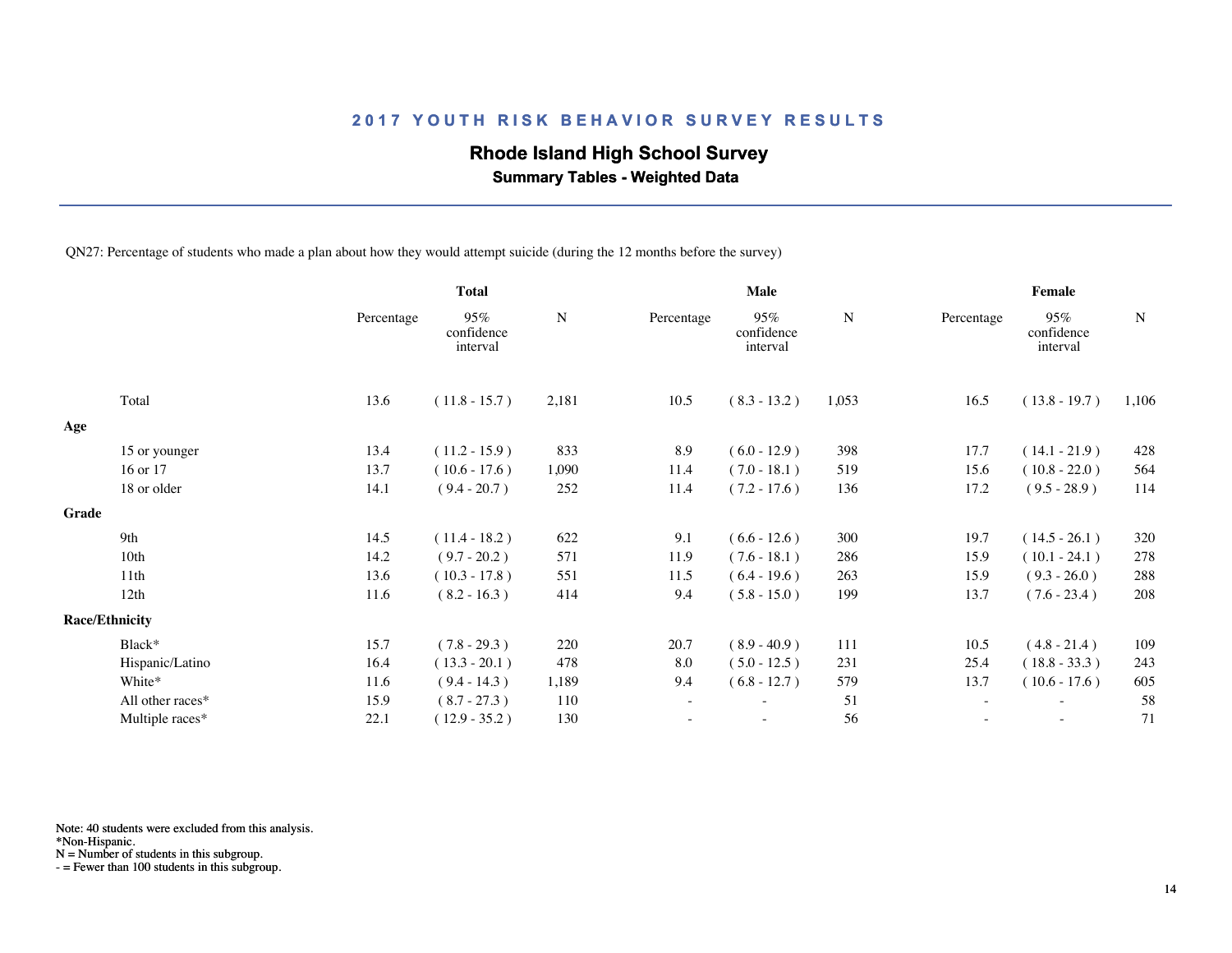## 2017 YOUTH RISK BEHAVIOR SURVEY RESULTS

### Rhode Island High School Survey

**Summary Tables - Weighted Data**

QN27: Percentage of students who made a plan about how they would attempt suicide (during the 12 months before the survey)

| | Total | | | Male | | | Female | | |
|---|---|---|---|---|---|---|---|---|---|
| | Percentage | 95% confidence interval | N | Percentage | 95% confidence interval | N | Percentage | 95% confidence interval | N |
| Total | 13.6 | ( 11.8 - 15.7 ) | 2,181 | 10.5 | ( 8.3 - 13.2 ) | 1,053 | 16.5 | ( 13.8 - 19.7 ) | 1,106 |
| **Age** | | | | | | | | | |
| 15 or younger | 13.4 | ( 11.2 - 15.9 ) | 833 | 8.9 | ( 6.0 - 12.9 ) | 398 | 17.7 | ( 14.1 - 21.9 ) | 428 |
| 16 or 17 | 13.7 | ( 10.6 - 17.6 ) | 1,090 | 11.4 | ( 7.0 - 18.1 ) | 519 | 15.6 | ( 10.8 - 22.0 ) | 564 |
| 18 or older | 14.1 | ( 9.4 - 20.7 ) | 252 | 11.4 | ( 7.2 - 17.6 ) | 136 | 17.2 | ( 9.5 - 28.9 ) | 114 |
| **Grade** | | | | | | | | | |
| 9th | 14.5 | ( 11.4 - 18.2 ) | 622 | 9.1 | ( 6.6 - 12.6 ) | 300 | 19.7 | ( 14.5 - 26.1 ) | 320 |
| 10th | 14.2 | ( 9.7 - 20.2 ) | 571 | 11.9 | ( 7.6 - 18.1 ) | 286 | 15.9 | ( 10.1 - 24.1 ) | 278 |
| 11th | 13.6 | ( 10.3 - 17.8 ) | 551 | 11.5 | ( 6.4 - 19.6 ) | 263 | 15.9 | ( 9.3 - 26.0 ) | 288 |
| 12th | 11.6 | ( 8.2 - 16.3 ) | 414 | 9.4 | ( 5.8 - 15.0 ) | 199 | 13.7 | ( 7.6 - 23.4 ) | 208 |
| **Race/Ethnicity** | | | | | | | | | |
| Black* | 15.7 | ( 7.8 - 29.3 ) | 220 | 20.7 | ( 8.9 - 40.9 ) | 111 | 10.5 | ( 4.8 - 21.4 ) | 109 |
| Hispanic/Latino | 16.4 | ( 13.3 - 20.1 ) | 478 | 8.0 | ( 5.0 - 12.5 ) | 231 | 25.4 | ( 18.8 - 33.3 ) | 243 |
| White* | 11.6 | ( 9.4 - 14.3 ) | 1,189 | 9.4 | ( 6.8 - 12.7 ) | 579 | 13.7 | ( 10.6 - 17.6 ) | 605 |
| All other races* | 15.9 | ( 8.7 - 27.3 ) | 110 | - | - | 51 | - | - | 58 |
| Multiple races* | 22.1 | ( 12.9 - 35.2 ) | 130 | - | - | 56 | - | - | 71 |

Note: 40 students were excluded from this analysis.
*Non-Hispanic.
N = Number of students in this subgroup.
- = Fewer than 100 students in this subgroup.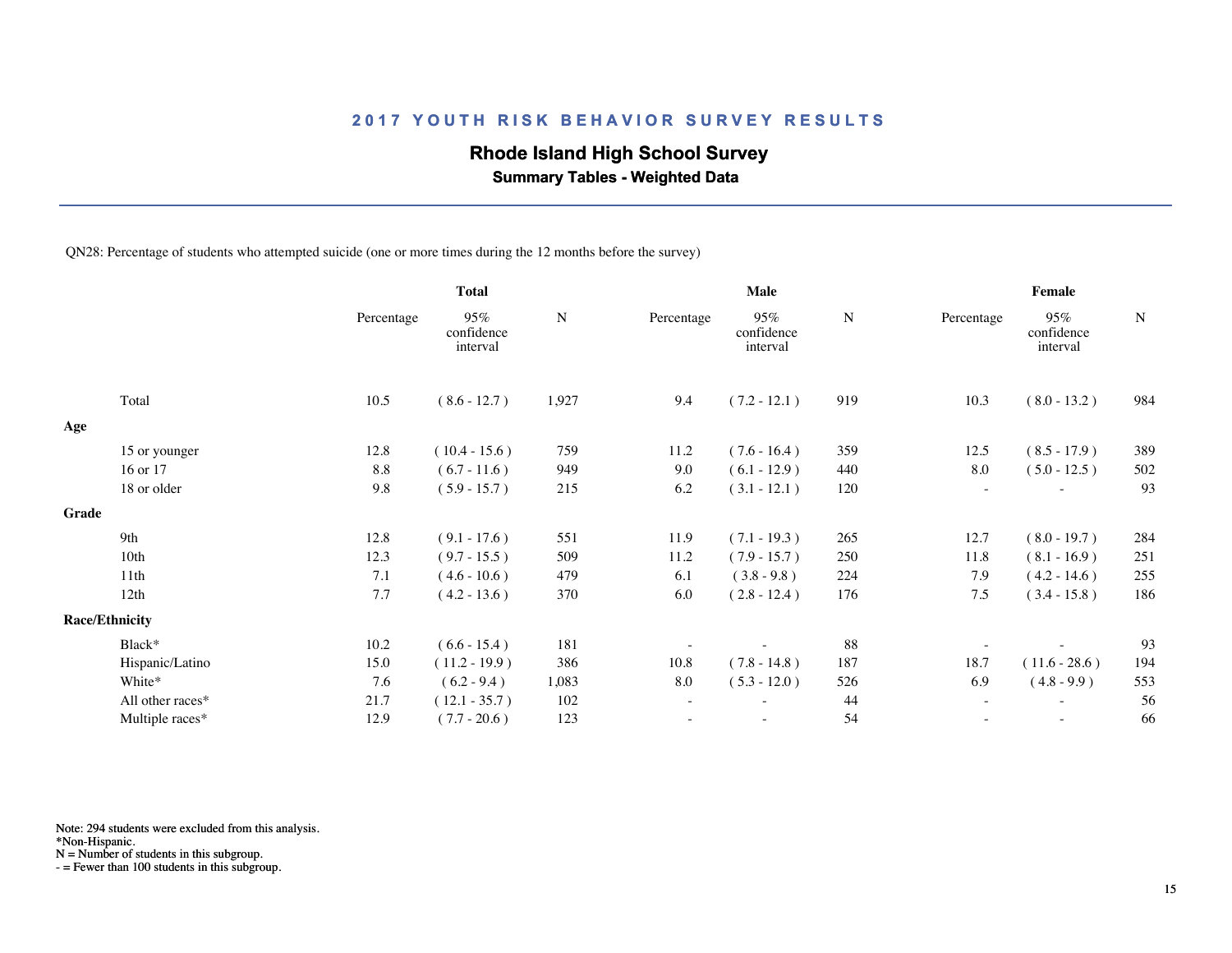## 2017 YOUTH RISK BEHAVIOR SURVEY RESULTS

### Rhode Island High School Survey

**Summary Tables - Weighted Data**

QN28: Percentage of students who attempted suicide (one or more times during the 12 months before the survey)

| | Total | | | Male | | | Female | | |
|---|---|---|---|---|---|---|---|---|---|
| | Percentage | 95% confidence interval | N | Percentage | 95% confidence interval | N | Percentage | 95% confidence interval | N |
| Total | 10.5 | ( 8.6 - 12.7 ) | 1,927 | 9.4 | ( 7.2 - 12.1 ) | 919 | 10.3 | ( 8.0 - 13.2 ) | 984 |
| **Age** | | | | | | | | | |
| 15 or younger | 12.8 | ( 10.4 - 15.6 ) | 759 | 11.2 | ( 7.6 - 16.4 ) | 359 | 12.5 | ( 8.5 - 17.9 ) | 389 |
| 16 or 17 | 8.8 | ( 6.7 - 11.6 ) | 949 | 9.0 | ( 6.1 - 12.9 ) | 440 | 8.0 | ( 5.0 - 12.5 ) | 502 |
| 18 or older | 9.8 | ( 5.9 - 15.7 ) | 215 | 6.2 | ( 3.1 - 12.1 ) | 120 | - | - | 93 |
| **Grade** | | | | | | | | | |
| 9th | 12.8 | ( 9.1 - 17.6 ) | 551 | 11.9 | ( 7.1 - 19.3 ) | 265 | 12.7 | ( 8.0 - 19.7 ) | 284 |
| 10th | 12.3 | ( 9.7 - 15.5 ) | 509 | 11.2 | ( 7.9 - 15.7 ) | 250 | 11.8 | ( 8.1 - 16.9 ) | 251 |
| 11th | 7.1 | ( 4.6 - 10.6 ) | 479 | 6.1 | ( 3.8 - 9.8 ) | 224 | 7.9 | ( 4.2 - 14.6 ) | 255 |
| 12th | 7.7 | ( 4.2 - 13.6 ) | 370 | 6.0 | ( 2.8 - 12.4 ) | 176 | 7.5 | ( 3.4 - 15.8 ) | 186 |
| **Race/Ethnicity** | | | | | | | | | |
| Black* | 10.2 | ( 6.6 - 15.4 ) | 181 | - | - | 88 | - | - | 93 |
| Hispanic/Latino | 15.0 | ( 11.2 - 19.9 ) | 386 | 10.8 | ( 7.8 - 14.8 ) | 187 | 18.7 | ( 11.6 - 28.6 ) | 194 |
| White* | 7.6 | ( 6.2 - 9.4 ) | 1,083 | 8.0 | ( 5.3 - 12.0 ) | 526 | 6.9 | ( 4.8 - 9.9 ) | 553 |
| All other races* | 21.7 | ( 12.1 - 35.7 ) | 102 | - | - | 44 | - | - | 56 |
| Multiple races* | 12.9 | ( 7.7 - 20.6 ) | 123 | - | - | 54 | - | - | 66 |

Note: 294 students were excluded from this analysis.
*Non-Hispanic.
N = Number of students in this subgroup.
- = Fewer than 100 students in this subgroup.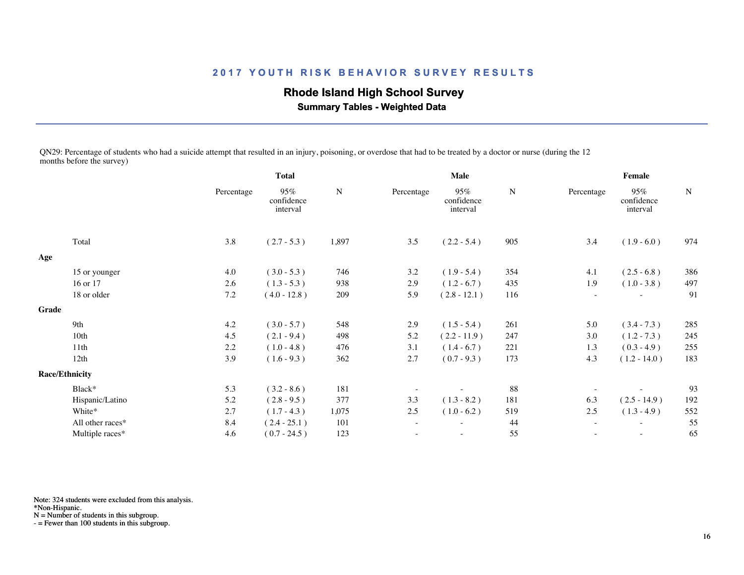## 2017 YOUTH RISK BEHAVIOR SURVEY RESULTS

**Rhode Island High School Survey**

**Summary Tables - Weighted Data**

QN29: Percentage of students who had a suicide attempt that resulted in an injury, poisoning, or overdose that had to be treated by a doctor or nurse (during the 12 months before the survey)

| | Total | | | Male | | | Female | | |
|---|---|---|---|---|---|---|---|---|---|
| | Percentage | 95% confidence interval | N | Percentage | 95% confidence interval | N | Percentage | 95% confidence interval | N |
| Total | 3.8 | ( 2.7 - 5.3 ) | 1,897 | 3.5 | ( 2.2 - 5.4 ) | 905 | 3.4 | ( 1.9 - 6.0 ) | 974 |
| **Age** | | | | | | | | | |
| 15 or younger | 4.0 | ( 3.0 - 5.3 ) | 746 | 3.2 | ( 1.9 - 5.4 ) | 354 | 4.1 | ( 2.5 - 6.8 ) | 386 |
| 16 or 17 | 2.6 | ( 1.3 - 5.3 ) | 938 | 2.9 | ( 1.2 - 6.7 ) | 435 | 1.9 | ( 1.0 - 3.8 ) | 497 |
| 18 or older | 7.2 | ( 4.0 - 12.8 ) | 209 | 5.9 | ( 2.8 - 12.1 ) | 116 | - | - | 91 |
| **Grade** | | | | | | | | | |
| 9th | 4.2 | ( 3.0 - 5.7 ) | 548 | 2.9 | ( 1.5 - 5.4 ) | 261 | 5.0 | ( 3.4 - 7.3 ) | 285 |
| 10th | 4.5 | ( 2.1 - 9.4 ) | 498 | 5.2 | ( 2.2 - 11.9 ) | 247 | 3.0 | ( 1.2 - 7.3 ) | 245 |
| 11th | 2.2 | ( 1.0 - 4.8 ) | 476 | 3.1 | ( 1.4 - 6.7 ) | 221 | 1.3 | ( 0.3 - 4.9 ) | 255 |
| 12th | 3.9 | ( 1.6 - 9.3 ) | 362 | 2.7 | ( 0.7 - 9.3 ) | 173 | 4.3 | ( 1.2 - 14.0 ) | 183 |
| **Race/Ethnicity** | | | | | | | | | |
| Black* | 5.3 | ( 3.2 - 8.6 ) | 181 | - | - | 88 | - | - | 93 |
| Hispanic/Latino | 5.2 | ( 2.8 - 9.5 ) | 377 | 3.3 | ( 1.3 - 8.2 ) | 181 | 6.3 | ( 2.5 - 14.9 ) | 192 |
| White* | 2.7 | ( 1.7 - 4.3 ) | 1,075 | 2.5 | ( 1.0 - 6.2 ) | 519 | 2.5 | ( 1.3 - 4.9 ) | 552 |
| All other races* | 8.4 | ( 2.4 - 25.1 ) | 101 | - | - | 44 | - | - | 55 |
| Multiple races* | 4.6 | ( 0.7 - 24.5 ) | 123 | - | - | 55 | - | - | 65 |

Note: 324 students were excluded from this analysis.
*Non-Hispanic.
N = Number of students in this subgroup.
- = Fewer than 100 students in this subgroup.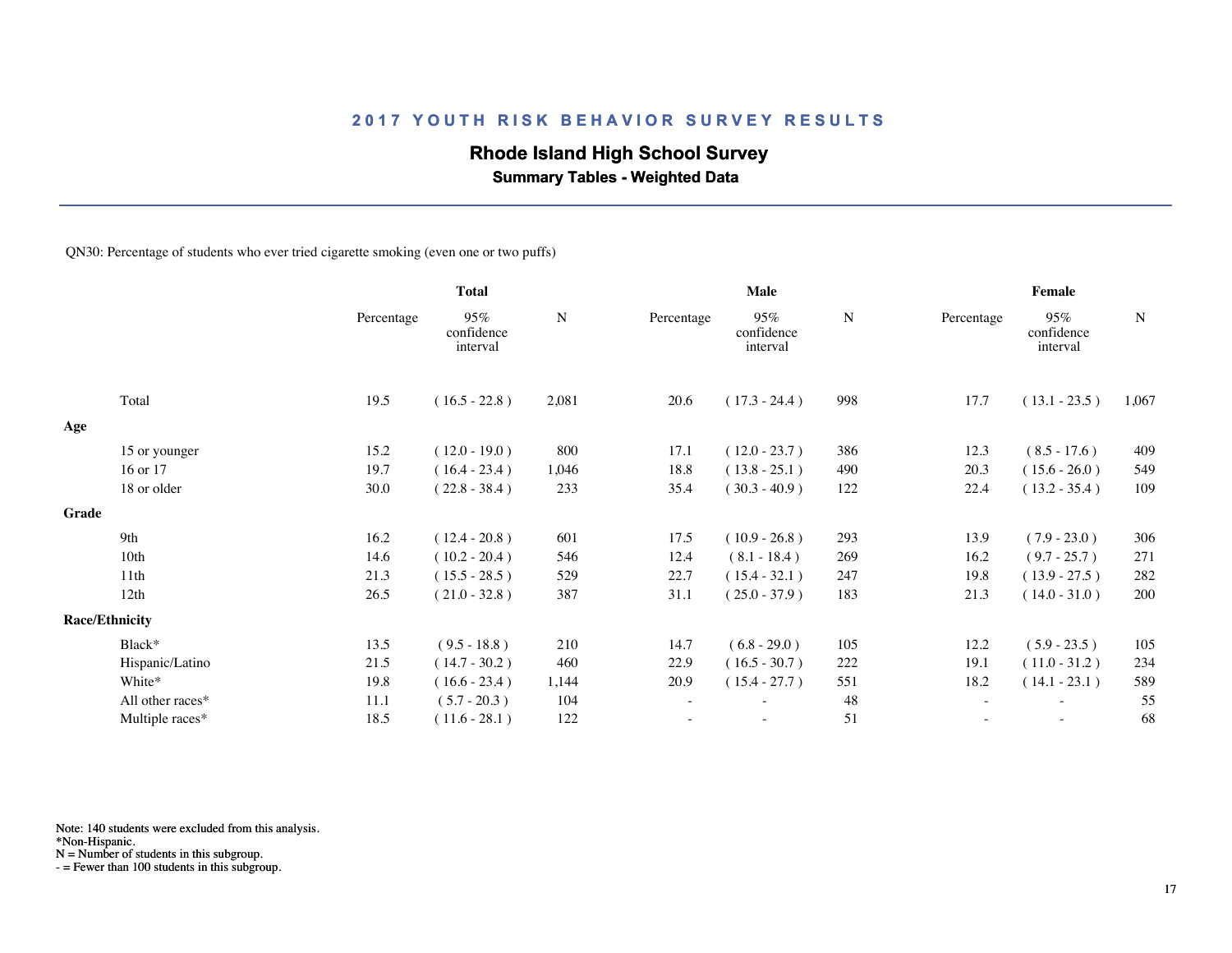# 2017 YOUTH RISK BEHAVIOR SURVEY RESULTS

## Rhode Island High School Survey

### Summary Tables - Weighted Data

QN30: Percentage of students who ever tried cigarette smoking (even one or two puffs)

| | Total | | | Male | | | Female | | |
|---|---|---|---|---|---|---|---|---|---|
| | Percentage | 95% confidence interval | N | Percentage | 95% confidence interval | N | Percentage | 95% confidence interval | N |
| Total | 19.5 | ( 16.5 - 22.8 ) | 2,081 | 20.6 | ( 17.3 - 24.4 ) | 998 | 17.7 | ( 13.1 - 23.5 ) | 1,067 |
| **Age** | | | | | | | | | |
| 15 or younger | 15.2 | ( 12.0 - 19.0 ) | 800 | 17.1 | ( 12.0 - 23.7 ) | 386 | 12.3 | ( 8.5 - 17.6 ) | 409 |
| 16 or 17 | 19.7 | ( 16.4 - 23.4 ) | 1,046 | 18.8 | ( 13.8 - 25.1 ) | 490 | 20.3 | ( 15.6 - 26.0 ) | 549 |
| 18 or older | 30.0 | ( 22.8 - 38.4 ) | 233 | 35.4 | ( 30.3 - 40.9 ) | 122 | 22.4 | ( 13.2 - 35.4 ) | 109 |
| **Grade** | | | | | | | | | |
| 9th | 16.2 | ( 12.4 - 20.8 ) | 601 | 17.5 | ( 10.9 - 26.8 ) | 293 | 13.9 | ( 7.9 - 23.0 ) | 306 |
| 10th | 14.6 | ( 10.2 - 20.4 ) | 546 | 12.4 | ( 8.1 - 18.4 ) | 269 | 16.2 | ( 9.7 - 25.7 ) | 271 |
| 11th | 21.3 | ( 15.5 - 28.5 ) | 529 | 22.7 | ( 15.4 - 32.1 ) | 247 | 19.8 | ( 13.9 - 27.5 ) | 282 |
| 12th | 26.5 | ( 21.0 - 32.8 ) | 387 | 31.1 | ( 25.0 - 37.9 ) | 183 | 21.3 | ( 14.0 - 31.0 ) | 200 |
| **Race/Ethnicity** | | | | | | | | | |
| Black* | 13.5 | ( 9.5 - 18.8 ) | 210 | 14.7 | ( 6.8 - 29.0 ) | 105 | 12.2 | ( 5.9 - 23.5 ) | 105 |
| Hispanic/Latino | 21.5 | ( 14.7 - 30.2 ) | 460 | 22.9 | ( 16.5 - 30.7 ) | 222 | 19.1 | ( 11.0 - 31.2 ) | 234 |
| White* | 19.8 | ( 16.6 - 23.4 ) | 1,144 | 20.9 | ( 15.4 - 27.7 ) | 551 | 18.2 | ( 14.1 - 23.1 ) | 589 |
| All other races* | 11.1 | ( 5.7 - 20.3 ) | 104 | - | - | 48 | - | - | 55 |
| Multiple races* | 18.5 | ( 11.6 - 28.1 ) | 122 | - | - | 51 | - | - | 68 |

Note: 140 students were excluded from this analysis.
*Non-Hispanic.
N = Number of students in this subgroup.
- = Fewer than 100 students in this subgroup.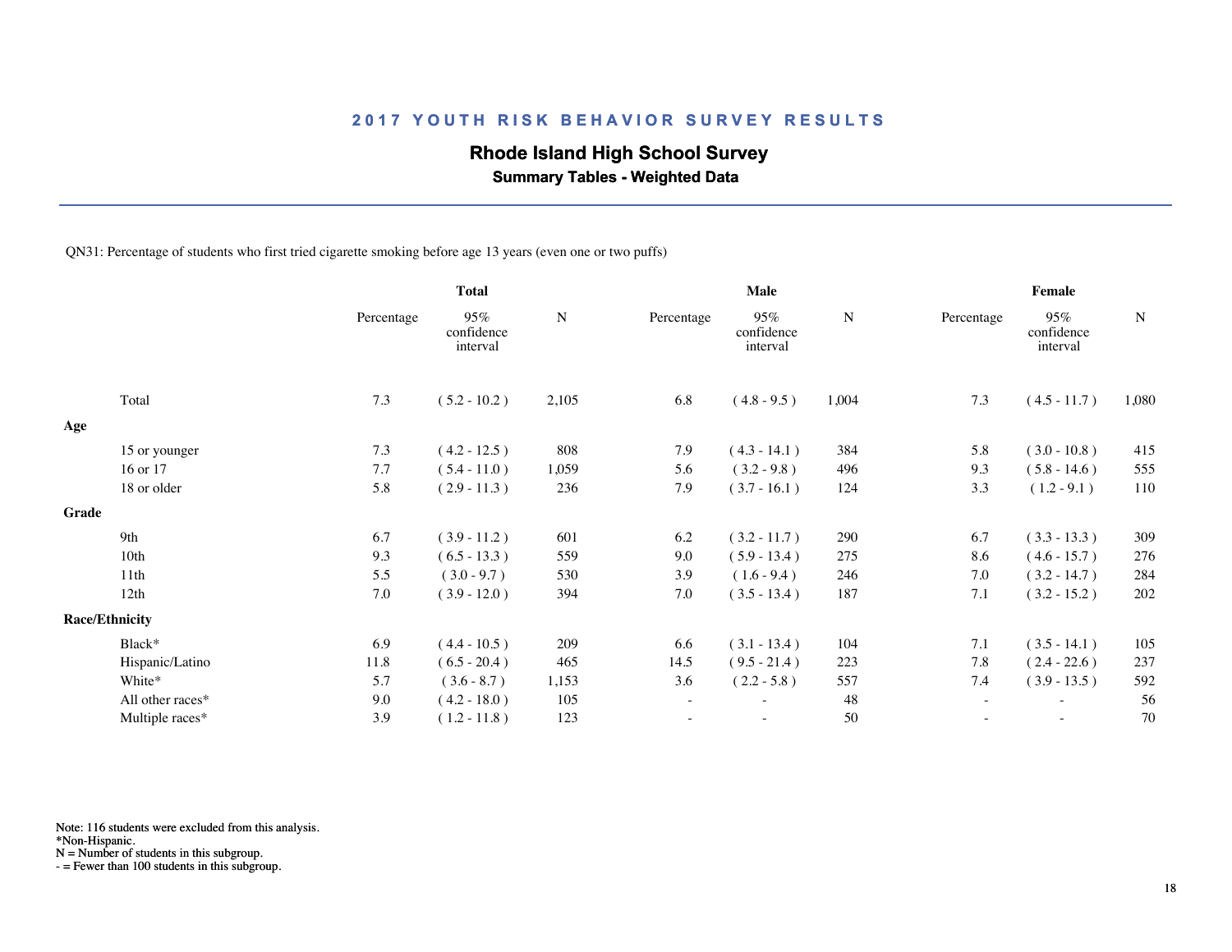## 2017 YOUTH RISK BEHAVIOR SURVEY RESULTS

### Rhode Island High School Survey

**Summary Tables - Weighted Data**

QN31: Percentage of students who first tried cigarette smoking before age 13 years (even one or two puffs)

| | Total | | | Male | | | Female | | |
|---|---|---|---|---|---|---|---|---|---|
| | Percentage | 95% confidence interval | N | Percentage | 95% confidence interval | N | Percentage | 95% confidence interval | N |
| Total | 7.3 | ( 5.2 - 10.2 ) | 2,105 | 6.8 | ( 4.8 - 9.5 ) | 1,004 | 7.3 | ( 4.5 - 11.7 ) | 1,080 |
| **Age** | | | | | | | | | |
| 15 or younger | 7.3 | ( 4.2 - 12.5 ) | 808 | 7.9 | ( 4.3 - 14.1 ) | 384 | 5.8 | ( 3.0 - 10.8 ) | 415 |
| 16 or 17 | 7.7 | ( 5.4 - 11.0 ) | 1,059 | 5.6 | ( 3.2 - 9.8 ) | 496 | 9.3 | ( 5.8 - 14.6 ) | 555 |
| 18 or older | 5.8 | ( 2.9 - 11.3 ) | 236 | 7.9 | ( 3.7 - 16.1 ) | 124 | 3.3 | ( 1.2 - 9.1 ) | 110 |
| **Grade** | | | | | | | | | |
| 9th | 6.7 | ( 3.9 - 11.2 ) | 601 | 6.2 | ( 3.2 - 11.7 ) | 290 | 6.7 | ( 3.3 - 13.3 ) | 309 |
| 10th | 9.3 | ( 6.5 - 13.3 ) | 559 | 9.0 | ( 5.9 - 13.4 ) | 275 | 8.6 | ( 4.6 - 15.7 ) | 276 |
| 11th | 5.5 | ( 3.0 - 9.7 ) | 530 | 3.9 | ( 1.6 - 9.4 ) | 246 | 7.0 | ( 3.2 - 14.7 ) | 284 |
| 12th | 7.0 | ( 3.9 - 12.0 ) | 394 | 7.0 | ( 3.5 - 13.4 ) | 187 | 7.1 | ( 3.2 - 15.2 ) | 202 |
| **Race/Ethnicity** | | | | | | | | | |
| Black* | 6.9 | ( 4.4 - 10.5 ) | 209 | 6.6 | ( 3.1 - 13.4 ) | 104 | 7.1 | ( 3.5 - 14.1 ) | 105 |
| Hispanic/Latino | 11.8 | ( 6.5 - 20.4 ) | 465 | 14.5 | ( 9.5 - 21.4 ) | 223 | 7.8 | ( 2.4 - 22.6 ) | 237 |
| White* | 5.7 | ( 3.6 - 8.7 ) | 1,153 | 3.6 | ( 2.2 - 5.8 ) | 557 | 7.4 | ( 3.9 - 13.5 ) | 592 |
| All other races* | 9.0 | ( 4.2 - 18.0 ) | 105 | - | - | 48 | - | - | 56 |
| Multiple races* | 3.9 | ( 1.2 - 11.8 ) | 123 | - | - | 50 | - | - | 70 |

Note: 116 students were excluded from this analysis.
*Non-Hispanic.
N = Number of students in this subgroup.
- = Fewer than 100 students in this subgroup.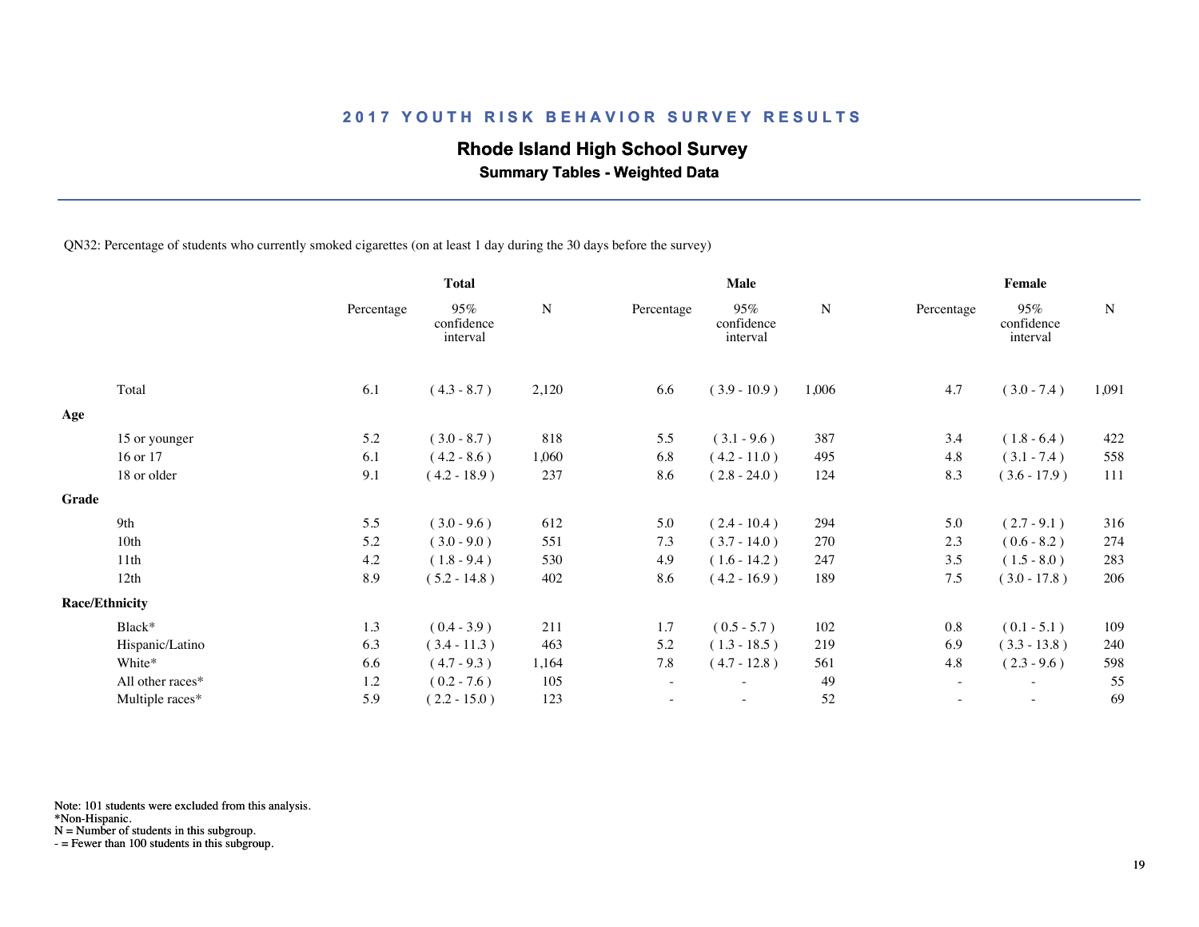## 2017 YOUTH RISK BEHAVIOR SURVEY RESULTS

### Rhode Island High School Survey

**Summary Tables - Weighted Data**

QN32: Percentage of students who currently smoked cigarettes (on at least 1 day during the 30 days before the survey)

| | Total | | | Male | | | Female | | |
|---|---|---|---|---|---|---|---|---|---|
| | Percentage | 95% confidence interval | N | Percentage | 95% confidence interval | N | Percentage | 95% confidence interval | N |
| Total | 6.1 | ( 4.3 - 8.7 ) | 2,120 | 6.6 | ( 3.9 - 10.9 ) | 1,006 | 4.7 | ( 3.0 - 7.4 ) | 1,091 |
| **Age** | | | | | | | | | |
| 15 or younger | 5.2 | ( 3.0 - 8.7 ) | 818 | 5.5 | ( 3.1 - 9.6 ) | 387 | 3.4 | ( 1.8 - 6.4 ) | 422 |
| 16 or 17 | 6.1 | ( 4.2 - 8.6 ) | 1,060 | 6.8 | ( 4.2 - 11.0 ) | 495 | 4.8 | ( 3.1 - 7.4 ) | 558 |
| 18 or older | 9.1 | ( 4.2 - 18.9 ) | 237 | 8.6 | ( 2.8 - 24.0 ) | 124 | 8.3 | ( 3.6 - 17.9 ) | 111 |
| **Grade** | | | | | | | | | |
| 9th | 5.5 | ( 3.0 - 9.6 ) | 612 | 5.0 | ( 2.4 - 10.4 ) | 294 | 5.0 | ( 2.7 - 9.1 ) | 316 |
| 10th | 5.2 | ( 3.0 - 9.0 ) | 551 | 7.3 | ( 3.7 - 14.0 ) | 270 | 2.3 | ( 0.6 - 8.2 ) | 274 |
| 11th | 4.2 | ( 1.8 - 9.4 ) | 530 | 4.9 | ( 1.6 - 14.2 ) | 247 | 3.5 | ( 1.5 - 8.0 ) | 283 |
| 12th | 8.9 | ( 5.2 - 14.8 ) | 402 | 8.6 | ( 4.2 - 16.9 ) | 189 | 7.5 | ( 3.0 - 17.8 ) | 206 |
| **Race/Ethnicity** | | | | | | | | | |
| Black* | 1.3 | ( 0.4 - 3.9 ) | 211 | 1.7 | ( 0.5 - 5.7 ) | 102 | 0.8 | ( 0.1 - 5.1 ) | 109 |
| Hispanic/Latino | 6.3 | ( 3.4 - 11.3 ) | 463 | 5.2 | ( 1.3 - 18.5 ) | 219 | 6.9 | ( 3.3 - 13.8 ) | 240 |
| White* | 6.6 | ( 4.7 - 9.3 ) | 1,164 | 7.8 | ( 4.7 - 12.8 ) | 561 | 4.8 | ( 2.3 - 9.6 ) | 598 |
| All other races* | 1.2 | ( 0.2 - 7.6 ) | 105 | - | - | 49 | - | - | 55 |
| Multiple races* | 5.9 | ( 2.2 - 15.0 ) | 123 | - | - | 52 | - | - | 69 |

Note: 101 students were excluded from this analysis.
*Non-Hispanic.
N = Number of students in this subgroup.
- = Fewer than 100 students in this subgroup.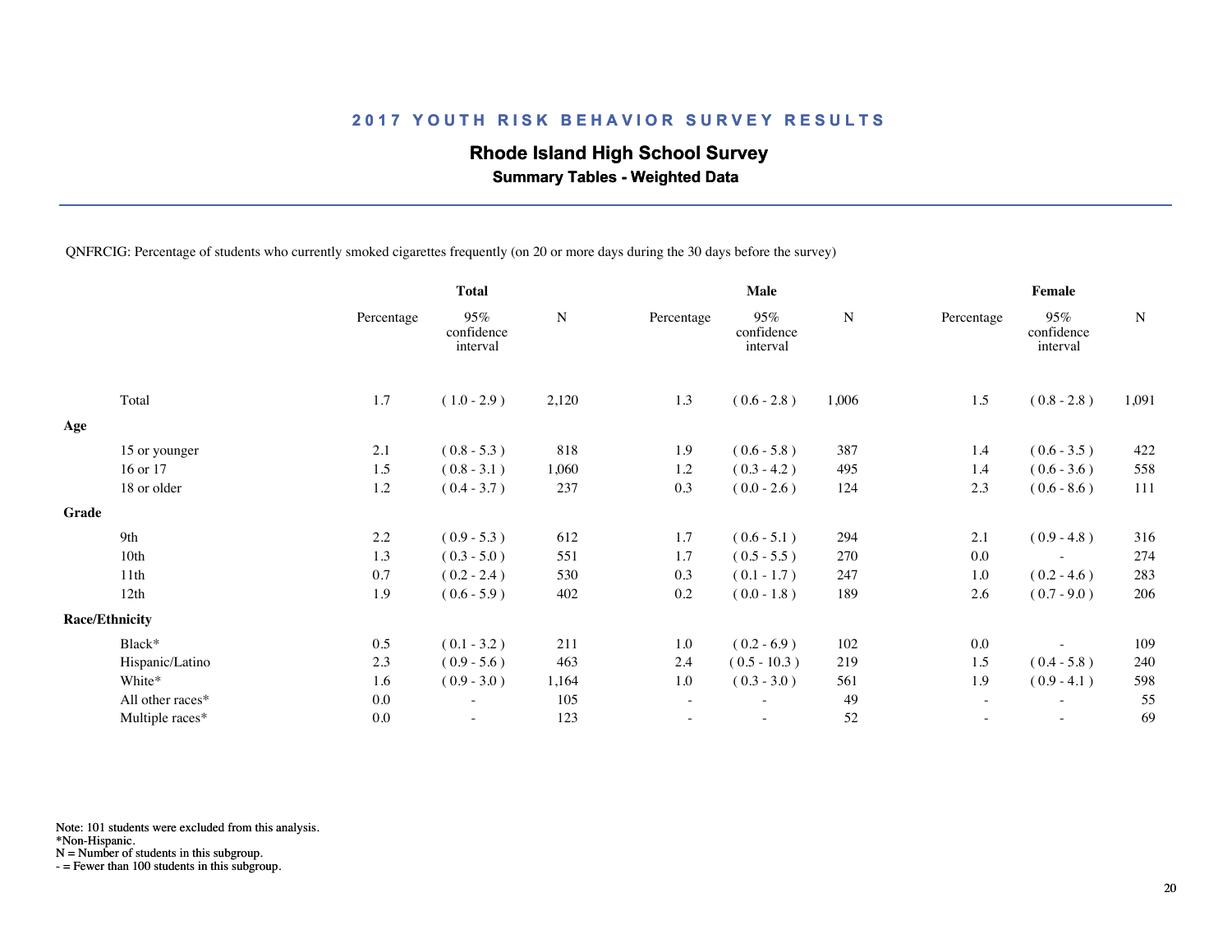## 2017 YOUTH RISK BEHAVIOR SURVEY RESULTS

### Rhode Island High School Survey

**Summary Tables - Weighted Data**

QNFRCIG: Percentage of students who currently smoked cigarettes frequently (on 20 or more days during the 30 days before the survey)

| | Total | | | Male | | | Female | | |
|---|---|---|---|---|---|---|---|---|---|
| | Percentage | 95% confidence interval | N | Percentage | 95% confidence interval | N | Percentage | 95% confidence interval | N |
| Total | 1.7 | ( 1.0 - 2.9 ) | 2,120 | 1.3 | ( 0.6 - 2.8 ) | 1,006 | 1.5 | ( 0.8 - 2.8 ) | 1,091 |
| **Age** | | | | | | | | | |
| 15 or younger | 2.1 | ( 0.8 - 5.3 ) | 818 | 1.9 | ( 0.6 - 5.8 ) | 387 | 1.4 | ( 0.6 - 3.5 ) | 422 |
| 16 or 17 | 1.5 | ( 0.8 - 3.1 ) | 1,060 | 1.2 | ( 0.3 - 4.2 ) | 495 | 1.4 | ( 0.6 - 3.6 ) | 558 |
| 18 or older | 1.2 | ( 0.4 - 3.7 ) | 237 | 0.3 | ( 0.0 - 2.6 ) | 124 | 2.3 | ( 0.6 - 8.6 ) | 111 |
| **Grade** | | | | | | | | | |
| 9th | 2.2 | ( 0.9 - 5.3 ) | 612 | 1.7 | ( 0.6 - 5.1 ) | 294 | 2.1 | ( 0.9 - 4.8 ) | 316 |
| 10th | 1.3 | ( 0.3 - 5.0 ) | 551 | 1.7 | ( 0.5 - 5.5 ) | 270 | 0.0 | - | 274 |
| 11th | 0.7 | ( 0.2 - 2.4 ) | 530 | 0.3 | ( 0.1 - 1.7 ) | 247 | 1.0 | ( 0.2 - 4.6 ) | 283 |
| 12th | 1.9 | ( 0.6 - 5.9 ) | 402 | 0.2 | ( 0.0 - 1.8 ) | 189 | 2.6 | ( 0.7 - 9.0 ) | 206 |
| **Race/Ethnicity** | | | | | | | | | |
| Black* | 0.5 | ( 0.1 - 3.2 ) | 211 | 1.0 | ( 0.2 - 6.9 ) | 102 | 0.0 | - | 109 |
| Hispanic/Latino | 2.3 | ( 0.9 - 5.6 ) | 463 | 2.4 | ( 0.5 - 10.3 ) | 219 | 1.5 | ( 0.4 - 5.8 ) | 240 |
| White* | 1.6 | ( 0.9 - 3.0 ) | 1,164 | 1.0 | ( 0.3 - 3.0 ) | 561 | 1.9 | ( 0.9 - 4.1 ) | 598 |
| All other races* | 0.0 | - | 105 | - | - | 49 | - | - | 55 |
| Multiple races* | 0.0 | - | 123 | - | - | 52 | - | - | 69 |

Note: 101 students were excluded from this analysis.
*Non-Hispanic.
N = Number of students in this subgroup.
- = Fewer than 100 students in this subgroup.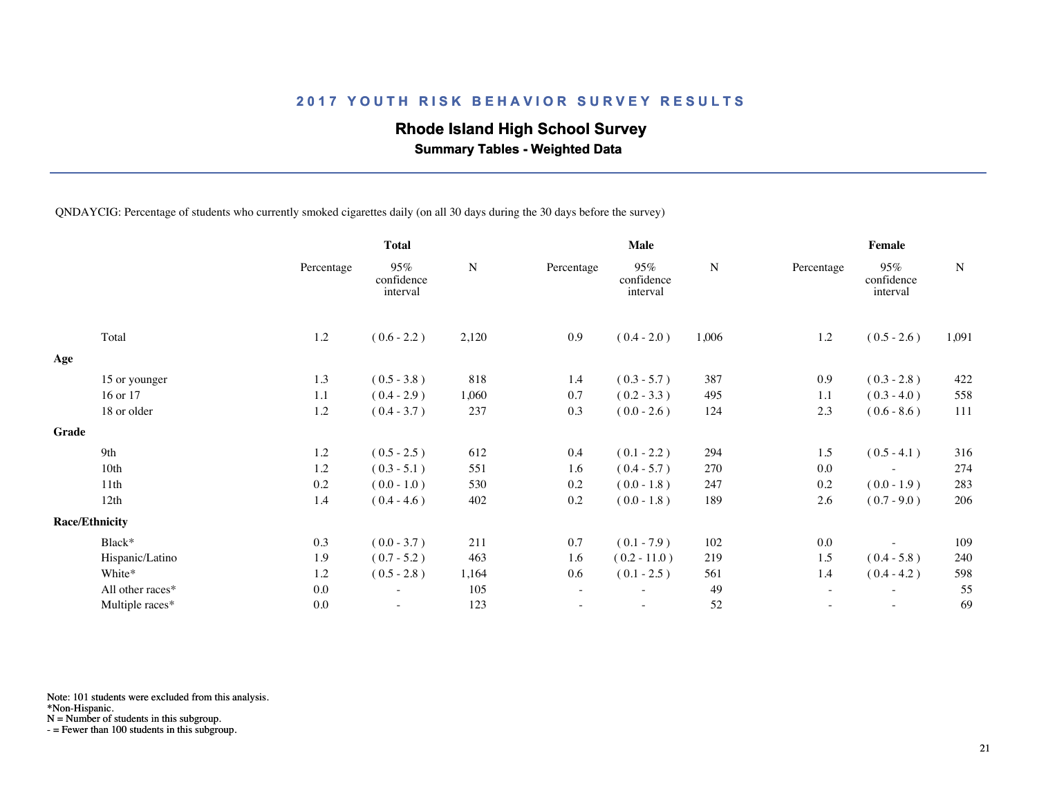## 2017 YOUTH RISK BEHAVIOR SURVEY RESULTS

### Rhode Island High School Survey

**Summary Tables - Weighted Data**

QNDAYCIG: Percentage of students who currently smoked cigarettes daily (on all 30 days during the 30 days before the survey)

| | Total | | | Male | | | Female | | |
|---|---|---|---|---|---|---|---|---|---|
| | Percentage | 95% confidence interval | N | Percentage | 95% confidence interval | N | Percentage | 95% confidence interval | N |
| Total | 1.2 | ( 0.6 - 2.2 ) | 2,120 | 0.9 | ( 0.4 - 2.0 ) | 1,006 | 1.2 | ( 0.5 - 2.6 ) | 1,091 |
| **Age** | | | | | | | | | |
| 15 or younger | 1.3 | ( 0.5 - 3.8 ) | 818 | 1.4 | ( 0.3 - 5.7 ) | 387 | 0.9 | ( 0.3 - 2.8 ) | 422 |
| 16 or 17 | 1.1 | ( 0.4 - 2.9 ) | 1,060 | 0.7 | ( 0.2 - 3.3 ) | 495 | 1.1 | ( 0.3 - 4.0 ) | 558 |
| 18 or older | 1.2 | ( 0.4 - 3.7 ) | 237 | 0.3 | ( 0.0 - 2.6 ) | 124 | 2.3 | ( 0.6 - 8.6 ) | 111 |
| **Grade** | | | | | | | | | |
| 9th | 1.2 | ( 0.5 - 2.5 ) | 612 | 0.4 | ( 0.1 - 2.2 ) | 294 | 1.5 | ( 0.5 - 4.1 ) | 316 |
| 10th | 1.2 | ( 0.3 - 5.1 ) | 551 | 1.6 | ( 0.4 - 5.7 ) | 270 | 0.0 | - | 274 |
| 11th | 0.2 | ( 0.0 - 1.0 ) | 530 | 0.2 | ( 0.0 - 1.8 ) | 247 | 0.2 | ( 0.0 - 1.9 ) | 283 |
| 12th | 1.4 | ( 0.4 - 4.6 ) | 402 | 0.2 | ( 0.0 - 1.8 ) | 189 | 2.6 | ( 0.7 - 9.0 ) | 206 |
| **Race/Ethnicity** | | | | | | | | | |
| Black* | 0.3 | ( 0.0 - 3.7 ) | 211 | 0.7 | ( 0.1 - 7.9 ) | 102 | 0.0 | - | 109 |
| Hispanic/Latino | 1.9 | ( 0.7 - 5.2 ) | 463 | 1.6 | ( 0.2 - 11.0 ) | 219 | 1.5 | ( 0.4 - 5.8 ) | 240 |
| White* | 1.2 | ( 0.5 - 2.8 ) | 1,164 | 0.6 | ( 0.1 - 2.5 ) | 561 | 1.4 | ( 0.4 - 4.2 ) | 598 |
| All other races* | 0.0 | - | 105 | - | - | 49 | - | - | 55 |
| Multiple races* | 0.0 | - | 123 | - | - | 52 | - | - | 69 |

Note: 101 students were excluded from this analysis.
*Non-Hispanic.
N = Number of students in this subgroup.
- = Fewer than 100 students in this subgroup.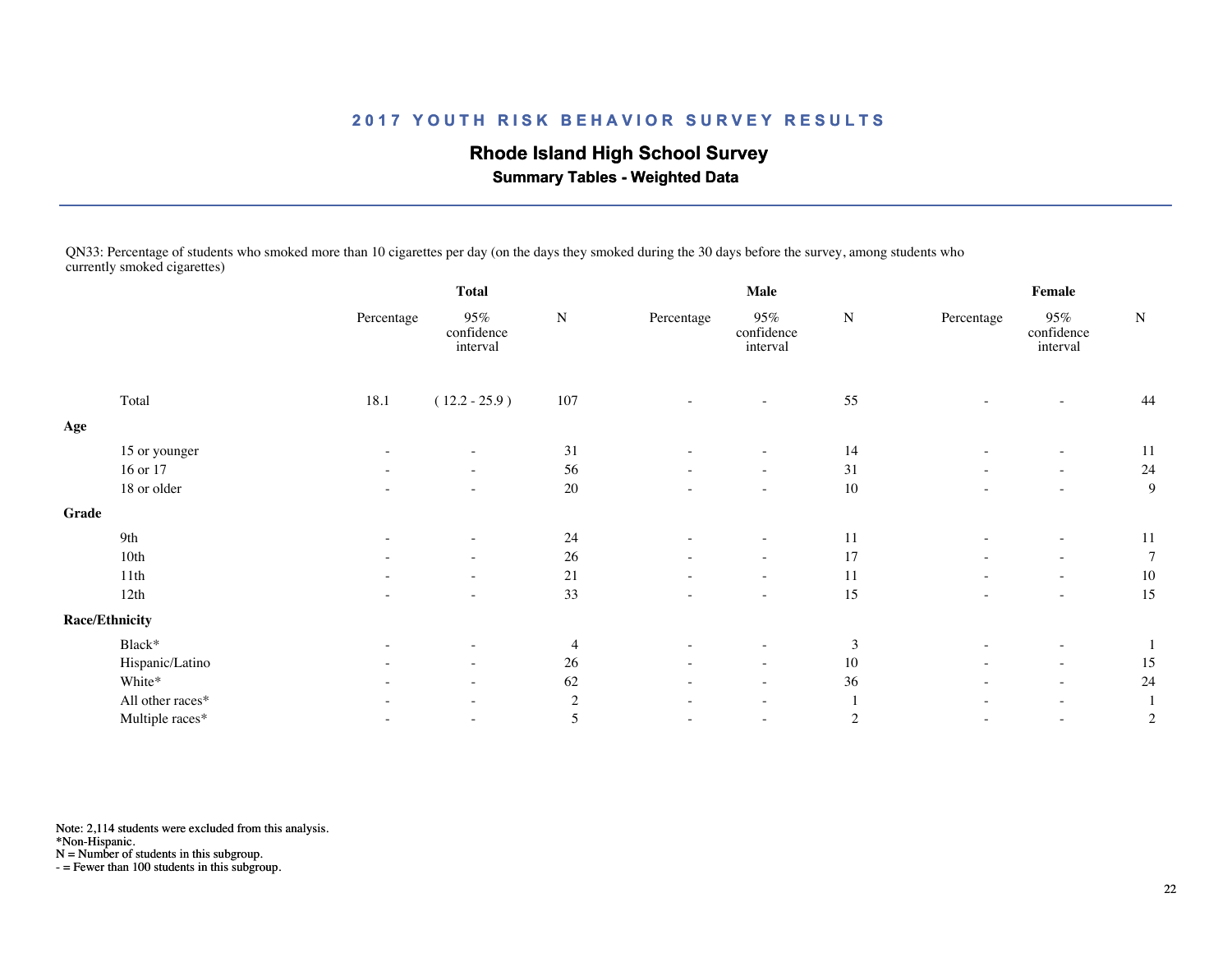## 2017 YOUTH RISK BEHAVIOR SURVEY RESULTS

### Rhode Island High School Survey

**Summary Tables - Weighted Data**

QN33: Percentage of students who smoked more than 10 cigarettes per day (on the days they smoked during the 30 days before the survey, among students who currently smoked cigarettes)

| | Total | | | Male | | | Female | | |
|---|---|---|---|---|---|---|---|---|---|
| | Percentage | 95% confidence interval | N | Percentage | 95% confidence interval | N | Percentage | 95% confidence interval | N |
| Total | 18.1 | ( 12.2 - 25.9 ) | 107 | - | - | 55 | - | - | 44 |
| **Age** | | | | | | | | | |
| 15 or younger | - | - | 31 | - | - | 14 | - | - | 11 |
| 16 or 17 | - | - | 56 | - | - | 31 | - | - | 24 |
| 18 or older | - | - | 20 | - | - | 10 | - | - | 9 |
| **Grade** | | | | | | | | | |
| 9th | - | - | 24 | - | - | 11 | - | - | 11 |
| 10th | - | - | 26 | - | - | 17 | - | - | 7 |
| 11th | - | - | 21 | - | - | 11 | - | - | 10 |
| 12th | - | - | 33 | - | - | 15 | - | - | 15 |
| **Race/Ethnicity** | | | | | | | | | |
| Black* | - | - | 4 | - | - | 3 | - | - | 1 |
| Hispanic/Latino | - | - | 26 | - | - | 10 | - | - | 15 |
| White* | - | - | 62 | - | - | 36 | - | - | 24 |
| All other races* | - | - | 2 | - | - | 1 | - | - | 1 |
| Multiple races* | - | - | 5 | - | - | 2 | - | - | 2 |

Note: 2,114 students were excluded from this analysis.
*Non-Hispanic.
N = Number of students in this subgroup.
- = Fewer than 100 students in this subgroup.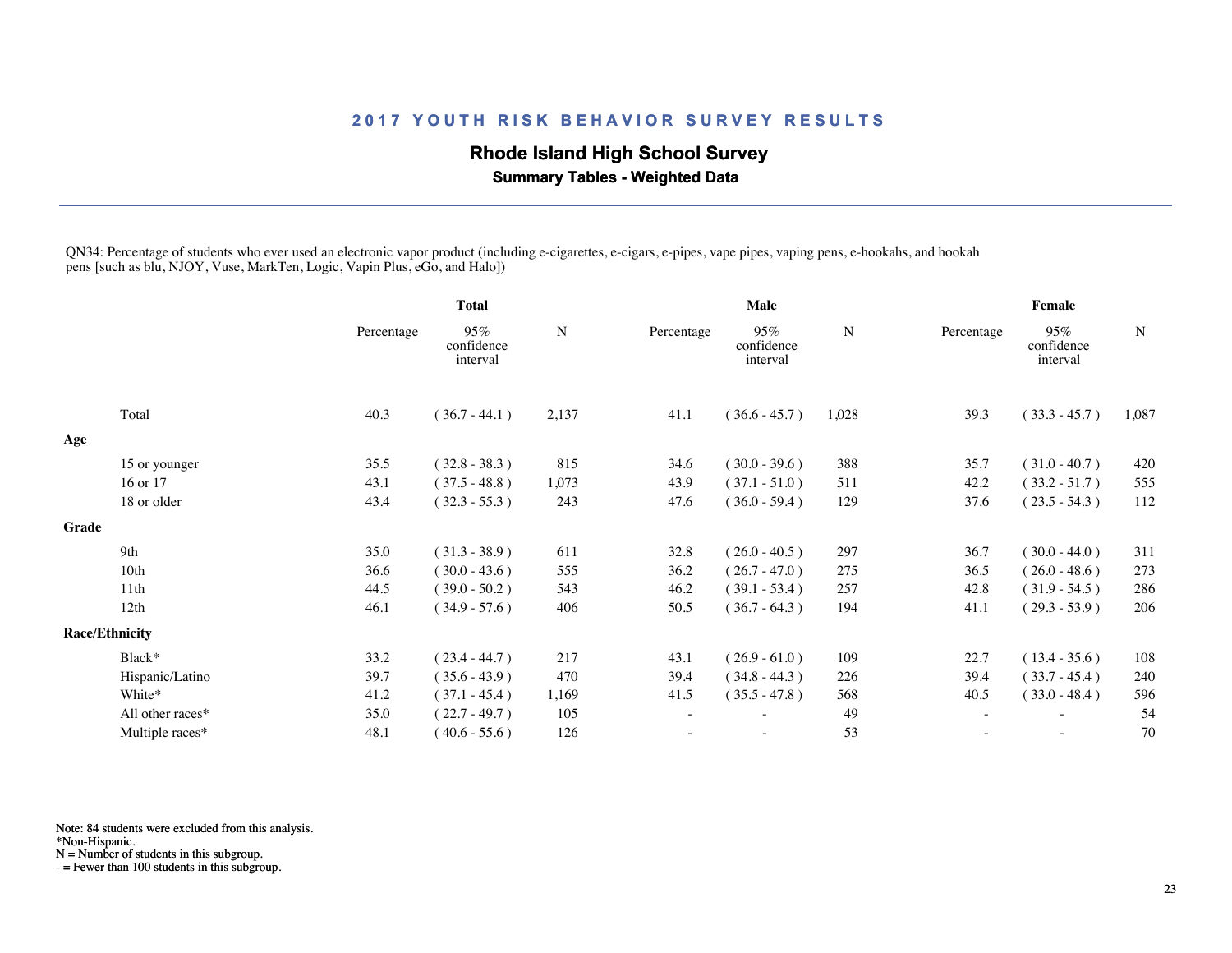## 2017 YOUTH RISK BEHAVIOR SURVEY RESULTS

### Rhode Island High School Survey

**Summary Tables - Weighted Data**

QN34: Percentage of students who ever used an electronic vapor product (including e-cigarettes, e-cigars, e-pipes, vape pipes, vaping pens, e-hookahs, and hookah pens [such as blu, NJOY, Vuse, MarkTen, Logic, Vapin Plus, eGo, and Halo])

| | Total | | | Male | | | Female | | |
|---|---|---|---|---|---|---|---|---|---|
| | Percentage | 95% confidence interval | N | Percentage | 95% confidence interval | N | Percentage | 95% confidence interval | N |
| Total | 40.3 | ( 36.7 - 44.1 ) | 2,137 | 41.1 | ( 36.6 - 45.7 ) | 1,028 | 39.3 | ( 33.3 - 45.7 ) | 1,087 |
| **Age** | | | | | | | | | |
| 15 or younger | 35.5 | ( 32.8 - 38.3 ) | 815 | 34.6 | ( 30.0 - 39.6 ) | 388 | 35.7 | ( 31.0 - 40.7 ) | 420 |
| 16 or 17 | 43.1 | ( 37.5 - 48.8 ) | 1,073 | 43.9 | ( 37.1 - 51.0 ) | 511 | 42.2 | ( 33.2 - 51.7 ) | 555 |
| 18 or older | 43.4 | ( 32.3 - 55.3 ) | 243 | 47.6 | ( 36.0 - 59.4 ) | 129 | 37.6 | ( 23.5 - 54.3 ) | 112 |
| **Grade** | | | | | | | | | |
| 9th | 35.0 | ( 31.3 - 38.9 ) | 611 | 32.8 | ( 26.0 - 40.5 ) | 297 | 36.7 | ( 30.0 - 44.0 ) | 311 |
| 10th | 36.6 | ( 30.0 - 43.6 ) | 555 | 36.2 | ( 26.7 - 47.0 ) | 275 | 36.5 | ( 26.0 - 48.6 ) | 273 |
| 11th | 44.5 | ( 39.0 - 50.2 ) | 543 | 46.2 | ( 39.1 - 53.4 ) | 257 | 42.8 | ( 31.9 - 54.5 ) | 286 |
| 12th | 46.1 | ( 34.9 - 57.6 ) | 406 | 50.5 | ( 36.7 - 64.3 ) | 194 | 41.1 | ( 29.3 - 53.9 ) | 206 |
| **Race/Ethnicity** | | | | | | | | | |
| Black* | 33.2 | ( 23.4 - 44.7 ) | 217 | 43.1 | ( 26.9 - 61.0 ) | 109 | 22.7 | ( 13.4 - 35.6 ) | 108 |
| Hispanic/Latino | 39.7 | ( 35.6 - 43.9 ) | 470 | 39.4 | ( 34.8 - 44.3 ) | 226 | 39.4 | ( 33.7 - 45.4 ) | 240 |
| White* | 41.2 | ( 37.1 - 45.4 ) | 1,169 | 41.5 | ( 35.5 - 47.8 ) | 568 | 40.5 | ( 33.0 - 48.4 ) | 596 |
| All other races* | 35.0 | ( 22.7 - 49.7 ) | 105 | - | - | 49 | - | - | 54 |
| Multiple races* | 48.1 | ( 40.6 - 55.6 ) | 126 | - | - | 53 | - | - | 70 |

Note: 84 students were excluded from this analysis.
*Non-Hispanic.
N = Number of students in this subgroup.
- = Fewer than 100 students in this subgroup.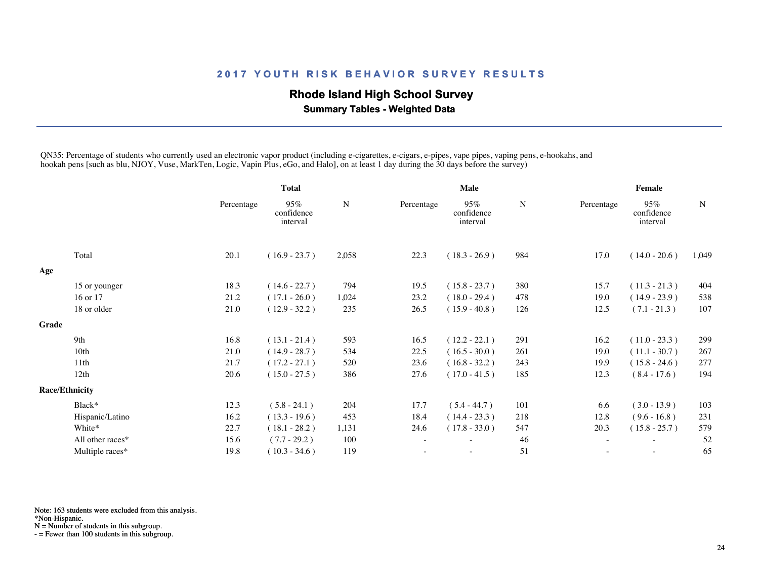## 2017 YOUTH RISK BEHAVIOR SURVEY RESULTS

### Rhode Island High School Survey

**Summary Tables - Weighted Data**

QN35: Percentage of students who currently used an electronic vapor product (including e-cigarettes, e-cigars, e-pipes, vape pipes, vaping pens, e-hookahs, and hookah pens [such as blu, NJOY, Vuse, MarkTen, Logic, Vapin Plus, eGo, and Halo], on at least 1 day during the 30 days before the survey)

| | Total | | | Male | | | Female | | |
|---|---|---|---|---|---|---|---|---|---|
| | Percentage | 95% confidence interval | N | Percentage | 95% confidence interval | N | Percentage | 95% confidence interval | N |
| Total | 20.1 | ( 16.9 - 23.7 ) | 2,058 | 22.3 | ( 18.3 - 26.9 ) | 984 | 17.0 | ( 14.0 - 20.6 ) | 1,049 |
| **Age** | | | | | | | | | |
| 15 or younger | 18.3 | ( 14.6 - 22.7 ) | 794 | 19.5 | ( 15.8 - 23.7 ) | 380 | 15.7 | ( 11.3 - 21.3 ) | 404 |
| 16 or 17 | 21.2 | ( 17.1 - 26.0 ) | 1,024 | 23.2 | ( 18.0 - 29.4 ) | 478 | 19.0 | ( 14.9 - 23.9 ) | 538 |
| 18 or older | 21.0 | ( 12.9 - 32.2 ) | 235 | 26.5 | ( 15.9 - 40.8 ) | 126 | 12.5 | ( 7.1 - 21.3 ) | 107 |
| **Grade** | | | | | | | | | |
| 9th | 16.8 | ( 13.1 - 21.4 ) | 593 | 16.5 | ( 12.2 - 22.1 ) | 291 | 16.2 | ( 11.0 - 23.3 ) | 299 |
| 10th | 21.0 | ( 14.9 - 28.7 ) | 534 | 22.5 | ( 16.5 - 30.0 ) | 261 | 19.0 | ( 11.1 - 30.7 ) | 267 |
| 11th | 21.7 | ( 17.2 - 27.1 ) | 520 | 23.6 | ( 16.8 - 32.2 ) | 243 | 19.9 | ( 15.8 - 24.6 ) | 277 |
| 12th | 20.6 | ( 15.0 - 27.5 ) | 386 | 27.6 | ( 17.0 - 41.5 ) | 185 | 12.3 | ( 8.4 - 17.6 ) | 194 |
| **Race/Ethnicity** | | | | | | | | | |
| Black* | 12.3 | ( 5.8 - 24.1 ) | 204 | 17.7 | ( 5.4 - 44.7 ) | 101 | 6.6 | ( 3.0 - 13.9 ) | 103 |
| Hispanic/Latino | 16.2 | ( 13.3 - 19.6 ) | 453 | 18.4 | ( 14.4 - 23.3 ) | 218 | 12.8 | ( 9.6 - 16.8 ) | 231 |
| White* | 22.7 | ( 18.1 - 28.2 ) | 1,131 | 24.6 | ( 17.8 - 33.0 ) | 547 | 20.3 | ( 15.8 - 25.7 ) | 579 |
| All other races* | 15.6 | ( 7.7 - 29.2 ) | 100 | - | - | 46 | - | - | 52 |
| Multiple races* | 19.8 | ( 10.3 - 34.6 ) | 119 | - | - | 51 | - | - | 65 |

Note: 163 students were excluded from this analysis.
*Non-Hispanic.
N = Number of students in this subgroup.
- = Fewer than 100 students in this subgroup.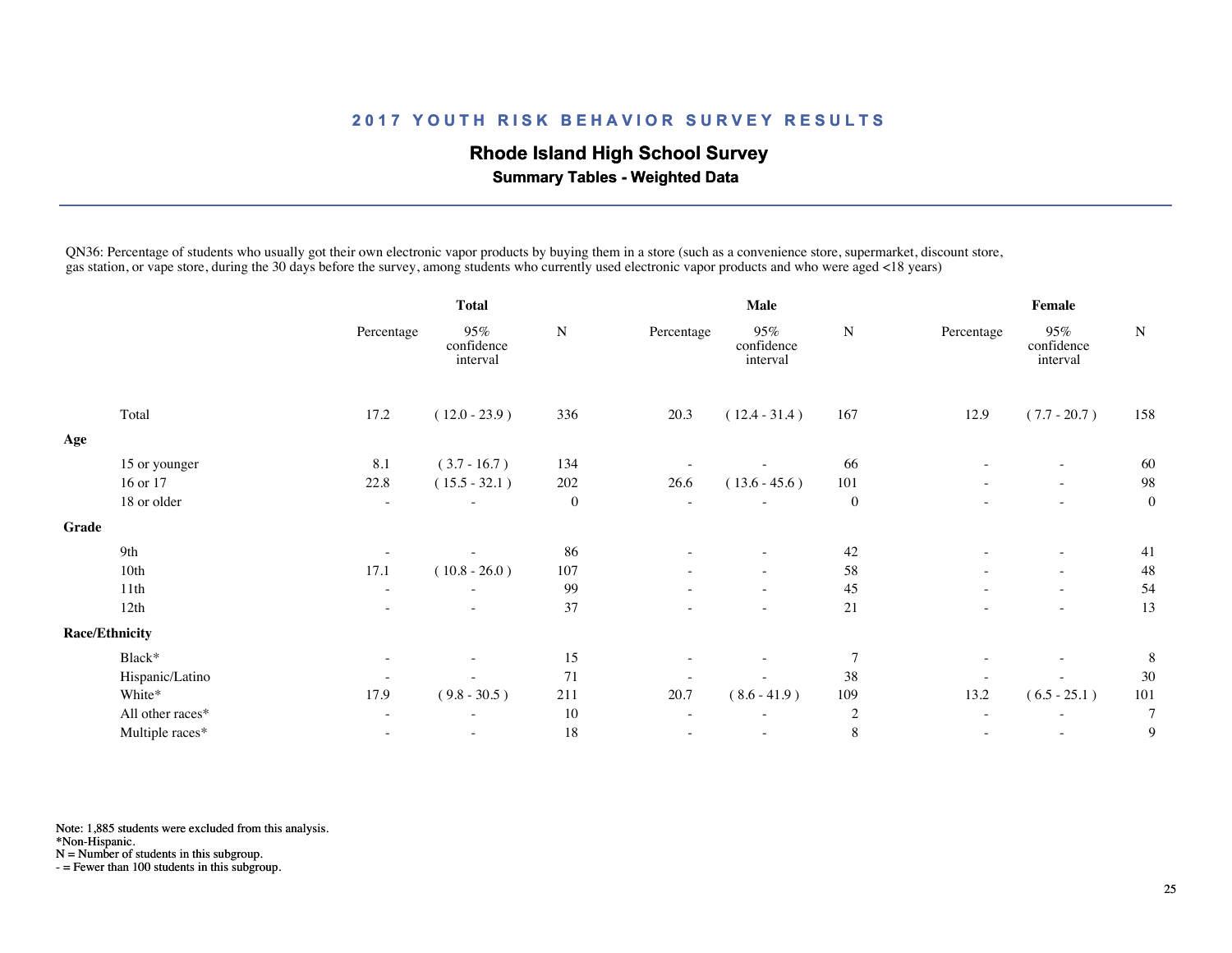## 2017 YOUTH RISK BEHAVIOR SURVEY RESULTS

### Rhode Island High School Survey

**Summary Tables - Weighted Data**

QN36: Percentage of students who usually got their own electronic vapor products by buying them in a store (such as a convenience store, supermarket, discount store, gas station, or vape store, during the 30 days before the survey, among students who currently used electronic vapor products and who were aged <18 years)

| | Total | | | Male | | | Female | | |
|---|---|---|---|---|---|---|---|---|---|
| | Percentage | 95% confidence interval | N | Percentage | 95% confidence interval | N | Percentage | 95% confidence interval | N |
| Total | 17.2 | ( 12.0 - 23.9 ) | 336 | 20.3 | ( 12.4 - 31.4 ) | 167 | 12.9 | ( 7.7 - 20.7 ) | 158 |
| **Age** | | | | | | | | | |
| 15 or younger | 8.1 | ( 3.7 - 16.7 ) | 134 | - | - | 66 | - | - | 60 |
| 16 or 17 | 22.8 | ( 15.5 - 32.1 ) | 202 | 26.6 | ( 13.6 - 45.6 ) | 101 | - | - | 98 |
| 18 or older | - | - | 0 | - | - | 0 | - | - | 0 |
| **Grade** | | | | | | | | | |
| 9th | - | - | 86 | - | - | 42 | - | - | 41 |
| 10th | 17.1 | ( 10.8 - 26.0 ) | 107 | - | - | 58 | - | - | 48 |
| 11th | - | - | 99 | - | - | 45 | - | - | 54 |
| 12th | - | - | 37 | - | - | 21 | - | - | 13 |
| **Race/Ethnicity** | | | | | | | | | |
| Black* | - | - | 15 | - | - | 7 | - | - | 8 |
| Hispanic/Latino | - | - | 71 | - | - | 38 | - | - | 30 |
| White* | 17.9 | ( 9.8 - 30.5 ) | 211 | 20.7 | ( 8.6 - 41.9 ) | 109 | 13.2 | ( 6.5 - 25.1 ) | 101 |
| All other races* | - | - | 10 | - | - | 2 | - | - | 7 |
| Multiple races* | - | - | 18 | - | - | 8 | - | - | 9 |

Note: 1,885 students were excluded from this analysis.
*Non-Hispanic.
N = Number of students in this subgroup.
- = Fewer than 100 students in this subgroup.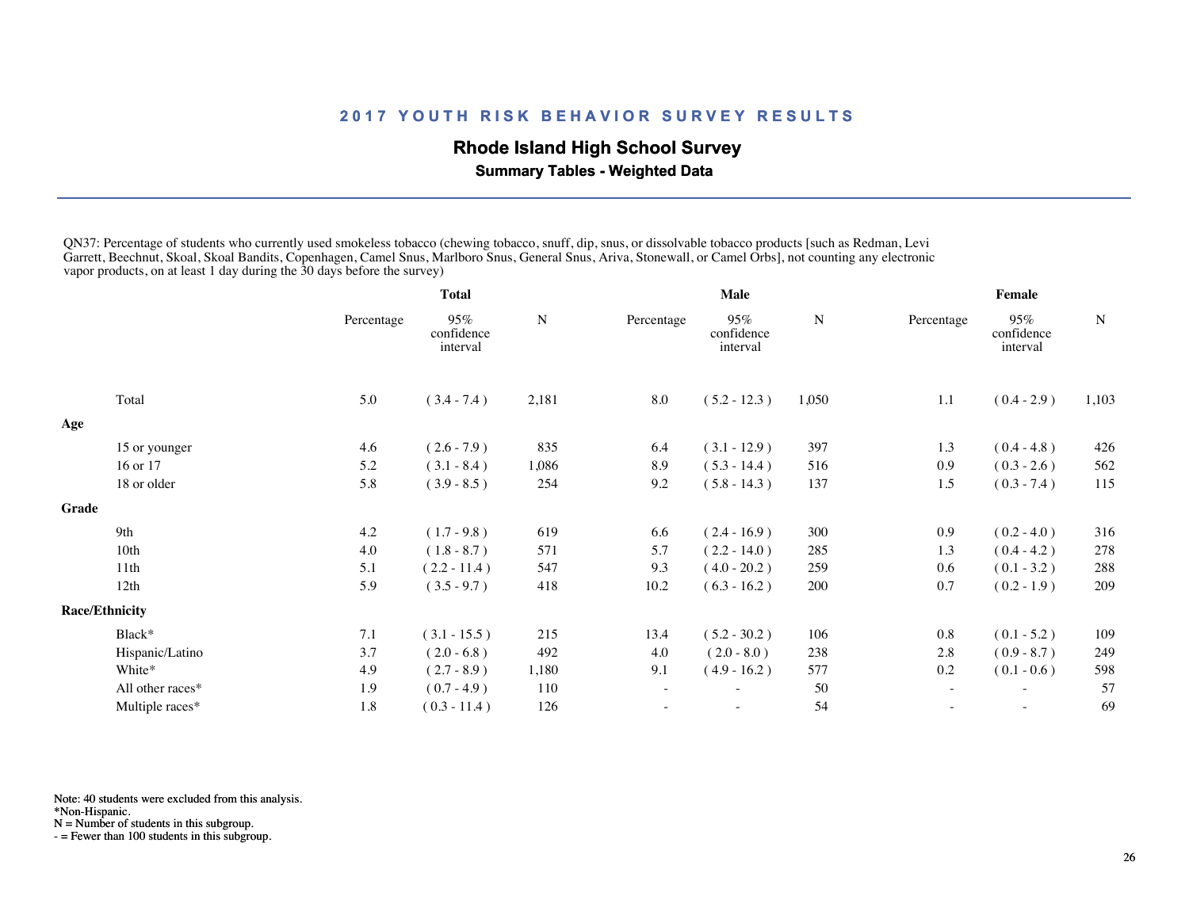## 2017 YOUTH RISK BEHAVIOR SURVEY RESULTS

### Rhode Island High School Survey

**Summary Tables - Weighted Data**

QN37: Percentage of students who currently used smokeless tobacco (chewing tobacco, snuff, dip, snus, or dissolvable tobacco products [such as Redman, Levi Garrett, Beechnut, Skoal, Skoal Bandits, Copenhagen, Camel Snus, Marlboro Snus, General Snus, Ariva, Stonewall, or Camel Orbs], not counting any electronic vapor products, on at least 1 day during the 30 days before the survey)

| | Total | | | Male | | | Female | | |
|---|---|---|---|---|---|---|---|---|---|
| | Percentage | 95% confidence interval | N | Percentage | 95% confidence interval | N | Percentage | 95% confidence interval | N |
| Total | 5.0 | ( 3.4 - 7.4 ) | 2,181 | 8.0 | ( 5.2 - 12.3 ) | 1,050 | 1.1 | ( 0.4 - 2.9 ) | 1,103 |
| **Age** | | | | | | | | | |
| 15 or younger | 4.6 | ( 2.6 - 7.9 ) | 835 | 6.4 | ( 3.1 - 12.9 ) | 397 | 1.3 | ( 0.4 - 4.8 ) | 426 |
| 16 or 17 | 5.2 | ( 3.1 - 8.4 ) | 1,086 | 8.9 | ( 5.3 - 14.4 ) | 516 | 0.9 | ( 0.3 - 2.6 ) | 562 |
| 18 or older | 5.8 | ( 3.9 - 8.5 ) | 254 | 9.2 | ( 5.8 - 14.3 ) | 137 | 1.5 | ( 0.3 - 7.4 ) | 115 |
| **Grade** | | | | | | | | | |
| 9th | 4.2 | ( 1.7 - 9.8 ) | 619 | 6.6 | ( 2.4 - 16.9 ) | 300 | 0.9 | ( 0.2 - 4.0 ) | 316 |
| 10th | 4.0 | ( 1.8 - 8.7 ) | 571 | 5.7 | ( 2.2 - 14.0 ) | 285 | 1.3 | ( 0.4 - 4.2 ) | 278 |
| 11th | 5.1 | ( 2.2 - 11.4 ) | 547 | 9.3 | ( 4.0 - 20.2 ) | 259 | 0.6 | ( 0.1 - 3.2 ) | 288 |
| 12th | 5.9 | ( 3.5 - 9.7 ) | 418 | 10.2 | ( 6.3 - 16.2 ) | 200 | 0.7 | ( 0.2 - 1.9 ) | 209 |
| **Race/Ethnicity** | | | | | | | | | |
| Black* | 7.1 | ( 3.1 - 15.5 ) | 215 | 13.4 | ( 5.2 - 30.2 ) | 106 | 0.8 | ( 0.1 - 5.2 ) | 109 |
| Hispanic/Latino | 3.7 | ( 2.0 - 6.8 ) | 492 | 4.0 | ( 2.0 - 8.0 ) | 238 | 2.8 | ( 0.9 - 8.7 ) | 249 |
| White* | 4.9 | ( 2.7 - 8.9 ) | 1,180 | 9.1 | ( 4.9 - 16.2 ) | 577 | 0.2 | ( 0.1 - 0.6 ) | 598 |
| All other races* | 1.9 | ( 0.7 - 4.9 ) | 110 | - | - | 50 | - | - | 57 |
| Multiple races* | 1.8 | ( 0.3 - 11.4 ) | 126 | - | - | 54 | - | - | 69 |

Note: 40 students were excluded from this analysis.
*Non-Hispanic.
N = Number of students in this subgroup.
- = Fewer than 100 students in this subgroup.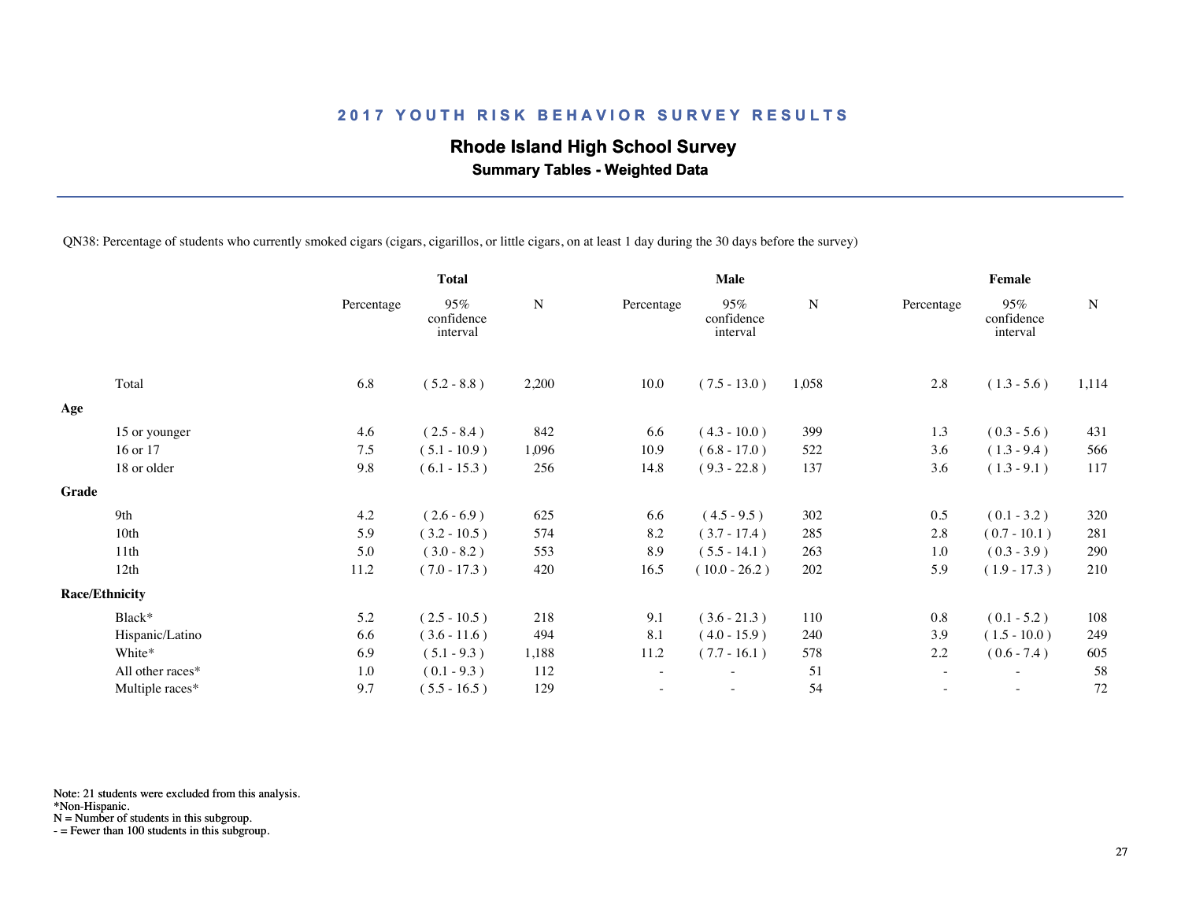## 2017 YOUTH RISK BEHAVIOR SURVEY RESULTS

### Rhode Island High School Survey

**Summary Tables - Weighted Data**

QN38: Percentage of students who currently smoked cigars (cigars, cigarillos, or little cigars, on at least 1 day during the 30 days before the survey)

| | Total | | | Male | | | Female | | |
|---|---|---|---|---|---|---|---|---|---|
| | Percentage | 95% confidence interval | N | Percentage | 95% confidence interval | N | Percentage | 95% confidence interval | N |
| Total | 6.8 | ( 5.2 - 8.8 ) | 2,200 | 10.0 | ( 7.5 - 13.0 ) | 1,058 | 2.8 | ( 1.3 - 5.6 ) | 1,114 |
| **Age** | | | | | | | | | |
| 15 or younger | 4.6 | ( 2.5 - 8.4 ) | 842 | 6.6 | ( 4.3 - 10.0 ) | 399 | 1.3 | ( 0.3 - 5.6 ) | 431 |
| 16 or 17 | 7.5 | ( 5.1 - 10.9 ) | 1,096 | 10.9 | ( 6.8 - 17.0 ) | 522 | 3.6 | ( 1.3 - 9.4 ) | 566 |
| 18 or older | 9.8 | ( 6.1 - 15.3 ) | 256 | 14.8 | ( 9.3 - 22.8 ) | 137 | 3.6 | ( 1.3 - 9.1 ) | 117 |
| **Grade** | | | | | | | | | |
| 9th | 4.2 | ( 2.6 - 6.9 ) | 625 | 6.6 | ( 4.5 - 9.5 ) | 302 | 0.5 | ( 0.1 - 3.2 ) | 320 |
| 10th | 5.9 | ( 3.2 - 10.5 ) | 574 | 8.2 | ( 3.7 - 17.4 ) | 285 | 2.8 | ( 0.7 - 10.1 ) | 281 |
| 11th | 5.0 | ( 3.0 - 8.2 ) | 553 | 8.9 | ( 5.5 - 14.1 ) | 263 | 1.0 | ( 0.3 - 3.9 ) | 290 |
| 12th | 11.2 | ( 7.0 - 17.3 ) | 420 | 16.5 | ( 10.0 - 26.2 ) | 202 | 5.9 | ( 1.9 - 17.3 ) | 210 |
| **Race/Ethnicity** | | | | | | | | | |
| Black* | 5.2 | ( 2.5 - 10.5 ) | 218 | 9.1 | ( 3.6 - 21.3 ) | 110 | 0.8 | ( 0.1 - 5.2 ) | 108 |
| Hispanic/Latino | 6.6 | ( 3.6 - 11.6 ) | 494 | 8.1 | ( 4.0 - 15.9 ) | 240 | 3.9 | ( 1.5 - 10.0 ) | 249 |
| White* | 6.9 | ( 5.1 - 9.3 ) | 1,188 | 11.2 | ( 7.7 - 16.1 ) | 578 | 2.2 | ( 0.6 - 7.4 ) | 605 |
| All other races* | 1.0 | ( 0.1 - 9.3 ) | 112 | - | - | 51 | - | - | 58 |
| Multiple races* | 9.7 | ( 5.5 - 16.5 ) | 129 | - | - | 54 | - | - | 72 |

Note: 21 students were excluded from this analysis.
*Non-Hispanic.
N = Number of students in this subgroup.
- = Fewer than 100 students in this subgroup.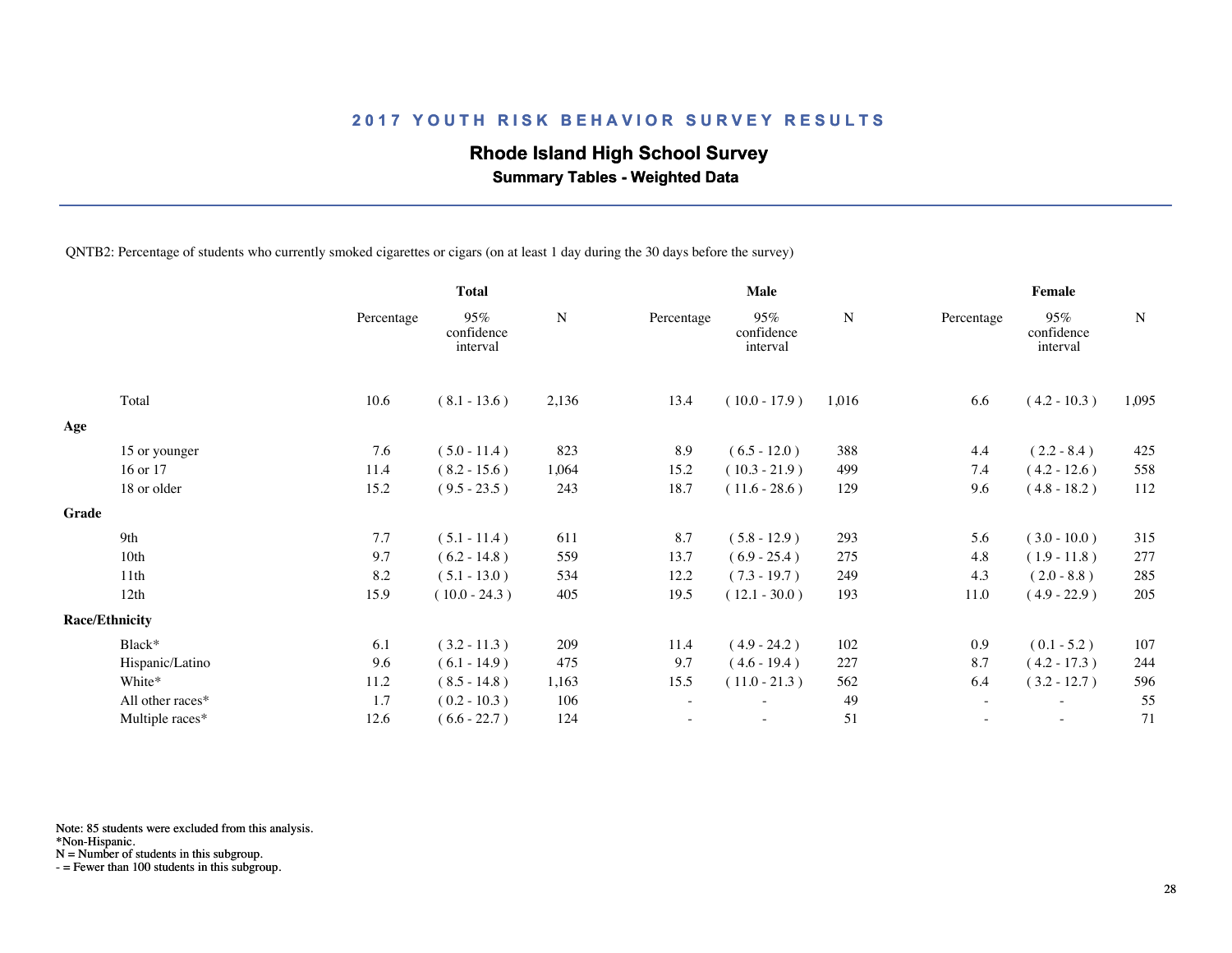## 2017 YOUTH RISK BEHAVIOR SURVEY RESULTS

### Rhode Island High School Survey

**Summary Tables - Weighted Data**

QNTB2: Percentage of students who currently smoked cigarettes or cigars (on at least 1 day during the 30 days before the survey)

| | Total | | | Male | | | Female | | |
|---|---|---|---|---|---|---|---|---|---|
| | Percentage | 95% confidence interval | N | Percentage | 95% confidence interval | N | Percentage | 95% confidence interval | N |
| Total | 10.6 | ( 8.1 - 13.6 ) | 2,136 | 13.4 | ( 10.0 - 17.9 ) | 1,016 | 6.6 | ( 4.2 - 10.3 ) | 1,095 |
| **Age** | | | | | | | | | |
| 15 or younger | 7.6 | ( 5.0 - 11.4 ) | 823 | 8.9 | ( 6.5 - 12.0 ) | 388 | 4.4 | ( 2.2 - 8.4 ) | 425 |
| 16 or 17 | 11.4 | ( 8.2 - 15.6 ) | 1,064 | 15.2 | ( 10.3 - 21.9 ) | 499 | 7.4 | ( 4.2 - 12.6 ) | 558 |
| 18 or older | 15.2 | ( 9.5 - 23.5 ) | 243 | 18.7 | ( 11.6 - 28.6 ) | 129 | 9.6 | ( 4.8 - 18.2 ) | 112 |
| **Grade** | | | | | | | | | |
| 9th | 7.7 | ( 5.1 - 11.4 ) | 611 | 8.7 | ( 5.8 - 12.9 ) | 293 | 5.6 | ( 3.0 - 10.0 ) | 315 |
| 10th | 9.7 | ( 6.2 - 14.8 ) | 559 | 13.7 | ( 6.9 - 25.4 ) | 275 | 4.8 | ( 1.9 - 11.8 ) | 277 |
| 11th | 8.2 | ( 5.1 - 13.0 ) | 534 | 12.2 | ( 7.3 - 19.7 ) | 249 | 4.3 | ( 2.0 - 8.8 ) | 285 |
| 12th | 15.9 | ( 10.0 - 24.3 ) | 405 | 19.5 | ( 12.1 - 30.0 ) | 193 | 11.0 | ( 4.9 - 22.9 ) | 205 |
| **Race/Ethnicity** | | | | | | | | | |
| Black* | 6.1 | ( 3.2 - 11.3 ) | 209 | 11.4 | ( 4.9 - 24.2 ) | 102 | 0.9 | ( 0.1 - 5.2 ) | 107 |
| Hispanic/Latino | 9.6 | ( 6.1 - 14.9 ) | 475 | 9.7 | ( 4.6 - 19.4 ) | 227 | 8.7 | ( 4.2 - 17.3 ) | 244 |
| White* | 11.2 | ( 8.5 - 14.8 ) | 1,163 | 15.5 | ( 11.0 - 21.3 ) | 562 | 6.4 | ( 3.2 - 12.7 ) | 596 |
| All other races* | 1.7 | ( 0.2 - 10.3 ) | 106 | - | - | 49 | - | - | 55 |
| Multiple races* | 12.6 | ( 6.6 - 22.7 ) | 124 | - | - | 51 | - | - | 71 |

Note: 85 students were excluded from this analysis.
*Non-Hispanic.
N = Number of students in this subgroup.
- = Fewer than 100 students in this subgroup.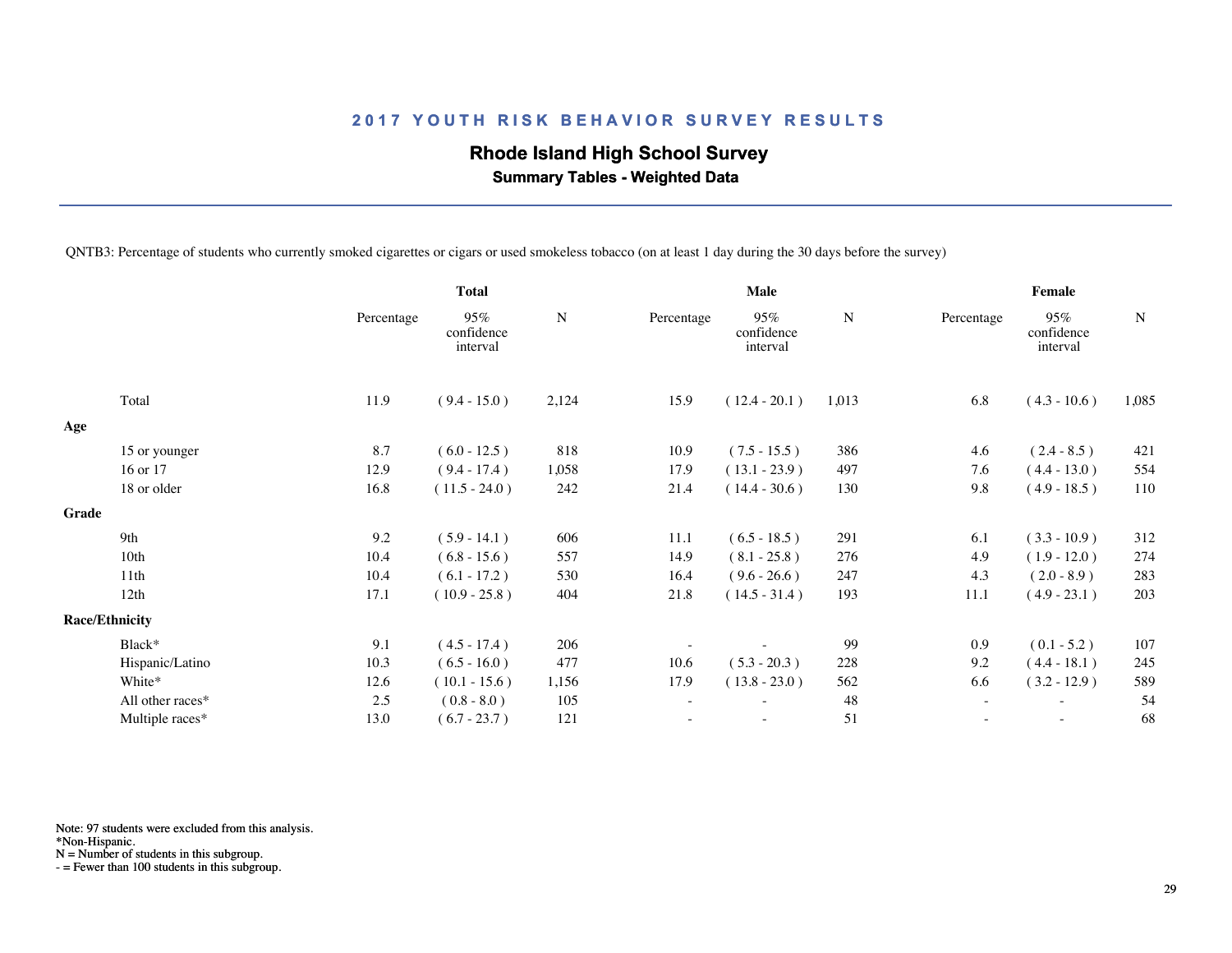## 2017 YOUTH RISK BEHAVIOR SURVEY RESULTS

**Rhode Island High School Survey**

**Summary Tables - Weighted Data**

QNTB3: Percentage of students who currently smoked cigarettes or cigars or used smokeless tobacco (on at least 1 day during the 30 days before the survey)

| | Total | | | Male | | | Female | | |
|---|---|---|---|---|---|---|---|---|---|
| | Percentage | 95% confidence interval | N | Percentage | 95% confidence interval | N | Percentage | 95% confidence interval | N |
| Total | 11.9 | ( 9.4 - 15.0 ) | 2,124 | 15.9 | ( 12.4 - 20.1 ) | 1,013 | 6.8 | ( 4.3 - 10.6 ) | 1,085 |
| **Age** | | | | | | | | | |
| 15 or younger | 8.7 | ( 6.0 - 12.5 ) | 818 | 10.9 | ( 7.5 - 15.5 ) | 386 | 4.6 | ( 2.4 - 8.5 ) | 421 |
| 16 or 17 | 12.9 | ( 9.4 - 17.4 ) | 1,058 | 17.9 | ( 13.1 - 23.9 ) | 497 | 7.6 | ( 4.4 - 13.0 ) | 554 |
| 18 or older | 16.8 | ( 11.5 - 24.0 ) | 242 | 21.4 | ( 14.4 - 30.6 ) | 130 | 9.8 | ( 4.9 - 18.5 ) | 110 |
| **Grade** | | | | | | | | | |
| 9th | 9.2 | ( 5.9 - 14.1 ) | 606 | 11.1 | ( 6.5 - 18.5 ) | 291 | 6.1 | ( 3.3 - 10.9 ) | 312 |
| 10th | 10.4 | ( 6.8 - 15.6 ) | 557 | 14.9 | ( 8.1 - 25.8 ) | 276 | 4.9 | ( 1.9 - 12.0 ) | 274 |
| 11th | 10.4 | ( 6.1 - 17.2 ) | 530 | 16.4 | ( 9.6 - 26.6 ) | 247 | 4.3 | ( 2.0 - 8.9 ) | 283 |
| 12th | 17.1 | ( 10.9 - 25.8 ) | 404 | 21.8 | ( 14.5 - 31.4 ) | 193 | 11.1 | ( 4.9 - 23.1 ) | 203 |
| **Race/Ethnicity** | | | | | | | | | |
| Black* | 9.1 | ( 4.5 - 17.4 ) | 206 | - | - | 99 | 0.9 | ( 0.1 - 5.2 ) | 107 |
| Hispanic/Latino | 10.3 | ( 6.5 - 16.0 ) | 477 | 10.6 | ( 5.3 - 20.3 ) | 228 | 9.2 | ( 4.4 - 18.1 ) | 245 |
| White* | 12.6 | ( 10.1 - 15.6 ) | 1,156 | 17.9 | ( 13.8 - 23.0 ) | 562 | 6.6 | ( 3.2 - 12.9 ) | 589 |
| All other races* | 2.5 | ( 0.8 - 8.0 ) | 105 | - | - | 48 | - | - | 54 |
| Multiple races* | 13.0 | ( 6.7 - 23.7 ) | 121 | - | - | 51 | - | - | 68 |

Note: 97 students were excluded from this analysis.
*Non-Hispanic.
N = Number of students in this subgroup.
- = Fewer than 100 students in this subgroup.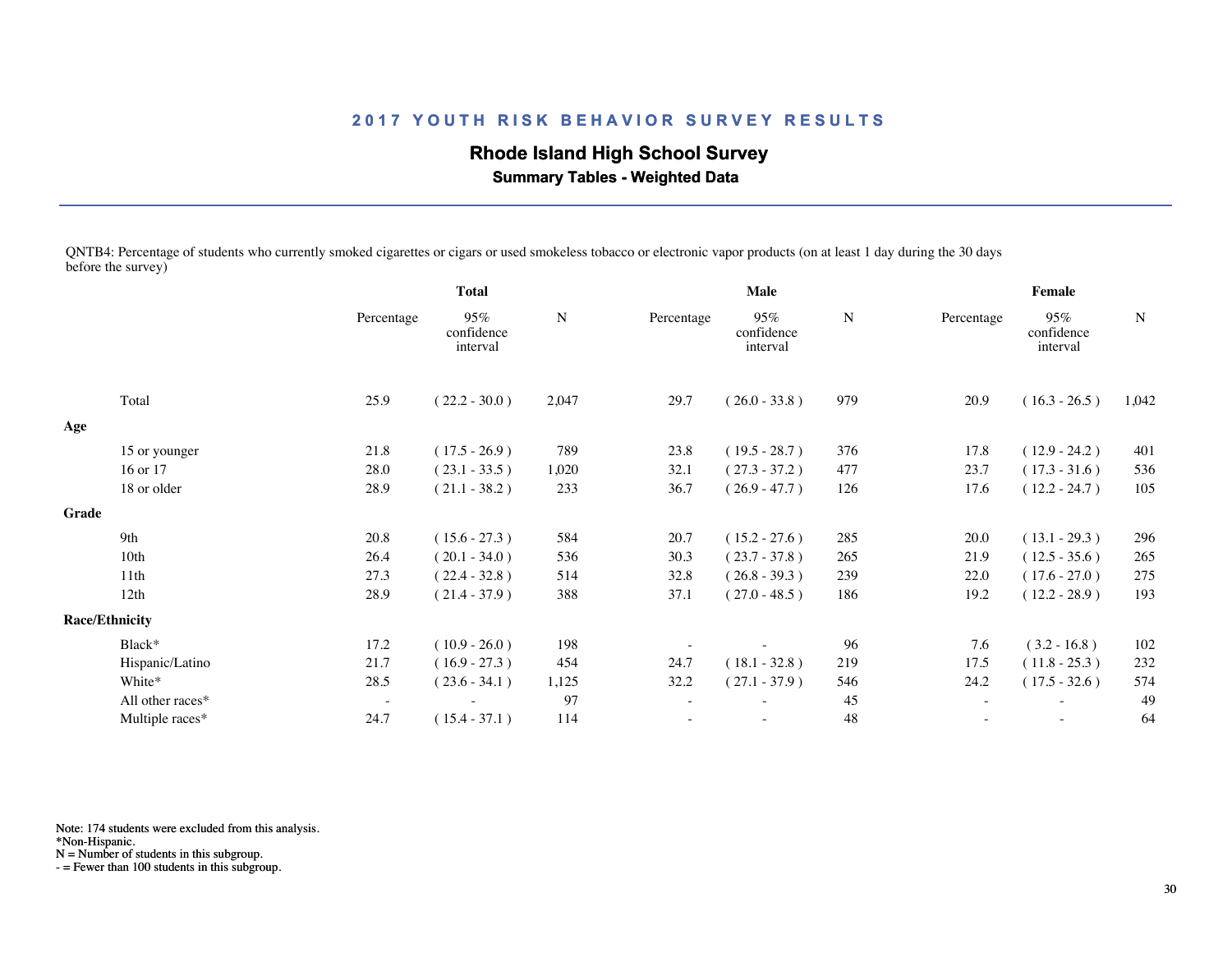# 2017 YOUTH RISK BEHAVIOR SURVEY RESULTS

## Rhode Island High School Survey

### Summary Tables - Weighted Data

QNTB4: Percentage of students who currently smoked cigarettes or cigars or used smokeless tobacco or electronic vapor products (on at least 1 day during the 30 days before the survey)

| | Total | | | Male | | | Female | | |
|---|---|---|---|---|---|---|---|---|---|
| | Percentage | 95% confidence interval | N | Percentage | 95% confidence interval | N | Percentage | 95% confidence interval | N |
| Total | 25.9 | ( 22.2 - 30.0 ) | 2,047 | 29.7 | ( 26.0 - 33.8 ) | 979 | 20.9 | ( 16.3 - 26.5 ) | 1,042 |
| **Age** | | | | | | | | | |
| 15 or younger | 21.8 | ( 17.5 - 26.9 ) | 789 | 23.8 | ( 19.5 - 28.7 ) | 376 | 17.8 | ( 12.9 - 24.2 ) | 401 |
| 16 or 17 | 28.0 | ( 23.1 - 33.5 ) | 1,020 | 32.1 | ( 27.3 - 37.2 ) | 477 | 23.7 | ( 17.3 - 31.6 ) | 536 |
| 18 or older | 28.9 | ( 21.1 - 38.2 ) | 233 | 36.7 | ( 26.9 - 47.7 ) | 126 | 17.6 | ( 12.2 - 24.7 ) | 105 |
| **Grade** | | | | | | | | | |
| 9th | 20.8 | ( 15.6 - 27.3 ) | 584 | 20.7 | ( 15.2 - 27.6 ) | 285 | 20.0 | ( 13.1 - 29.3 ) | 296 |
| 10th | 26.4 | ( 20.1 - 34.0 ) | 536 | 30.3 | ( 23.7 - 37.8 ) | 265 | 21.9 | ( 12.5 - 35.6 ) | 265 |
| 11th | 27.3 | ( 22.4 - 32.8 ) | 514 | 32.8 | ( 26.8 - 39.3 ) | 239 | 22.0 | ( 17.6 - 27.0 ) | 275 |
| 12th | 28.9 | ( 21.4 - 37.9 ) | 388 | 37.1 | ( 27.0 - 48.5 ) | 186 | 19.2 | ( 12.2 - 28.9 ) | 193 |
| **Race/Ethnicity** | | | | | | | | | |
| Black* | 17.2 | ( 10.9 - 26.0 ) | 198 | - | - | 96 | 7.6 | ( 3.2 - 16.8 ) | 102 |
| Hispanic/Latino | 21.7 | ( 16.9 - 27.3 ) | 454 | 24.7 | ( 18.1 - 32.8 ) | 219 | 17.5 | ( 11.8 - 25.3 ) | 232 |
| White* | 28.5 | ( 23.6 - 34.1 ) | 1,125 | 32.2 | ( 27.1 - 37.9 ) | 546 | 24.2 | ( 17.5 - 32.6 ) | 574 |
| All other races* | - | - | 97 | - | - | 45 | - | - | 49 |
| Multiple races* | 24.7 | ( 15.4 - 37.1 ) | 114 | - | - | 48 | - | - | 64 |

Note: 174 students were excluded from this analysis.
*Non-Hispanic.
N = Number of students in this subgroup.
- = Fewer than 100 students in this subgroup.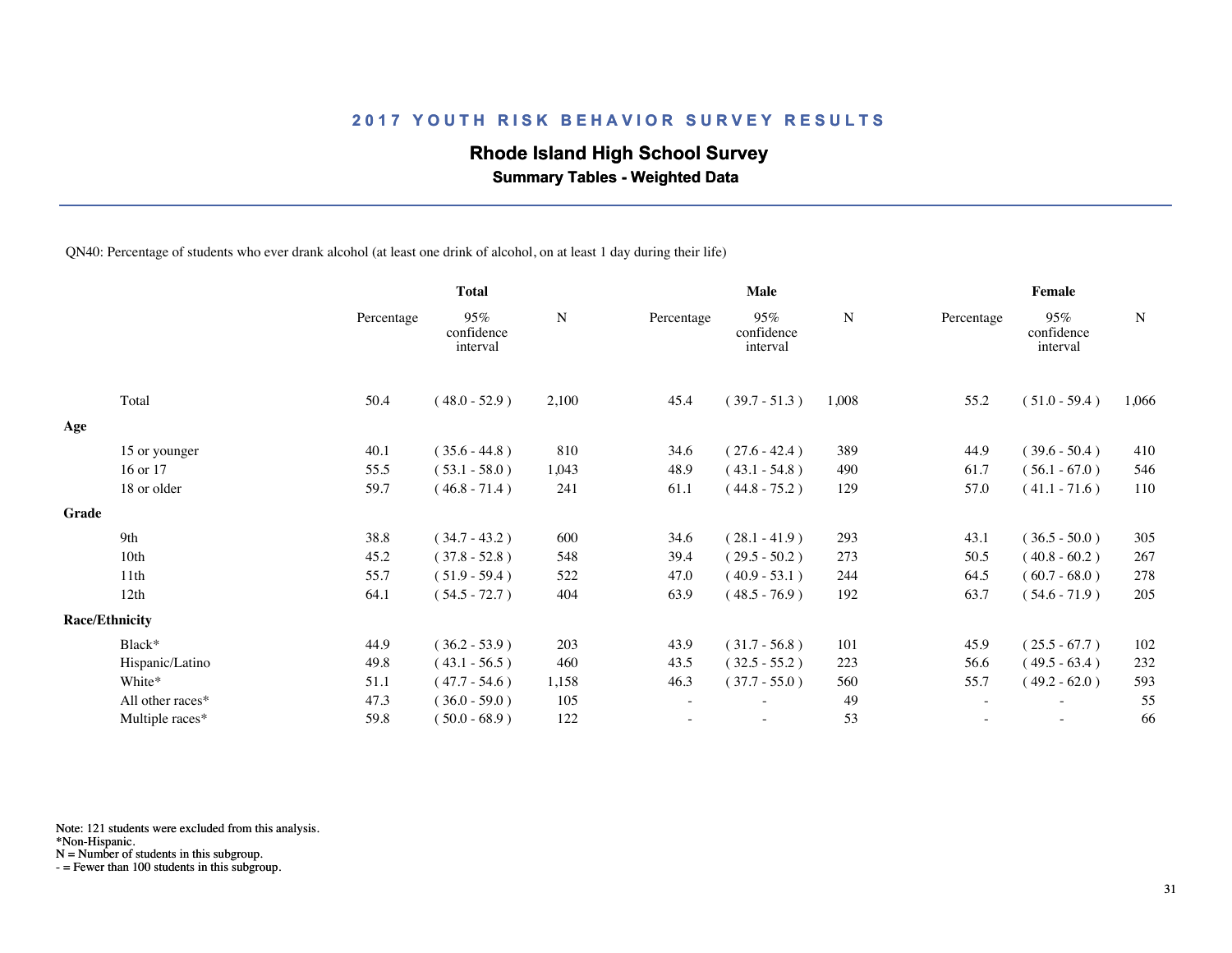## 2017 YOUTH RISK BEHAVIOR SURVEY RESULTS

### Rhode Island High School Survey

**Summary Tables - Weighted Data**

QN40: Percentage of students who ever drank alcohol (at least one drink of alcohol, on at least 1 day during their life)

| | Total | | | Male | | | Female | | |
|---|---|---|---|---|---|---|---|---|---|
| | Percentage | 95% confidence interval | N | Percentage | 95% confidence interval | N | Percentage | 95% confidence interval | N |
| Total | 50.4 | ( 48.0 - 52.9 ) | 2,100 | 45.4 | ( 39.7 - 51.3 ) | 1,008 | 55.2 | ( 51.0 - 59.4 ) | 1,066 |
| **Age** | | | | | | | | | |
| 15 or younger | 40.1 | ( 35.6 - 44.8 ) | 810 | 34.6 | ( 27.6 - 42.4 ) | 389 | 44.9 | ( 39.6 - 50.4 ) | 410 |
| 16 or 17 | 55.5 | ( 53.1 - 58.0 ) | 1,043 | 48.9 | ( 43.1 - 54.8 ) | 490 | 61.7 | ( 56.1 - 67.0 ) | 546 |
| 18 or older | 59.7 | ( 46.8 - 71.4 ) | 241 | 61.1 | ( 44.8 - 75.2 ) | 129 | 57.0 | ( 41.1 - 71.6 ) | 110 |
| **Grade** | | | | | | | | | |
| 9th | 38.8 | ( 34.7 - 43.2 ) | 600 | 34.6 | ( 28.1 - 41.9 ) | 293 | 43.1 | ( 36.5 - 50.0 ) | 305 |
| 10th | 45.2 | ( 37.8 - 52.8 ) | 548 | 39.4 | ( 29.5 - 50.2 ) | 273 | 50.5 | ( 40.8 - 60.2 ) | 267 |
| 11th | 55.7 | ( 51.9 - 59.4 ) | 522 | 47.0 | ( 40.9 - 53.1 ) | 244 | 64.5 | ( 60.7 - 68.0 ) | 278 |
| 12th | 64.1 | ( 54.5 - 72.7 ) | 404 | 63.9 | ( 48.5 - 76.9 ) | 192 | 63.7 | ( 54.6 - 71.9 ) | 205 |
| **Race/Ethnicity** | | | | | | | | | |
| Black* | 44.9 | ( 36.2 - 53.9 ) | 203 | 43.9 | ( 31.7 - 56.8 ) | 101 | 45.9 | ( 25.5 - 67.7 ) | 102 |
| Hispanic/Latino | 49.8 | ( 43.1 - 56.5 ) | 460 | 43.5 | ( 32.5 - 55.2 ) | 223 | 56.6 | ( 49.5 - 63.4 ) | 232 |
| White* | 51.1 | ( 47.7 - 54.6 ) | 1,158 | 46.3 | ( 37.7 - 55.0 ) | 560 | 55.7 | ( 49.2 - 62.0 ) | 593 |
| All other races* | 47.3 | ( 36.0 - 59.0 ) | 105 | - | - | 49 | - | - | 55 |
| Multiple races* | 59.8 | ( 50.0 - 68.9 ) | 122 | - | - | 53 | - | - | 66 |

Note: 121 students were excluded from this analysis.
*Non-Hispanic.
N = Number of students in this subgroup.
- = Fewer than 100 students in this subgroup.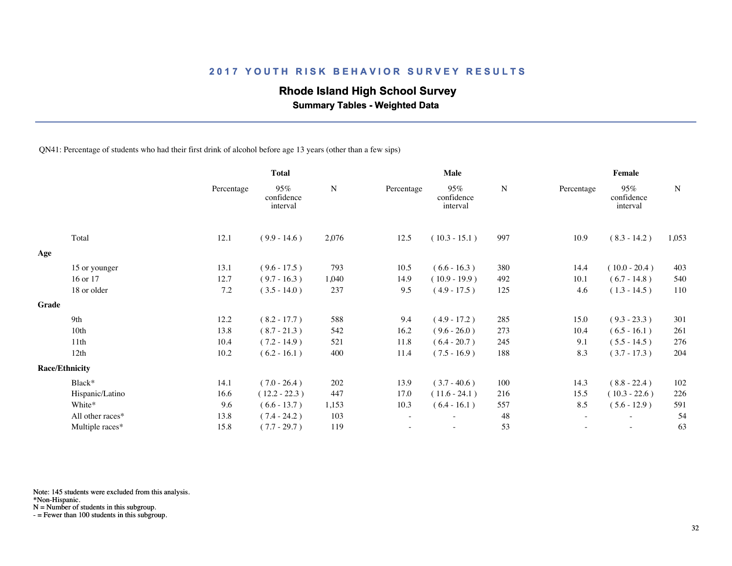## 2017 YOUTH RISK BEHAVIOR SURVEY RESULTS

### Rhode Island High School Survey

**Summary Tables - Weighted Data**

QN41: Percentage of students who had their first drink of alcohol before age 13 years (other than a few sips)

| | Total | | | Male | | | Female | | |
|---|---|---|---|---|---|---|---|---|---|
| | Percentage | 95% confidence interval | N | Percentage | 95% confidence interval | N | Percentage | 95% confidence interval | N |
| Total | 12.1 | ( 9.9 - 14.6 ) | 2,076 | 12.5 | ( 10.3 - 15.1 ) | 997 | 10.9 | ( 8.3 - 14.2 ) | 1,053 |
| **Age** | | | | | | | | | |
| 15 or younger | 13.1 | ( 9.6 - 17.5 ) | 793 | 10.5 | ( 6.6 - 16.3 ) | 380 | 14.4 | ( 10.0 - 20.4 ) | 403 |
| 16 or 17 | 12.7 | ( 9.7 - 16.3 ) | 1,040 | 14.9 | ( 10.9 - 19.9 ) | 492 | 10.1 | ( 6.7 - 14.8 ) | 540 |
| 18 or older | 7.2 | ( 3.5 - 14.0 ) | 237 | 9.5 | ( 4.9 - 17.5 ) | 125 | 4.6 | ( 1.3 - 14.5 ) | 110 |
| **Grade** | | | | | | | | | |
| 9th | 12.2 | ( 8.2 - 17.7 ) | 588 | 9.4 | ( 4.9 - 17.2 ) | 285 | 15.0 | ( 9.3 - 23.3 ) | 301 |
| 10th | 13.8 | ( 8.7 - 21.3 ) | 542 | 16.2 | ( 9.6 - 26.0 ) | 273 | 10.4 | ( 6.5 - 16.1 ) | 261 |
| 11th | 10.4 | ( 7.2 - 14.9 ) | 521 | 11.8 | ( 6.4 - 20.7 ) | 245 | 9.1 | ( 5.5 - 14.5 ) | 276 |
| 12th | 10.2 | ( 6.2 - 16.1 ) | 400 | 11.4 | ( 7.5 - 16.9 ) | 188 | 8.3 | ( 3.7 - 17.3 ) | 204 |
| **Race/Ethnicity** | | | | | | | | | |
| Black* | 14.1 | ( 7.0 - 26.4 ) | 202 | 13.9 | ( 3.7 - 40.6 ) | 100 | 14.3 | ( 8.8 - 22.4 ) | 102 |
| Hispanic/Latino | 16.6 | ( 12.2 - 22.3 ) | 447 | 17.0 | ( 11.6 - 24.1 ) | 216 | 15.5 | ( 10.3 - 22.6 ) | 226 |
| White* | 9.6 | ( 6.6 - 13.7 ) | 1,153 | 10.3 | ( 6.4 - 16.1 ) | 557 | 8.5 | ( 5.6 - 12.9 ) | 591 |
| All other races* | 13.8 | ( 7.4 - 24.2 ) | 103 | - | - | 48 | - | - | 54 |
| Multiple races* | 15.8 | ( 7.7 - 29.7 ) | 119 | - | - | 53 | - | - | 63 |

Note: 145 students were excluded from this analysis.
*Non-Hispanic.
N = Number of students in this subgroup.
- = Fewer than 100 students in this subgroup.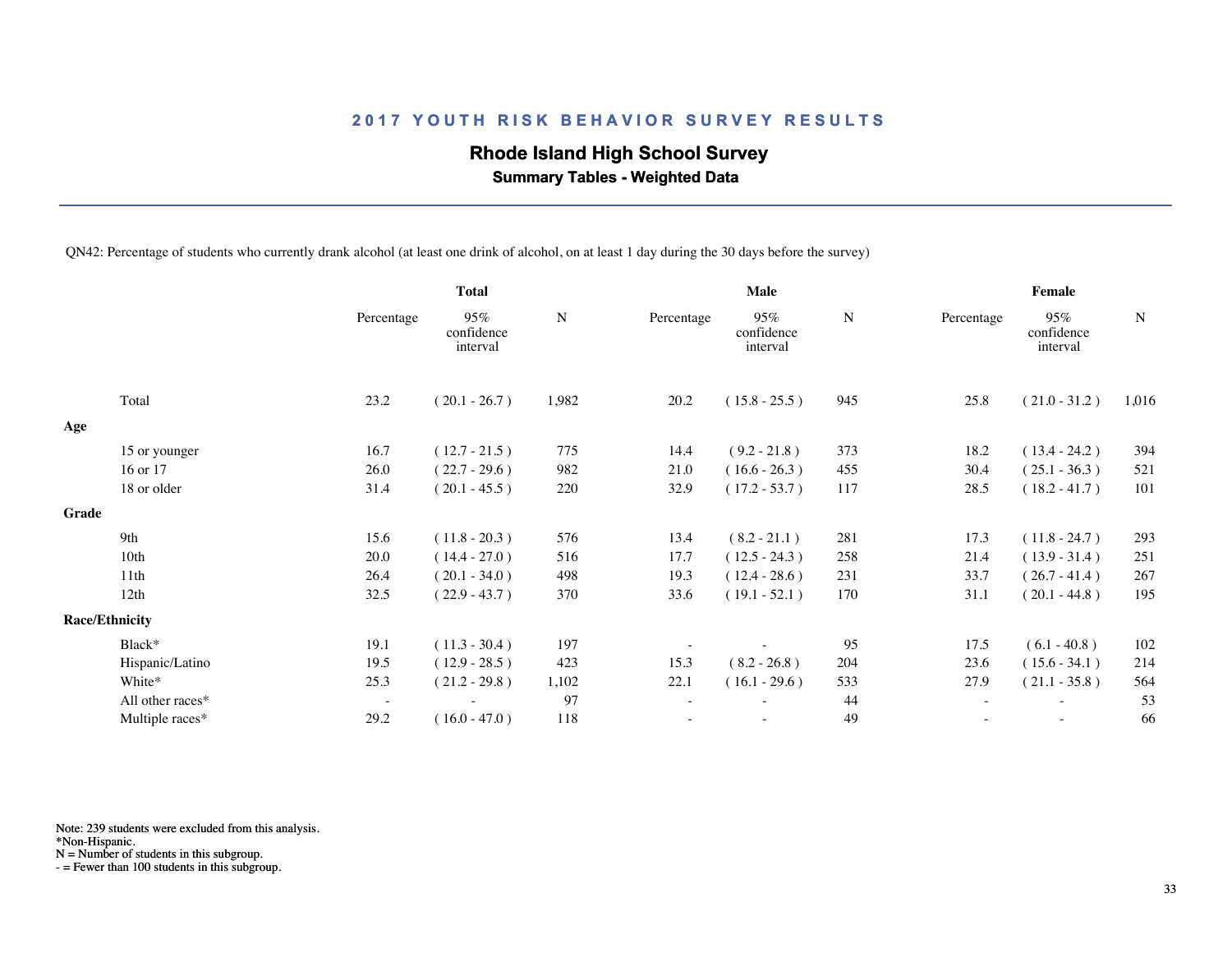# 2017 YOUTH RISK BEHAVIOR SURVEY RESULTS

## Rhode Island High School Survey

### Summary Tables - Weighted Data

QN42: Percentage of students who currently drank alcohol (at least one drink of alcohol, on at least 1 day during the 30 days before the survey)

| | Total | | | Male | | | Female | | |
|---|---|---|---|---|---|---|---|---|---|
| | Percentage | 95% confidence interval | N | Percentage | 95% confidence interval | N | Percentage | 95% confidence interval | N |
| Total | 23.2 | ( 20.1 - 26.7 ) | 1,982 | 20.2 | ( 15.8 - 25.5 ) | 945 | 25.8 | ( 21.0 - 31.2 ) | 1,016 |
| **Age** | | | | | | | | | |
| 15 or younger | 16.7 | ( 12.7 - 21.5 ) | 775 | 14.4 | ( 9.2 - 21.8 ) | 373 | 18.2 | ( 13.4 - 24.2 ) | 394 |
| 16 or 17 | 26.0 | ( 22.7 - 29.6 ) | 982 | 21.0 | ( 16.6 - 26.3 ) | 455 | 30.4 | ( 25.1 - 36.3 ) | 521 |
| 18 or older | 31.4 | ( 20.1 - 45.5 ) | 220 | 32.9 | ( 17.2 - 53.7 ) | 117 | 28.5 | ( 18.2 - 41.7 ) | 101 |
| **Grade** | | | | | | | | | |
| 9th | 15.6 | ( 11.8 - 20.3 ) | 576 | 13.4 | ( 8.2 - 21.1 ) | 281 | 17.3 | ( 11.8 - 24.7 ) | 293 |
| 10th | 20.0 | ( 14.4 - 27.0 ) | 516 | 17.7 | ( 12.5 - 24.3 ) | 258 | 21.4 | ( 13.9 - 31.4 ) | 251 |
| 11th | 26.4 | ( 20.1 - 34.0 ) | 498 | 19.3 | ( 12.4 - 28.6 ) | 231 | 33.7 | ( 26.7 - 41.4 ) | 267 |
| 12th | 32.5 | ( 22.9 - 43.7 ) | 370 | 33.6 | ( 19.1 - 52.1 ) | 170 | 31.1 | ( 20.1 - 44.8 ) | 195 |
| **Race/Ethnicity** | | | | | | | | | |
| Black* | 19.1 | ( 11.3 - 30.4 ) | 197 | - | - | 95 | 17.5 | ( 6.1 - 40.8 ) | 102 |
| Hispanic/Latino | 19.5 | ( 12.9 - 28.5 ) | 423 | 15.3 | ( 8.2 - 26.8 ) | 204 | 23.6 | ( 15.6 - 34.1 ) | 214 |
| White* | 25.3 | ( 21.2 - 29.8 ) | 1,102 | 22.1 | ( 16.1 - 29.6 ) | 533 | 27.9 | ( 21.1 - 35.8 ) | 564 |
| All other races* | - | - | 97 | - | - | 44 | - | - | 53 |
| Multiple races* | 29.2 | ( 16.0 - 47.0 ) | 118 | - | - | 49 | - | - | 66 |

Note: 239 students were excluded from this analysis.
*Non-Hispanic.
N = Number of students in this subgroup.
- = Fewer than 100 students in this subgroup.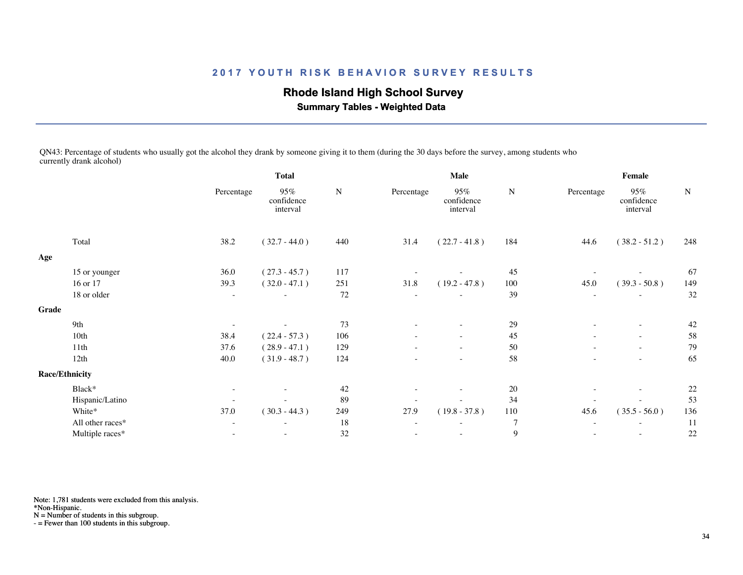## 2017 YOUTH RISK BEHAVIOR SURVEY RESULTS

### Rhode Island High School Survey

**Summary Tables - Weighted Data**

QN43: Percentage of students who usually got the alcohol they drank by someone giving it to them (during the 30 days before the survey, among students who currently drank alcohol)

| | Total | | | Male | | | Female | | |
|---|---|---|---|---|---|---|---|---|---|
| | Percentage | 95% confidence interval | N | Percentage | 95% confidence interval | N | Percentage | 95% confidence interval | N |
| Total | 38.2 | ( 32.7 - 44.0 ) | 440 | 31.4 | ( 22.7 - 41.8 ) | 184 | 44.6 | ( 38.2 - 51.2 ) | 248 |
| **Age** | | | | | | | | | |
| 15 or younger | 36.0 | ( 27.3 - 45.7 ) | 117 | - | - | 45 | - | - | 67 |
| 16 or 17 | 39.3 | ( 32.0 - 47.1 ) | 251 | 31.8 | ( 19.2 - 47.8 ) | 100 | 45.0 | ( 39.3 - 50.8 ) | 149 |
| 18 or older | - | - | 72 | - | - | 39 | - | - | 32 |
| **Grade** | | | | | | | | | |
| 9th | - | - | 73 | - | - | 29 | - | - | 42 |
| 10th | 38.4 | ( 22.4 - 57.3 ) | 106 | - | - | 45 | - | - | 58 |
| 11th | 37.6 | ( 28.9 - 47.1 ) | 129 | - | - | 50 | - | - | 79 |
| 12th | 40.0 | ( 31.9 - 48.7 ) | 124 | - | - | 58 | - | - | 65 |
| **Race/Ethnicity** | | | | | | | | | |
| Black* | - | - | 42 | - | - | 20 | - | - | 22 |
| Hispanic/Latino | - | - | 89 | - | - | 34 | - | - | 53 |
| White* | 37.0 | ( 30.3 - 44.3 ) | 249 | 27.9 | ( 19.8 - 37.8 ) | 110 | 45.6 | ( 35.5 - 56.0 ) | 136 |
| All other races* | - | - | 18 | - | - | 7 | - | - | 11 |
| Multiple races* | - | - | 32 | - | - | 9 | - | - | 22 |

Note: 1,781 students were excluded from this analysis.
*Non-Hispanic.
N = Number of students in this subgroup.
- = Fewer than 100 students in this subgroup.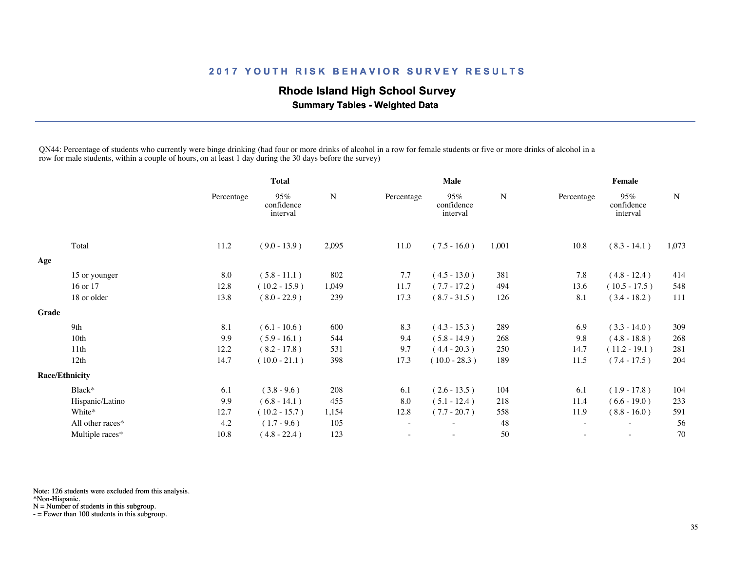## 2017 YOUTH RISK BEHAVIOR SURVEY RESULTS

### Rhode Island High School Survey

**Summary Tables - Weighted Data**

QN44: Percentage of students who currently were binge drinking (had four or more drinks of alcohol in a row for female students or five or more drinks of alcohol in a row for male students, within a couple of hours, on at least 1 day during the 30 days before the survey)

| | Total | | | Male | | | Female | | |
|---|---|---|---|---|---|---|---|---|---|
| | Percentage | 95% confidence interval | N | Percentage | 95% confidence interval | N | Percentage | 95% confidence interval | N |
| Total | 11.2 | ( 9.0 - 13.9 ) | 2,095 | 11.0 | ( 7.5 - 16.0 ) | 1,001 | 10.8 | ( 8.3 - 14.1 ) | 1,073 |
| **Age** | | | | | | | | | |
| 15 or younger | 8.0 | ( 5.8 - 11.1 ) | 802 | 7.7 | ( 4.5 - 13.0 ) | 381 | 7.8 | ( 4.8 - 12.4 ) | 414 |
| 16 or 17 | 12.8 | ( 10.2 - 15.9 ) | 1,049 | 11.7 | ( 7.7 - 17.2 ) | 494 | 13.6 | ( 10.5 - 17.5 ) | 548 |
| 18 or older | 13.8 | ( 8.0 - 22.9 ) | 239 | 17.3 | ( 8.7 - 31.5 ) | 126 | 8.1 | ( 3.4 - 18.2 ) | 111 |
| **Grade** | | | | | | | | | |
| 9th | 8.1 | ( 6.1 - 10.6 ) | 600 | 8.3 | ( 4.3 - 15.3 ) | 289 | 6.9 | ( 3.3 - 14.0 ) | 309 |
| 10th | 9.9 | ( 5.9 - 16.1 ) | 544 | 9.4 | ( 5.8 - 14.9 ) | 268 | 9.8 | ( 4.8 - 18.8 ) | 268 |
| 11th | 12.2 | ( 8.2 - 17.8 ) | 531 | 9.7 | ( 4.4 - 20.3 ) | 250 | 14.7 | ( 11.2 - 19.1 ) | 281 |
| 12th | 14.7 | ( 10.0 - 21.1 ) | 398 | 17.3 | ( 10.0 - 28.3 ) | 189 | 11.5 | ( 7.4 - 17.5 ) | 204 |
| **Race/Ethnicity** | | | | | | | | | |
| Black* | 6.1 | ( 3.8 - 9.6 ) | 208 | 6.1 | ( 2.6 - 13.5 ) | 104 | 6.1 | ( 1.9 - 17.8 ) | 104 |
| Hispanic/Latino | 9.9 | ( 6.8 - 14.1 ) | 455 | 8.0 | ( 5.1 - 12.4 ) | 218 | 11.4 | ( 6.6 - 19.0 ) | 233 |
| White* | 12.7 | ( 10.2 - 15.7 ) | 1,154 | 12.8 | ( 7.7 - 20.7 ) | 558 | 11.9 | ( 8.8 - 16.0 ) | 591 |
| All other races* | 4.2 | ( 1.7 - 9.6 ) | 105 | - | - | 48 | - | - | 56 |
| Multiple races* | 10.8 | ( 4.8 - 22.4 ) | 123 | - | - | 50 | - | - | 70 |

Note: 126 students were excluded from this analysis.
*Non-Hispanic.
N = Number of students in this subgroup.
- = Fewer than 100 students in this subgroup.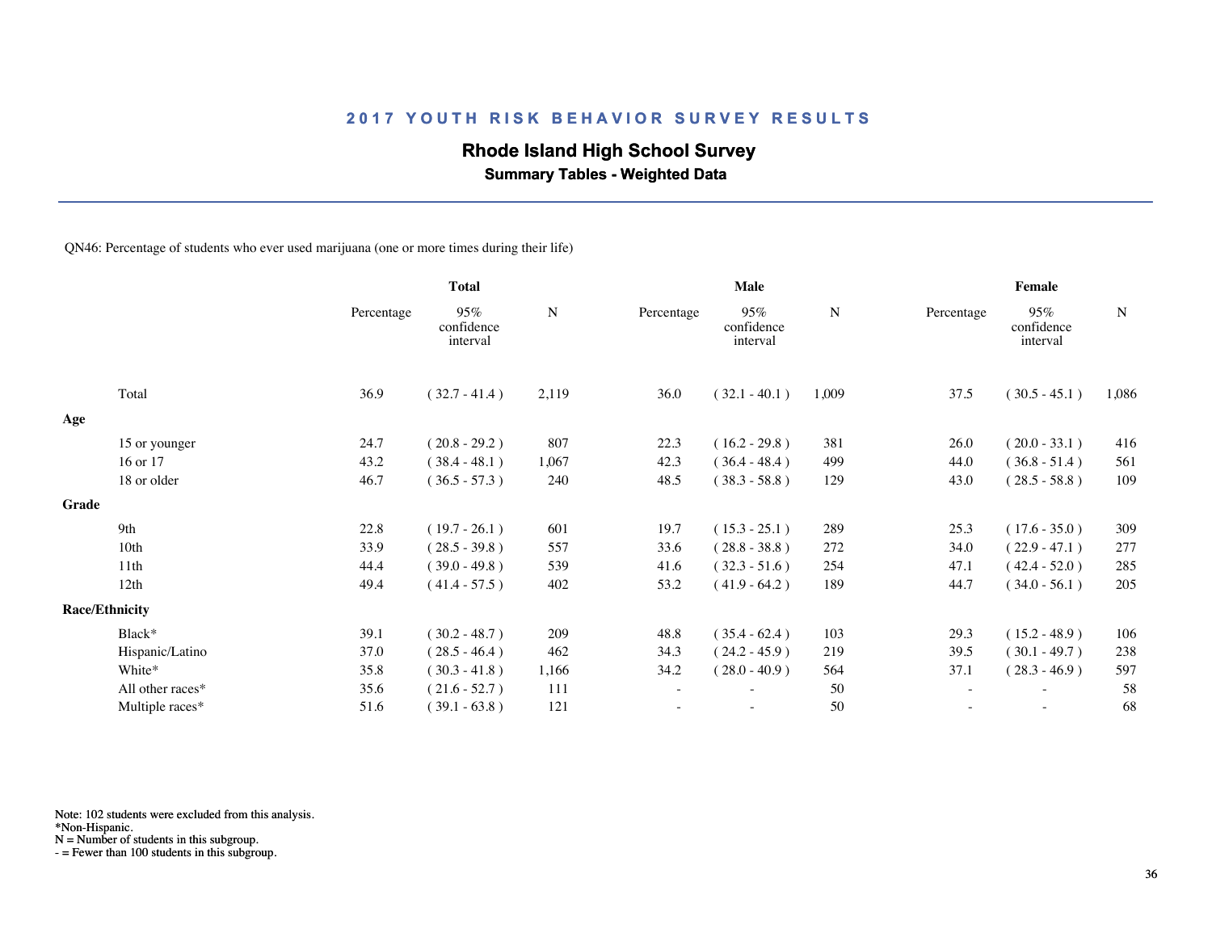## 2017 YOUTH RISK BEHAVIOR SURVEY RESULTS

### Rhode Island High School Survey

**Summary Tables - Weighted Data**

QN46: Percentage of students who ever used marijuana (one or more times during their life)

| | Total | | | Male | | | Female | | |
|---|---|---|---|---|---|---|---|---|---|
| | Percentage | 95% confidence interval | N | Percentage | 95% confidence interval | N | Percentage | 95% confidence interval | N |
| Total | 36.9 | ( 32.7 - 41.4 ) | 2,119 | 36.0 | ( 32.1 - 40.1 ) | 1,009 | 37.5 | ( 30.5 - 45.1 ) | 1,086 |
| **Age** | | | | | | | | | |
| 15 or younger | 24.7 | ( 20.8 - 29.2 ) | 807 | 22.3 | ( 16.2 - 29.8 ) | 381 | 26.0 | ( 20.0 - 33.1 ) | 416 |
| 16 or 17 | 43.2 | ( 38.4 - 48.1 ) | 1,067 | 42.3 | ( 36.4 - 48.4 ) | 499 | 44.0 | ( 36.8 - 51.4 ) | 561 |
| 18 or older | 46.7 | ( 36.5 - 57.3 ) | 240 | 48.5 | ( 38.3 - 58.8 ) | 129 | 43.0 | ( 28.5 - 58.8 ) | 109 |
| **Grade** | | | | | | | | | |
| 9th | 22.8 | ( 19.7 - 26.1 ) | 601 | 19.7 | ( 15.3 - 25.1 ) | 289 | 25.3 | ( 17.6 - 35.0 ) | 309 |
| 10th | 33.9 | ( 28.5 - 39.8 ) | 557 | 33.6 | ( 28.8 - 38.8 ) | 272 | 34.0 | ( 22.9 - 47.1 ) | 277 |
| 11th | 44.4 | ( 39.0 - 49.8 ) | 539 | 41.6 | ( 32.3 - 51.6 ) | 254 | 47.1 | ( 42.4 - 52.0 ) | 285 |
| 12th | 49.4 | ( 41.4 - 57.5 ) | 402 | 53.2 | ( 41.9 - 64.2 ) | 189 | 44.7 | ( 34.0 - 56.1 ) | 205 |
| **Race/Ethnicity** | | | | | | | | | |
| Black* | 39.1 | ( 30.2 - 48.7 ) | 209 | 48.8 | ( 35.4 - 62.4 ) | 103 | 29.3 | ( 15.2 - 48.9 ) | 106 |
| Hispanic/Latino | 37.0 | ( 28.5 - 46.4 ) | 462 | 34.3 | ( 24.2 - 45.9 ) | 219 | 39.5 | ( 30.1 - 49.7 ) | 238 |
| White* | 35.8 | ( 30.3 - 41.8 ) | 1,166 | 34.2 | ( 28.0 - 40.9 ) | 564 | 37.1 | ( 28.3 - 46.9 ) | 597 |
| All other races* | 35.6 | ( 21.6 - 52.7 ) | 111 | - | - | 50 | - | - | 58 |
| Multiple races* | 51.6 | ( 39.1 - 63.8 ) | 121 | - | - | 50 | - | - | 68 |

Note: 102 students were excluded from this analysis.
*Non-Hispanic.
N = Number of students in this subgroup.
- = Fewer than 100 students in this subgroup.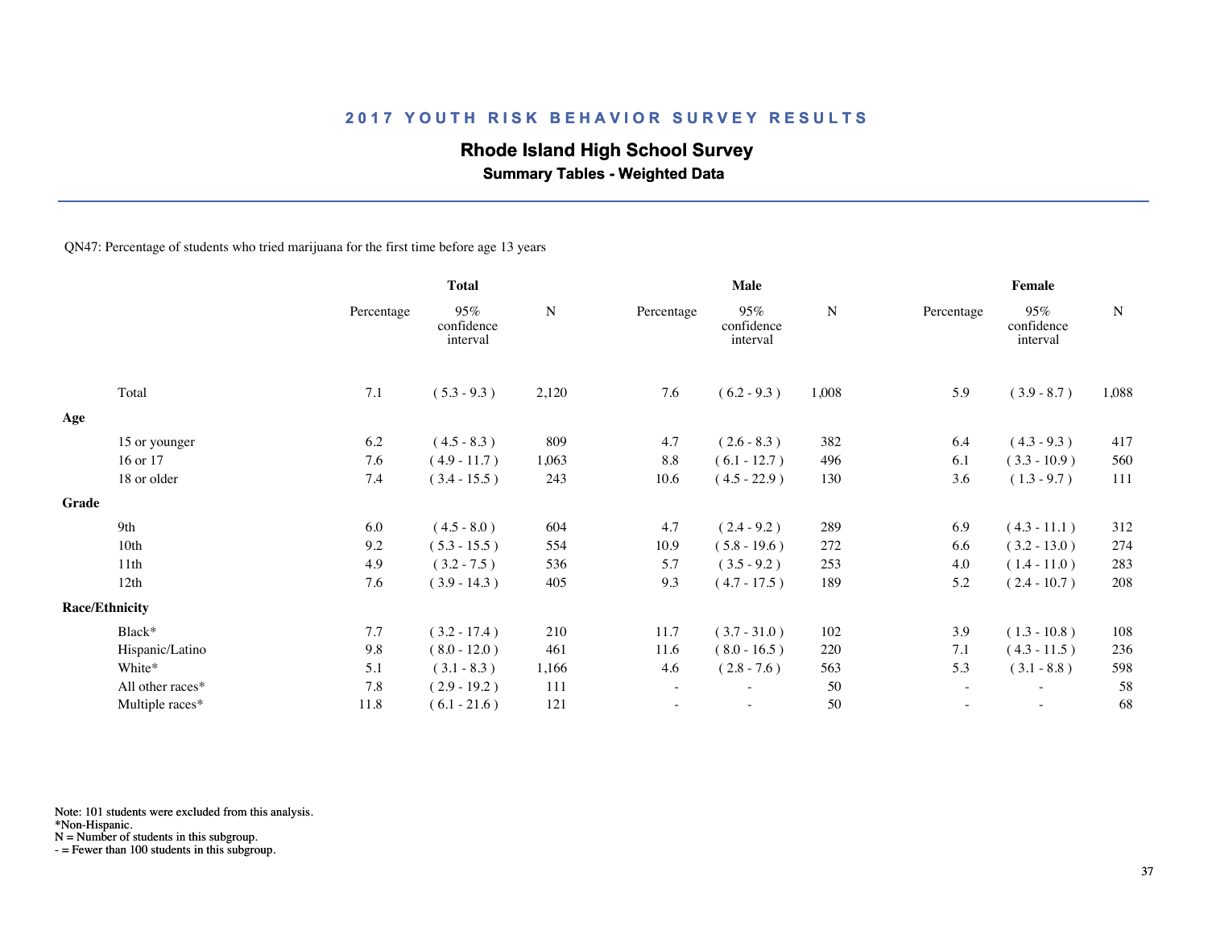## 2017 YOUTH RISK BEHAVIOR SURVEY RESULTS

**Rhode Island High School Survey**

**Summary Tables - Weighted Data**

QN47: Percentage of students who tried marijuana for the first time before age 13 years

| | Total | | | Male | | | Female | | |
|---|---|---|---|---|---|---|---|---|---|
| | Percentage | 95% confidence interval | N | Percentage | 95% confidence interval | N | Percentage | 95% confidence interval | N |
| Total | 7.1 | ( 5.3 - 9.3 ) | 2,120 | 7.6 | ( 6.2 - 9.3 ) | 1,008 | 5.9 | ( 3.9 - 8.7 ) | 1,088 |
| **Age** | | | | | | | | | |
| 15 or younger | 6.2 | ( 4.5 - 8.3 ) | 809 | 4.7 | ( 2.6 - 8.3 ) | 382 | 6.4 | ( 4.3 - 9.3 ) | 417 |
| 16 or 17 | 7.6 | ( 4.9 - 11.7 ) | 1,063 | 8.8 | ( 6.1 - 12.7 ) | 496 | 6.1 | ( 3.3 - 10.9 ) | 560 |
| 18 or older | 7.4 | ( 3.4 - 15.5 ) | 243 | 10.6 | ( 4.5 - 22.9 ) | 130 | 3.6 | ( 1.3 - 9.7 ) | 111 |
| **Grade** | | | | | | | | | |
| 9th | 6.0 | ( 4.5 - 8.0 ) | 604 | 4.7 | ( 2.4 - 9.2 ) | 289 | 6.9 | ( 4.3 - 11.1 ) | 312 |
| 10th | 9.2 | ( 5.3 - 15.5 ) | 554 | 10.9 | ( 5.8 - 19.6 ) | 272 | 6.6 | ( 3.2 - 13.0 ) | 274 |
| 11th | 4.9 | ( 3.2 - 7.5 ) | 536 | 5.7 | ( 3.5 - 9.2 ) | 253 | 4.0 | ( 1.4 - 11.0 ) | 283 |
| 12th | 7.6 | ( 3.9 - 14.3 ) | 405 | 9.3 | ( 4.7 - 17.5 ) | 189 | 5.2 | ( 2.4 - 10.7 ) | 208 |
| **Race/Ethnicity** | | | | | | | | | |
| Black* | 7.7 | ( 3.2 - 17.4 ) | 210 | 11.7 | ( 3.7 - 31.0 ) | 102 | 3.9 | ( 1.3 - 10.8 ) | 108 |
| Hispanic/Latino | 9.8 | ( 8.0 - 12.0 ) | 461 | 11.6 | ( 8.0 - 16.5 ) | 220 | 7.1 | ( 4.3 - 11.5 ) | 236 |
| White* | 5.1 | ( 3.1 - 8.3 ) | 1,166 | 4.6 | ( 2.8 - 7.6 ) | 563 | 5.3 | ( 3.1 - 8.8 ) | 598 |
| All other races* | 7.8 | ( 2.9 - 19.2 ) | 111 | - | - | 50 | - | - | 58 |
| Multiple races* | 11.8 | ( 6.1 - 21.6 ) | 121 | - | - | 50 | - | - | 68 |

Note: 101 students were excluded from this analysis.
*Non-Hispanic.
N = Number of students in this subgroup.
- = Fewer than 100 students in this subgroup.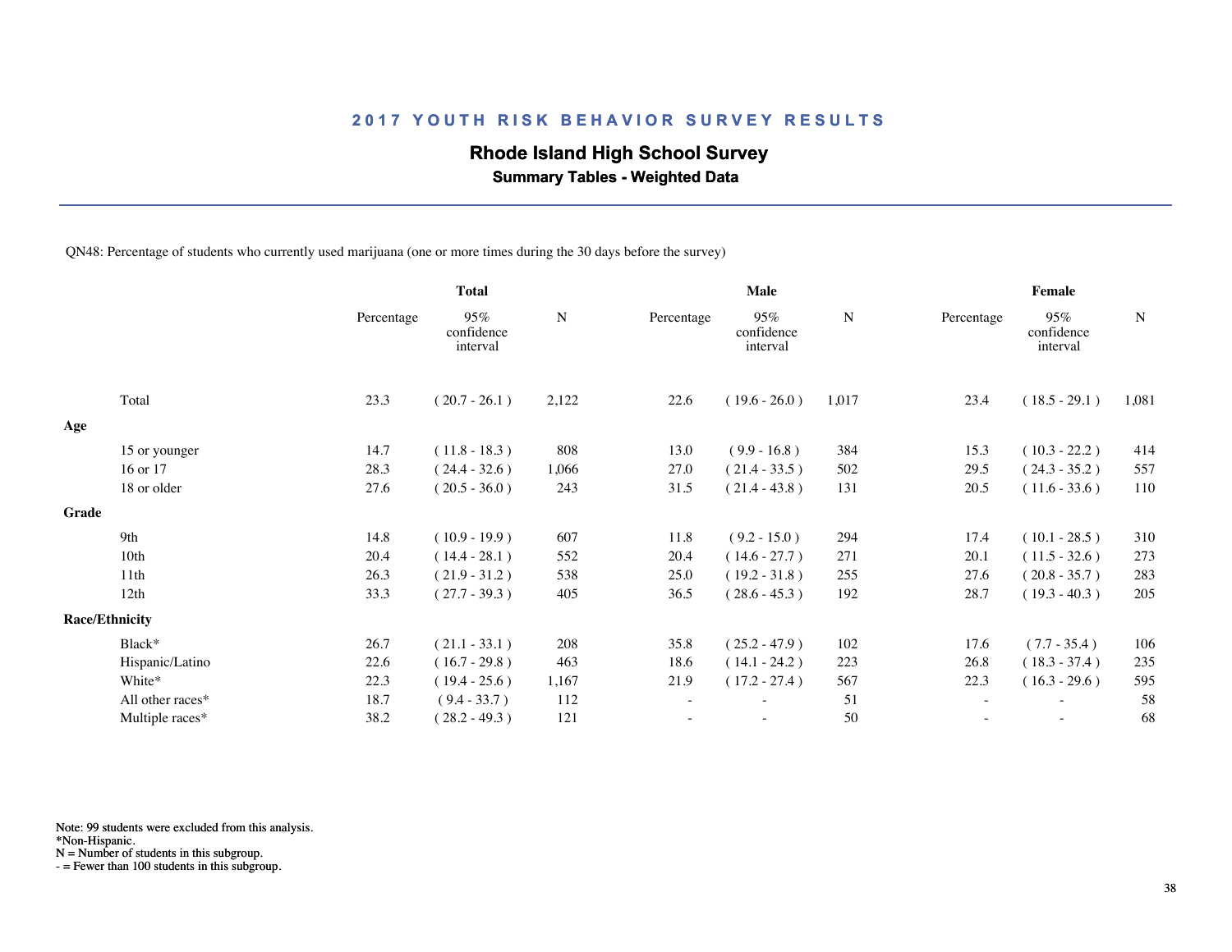## 2017 YOUTH RISK BEHAVIOR SURVEY RESULTS

### Rhode Island High School Survey

**Summary Tables - Weighted Data**

QN48: Percentage of students who currently used marijuana (one or more times during the 30 days before the survey)

| | Total | | | Male | | | Female | | |
|---|---|---|---|---|---|---|---|---|---|
| | Percentage | 95% confidence interval | N | Percentage | 95% confidence interval | N | Percentage | 95% confidence interval | N |
| Total | 23.3 | ( 20.7 - 26.1 ) | 2,122 | 22.6 | ( 19.6 - 26.0 ) | 1,017 | 23.4 | ( 18.5 - 29.1 ) | 1,081 |
| **Age** | | | | | | | | | |
| 15 or younger | 14.7 | ( 11.8 - 18.3 ) | 808 | 13.0 | ( 9.9 - 16.8 ) | 384 | 15.3 | ( 10.3 - 22.2 ) | 414 |
| 16 or 17 | 28.3 | ( 24.4 - 32.6 ) | 1,066 | 27.0 | ( 21.4 - 33.5 ) | 502 | 29.5 | ( 24.3 - 35.2 ) | 557 |
| 18 or older | 27.6 | ( 20.5 - 36.0 ) | 243 | 31.5 | ( 21.4 - 43.8 ) | 131 | 20.5 | ( 11.6 - 33.6 ) | 110 |
| **Grade** | | | | | | | | | |
| 9th | 14.8 | ( 10.9 - 19.9 ) | 607 | 11.8 | ( 9.2 - 15.0 ) | 294 | 17.4 | ( 10.1 - 28.5 ) | 310 |
| 10th | 20.4 | ( 14.4 - 28.1 ) | 552 | 20.4 | ( 14.6 - 27.7 ) | 271 | 20.1 | ( 11.5 - 32.6 ) | 273 |
| 11th | 26.3 | ( 21.9 - 31.2 ) | 538 | 25.0 | ( 19.2 - 31.8 ) | 255 | 27.6 | ( 20.8 - 35.7 ) | 283 |
| 12th | 33.3 | ( 27.7 - 39.3 ) | 405 | 36.5 | ( 28.6 - 45.3 ) | 192 | 28.7 | ( 19.3 - 40.3 ) | 205 |
| **Race/Ethnicity** | | | | | | | | | |
| Black* | 26.7 | ( 21.1 - 33.1 ) | 208 | 35.8 | ( 25.2 - 47.9 ) | 102 | 17.6 | ( 7.7 - 35.4 ) | 106 |
| Hispanic/Latino | 22.6 | ( 16.7 - 29.8 ) | 463 | 18.6 | ( 14.1 - 24.2 ) | 223 | 26.8 | ( 18.3 - 37.4 ) | 235 |
| White* | 22.3 | ( 19.4 - 25.6 ) | 1,167 | 21.9 | ( 17.2 - 27.4 ) | 567 | 22.3 | ( 16.3 - 29.6 ) | 595 |
| All other races* | 18.7 | ( 9.4 - 33.7 ) | 112 | - | - | 51 | - | - | 58 |
| Multiple races* | 38.2 | ( 28.2 - 49.3 ) | 121 | - | - | 50 | - | - | 68 |

Note: 99 students were excluded from this analysis.
*Non-Hispanic.
N = Number of students in this subgroup.
- = Fewer than 100 students in this subgroup.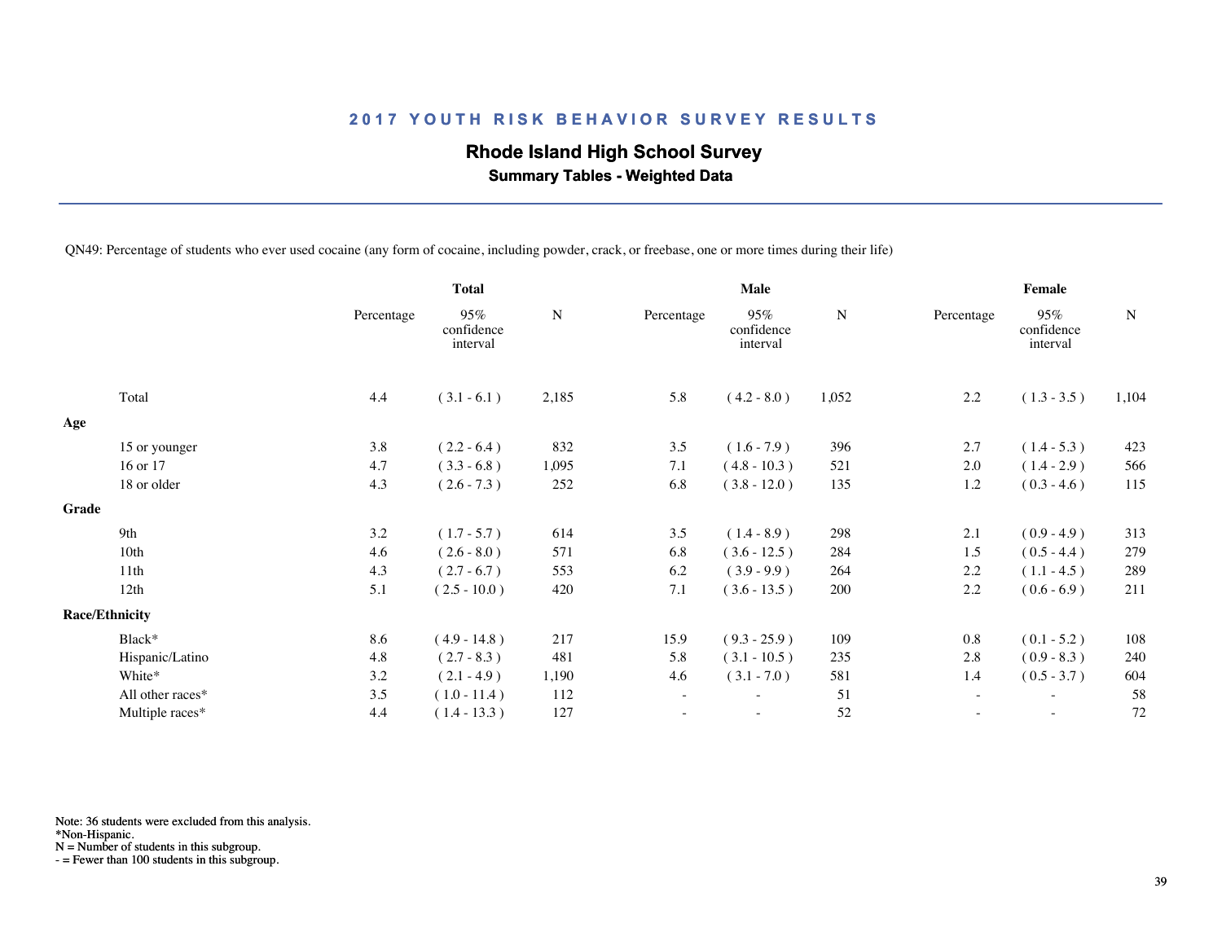## 2017 YOUTH RISK BEHAVIOR SURVEY RESULTS

### Rhode Island High School Survey

**Summary Tables - Weighted Data**

QN49: Percentage of students who ever used cocaine (any form of cocaine, including powder, crack, or freebase, one or more times during their life)

| | Total | | | Male | | | Female | | |
|---|---|---|---|---|---|---|---|---|---|
| | Percentage | 95% confidence interval | N | Percentage | 95% confidence interval | N | Percentage | 95% confidence interval | N |
| Total | 4.4 | ( 3.1 - 6.1 ) | 2,185 | 5.8 | ( 4.2 - 8.0 ) | 1,052 | 2.2 | ( 1.3 - 3.5 ) | 1,104 |
| **Age** | | | | | | | | | |
| 15 or younger | 3.8 | ( 2.2 - 6.4 ) | 832 | 3.5 | ( 1.6 - 7.9 ) | 396 | 2.7 | ( 1.4 - 5.3 ) | 423 |
| 16 or 17 | 4.7 | ( 3.3 - 6.8 ) | 1,095 | 7.1 | ( 4.8 - 10.3 ) | 521 | 2.0 | ( 1.4 - 2.9 ) | 566 |
| 18 or older | 4.3 | ( 2.6 - 7.3 ) | 252 | 6.8 | ( 3.8 - 12.0 ) | 135 | 1.2 | ( 0.3 - 4.6 ) | 115 |
| **Grade** | | | | | | | | | |
| 9th | 3.2 | ( 1.7 - 5.7 ) | 614 | 3.5 | ( 1.4 - 8.9 ) | 298 | 2.1 | ( 0.9 - 4.9 ) | 313 |
| 10th | 4.6 | ( 2.6 - 8.0 ) | 571 | 6.8 | ( 3.6 - 12.5 ) | 284 | 1.5 | ( 0.5 - 4.4 ) | 279 |
| 11th | 4.3 | ( 2.7 - 6.7 ) | 553 | 6.2 | ( 3.9 - 9.9 ) | 264 | 2.2 | ( 1.1 - 4.5 ) | 289 |
| 12th | 5.1 | ( 2.5 - 10.0 ) | 420 | 7.1 | ( 3.6 - 13.5 ) | 200 | 2.2 | ( 0.6 - 6.9 ) | 211 |
| **Race/Ethnicity** | | | | | | | | | |
| Black* | 8.6 | ( 4.9 - 14.8 ) | 217 | 15.9 | ( 9.3 - 25.9 ) | 109 | 0.8 | ( 0.1 - 5.2 ) | 108 |
| Hispanic/Latino | 4.8 | ( 2.7 - 8.3 ) | 481 | 5.8 | ( 3.1 - 10.5 ) | 235 | 2.8 | ( 0.9 - 8.3 ) | 240 |
| White* | 3.2 | ( 2.1 - 4.9 ) | 1,190 | 4.6 | ( 3.1 - 7.0 ) | 581 | 1.4 | ( 0.5 - 3.7 ) | 604 |
| All other races* | 3.5 | ( 1.0 - 11.4 ) | 112 | - | - | 51 | - | - | 58 |
| Multiple races* | 4.4 | ( 1.4 - 13.3 ) | 127 | - | - | 52 | - | - | 72 |

Note: 36 students were excluded from this analysis.
*Non-Hispanic.
N = Number of students in this subgroup.
- = Fewer than 100 students in this subgroup.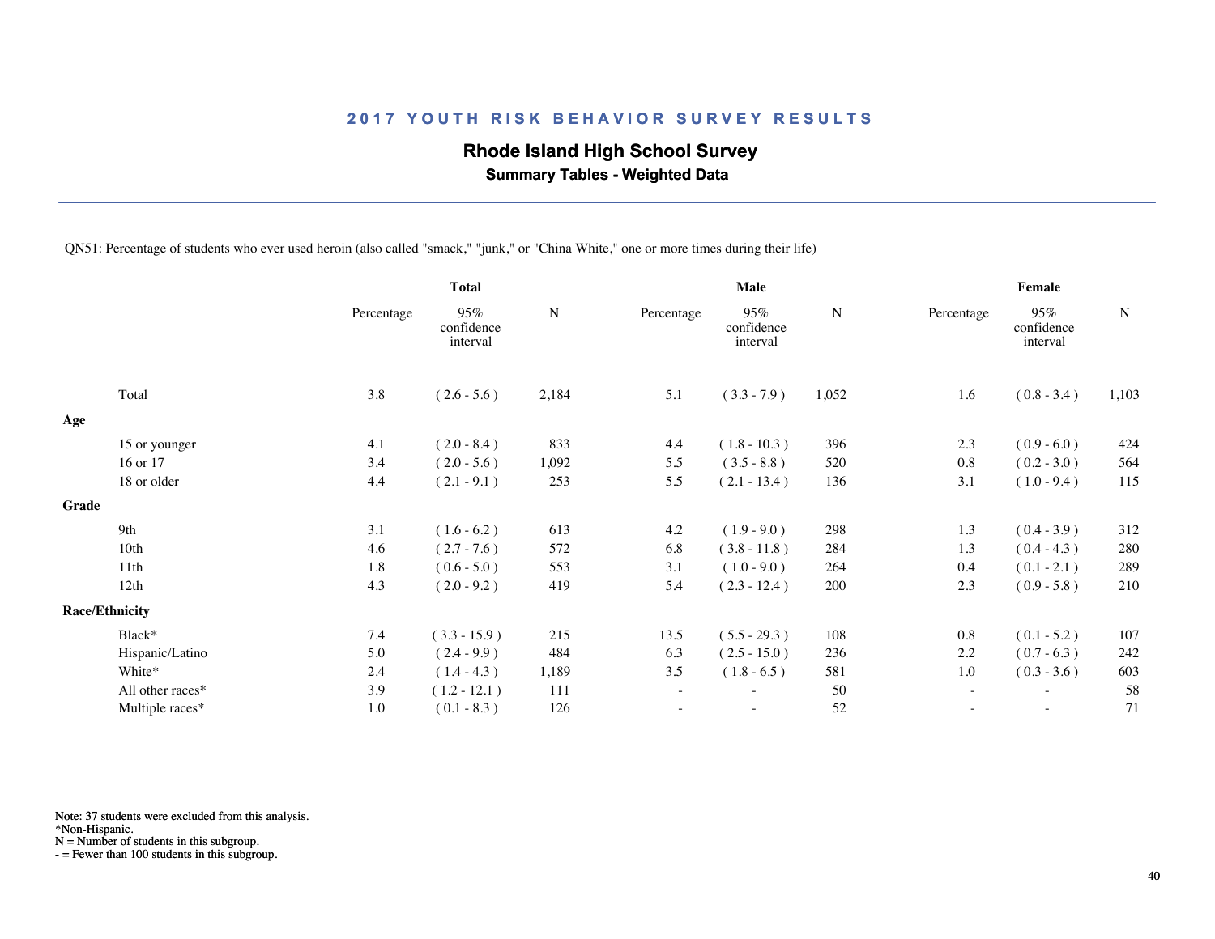## 2017 YOUTH RISK BEHAVIOR SURVEY RESULTS

### Rhode Island High School Survey

**Summary Tables - Weighted Data**

QN51: Percentage of students who ever used heroin (also called "smack," "junk," or "China White," one or more times during their life)

| | Total | | | Male | | | Female | | |
|---|---|---|---|---|---|---|---|---|---|
| | Percentage | 95% confidence interval | N | Percentage | 95% confidence interval | N | Percentage | 95% confidence interval | N |
| Total | 3.8 | ( 2.6 - 5.6 ) | 2,184 | 5.1 | ( 3.3 - 7.9 ) | 1,052 | 1.6 | ( 0.8 - 3.4 ) | 1,103 |
| **Age** | | | | | | | | | |
| 15 or younger | 4.1 | ( 2.0 - 8.4 ) | 833 | 4.4 | ( 1.8 - 10.3 ) | 396 | 2.3 | ( 0.9 - 6.0 ) | 424 |
| 16 or 17 | 3.4 | ( 2.0 - 5.6 ) | 1,092 | 5.5 | ( 3.5 - 8.8 ) | 520 | 0.8 | ( 0.2 - 3.0 ) | 564 |
| 18 or older | 4.4 | ( 2.1 - 9.1 ) | 253 | 5.5 | ( 2.1 - 13.4 ) | 136 | 3.1 | ( 1.0 - 9.4 ) | 115 |
| **Grade** | | | | | | | | | |
| 9th | 3.1 | ( 1.6 - 6.2 ) | 613 | 4.2 | ( 1.9 - 9.0 ) | 298 | 1.3 | ( 0.4 - 3.9 ) | 312 |
| 10th | 4.6 | ( 2.7 - 7.6 ) | 572 | 6.8 | ( 3.8 - 11.8 ) | 284 | 1.3 | ( 0.4 - 4.3 ) | 280 |
| 11th | 1.8 | ( 0.6 - 5.0 ) | 553 | 3.1 | ( 1.0 - 9.0 ) | 264 | 0.4 | ( 0.1 - 2.1 ) | 289 |
| 12th | 4.3 | ( 2.0 - 9.2 ) | 419 | 5.4 | ( 2.3 - 12.4 ) | 200 | 2.3 | ( 0.9 - 5.8 ) | 210 |
| **Race/Ethnicity** | | | | | | | | | |
| Black* | 7.4 | ( 3.3 - 15.9 ) | 215 | 13.5 | ( 5.5 - 29.3 ) | 108 | 0.8 | ( 0.1 - 5.2 ) | 107 |
| Hispanic/Latino | 5.0 | ( 2.4 - 9.9 ) | 484 | 6.3 | ( 2.5 - 15.0 ) | 236 | 2.2 | ( 0.7 - 6.3 ) | 242 |
| White* | 2.4 | ( 1.4 - 4.3 ) | 1,189 | 3.5 | ( 1.8 - 6.5 ) | 581 | 1.0 | ( 0.3 - 3.6 ) | 603 |
| All other races* | 3.9 | ( 1.2 - 12.1 ) | 111 | - | - | 50 | - | - | 58 |
| Multiple races* | 1.0 | ( 0.1 - 8.3 ) | 126 | - | - | 52 | - | - | 71 |

Note: 37 students were excluded from this analysis.
*Non-Hispanic.
N = Number of students in this subgroup.
- = Fewer than 100 students in this subgroup.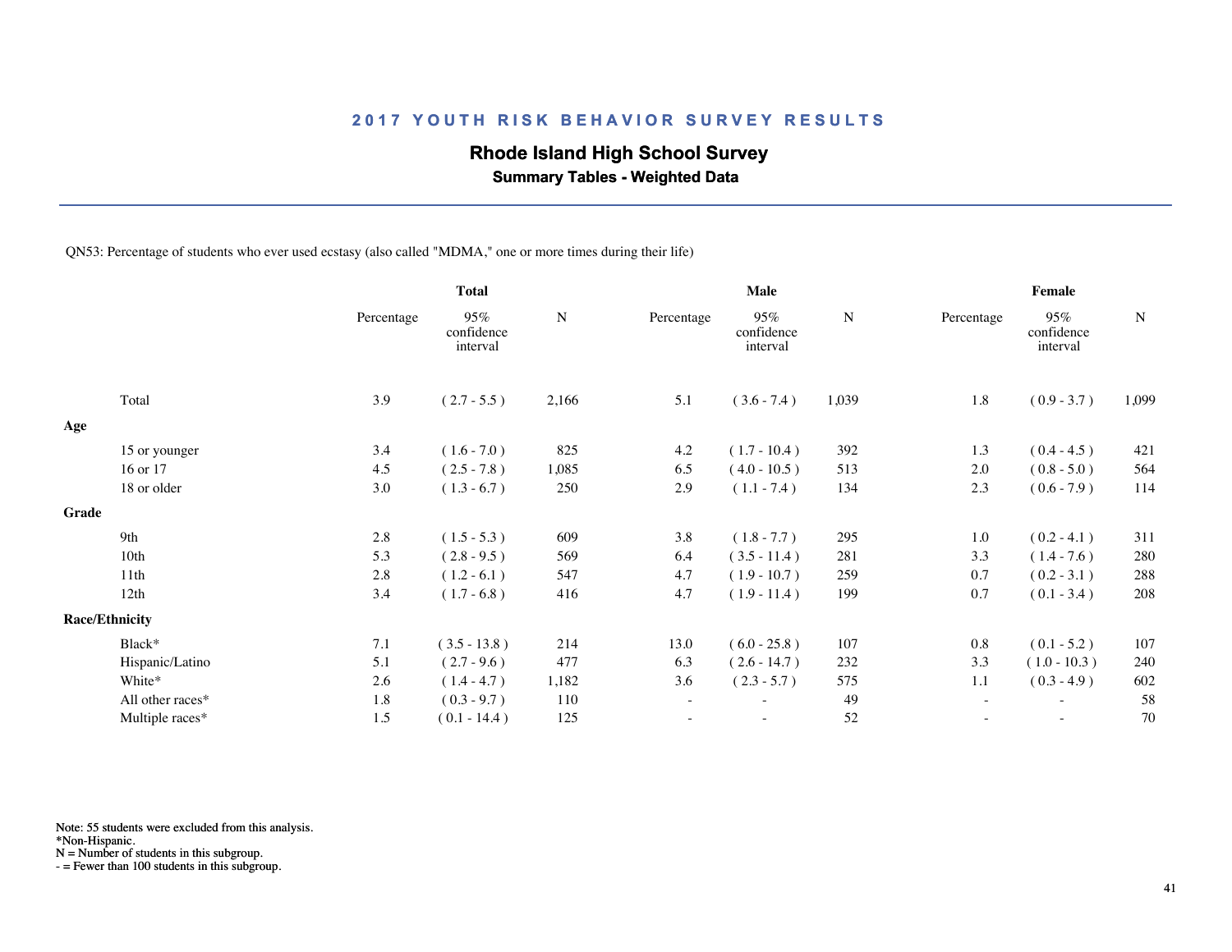# 2017 YOUTH RISK BEHAVIOR SURVEY RESULTS

## Rhode Island High School Survey

### Summary Tables - Weighted Data

QN53: Percentage of students who ever used ecstasy (also called "MDMA," one or more times during their life)

| | Total | | | Male | | | Female | | |
|---|---|---|---|---|---|---|---|---|---|
| | Percentage | 95% confidence interval | N | Percentage | 95% confidence interval | N | Percentage | 95% confidence interval | N |
| Total | 3.9 | ( 2.7 - 5.5 ) | 2,166 | 5.1 | ( 3.6 - 7.4 ) | 1,039 | 1.8 | ( 0.9 - 3.7 ) | 1,099 |
| **Age** | | | | | | | | | |
| 15 or younger | 3.4 | ( 1.6 - 7.0 ) | 825 | 4.2 | ( 1.7 - 10.4 ) | 392 | 1.3 | ( 0.4 - 4.5 ) | 421 |
| 16 or 17 | 4.5 | ( 2.5 - 7.8 ) | 1,085 | 6.5 | ( 4.0 - 10.5 ) | 513 | 2.0 | ( 0.8 - 5.0 ) | 564 |
| 18 or older | 3.0 | ( 1.3 - 6.7 ) | 250 | 2.9 | ( 1.1 - 7.4 ) | 134 | 2.3 | ( 0.6 - 7.9 ) | 114 |
| **Grade** | | | | | | | | | |
| 9th | 2.8 | ( 1.5 - 5.3 ) | 609 | 3.8 | ( 1.8 - 7.7 ) | 295 | 1.0 | ( 0.2 - 4.1 ) | 311 |
| 10th | 5.3 | ( 2.8 - 9.5 ) | 569 | 6.4 | ( 3.5 - 11.4 ) | 281 | 3.3 | ( 1.4 - 7.6 ) | 280 |
| 11th | 2.8 | ( 1.2 - 6.1 ) | 547 | 4.7 | ( 1.9 - 10.7 ) | 259 | 0.7 | ( 0.2 - 3.1 ) | 288 |
| 12th | 3.4 | ( 1.7 - 6.8 ) | 416 | 4.7 | ( 1.9 - 11.4 ) | 199 | 0.7 | ( 0.1 - 3.4 ) | 208 |
| **Race/Ethnicity** | | | | | | | | | |
| Black* | 7.1 | ( 3.5 - 13.8 ) | 214 | 13.0 | ( 6.0 - 25.8 ) | 107 | 0.8 | ( 0.1 - 5.2 ) | 107 |
| Hispanic/Latino | 5.1 | ( 2.7 - 9.6 ) | 477 | 6.3 | ( 2.6 - 14.7 ) | 232 | 3.3 | ( 1.0 - 10.3 ) | 240 |
| White* | 2.6 | ( 1.4 - 4.7 ) | 1,182 | 3.6 | ( 2.3 - 5.7 ) | 575 | 1.1 | ( 0.3 - 4.9 ) | 602 |
| All other races* | 1.8 | ( 0.3 - 9.7 ) | 110 | - | - | 49 | - | - | 58 |
| Multiple races* | 1.5 | ( 0.1 - 14.4 ) | 125 | - | - | 52 | - | - | 70 |

Note: 55 students were excluded from this analysis.
*Non-Hispanic.
N = Number of students in this subgroup.
- = Fewer than 100 students in this subgroup.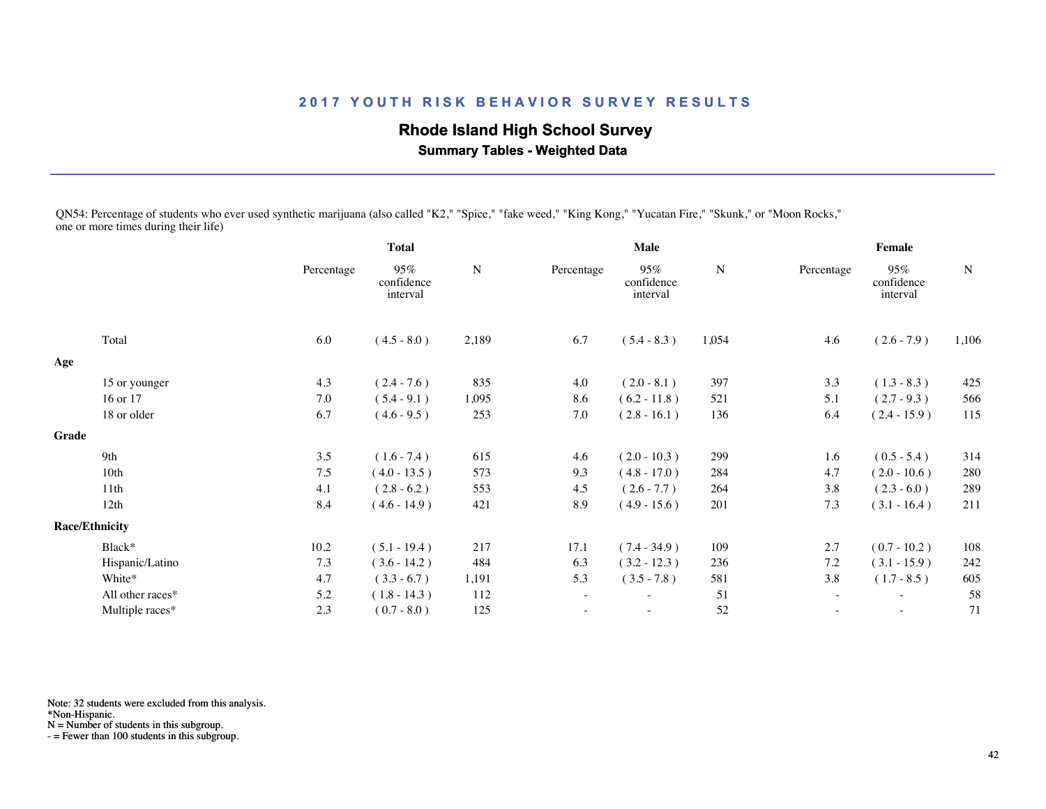## 2017 YOUTH RISK BEHAVIOR SURVEY RESULTS

### Rhode Island High School Survey

**Summary Tables - Weighted Data**

QN54: Percentage of students who ever used synthetic marijuana (also called "K2," "Spice," "fake weed," "King Kong," "Yucatan Fire," "Skunk," or "Moon Rocks," one or more times during their life)

| | Total | | | Male | | | Female | | |
|---|---|---|---|---|---|---|---|---|---|
| | Percentage | 95% confidence interval | N | Percentage | 95% confidence interval | N | Percentage | 95% confidence interval | N |
| Total | 6.0 | ( 4.5 - 8.0 ) | 2,189 | 6.7 | ( 5.4 - 8.3 ) | 1,054 | 4.6 | ( 2.6 - 7.9 ) | 1,106 |
| **Age** | | | | | | | | | |
| 15 or younger | 4.3 | ( 2.4 - 7.6 ) | 835 | 4.0 | ( 2.0 - 8.1 ) | 397 | 3.3 | ( 1.3 - 8.3 ) | 425 |
| 16 or 17 | 7.0 | ( 5.4 - 9.1 ) | 1,095 | 8.6 | ( 6.2 - 11.8 ) | 521 | 5.1 | ( 2.7 - 9.3 ) | 566 |
| 18 or older | 6.7 | ( 4.6 - 9.5 ) | 253 | 7.0 | ( 2.8 - 16.1 ) | 136 | 6.4 | ( 2.4 - 15.9 ) | 115 |
| **Grade** | | | | | | | | | |
| 9th | 3.5 | ( 1.6 - 7.4 ) | 615 | 4.6 | ( 2.0 - 10.3 ) | 299 | 1.6 | ( 0.5 - 5.4 ) | 314 |
| 10th | 7.5 | ( 4.0 - 13.5 ) | 573 | 9.3 | ( 4.8 - 17.0 ) | 284 | 4.7 | ( 2.0 - 10.6 ) | 280 |
| 11th | 4.1 | ( 2.8 - 6.2 ) | 553 | 4.5 | ( 2.6 - 7.7 ) | 264 | 3.8 | ( 2.3 - 6.0 ) | 289 |
| 12th | 8.4 | ( 4.6 - 14.9 ) | 421 | 8.9 | ( 4.9 - 15.6 ) | 201 | 7.3 | ( 3.1 - 16.4 ) | 211 |
| **Race/Ethnicity** | | | | | | | | | |
| Black* | 10.2 | ( 5.1 - 19.4 ) | 217 | 17.1 | ( 7.4 - 34.9 ) | 109 | 2.7 | ( 0.7 - 10.2 ) | 108 |
| Hispanic/Latino | 7.3 | ( 3.6 - 14.2 ) | 484 | 6.3 | ( 3.2 - 12.3 ) | 236 | 7.2 | ( 3.1 - 15.9 ) | 242 |
| White* | 4.7 | ( 3.3 - 6.7 ) | 1,191 | 5.3 | ( 3.5 - 7.8 ) | 581 | 3.8 | ( 1.7 - 8.5 ) | 605 |
| All other races* | 5.2 | ( 1.8 - 14.3 ) | 112 | - | - | 51 | - | - | 58 |
| Multiple races* | 2.3 | ( 0.7 - 8.0 ) | 125 | - | - | 52 | - | - | 71 |

Note: 32 students were excluded from this analysis.
*Non-Hispanic.
N = Number of students in this subgroup.
- = Fewer than 100 students in this subgroup.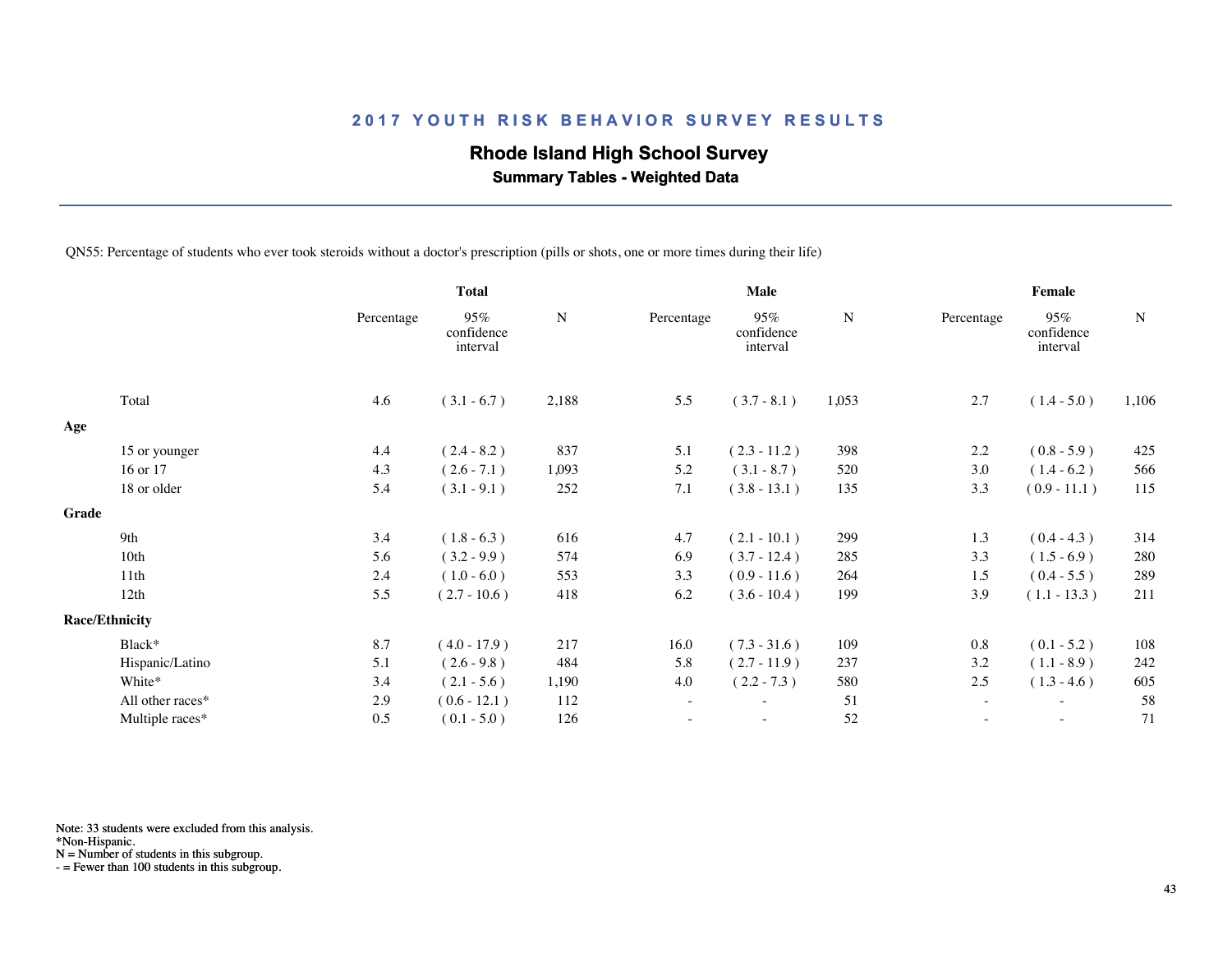## 2017 YOUTH RISK BEHAVIOR SURVEY RESULTS

### Rhode Island High School Survey

**Summary Tables - Weighted Data**

QN55: Percentage of students who ever took steroids without a doctor's prescription (pills or shots, one or more times during their life)

| | Total | | | Male | | | Female | | |
|---|---|---|---|---|---|---|---|---|---|
| | Percentage | 95% confidence interval | N | Percentage | 95% confidence interval | N | Percentage | 95% confidence interval | N |
| Total | 4.6 | ( 3.1 - 6.7 ) | 2,188 | 5.5 | ( 3.7 - 8.1 ) | 1,053 | 2.7 | ( 1.4 - 5.0 ) | 1,106 |
| **Age** | | | | | | | | | |
| 15 or younger | 4.4 | ( 2.4 - 8.2 ) | 837 | 5.1 | ( 2.3 - 11.2 ) | 398 | 2.2 | ( 0.8 - 5.9 ) | 425 |
| 16 or 17 | 4.3 | ( 2.6 - 7.1 ) | 1,093 | 5.2 | ( 3.1 - 8.7 ) | 520 | 3.0 | ( 1.4 - 6.2 ) | 566 |
| 18 or older | 5.4 | ( 3.1 - 9.1 ) | 252 | 7.1 | ( 3.8 - 13.1 ) | 135 | 3.3 | ( 0.9 - 11.1 ) | 115 |
| **Grade** | | | | | | | | | |
| 9th | 3.4 | ( 1.8 - 6.3 ) | 616 | 4.7 | ( 2.1 - 10.1 ) | 299 | 1.3 | ( 0.4 - 4.3 ) | 314 |
| 10th | 5.6 | ( 3.2 - 9.9 ) | 574 | 6.9 | ( 3.7 - 12.4 ) | 285 | 3.3 | ( 1.5 - 6.9 ) | 280 |
| 11th | 2.4 | ( 1.0 - 6.0 ) | 553 | 3.3 | ( 0.9 - 11.6 ) | 264 | 1.5 | ( 0.4 - 5.5 ) | 289 |
| 12th | 5.5 | ( 2.7 - 10.6 ) | 418 | 6.2 | ( 3.6 - 10.4 ) | 199 | 3.9 | ( 1.1 - 13.3 ) | 211 |
| **Race/Ethnicity** | | | | | | | | | |
| Black* | 8.7 | ( 4.0 - 17.9 ) | 217 | 16.0 | ( 7.3 - 31.6 ) | 109 | 0.8 | ( 0.1 - 5.2 ) | 108 |
| Hispanic/Latino | 5.1 | ( 2.6 - 9.8 ) | 484 | 5.8 | ( 2.7 - 11.9 ) | 237 | 3.2 | ( 1.1 - 8.9 ) | 242 |
| White* | 3.4 | ( 2.1 - 5.6 ) | 1,190 | 4.0 | ( 2.2 - 7.3 ) | 580 | 2.5 | ( 1.3 - 4.6 ) | 605 |
| All other races* | 2.9 | ( 0.6 - 12.1 ) | 112 | - | - | 51 | - | - | 58 |
| Multiple races* | 0.5 | ( 0.1 - 5.0 ) | 126 | - | - | 52 | - | - | 71 |

Note: 33 students were excluded from this analysis.
*Non-Hispanic.
N = Number of students in this subgroup.
- = Fewer than 100 students in this subgroup.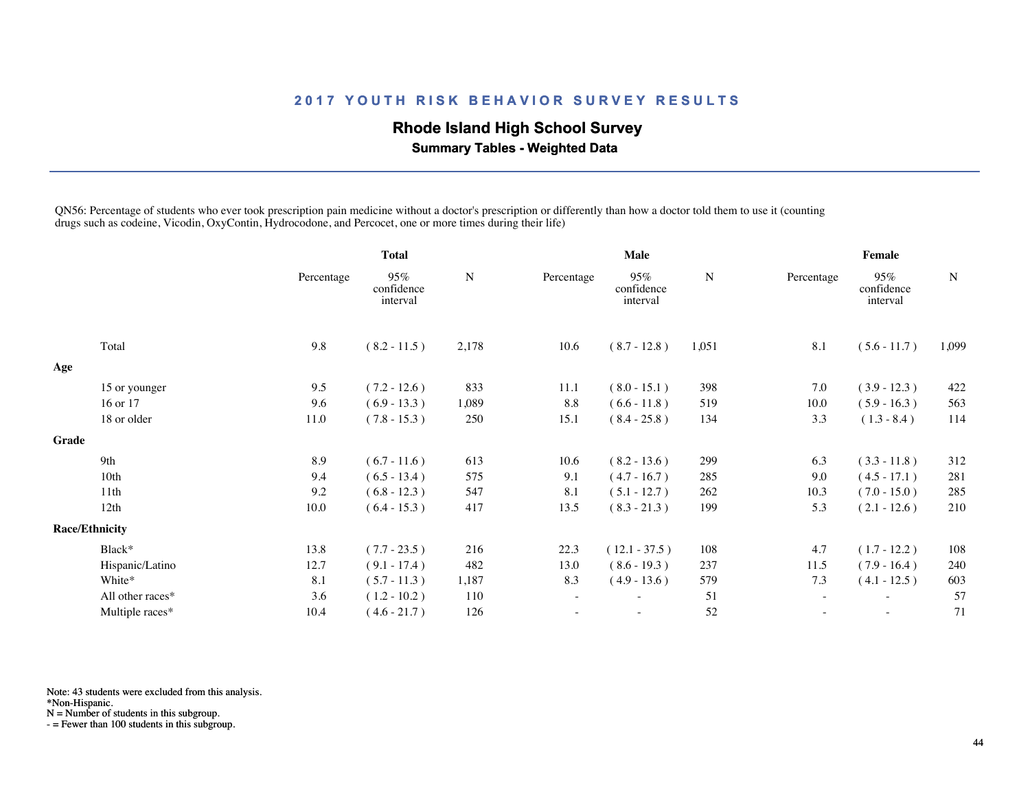## 2017 YOUTH RISK BEHAVIOR SURVEY RESULTS

# Rhode Island High School Survey

### Summary Tables - Weighted Data

QN56: Percentage of students who ever took prescription pain medicine without a doctor's prescription or differently than how a doctor told them to use it (counting drugs such as codeine, Vicodin, OxyContin, Hydrocodone, and Percocet, one or more times during their life)

| | Total | | | Male | | | Female | | |
|---|---|---|---|---|---|---|---|---|---|
| | Percentage | 95% confidence interval | N | Percentage | 95% confidence interval | N | Percentage | 95% confidence interval | N |
| Total | 9.8 | ( 8.2 - 11.5 ) | 2,178 | 10.6 | ( 8.7 - 12.8 ) | 1,051 | 8.1 | ( 5.6 - 11.7 ) | 1,099 |
| **Age** | | | | | | | | | |
| 15 or younger | 9.5 | ( 7.2 - 12.6 ) | 833 | 11.1 | ( 8.0 - 15.1 ) | 398 | 7.0 | ( 3.9 - 12.3 ) | 422 |
| 16 or 17 | 9.6 | ( 6.9 - 13.3 ) | 1,089 | 8.8 | ( 6.6 - 11.8 ) | 519 | 10.0 | ( 5.9 - 16.3 ) | 563 |
| 18 or older | 11.0 | ( 7.8 - 15.3 ) | 250 | 15.1 | ( 8.4 - 25.8 ) | 134 | 3.3 | ( 1.3 - 8.4 ) | 114 |
| **Grade** | | | | | | | | | |
| 9th | 8.9 | ( 6.7 - 11.6 ) | 613 | 10.6 | ( 8.2 - 13.6 ) | 299 | 6.3 | ( 3.3 - 11.8 ) | 312 |
| 10th | 9.4 | ( 6.5 - 13.4 ) | 575 | 9.1 | ( 4.7 - 16.7 ) | 285 | 9.0 | ( 4.5 - 17.1 ) | 281 |
| 11th | 9.2 | ( 6.8 - 12.3 ) | 547 | 8.1 | ( 5.1 - 12.7 ) | 262 | 10.3 | ( 7.0 - 15.0 ) | 285 |
| 12th | 10.0 | ( 6.4 - 15.3 ) | 417 | 13.5 | ( 8.3 - 21.3 ) | 199 | 5.3 | ( 2.1 - 12.6 ) | 210 |
| **Race/Ethnicity** | | | | | | | | | |
| Black* | 13.8 | ( 7.7 - 23.5 ) | 216 | 22.3 | ( 12.1 - 37.5 ) | 108 | 4.7 | ( 1.7 - 12.2 ) | 108 |
| Hispanic/Latino | 12.7 | ( 9.1 - 17.4 ) | 482 | 13.0 | ( 8.6 - 19.3 ) | 237 | 11.5 | ( 7.9 - 16.4 ) | 240 |
| White* | 8.1 | ( 5.7 - 11.3 ) | 1,187 | 8.3 | ( 4.9 - 13.6 ) | 579 | 7.3 | ( 4.1 - 12.5 ) | 603 |
| All other races* | 3.6 | ( 1.2 - 10.2 ) | 110 | - | - | 51 | - | - | 57 |
| Multiple races* | 10.4 | ( 4.6 - 21.7 ) | 126 | - | - | 52 | - | - | 71 |

Note: 43 students were excluded from this analysis.
*Non-Hispanic.
N = Number of students in this subgroup.
- = Fewer than 100 students in this subgroup.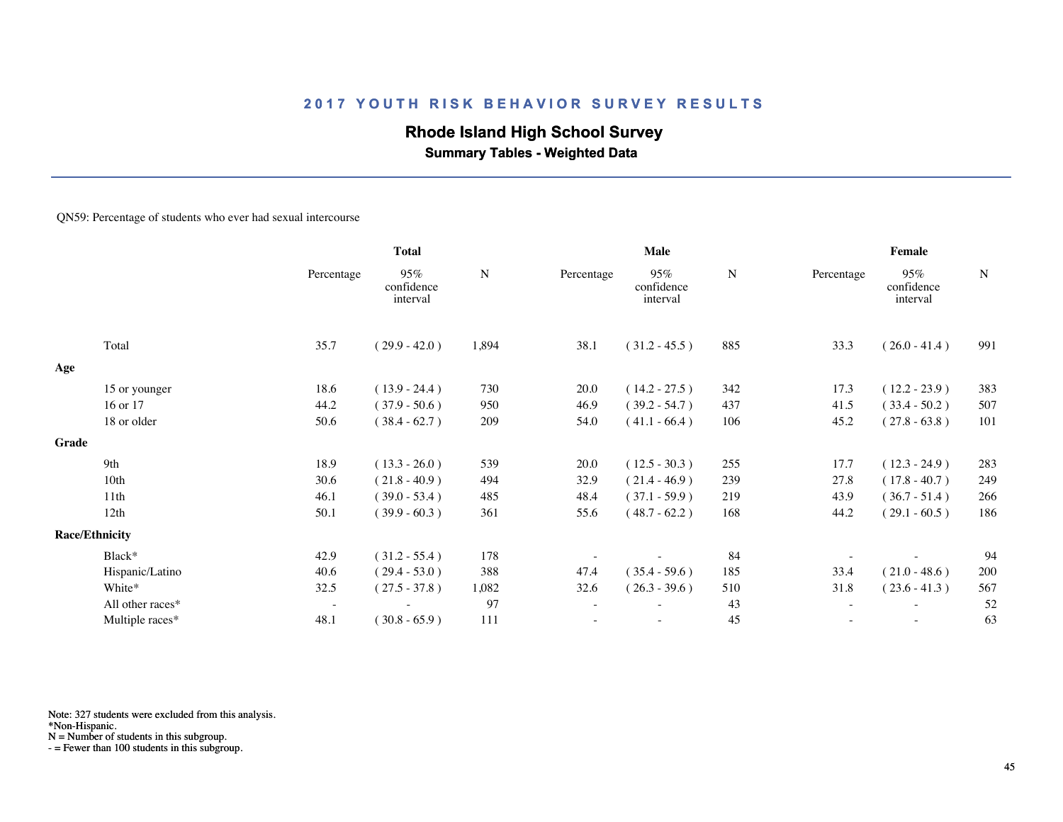## 2017 YOUTH RISK BEHAVIOR SURVEY RESULTS

### Rhode Island High School Survey

**Summary Tables - Weighted Data**

QN59: Percentage of students who ever had sexual intercourse

| | Total | | | Male | | | Female | | |
|---|---|---|---|---|---|---|---|---|---|
| | Percentage | 95% confidence interval | N | Percentage | 95% confidence interval | N | Percentage | 95% confidence interval | N |
| Total | 35.7 | ( 29.9 - 42.0 ) | 1,894 | 38.1 | ( 31.2 - 45.5 ) | 885 | 33.3 | ( 26.0 - 41.4 ) | 991 |
| **Age** | | | | | | | | | |
| 15 or younger | 18.6 | ( 13.9 - 24.4 ) | 730 | 20.0 | ( 14.2 - 27.5 ) | 342 | 17.3 | ( 12.2 - 23.9 ) | 383 |
| 16 or 17 | 44.2 | ( 37.9 - 50.6 ) | 950 | 46.9 | ( 39.2 - 54.7 ) | 437 | 41.5 | ( 33.4 - 50.2 ) | 507 |
| 18 or older | 50.6 | ( 38.4 - 62.7 ) | 209 | 54.0 | ( 41.1 - 66.4 ) | 106 | 45.2 | ( 27.8 - 63.8 ) | 101 |
| **Grade** | | | | | | | | | |
| 9th | 18.9 | ( 13.3 - 26.0 ) | 539 | 20.0 | ( 12.5 - 30.3 ) | 255 | 17.7 | ( 12.3 - 24.9 ) | 283 |
| 10th | 30.6 | ( 21.8 - 40.9 ) | 494 | 32.9 | ( 21.4 - 46.9 ) | 239 | 27.8 | ( 17.8 - 40.7 ) | 249 |
| 11th | 46.1 | ( 39.0 - 53.4 ) | 485 | 48.4 | ( 37.1 - 59.9 ) | 219 | 43.9 | ( 36.7 - 51.4 ) | 266 |
| 12th | 50.1 | ( 39.9 - 60.3 ) | 361 | 55.6 | ( 48.7 - 62.2 ) | 168 | 44.2 | ( 29.1 - 60.5 ) | 186 |
| **Race/Ethnicity** | | | | | | | | | |
| Black* | 42.9 | ( 31.2 - 55.4 ) | 178 | - | - | 84 | - | - | 94 |
| Hispanic/Latino | 40.6 | ( 29.4 - 53.0 ) | 388 | 47.4 | ( 35.4 - 59.6 ) | 185 | 33.4 | ( 21.0 - 48.6 ) | 200 |
| White* | 32.5 | ( 27.5 - 37.8 ) | 1,082 | 32.6 | ( 26.3 - 39.6 ) | 510 | 31.8 | ( 23.6 - 41.3 ) | 567 |
| All other races* | - | - | 97 | - | - | 43 | - | - | 52 |
| Multiple races* | 48.1 | ( 30.8 - 65.9 ) | 111 | - | - | 45 | - | - | 63 |

Note: 327 students were excluded from this analysis.
*Non-Hispanic.
N = Number of students in this subgroup.
- = Fewer than 100 students in this subgroup.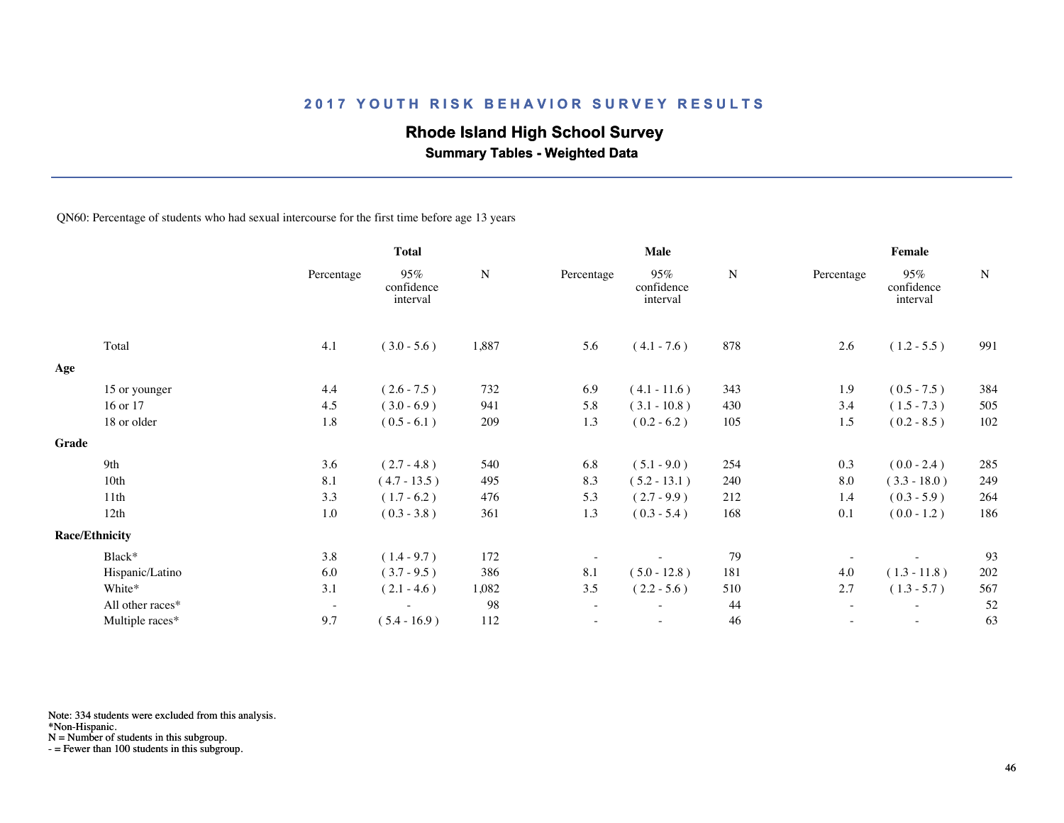## 2017 YOUTH RISK BEHAVIOR SURVEY RESULTS

### Rhode Island High School Survey

**Summary Tables - Weighted Data**

QN60: Percentage of students who had sexual intercourse for the first time before age 13 years

| | Total | | | Male | | | Female | | |
|---|---|---|---|---|---|---|---|---|---|
| | Percentage | 95% confidence interval | N | Percentage | 95% confidence interval | N | Percentage | 95% confidence interval | N |
| Total | 4.1 | ( 3.0 - 5.6 ) | 1,887 | 5.6 | ( 4.1 - 7.6 ) | 878 | 2.6 | ( 1.2 - 5.5 ) | 991 |
| **Age** | | | | | | | | | |
| 15 or younger | 4.4 | ( 2.6 - 7.5 ) | 732 | 6.9 | ( 4.1 - 11.6 ) | 343 | 1.9 | ( 0.5 - 7.5 ) | 384 |
| 16 or 17 | 4.5 | ( 3.0 - 6.9 ) | 941 | 5.8 | ( 3.1 - 10.8 ) | 430 | 3.4 | ( 1.5 - 7.3 ) | 505 |
| 18 or older | 1.8 | ( 0.5 - 6.1 ) | 209 | 1.3 | ( 0.2 - 6.2 ) | 105 | 1.5 | ( 0.2 - 8.5 ) | 102 |
| **Grade** | | | | | | | | | |
| 9th | 3.6 | ( 2.7 - 4.8 ) | 540 | 6.8 | ( 5.1 - 9.0 ) | 254 | 0.3 | ( 0.0 - 2.4 ) | 285 |
| 10th | 8.1 | ( 4.7 - 13.5 ) | 495 | 8.3 | ( 5.2 - 13.1 ) | 240 | 8.0 | ( 3.3 - 18.0 ) | 249 |
| 11th | 3.3 | ( 1.7 - 6.2 ) | 476 | 5.3 | ( 2.7 - 9.9 ) | 212 | 1.4 | ( 0.3 - 5.9 ) | 264 |
| 12th | 1.0 | ( 0.3 - 3.8 ) | 361 | 1.3 | ( 0.3 - 5.4 ) | 168 | 0.1 | ( 0.0 - 1.2 ) | 186 |
| **Race/Ethnicity** | | | | | | | | | |
| Black* | 3.8 | ( 1.4 - 9.7 ) | 172 | - | - | 79 | - | - | 93 |
| Hispanic/Latino | 6.0 | ( 3.7 - 9.5 ) | 386 | 8.1 | ( 5.0 - 12.8 ) | 181 | 4.0 | ( 1.3 - 11.8 ) | 202 |
| White* | 3.1 | ( 2.1 - 4.6 ) | 1,082 | 3.5 | ( 2.2 - 5.6 ) | 510 | 2.7 | ( 1.3 - 5.7 ) | 567 |
| All other races* | - | - | 98 | - | - | 44 | - | - | 52 |
| Multiple races* | 9.7 | ( 5.4 - 16.9 ) | 112 | - | - | 46 | - | - | 63 |

Note: 334 students were excluded from this analysis.
*Non-Hispanic.
N = Number of students in this subgroup.
- = Fewer than 100 students in this subgroup.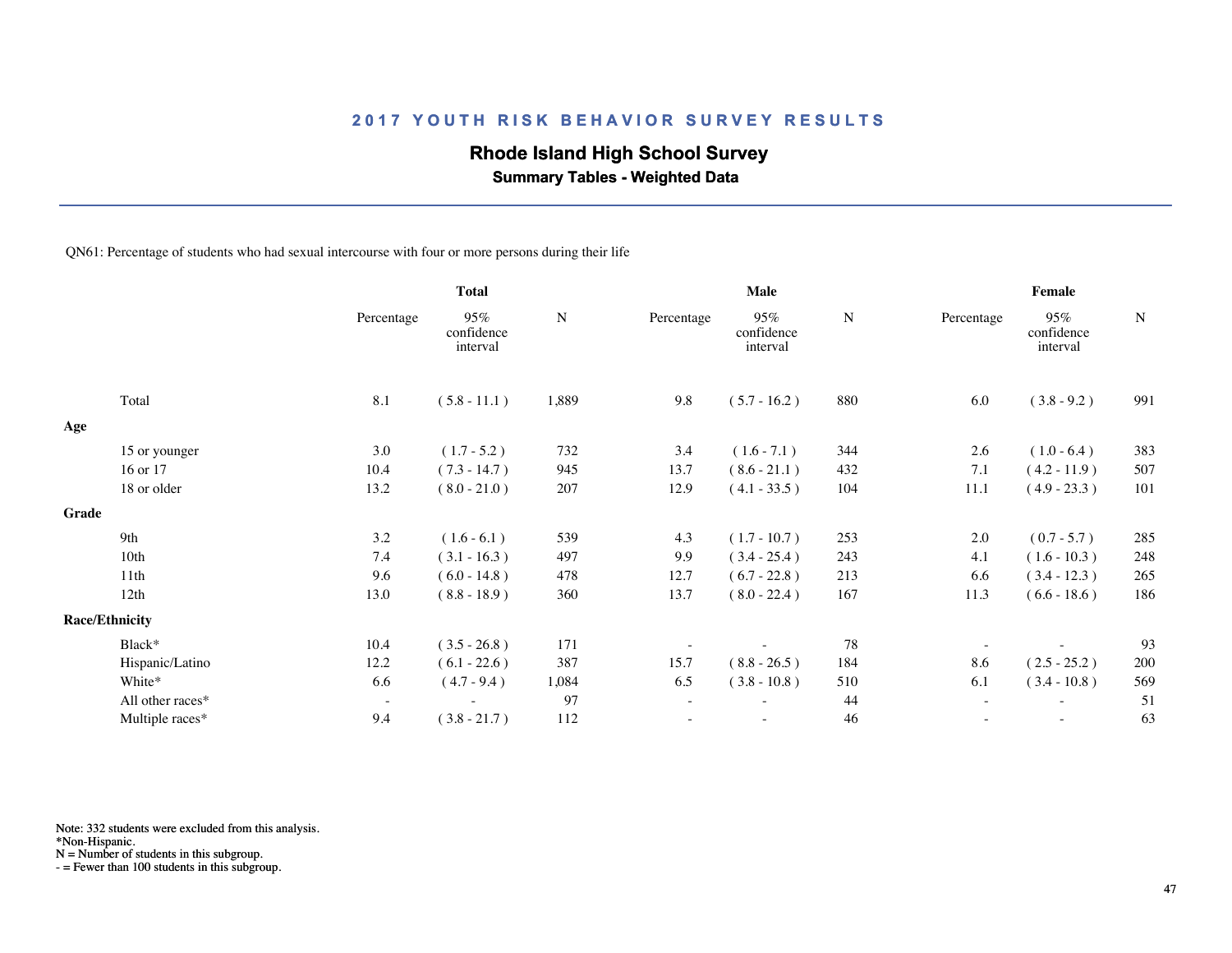## 2017 YOUTH RISK BEHAVIOR SURVEY RESULTS

### Rhode Island High School Survey

**Summary Tables - Weighted Data**

QN61: Percentage of students who had sexual intercourse with four or more persons during their life

| | Total | | | Male | | | Female | | |
|---|---|---|---|---|---|---|---|---|---|
| | Percentage | 95% confidence interval | N | Percentage | 95% confidence interval | N | Percentage | 95% confidence interval | N |
| Total | 8.1 | ( 5.8 - 11.1 ) | 1,889 | 9.8 | ( 5.7 - 16.2 ) | 880 | 6.0 | ( 3.8 - 9.2 ) | 991 |
| **Age** | | | | | | | | | |
| 15 or younger | 3.0 | ( 1.7 - 5.2 ) | 732 | 3.4 | ( 1.6 - 7.1 ) | 344 | 2.6 | ( 1.0 - 6.4 ) | 383 |
| 16 or 17 | 10.4 | ( 7.3 - 14.7 ) | 945 | 13.7 | ( 8.6 - 21.1 ) | 432 | 7.1 | ( 4.2 - 11.9 ) | 507 |
| 18 or older | 13.2 | ( 8.0 - 21.0 ) | 207 | 12.9 | ( 4.1 - 33.5 ) | 104 | 11.1 | ( 4.9 - 23.3 ) | 101 |
| **Grade** | | | | | | | | | |
| 9th | 3.2 | ( 1.6 - 6.1 ) | 539 | 4.3 | ( 1.7 - 10.7 ) | 253 | 2.0 | ( 0.7 - 5.7 ) | 285 |
| 10th | 7.4 | ( 3.1 - 16.3 ) | 497 | 9.9 | ( 3.4 - 25.4 ) | 243 | 4.1 | ( 1.6 - 10.3 ) | 248 |
| 11th | 9.6 | ( 6.0 - 14.8 ) | 478 | 12.7 | ( 6.7 - 22.8 ) | 213 | 6.6 | ( 3.4 - 12.3 ) | 265 |
| 12th | 13.0 | ( 8.8 - 18.9 ) | 360 | 13.7 | ( 8.0 - 22.4 ) | 167 | 11.3 | ( 6.6 - 18.6 ) | 186 |
| **Race/Ethnicity** | | | | | | | | | |
| Black* | 10.4 | ( 3.5 - 26.8 ) | 171 | - | - | 78 | - | - | 93 |
| Hispanic/Latino | 12.2 | ( 6.1 - 22.6 ) | 387 | 15.7 | ( 8.8 - 26.5 ) | 184 | 8.6 | ( 2.5 - 25.2 ) | 200 |
| White* | 6.6 | ( 4.7 - 9.4 ) | 1,084 | 6.5 | ( 3.8 - 10.8 ) | 510 | 6.1 | ( 3.4 - 10.8 ) | 569 |
| All other races* | - | - | 97 | - | - | 44 | - | - | 51 |
| Multiple races* | 9.4 | ( 3.8 - 21.7 ) | 112 | - | - | 46 | - | - | 63 |

Note: 332 students were excluded from this analysis.
*Non-Hispanic.
N = Number of students in this subgroup.
- = Fewer than 100 students in this subgroup.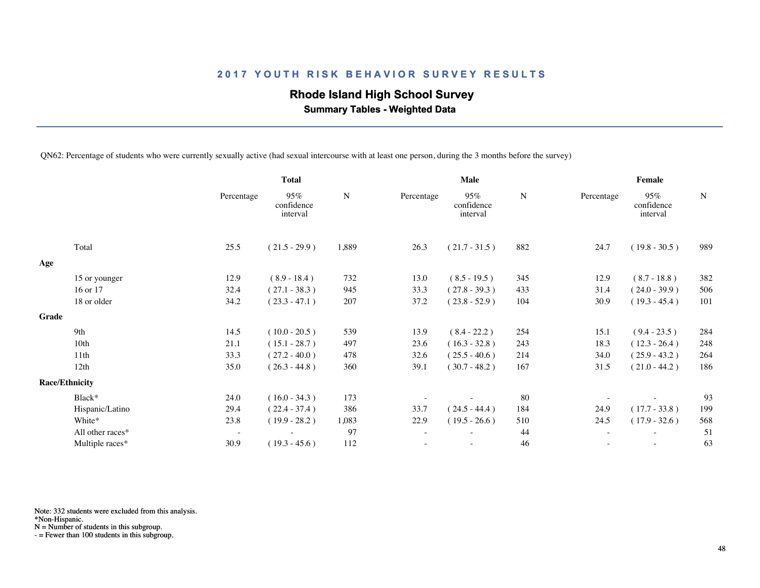# 2017 YOUTH RISK BEHAVIOR SURVEY RESULTS

## Rhode Island High School Survey

### Summary Tables - Weighted Data

QN62: Percentage of students who were currently sexually active (had sexual intercourse with at least one person, during the 3 months before the survey)

| | Total | | | Male | | | Female | | |
|---|---|---|---|---|---|---|---|---|---|
| | Percentage | 95% confidence interval | N | Percentage | 95% confidence interval | N | Percentage | 95% confidence interval | N |
| Total | 25.5 | ( 21.5 - 29.9 ) | 1,889 | 26.3 | ( 21.7 - 31.5 ) | 882 | 24.7 | ( 19.8 - 30.5 ) | 989 |
| **Age** | | | | | | | | | |
| 15 or younger | 12.9 | ( 8.9 - 18.4 ) | 732 | 13.0 | ( 8.5 - 19.5 ) | 345 | 12.9 | ( 8.7 - 18.8 ) | 382 |
| 16 or 17 | 32.4 | ( 27.1 - 38.3 ) | 945 | 33.3 | ( 27.8 - 39.3 ) | 433 | 31.4 | ( 24.0 - 39.9 ) | 506 |
| 18 or older | 34.2 | ( 23.3 - 47.1 ) | 207 | 37.2 | ( 23.8 - 52.9 ) | 104 | 30.9 | ( 19.3 - 45.4 ) | 101 |
| **Grade** | | | | | | | | | |
| 9th | 14.5 | ( 10.0 - 20.5 ) | 539 | 13.9 | ( 8.4 - 22.2 ) | 254 | 15.1 | ( 9.4 - 23.5 ) | 284 |
| 10th | 21.1 | ( 15.1 - 28.7 ) | 497 | 23.6 | ( 16.3 - 32.8 ) | 243 | 18.3 | ( 12.3 - 26.4 ) | 248 |
| 11th | 33.3 | ( 27.2 - 40.0 ) | 478 | 32.6 | ( 25.5 - 40.6 ) | 214 | 34.0 | ( 25.9 - 43.2 ) | 264 |
| 12th | 35.0 | ( 26.3 - 44.8 ) | 360 | 39.1 | ( 30.7 - 48.2 ) | 167 | 31.5 | ( 21.0 - 44.2 ) | 186 |
| **Race/Ethnicity** | | | | | | | | | |
| Black* | 24.0 | ( 16.0 - 34.3 ) | 173 | - | - | 80 | - | - | 93 |
| Hispanic/Latino | 29.4 | ( 22.4 - 37.4 ) | 386 | 33.7 | ( 24.5 - 44.4 ) | 184 | 24.9 | ( 17.7 - 33.8 ) | 199 |
| White* | 23.8 | ( 19.9 - 28.2 ) | 1,083 | 22.9 | ( 19.5 - 26.6 ) | 510 | 24.5 | ( 17.9 - 32.6 ) | 568 |
| All other races* | - | - | 97 | - | - | 44 | - | - | 51 |
| Multiple races* | 30.9 | ( 19.3 - 45.6 ) | 112 | - | - | 46 | - | - | 63 |

Note: 332 students were excluded from this analysis.
*Non-Hispanic.
N = Number of students in this subgroup.
- = Fewer than 100 students in this subgroup.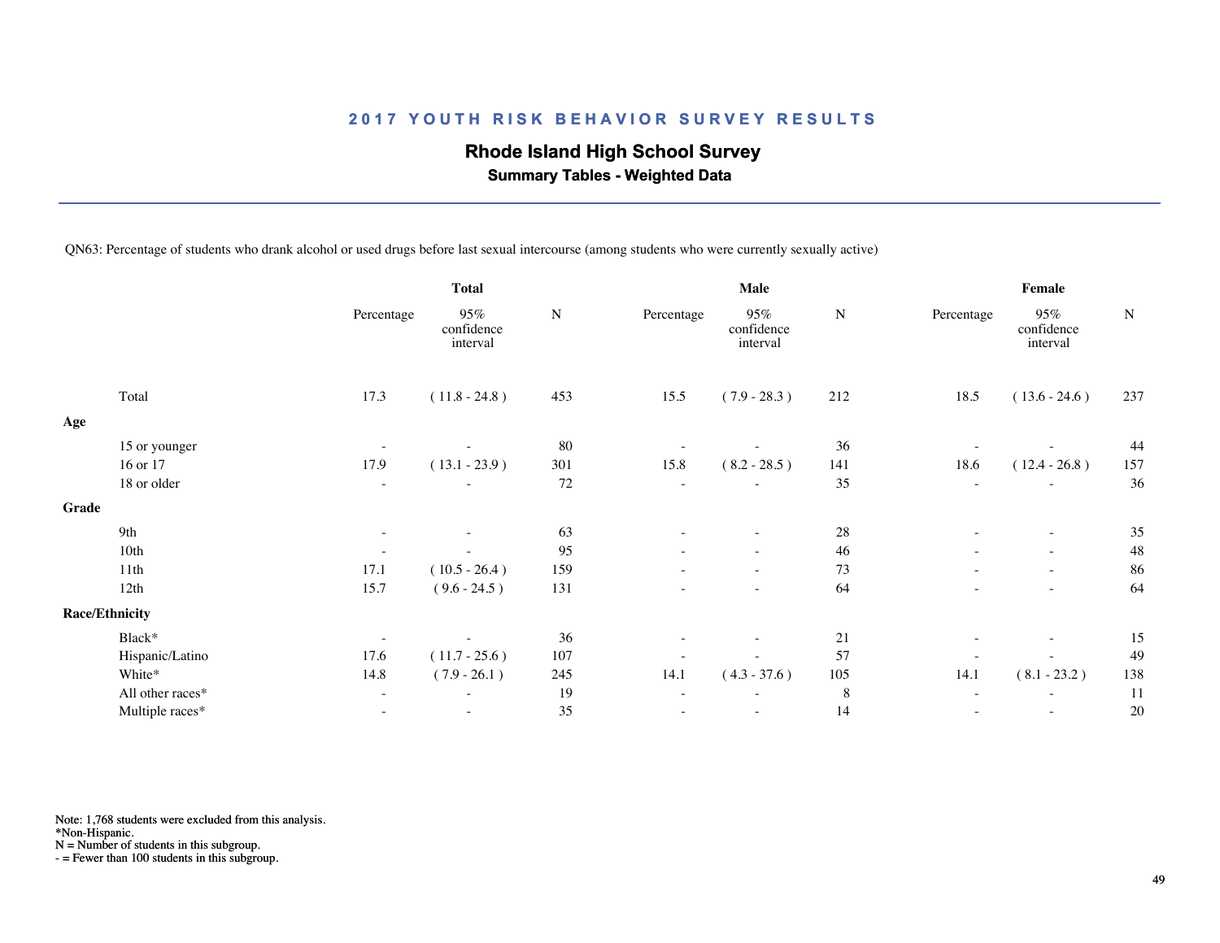# 2017 YOUTH RISK BEHAVIOR SURVEY RESULTS

## Rhode Island High School Survey

### Summary Tables - Weighted Data

QN63: Percentage of students who drank alcohol or used drugs before last sexual intercourse (among students who were currently sexually active)

| | Total | | | Male | | | Female | | |
|---|---|---|---|---|---|---|---|---|---|
| | Percentage | 95% confidence interval | N | Percentage | 95% confidence interval | N | Percentage | 95% confidence interval | N |
| Total | 17.3 | ( 11.8 - 24.8 ) | 453 | 15.5 | ( 7.9 - 28.3 ) | 212 | 18.5 | ( 13.6 - 24.6 ) | 237 |
| **Age** | | | | | | | | | |
| 15 or younger | - | - | 80 | - | - | 36 | - | - | 44 |
| 16 or 17 | 17.9 | ( 13.1 - 23.9 ) | 301 | 15.8 | ( 8.2 - 28.5 ) | 141 | 18.6 | ( 12.4 - 26.8 ) | 157 |
| 18 or older | - | - | 72 | - | - | 35 | - | - | 36 |
| **Grade** | | | | | | | | | |
| 9th | - | - | 63 | - | - | 28 | - | - | 35 |
| 10th | - | - | 95 | - | - | 46 | - | - | 48 |
| 11th | 17.1 | ( 10.5 - 26.4 ) | 159 | - | - | 73 | - | - | 86 |
| 12th | 15.7 | ( 9.6 - 24.5 ) | 131 | - | - | 64 | - | - | 64 |
| **Race/Ethnicity** | | | | | | | | | |
| Black* | - | - | 36 | - | - | 21 | - | - | 15 |
| Hispanic/Latino | 17.6 | ( 11.7 - 25.6 ) | 107 | - | - | 57 | - | - | 49 |
| White* | 14.8 | ( 7.9 - 26.1 ) | 245 | 14.1 | ( 4.3 - 37.6 ) | 105 | 14.1 | ( 8.1 - 23.2 ) | 138 |
| All other races* | - | - | 19 | - | - | 8 | - | - | 11 |
| Multiple races* | - | - | 35 | - | - | 14 | - | - | 20 |

Note: 1,768 students were excluded from this analysis.
*Non-Hispanic.
N = Number of students in this subgroup.
- = Fewer than 100 students in this subgroup.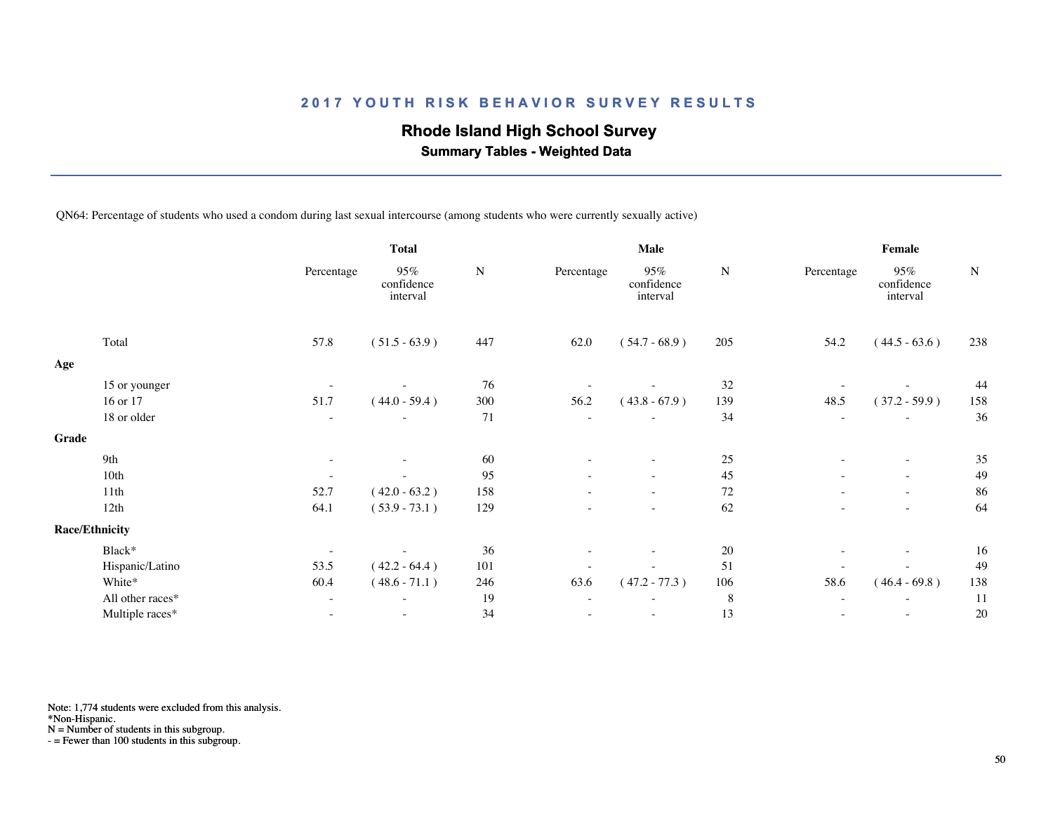## 2017 YOUTH RISK BEHAVIOR SURVEY RESULTS

### Rhode Island High School Survey

**Summary Tables - Weighted Data**

QN64: Percentage of students who used a condom during last sexual intercourse (among students who were currently sexually active)

| | Total | | | Male | | | Female | | |
|---|---|---|---|---|---|---|---|---|---|
| | Percentage | 95% confidence interval | N | Percentage | 95% confidence interval | N | Percentage | 95% confidence interval | N |
| Total | 57.8 | ( 51.5 - 63.9 ) | 447 | 62.0 | ( 54.7 - 68.9 ) | 205 | 54.2 | ( 44.5 - 63.6 ) | 238 |
| **Age** | | | | | | | | | |
| 15 or younger | - | - | 76 | - | - | 32 | - | - | 44 |
| 16 or 17 | 51.7 | ( 44.0 - 59.4 ) | 300 | 56.2 | ( 43.8 - 67.9 ) | 139 | 48.5 | ( 37.2 - 59.9 ) | 158 |
| 18 or older | - | - | 71 | - | - | 34 | - | - | 36 |
| **Grade** | | | | | | | | | |
| 9th | - | - | 60 | - | - | 25 | - | - | 35 |
| 10th | - | - | 95 | - | - | 45 | - | - | 49 |
| 11th | 52.7 | ( 42.0 - 63.2 ) | 158 | - | - | 72 | - | - | 86 |
| 12th | 64.1 | ( 53.9 - 73.1 ) | 129 | - | - | 62 | - | - | 64 |
| **Race/Ethnicity** | | | | | | | | | |
| Black* | - | - | 36 | - | - | 20 | - | - | 16 |
| Hispanic/Latino | 53.5 | ( 42.2 - 64.4 ) | 101 | - | - | 51 | - | - | 49 |
| White* | 60.4 | ( 48.6 - 71.1 ) | 246 | 63.6 | ( 47.2 - 77.3 ) | 106 | 58.6 | ( 46.4 - 69.8 ) | 138 |
| All other races* | - | - | 19 | - | - | 8 | - | - | 11 |
| Multiple races* | - | - | 34 | - | - | 13 | - | - | 20 |

Note: 1,774 students were excluded from this analysis.
*Non-Hispanic.
N = Number of students in this subgroup.
- = Fewer than 100 students in this subgroup.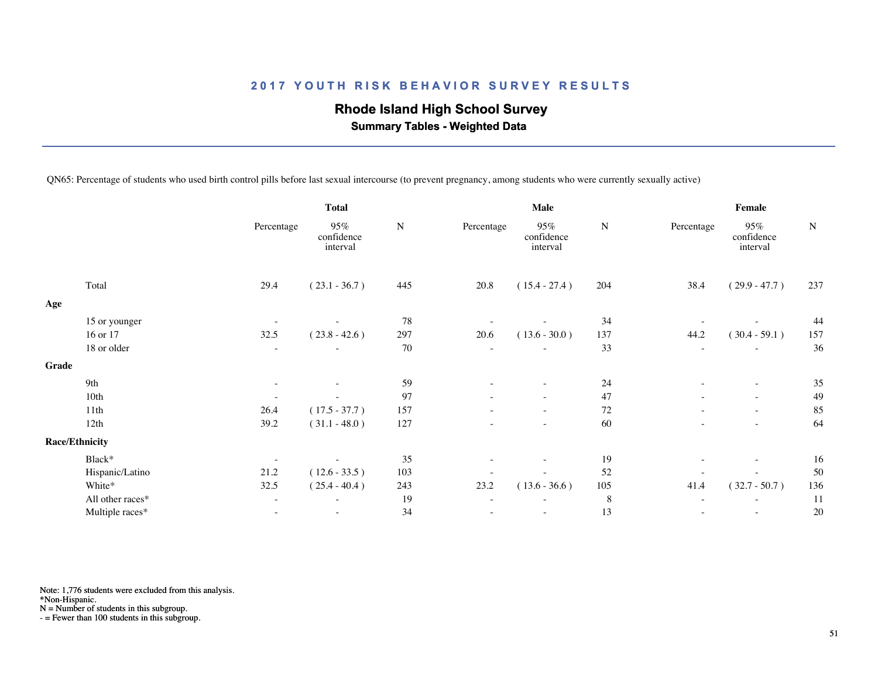## 2017 YOUTH RISK BEHAVIOR SURVEY RESULTS

### Rhode Island High School Survey

**Summary Tables - Weighted Data**

QN65: Percentage of students who used birth control pills before last sexual intercourse (to prevent pregnancy, among students who were currently sexually active)

| | Total | | | Male | | | Female | | |
|---|---|---|---|---|---|---|---|---|---|
| | Percentage | 95% confidence interval | N | Percentage | 95% confidence interval | N | Percentage | 95% confidence interval | N |
| Total | 29.4 | ( 23.1 - 36.7 ) | 445 | 20.8 | ( 15.4 - 27.4 ) | 204 | 38.4 | ( 29.9 - 47.7 ) | 237 |
| **Age** | | | | | | | | | |
| 15 or younger | - | - | 78 | - | - | 34 | - | - | 44 |
| 16 or 17 | 32.5 | ( 23.8 - 42.6 ) | 297 | 20.6 | ( 13.6 - 30.0 ) | 137 | 44.2 | ( 30.4 - 59.1 ) | 157 |
| 18 or older | - | - | 70 | - | - | 33 | - | - | 36 |
| **Grade** | | | | | | | | | |
| 9th | - | - | 59 | - | - | 24 | - | - | 35 |
| 10th | - | - | 97 | - | - | 47 | - | - | 49 |
| 11th | 26.4 | ( 17.5 - 37.7 ) | 157 | - | - | 72 | - | - | 85 |
| 12th | 39.2 | ( 31.1 - 48.0 ) | 127 | - | - | 60 | - | - | 64 |
| **Race/Ethnicity** | | | | | | | | | |
| Black* | - | - | 35 | - | - | 19 | - | - | 16 |
| Hispanic/Latino | 21.2 | ( 12.6 - 33.5 ) | 103 | - | - | 52 | - | - | 50 |
| White* | 32.5 | ( 25.4 - 40.4 ) | 243 | 23.2 | ( 13.6 - 36.6 ) | 105 | 41.4 | ( 32.7 - 50.7 ) | 136 |
| All other races* | - | - | 19 | - | - | 8 | - | - | 11 |
| Multiple races* | - | - | 34 | - | - | 13 | - | - | 20 |

Note: 1,776 students were excluded from this analysis.
*Non-Hispanic.
N = Number of students in this subgroup.
- = Fewer than 100 students in this subgroup.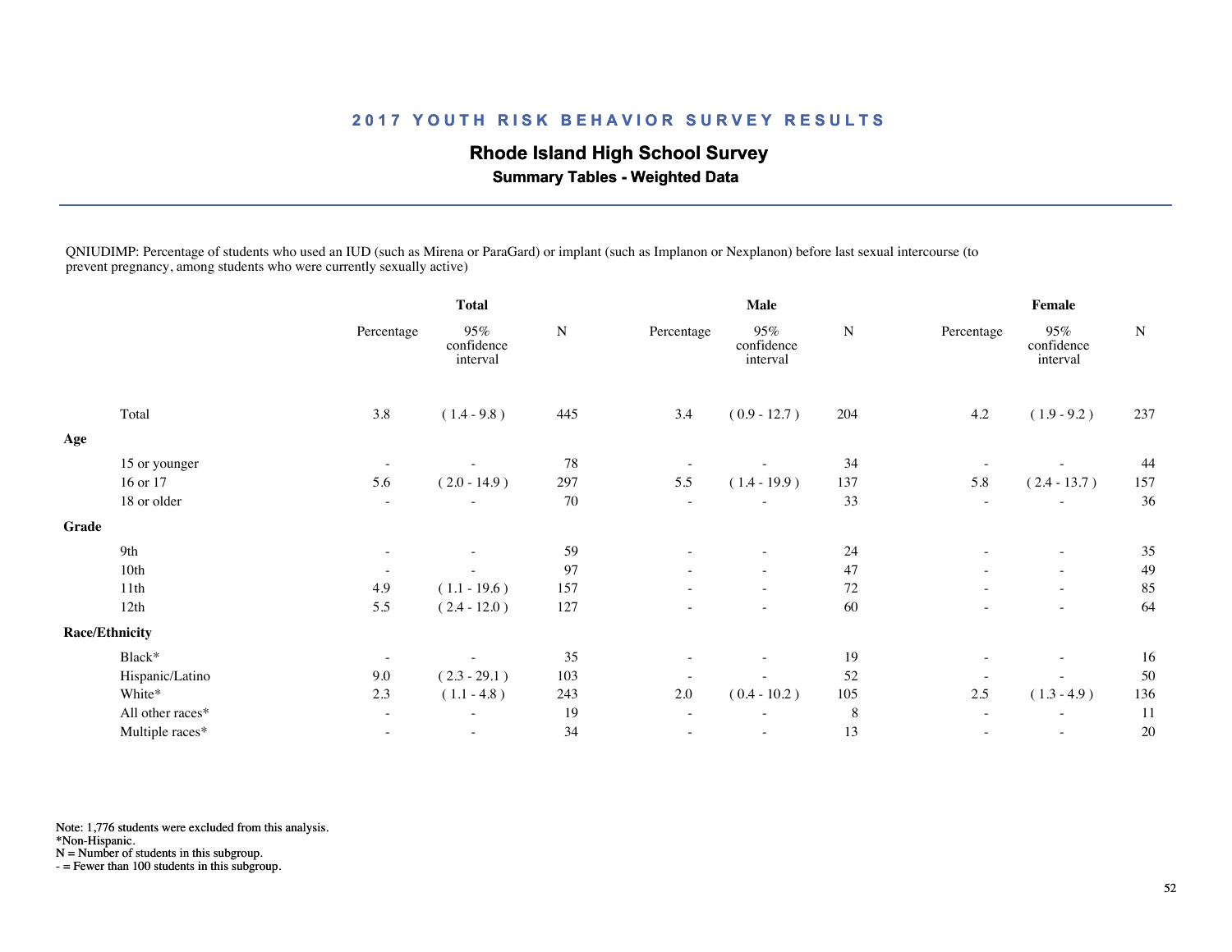## 2017 YOUTH RISK BEHAVIOR SURVEY RESULTS

### Rhode Island High School Survey

**Summary Tables - Weighted Data**

QNIUDIMP: Percentage of students who used an IUD (such as Mirena or ParaGard) or implant (such as Implanon or Nexplanon) before last sexual intercourse (to prevent pregnancy, among students who were currently sexually active)

| | Total | | | Male | | | Female | | |
|---|---|---|---|---|---|---|---|---|---|
| | Percentage | 95% confidence interval | N | Percentage | 95% confidence interval | N | Percentage | 95% confidence interval | N |
| Total | 3.8 | ( 1.4 - 9.8 ) | 445 | 3.4 | ( 0.9 - 12.7 ) | 204 | 4.2 | ( 1.9 - 9.2 ) | 237 |
| **Age** | | | | | | | | | |
| 15 or younger | - | - | 78 | - | - | 34 | - | - | 44 |
| 16 or 17 | 5.6 | ( 2.0 - 14.9 ) | 297 | 5.5 | ( 1.4 - 19.9 ) | 137 | 5.8 | ( 2.4 - 13.7 ) | 157 |
| 18 or older | - | - | 70 | - | - | 33 | - | - | 36 |
| **Grade** | | | | | | | | | |
| 9th | - | - | 59 | - | - | 24 | - | - | 35 |
| 10th | - | - | 97 | - | - | 47 | - | - | 49 |
| 11th | 4.9 | ( 1.1 - 19.6 ) | 157 | - | - | 72 | - | - | 85 |
| 12th | 5.5 | ( 2.4 - 12.0 ) | 127 | - | - | 60 | - | - | 64 |
| **Race/Ethnicity** | | | | | | | | | |
| Black* | - | - | 35 | - | - | 19 | - | - | 16 |
| Hispanic/Latino | 9.0 | ( 2.3 - 29.1 ) | 103 | - | - | 52 | - | - | 50 |
| White* | 2.3 | ( 1.1 - 4.8 ) | 243 | 2.0 | ( 0.4 - 10.2 ) | 105 | 2.5 | ( 1.3 - 4.9 ) | 136 |
| All other races* | - | - | 19 | - | - | 8 | - | - | 11 |
| Multiple races* | - | - | 34 | - | - | 13 | - | - | 20 |

Note: 1,776 students were excluded from this analysis.
*Non-Hispanic.
N = Number of students in this subgroup.
- = Fewer than 100 students in this subgroup.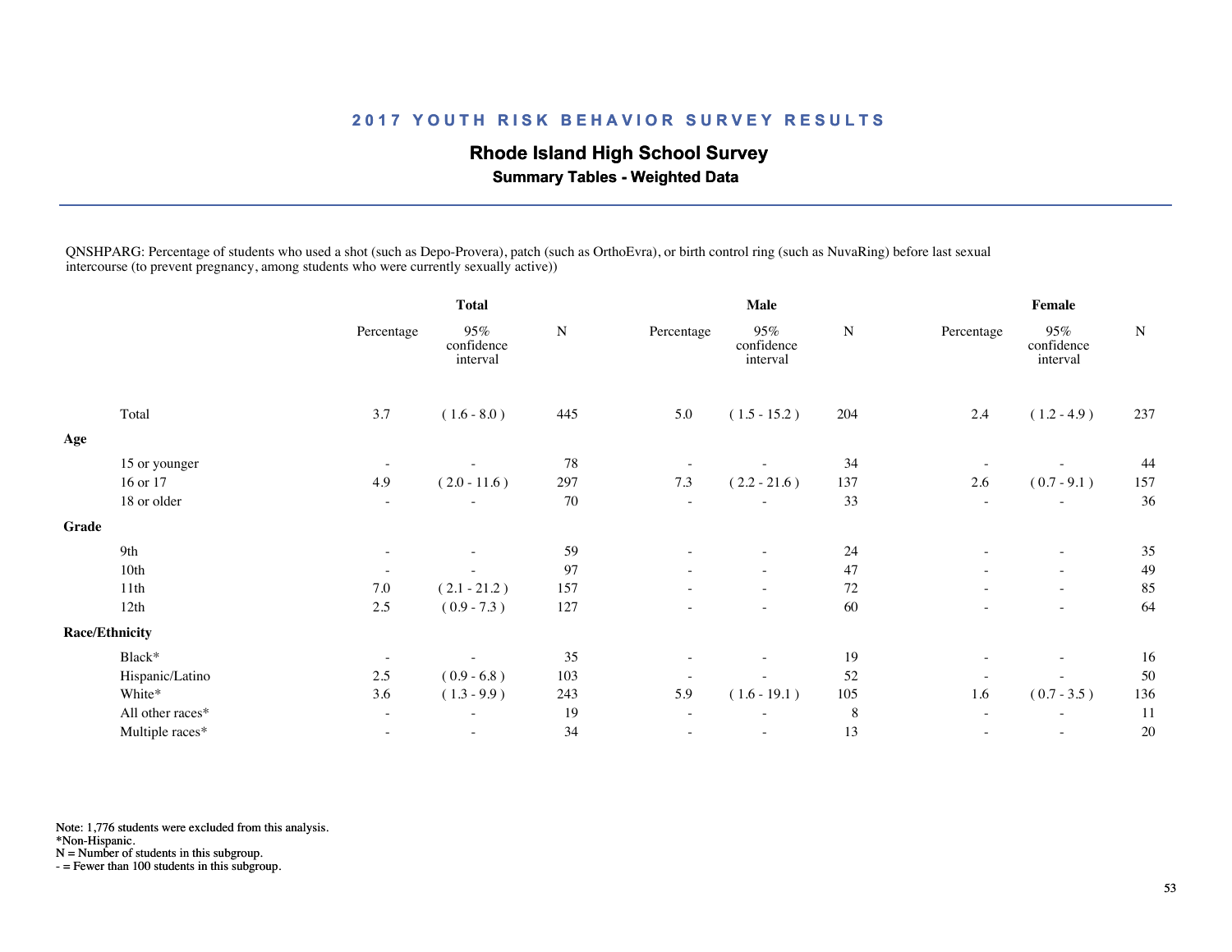## 2017 YOUTH RISK BEHAVIOR SURVEY RESULTS

### Rhode Island High School Survey

**Summary Tables - Weighted Data**

QNSHPARG: Percentage of students who used a shot (such as Depo-Provera), patch (such as OrthoEvra), or birth control ring (such as NuvaRing) before last sexual intercourse (to prevent pregnancy, among students who were currently sexually active))

| | Total | | | Male | | | Female | | |
|---|---|---|---|---|---|---|---|---|---|
| | Percentage | 95% confidence interval | N | Percentage | 95% confidence interval | N | Percentage | 95% confidence interval | N |
| Total | 3.7 | ( 1.6 - 8.0 ) | 445 | 5.0 | ( 1.5 - 15.2 ) | 204 | 2.4 | ( 1.2 - 4.9 ) | 237 |
| **Age** | | | | | | | | | |
| 15 or younger | - | - | 78 | - | - | 34 | - | - | 44 |
| 16 or 17 | 4.9 | ( 2.0 - 11.6 ) | 297 | 7.3 | ( 2.2 - 21.6 ) | 137 | 2.6 | ( 0.7 - 9.1 ) | 157 |
| 18 or older | - | - | 70 | - | - | 33 | - | - | 36 |
| **Grade** | | | | | | | | | |
| 9th | - | - | 59 | - | - | 24 | - | - | 35 |
| 10th | - | - | 97 | - | - | 47 | - | - | 49 |
| 11th | 7.0 | ( 2.1 - 21.2 ) | 157 | - | - | 72 | - | - | 85 |
| 12th | 2.5 | ( 0.9 - 7.3 ) | 127 | - | - | 60 | - | - | 64 |
| **Race/Ethnicity** | | | | | | | | | |
| Black* | - | - | 35 | - | - | 19 | - | - | 16 |
| Hispanic/Latino | 2.5 | ( 0.9 - 6.8 ) | 103 | - | - | 52 | - | - | 50 |
| White* | 3.6 | ( 1.3 - 9.9 ) | 243 | 5.9 | ( 1.6 - 19.1 ) | 105 | 1.6 | ( 0.7 - 3.5 ) | 136 |
| All other races* | - | - | 19 | - | - | 8 | - | - | 11 |
| Multiple races* | - | - | 34 | - | - | 13 | - | - | 20 |

Note: 1,776 students were excluded from this analysis.
*Non-Hispanic.
N = Number of students in this subgroup.
- = Fewer than 100 students in this subgroup.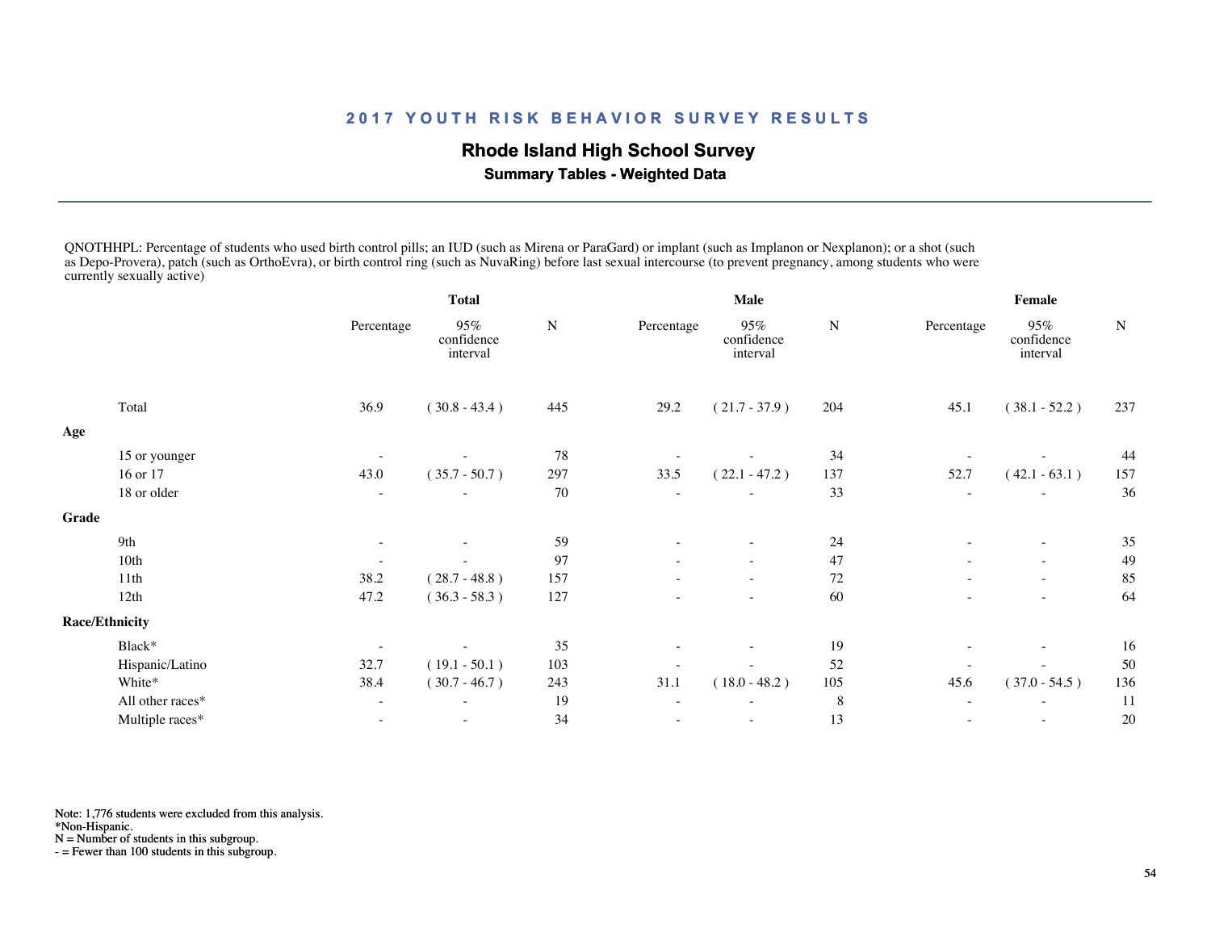# 2017 YOUTH RISK BEHAVIOR SURVEY RESULTS

## Rhode Island High School Survey

### Summary Tables - Weighted Data

QNOTHHPL: Percentage of students who used birth control pills; an IUD (such as Mirena or ParaGard) or implant (such as Implanon or Nexplanon); or a shot (such as Depo-Provera), patch (such as OrthoEvra), or birth control ring (such as NuvaRing) before last sexual intercourse (to prevent pregnancy, among students who were currently sexually active)

| | Total | | | Male | | | Female | | |
|---|---|---|---|---|---|---|---|---|---|
| | Percentage | 95% confidence interval | N | Percentage | 95% confidence interval | N | Percentage | 95% confidence interval | N |
| Total | 36.9 | ( 30.8 - 43.4 ) | 445 | 29.2 | ( 21.7 - 37.9 ) | 204 | 45.1 | ( 38.1 - 52.2 ) | 237 |
| **Age** | | | | | | | | | |
| 15 or younger | - | - | 78 | - | - | 34 | - | - | 44 |
| 16 or 17 | 43.0 | ( 35.7 - 50.7 ) | 297 | 33.5 | ( 22.1 - 47.2 ) | 137 | 52.7 | ( 42.1 - 63.1 ) | 157 |
| 18 or older | - | - | 70 | - | - | 33 | - | - | 36 |
| **Grade** | | | | | | | | | |
| 9th | - | - | 59 | - | - | 24 | - | - | 35 |
| 10th | - | - | 97 | - | - | 47 | - | - | 49 |
| 11th | 38.2 | ( 28.7 - 48.8 ) | 157 | - | - | 72 | - | - | 85 |
| 12th | 47.2 | ( 36.3 - 58.3 ) | 127 | - | - | 60 | - | - | 64 |
| **Race/Ethnicity** | | | | | | | | | |
| Black* | - | - | 35 | - | - | 19 | - | - | 16 |
| Hispanic/Latino | 32.7 | ( 19.1 - 50.1 ) | 103 | - | - | 52 | - | - | 50 |
| White* | 38.4 | ( 30.7 - 46.7 ) | 243 | 31.1 | ( 18.0 - 48.2 ) | 105 | 45.6 | ( 37.0 - 54.5 ) | 136 |
| All other races* | - | - | 19 | - | - | 8 | - | - | 11 |
| Multiple races* | - | - | 34 | - | - | 13 | - | - | 20 |

Note: 1,776 students were excluded from this analysis.
*Non-Hispanic.
N = Number of students in this subgroup.
- = Fewer than 100 students in this subgroup.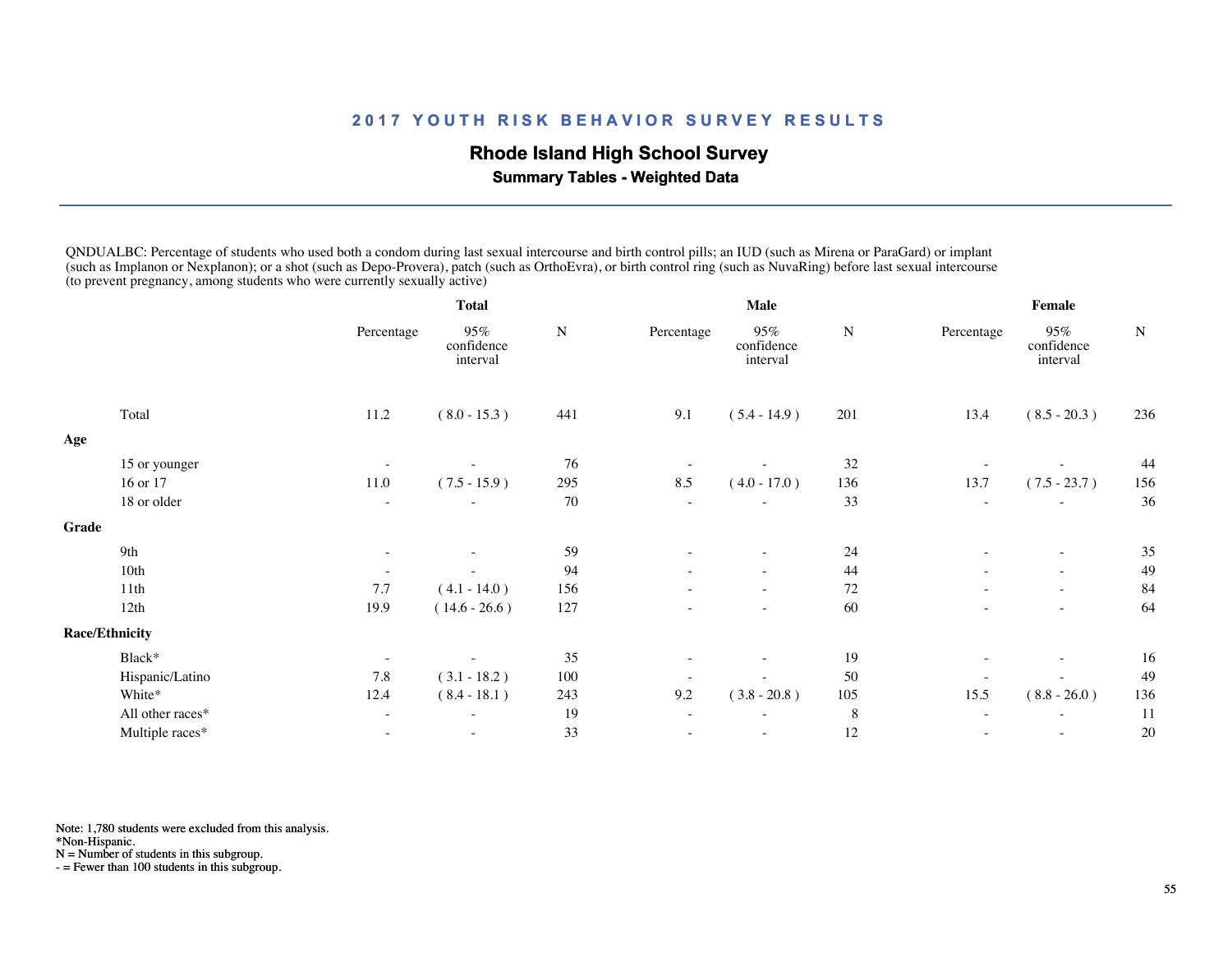# 2017 YOUTH RISK BEHAVIOR SURVEY RESULTS

## Rhode Island High School Survey

### Summary Tables - Weighted Data

QNDUALBC: Percentage of students who used both a condom during last sexual intercourse and birth control pills; an IUD (such as Mirena or ParaGard) or implant (such as Implanon or Nexplanon); or a shot (such as Depo-Provera), patch (such as OrthoEvra), or birth control ring (such as NuvaRing) before last sexual intercourse (to prevent pregnancy, among students who were currently sexually active)

| | Total | | | Male | | | Female | | |
|---|---|---|---|---|---|---|---|---|---|
| | Percentage | 95% confidence interval | N | Percentage | 95% confidence interval | N | Percentage | 95% confidence interval | N |
| Total | 11.2 | ( 8.0 - 15.3 ) | 441 | 9.1 | ( 5.4 - 14.9 ) | 201 | 13.4 | ( 8.5 - 20.3 ) | 236 |
| **Age** | | | | | | | | | |
| 15 or younger | - | - | 76 | - | - | 32 | - | - | 44 |
| 16 or 17 | 11.0 | ( 7.5 - 15.9 ) | 295 | 8.5 | ( 4.0 - 17.0 ) | 136 | 13.7 | ( 7.5 - 23.7 ) | 156 |
| 18 or older | - | - | 70 | - | - | 33 | - | - | 36 |
| **Grade** | | | | | | | | | |
| 9th | - | - | 59 | - | - | 24 | - | - | 35 |
| 10th | - | - | 94 | - | - | 44 | - | - | 49 |
| 11th | 7.7 | ( 4.1 - 14.0 ) | 156 | - | - | 72 | - | - | 84 |
| 12th | 19.9 | ( 14.6 - 26.6 ) | 127 | - | - | 60 | - | - | 64 |
| **Race/Ethnicity** | | | | | | | | | |
| Black* | - | - | 35 | - | - | 19 | - | - | 16 |
| Hispanic/Latino | 7.8 | ( 3.1 - 18.2 ) | 100 | - | - | 50 | - | - | 49 |
| White* | 12.4 | ( 8.4 - 18.1 ) | 243 | 9.2 | ( 3.8 - 20.8 ) | 105 | 15.5 | ( 8.8 - 26.0 ) | 136 |
| All other races* | - | - | 19 | - | - | 8 | - | - | 11 |
| Multiple races* | - | - | 33 | - | - | 12 | - | - | 20 |

Note: 1,780 students were excluded from this analysis.
*Non-Hispanic.
N = Number of students in this subgroup.
- = Fewer than 100 students in this subgroup.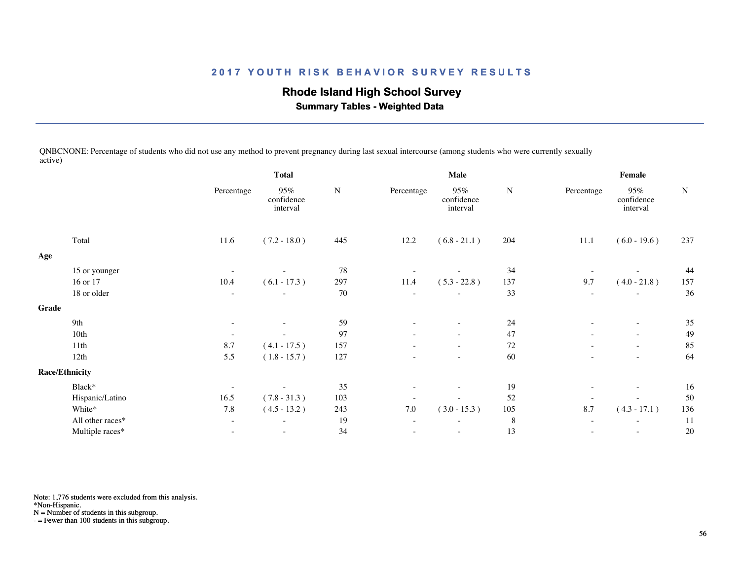## 2017 YOUTH RISK BEHAVIOR SURVEY RESULTS

### Rhode Island High School Survey

**Summary Tables - Weighted Data**

QNBCNONE: Percentage of students who did not use any method to prevent pregnancy during last sexual intercourse (among students who were currently sexually active)

| | Total | | | Male | | | Female | | |
|---|---|---|---|---|---|---|---|---|---|
| | Percentage | 95% confidence interval | N | Percentage | 95% confidence interval | N | Percentage | 95% confidence interval | N |
| Total | 11.6 | ( 7.2 - 18.0 ) | 445 | 12.2 | ( 6.8 - 21.1 ) | 204 | 11.1 | ( 6.0 - 19.6 ) | 237 |
| **Age** | | | | | | | | | |
| 15 or younger | - | - | 78 | - | - | 34 | - | - | 44 |
| 16 or 17 | 10.4 | ( 6.1 - 17.3 ) | 297 | 11.4 | ( 5.3 - 22.8 ) | 137 | 9.7 | ( 4.0 - 21.8 ) | 157 |
| 18 or older | - | - | 70 | - | - | 33 | - | - | 36 |
| **Grade** | | | | | | | | | |
| 9th | - | - | 59 | - | - | 24 | - | - | 35 |
| 10th | - | - | 97 | - | - | 47 | - | - | 49 |
| 11th | 8.7 | ( 4.1 - 17.5 ) | 157 | - | - | 72 | - | - | 85 |
| 12th | 5.5 | ( 1.8 - 15.7 ) | 127 | - | - | 60 | - | - | 64 |
| **Race/Ethnicity** | | | | | | | | | |
| Black* | - | - | 35 | - | - | 19 | - | - | 16 |
| Hispanic/Latino | 16.5 | ( 7.8 - 31.3 ) | 103 | - | - | 52 | - | - | 50 |
| White* | 7.8 | ( 4.5 - 13.2 ) | 243 | 7.0 | ( 3.0 - 15.3 ) | 105 | 8.7 | ( 4.3 - 17.1 ) | 136 |
| All other races* | - | - | 19 | - | - | 8 | - | - | 11 |
| Multiple races* | - | - | 34 | - | - | 13 | - | - | 20 |

Note: 1,776 students were excluded from this analysis.
*Non-Hispanic.
N = Number of students in this subgroup.
- = Fewer than 100 students in this subgroup.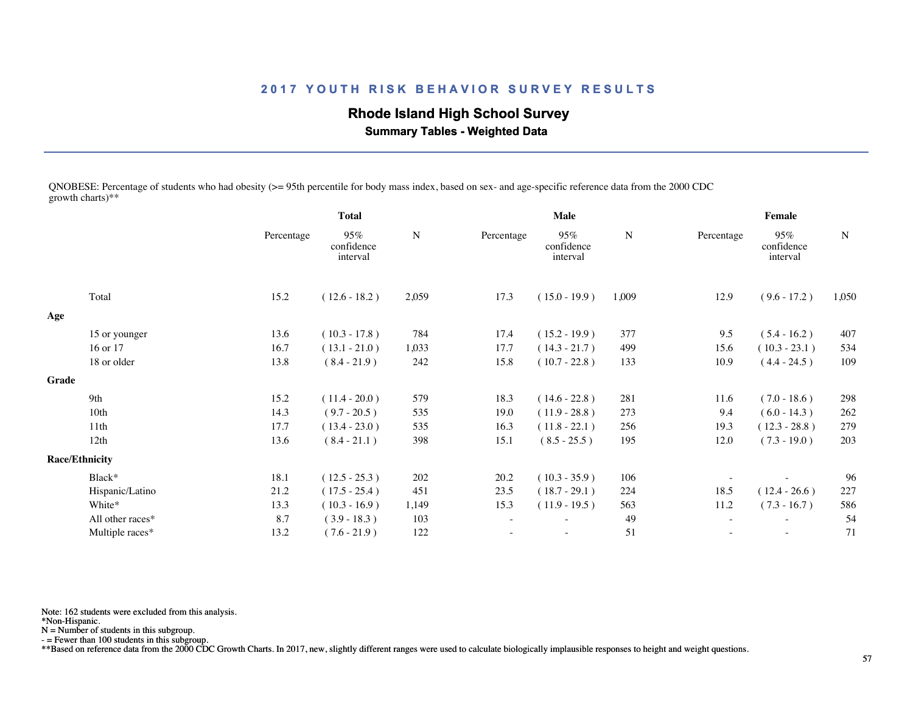## 2017 YOUTH RISK BEHAVIOR SURVEY RESULTS

### Rhode Island High School Survey

**Summary Tables - Weighted Data**

QNOBESE: Percentage of students who had obesity (>= 95th percentile for body mass index, based on sex- and age-specific reference data from the 2000 CDC growth charts)**

| | Total | | | Male | | | Female | | |
|---|---|---|---|---|---|---|---|---|---|
| | Percentage | 95% confidence interval | N | Percentage | 95% confidence interval | N | Percentage | 95% confidence interval | N |
| Total | 15.2 | ( 12.6 - 18.2 ) | 2,059 | 17.3 | ( 15.0 - 19.9 ) | 1,009 | 12.9 | ( 9.6 - 17.2 ) | 1,050 |
| **Age** | | | | | | | | | |
| 15 or younger | 13.6 | ( 10.3 - 17.8 ) | 784 | 17.4 | ( 15.2 - 19.9 ) | 377 | 9.5 | ( 5.4 - 16.2 ) | 407 |
| 16 or 17 | 16.7 | ( 13.1 - 21.0 ) | 1,033 | 17.7 | ( 14.3 - 21.7 ) | 499 | 15.6 | ( 10.3 - 23.1 ) | 534 |
| 18 or older | 13.8 | ( 8.4 - 21.9 ) | 242 | 15.8 | ( 10.7 - 22.8 ) | 133 | 10.9 | ( 4.4 - 24.5 ) | 109 |
| **Grade** | | | | | | | | | |
| 9th | 15.2 | ( 11.4 - 20.0 ) | 579 | 18.3 | ( 14.6 - 22.8 ) | 281 | 11.6 | ( 7.0 - 18.6 ) | 298 |
| 10th | 14.3 | ( 9.7 - 20.5 ) | 535 | 19.0 | ( 11.9 - 28.8 ) | 273 | 9.4 | ( 6.0 - 14.3 ) | 262 |
| 11th | 17.7 | ( 13.4 - 23.0 ) | 535 | 16.3 | ( 11.8 - 22.1 ) | 256 | 19.3 | ( 12.3 - 28.8 ) | 279 |
| 12th | 13.6 | ( 8.4 - 21.1 ) | 398 | 15.1 | ( 8.5 - 25.5 ) | 195 | 12.0 | ( 7.3 - 19.0 ) | 203 |
| **Race/Ethnicity** | | | | | | | | | |
| Black* | 18.1 | ( 12.5 - 25.3 ) | 202 | 20.2 | ( 10.3 - 35.9 ) | 106 | - | - | 96 |
| Hispanic/Latino | 21.2 | ( 17.5 - 25.4 ) | 451 | 23.5 | ( 18.7 - 29.1 ) | 224 | 18.5 | ( 12.4 - 26.6 ) | 227 |
| White* | 13.3 | ( 10.3 - 16.9 ) | 1,149 | 15.3 | ( 11.9 - 19.5 ) | 563 | 11.2 | ( 7.3 - 16.7 ) | 586 |
| All other races* | 8.7 | ( 3.9 - 18.3 ) | 103 | - | - | 49 | - | - | 54 |
| Multiple races* | 13.2 | ( 7.6 - 21.9 ) | 122 | - | - | 51 | - | - | 71 |

Note: 162 students were excluded from this analysis.
*Non-Hispanic.
N = Number of students in this subgroup.
- = Fewer than 100 students in this subgroup.
**Based on reference data from the 2000 CDC Growth Charts. In 2017, new, slightly different ranges were used to calculate biologically implausible responses to height and weight questions.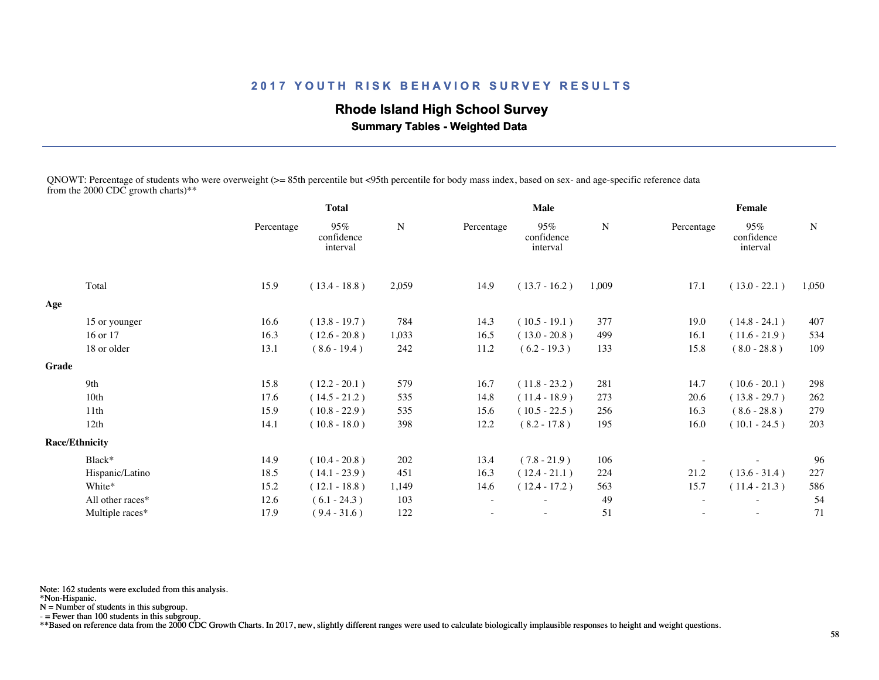## 2017 YOUTH RISK BEHAVIOR SURVEY RESULTS

### Rhode Island High School Survey

**Summary Tables - Weighted Data**

QNOWT: Percentage of students who were overweight (>= 85th percentile but <95th percentile for body mass index, based on sex- and age-specific reference data from the 2000 CDC growth charts)**

| | Total | | | Male | | | Female | | |
|---|---|---|---|---|---|---|---|---|---|
| | Percentage | 95% confidence interval | N | Percentage | 95% confidence interval | N | Percentage | 95% confidence interval | N |
| Total | 15.9 | ( 13.4 - 18.8 ) | 2,059 | 14.9 | ( 13.7 - 16.2 ) | 1,009 | 17.1 | ( 13.0 - 22.1 ) | 1,050 |
| **Age** | | | | | | | | | |
| 15 or younger | 16.6 | ( 13.8 - 19.7 ) | 784 | 14.3 | ( 10.5 - 19.1 ) | 377 | 19.0 | ( 14.8 - 24.1 ) | 407 |
| 16 or 17 | 16.3 | ( 12.6 - 20.8 ) | 1,033 | 16.5 | ( 13.0 - 20.8 ) | 499 | 16.1 | ( 11.6 - 21.9 ) | 534 |
| 18 or older | 13.1 | ( 8.6 - 19.4 ) | 242 | 11.2 | ( 6.2 - 19.3 ) | 133 | 15.8 | ( 8.0 - 28.8 ) | 109 |
| **Grade** | | | | | | | | | |
| 9th | 15.8 | ( 12.2 - 20.1 ) | 579 | 16.7 | ( 11.8 - 23.2 ) | 281 | 14.7 | ( 10.6 - 20.1 ) | 298 |
| 10th | 17.6 | ( 14.5 - 21.2 ) | 535 | 14.8 | ( 11.4 - 18.9 ) | 273 | 20.6 | ( 13.8 - 29.7 ) | 262 |
| 11th | 15.9 | ( 10.8 - 22.9 ) | 535 | 15.6 | ( 10.5 - 22.5 ) | 256 | 16.3 | ( 8.6 - 28.8 ) | 279 |
| 12th | 14.1 | ( 10.8 - 18.0 ) | 398 | 12.2 | ( 8.2 - 17.8 ) | 195 | 16.0 | ( 10.1 - 24.5 ) | 203 |
| **Race/Ethnicity** | | | | | | | | | |
| Black* | 14.9 | ( 10.4 - 20.8 ) | 202 | 13.4 | ( 7.8 - 21.9 ) | 106 | - | - | 96 |
| Hispanic/Latino | 18.5 | ( 14.1 - 23.9 ) | 451 | 16.3 | ( 12.4 - 21.1 ) | 224 | 21.2 | ( 13.6 - 31.4 ) | 227 |
| White* | 15.2 | ( 12.1 - 18.8 ) | 1,149 | 14.6 | ( 12.4 - 17.2 ) | 563 | 15.7 | ( 11.4 - 21.3 ) | 586 |
| All other races* | 12.6 | ( 6.1 - 24.3 ) | 103 | - | - | 49 | - | - | 54 |
| Multiple races* | 17.9 | ( 9.4 - 31.6 ) | 122 | - | - | 51 | - | - | 71 |

Note: 162 students were excluded from this analysis.
*Non-Hispanic.
N = Number of students in this subgroup.
- = Fewer than 100 students in this subgroup.
**Based on reference data from the 2000 CDC Growth Charts. In 2017, new, slightly different ranges were used to calculate biologically implausible responses to height and weight questions.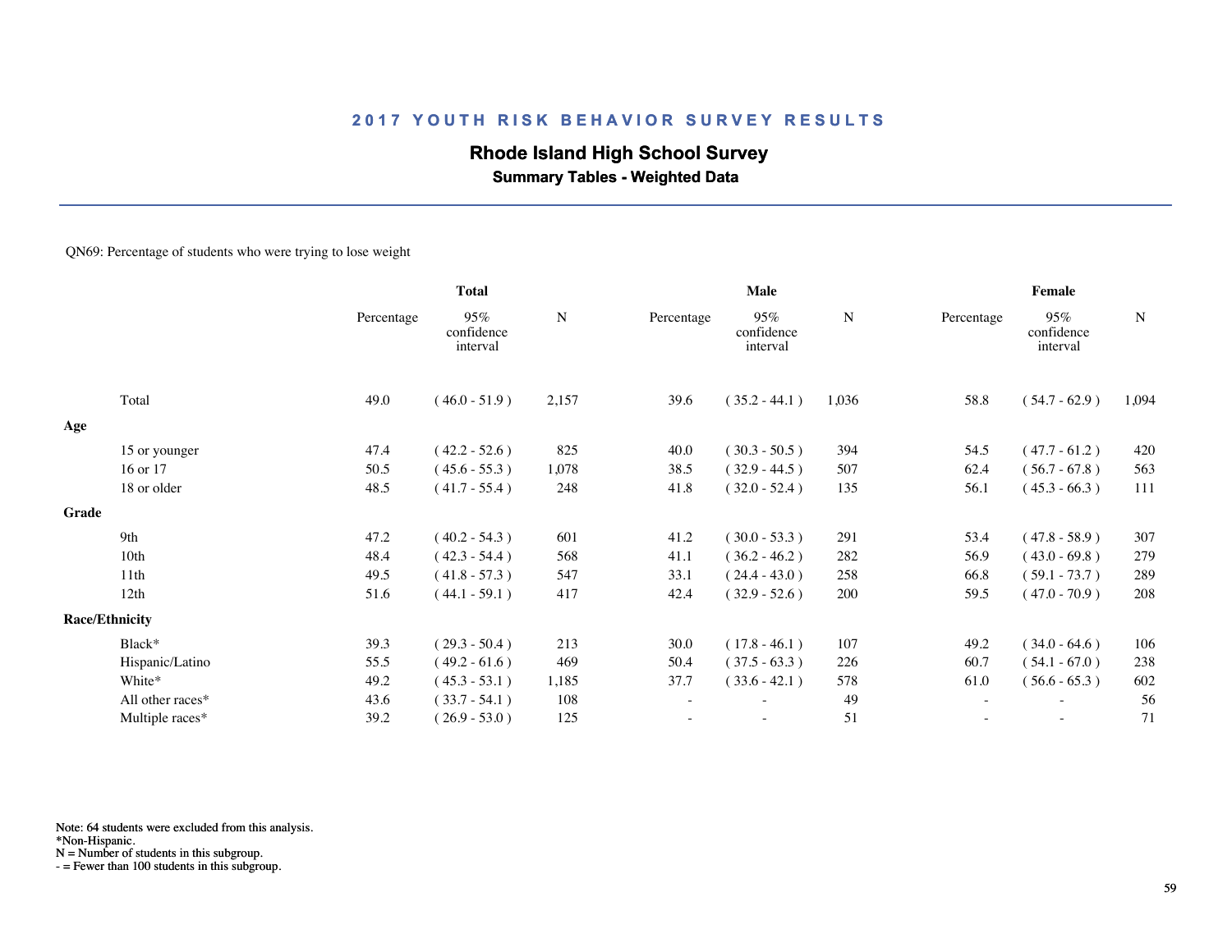## 2017 YOUTH RISK BEHAVIOR SURVEY RESULTS

### Rhode Island High School Survey

**Summary Tables - Weighted Data**

QN69: Percentage of students who were trying to lose weight

| | Total | | | Male | | | Female | | |
|---|---|---|---|---|---|---|---|---|---|
| | Percentage | 95% confidence interval | N | Percentage | 95% confidence interval | N | Percentage | 95% confidence interval | N |
| Total | 49.0 | ( 46.0 - 51.9 ) | 2,157 | 39.6 | ( 35.2 - 44.1 ) | 1,036 | 58.8 | ( 54.7 - 62.9 ) | 1,094 |
| **Age** | | | | | | | | | |
| 15 or younger | 47.4 | ( 42.2 - 52.6 ) | 825 | 40.0 | ( 30.3 - 50.5 ) | 394 | 54.5 | ( 47.7 - 61.2 ) | 420 |
| 16 or 17 | 50.5 | ( 45.6 - 55.3 ) | 1,078 | 38.5 | ( 32.9 - 44.5 ) | 507 | 62.4 | ( 56.7 - 67.8 ) | 563 |
| 18 or older | 48.5 | ( 41.7 - 55.4 ) | 248 | 41.8 | ( 32.0 - 52.4 ) | 135 | 56.1 | ( 45.3 - 66.3 ) | 111 |
| **Grade** | | | | | | | | | |
| 9th | 47.2 | ( 40.2 - 54.3 ) | 601 | 41.2 | ( 30.0 - 53.3 ) | 291 | 53.4 | ( 47.8 - 58.9 ) | 307 |
| 10th | 48.4 | ( 42.3 - 54.4 ) | 568 | 41.1 | ( 36.2 - 46.2 ) | 282 | 56.9 | ( 43.0 - 69.8 ) | 279 |
| 11th | 49.5 | ( 41.8 - 57.3 ) | 547 | 33.1 | ( 24.4 - 43.0 ) | 258 | 66.8 | ( 59.1 - 73.7 ) | 289 |
| 12th | 51.6 | ( 44.1 - 59.1 ) | 417 | 42.4 | ( 32.9 - 52.6 ) | 200 | 59.5 | ( 47.0 - 70.9 ) | 208 |
| **Race/Ethnicity** | | | | | | | | | |
| Black* | 39.3 | ( 29.3 - 50.4 ) | 213 | 30.0 | ( 17.8 - 46.1 ) | 107 | 49.2 | ( 34.0 - 64.6 ) | 106 |
| Hispanic/Latino | 55.5 | ( 49.2 - 61.6 ) | 469 | 50.4 | ( 37.5 - 63.3 ) | 226 | 60.7 | ( 54.1 - 67.0 ) | 238 |
| White* | 49.2 | ( 45.3 - 53.1 ) | 1,185 | 37.7 | ( 33.6 - 42.1 ) | 578 | 61.0 | ( 56.6 - 65.3 ) | 602 |
| All other races* | 43.6 | ( 33.7 - 54.1 ) | 108 | - | - | 49 | - | - | 56 |
| Multiple races* | 39.2 | ( 26.9 - 53.0 ) | 125 | - | - | 51 | - | - | 71 |

Note: 64 students were excluded from this analysis.
*Non-Hispanic.
N = Number of students in this subgroup.
- = Fewer than 100 students in this subgroup.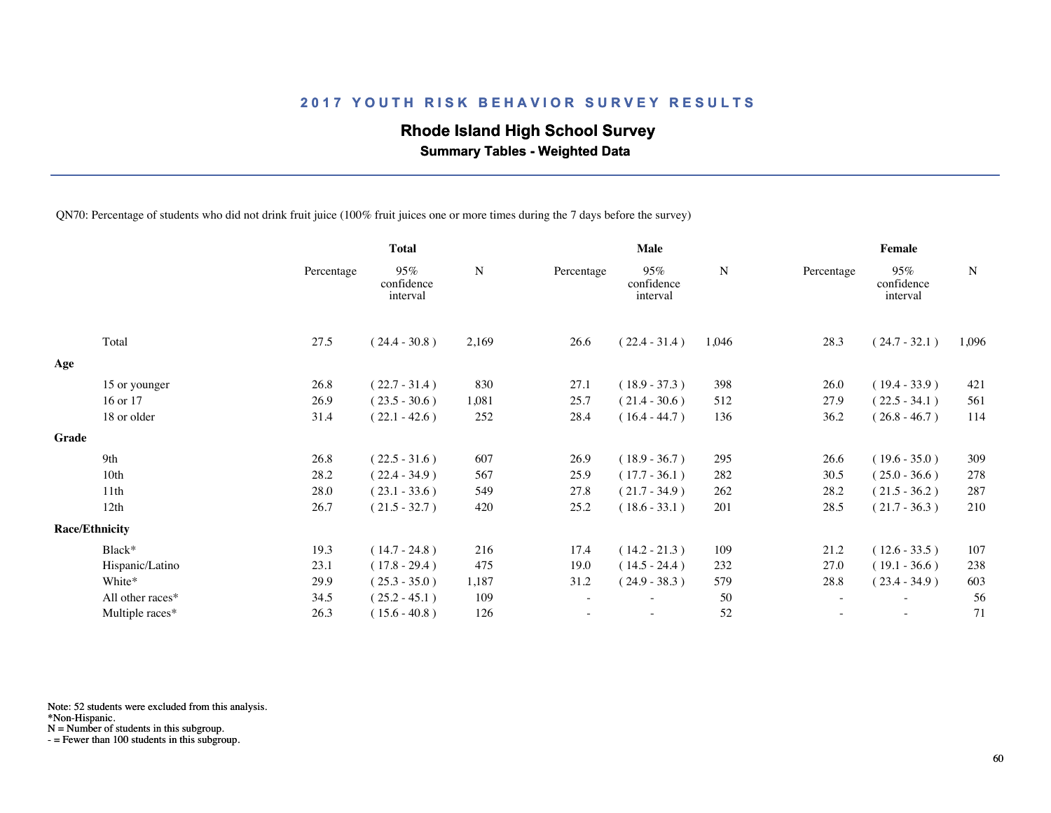## 2017 YOUTH RISK BEHAVIOR SURVEY RESULTS

### Rhode Island High School Survey

**Summary Tables - Weighted Data**

QN70: Percentage of students who did not drink fruit juice (100% fruit juices one or more times during the 7 days before the survey)

| | Total | | | Male | | | Female | | |
|---|---|---|---|---|---|---|---|---|---|
| | Percentage | 95% confidence interval | N | Percentage | 95% confidence interval | N | Percentage | 95% confidence interval | N |
| Total | 27.5 | ( 24.4 - 30.8 ) | 2,169 | 26.6 | ( 22.4 - 31.4 ) | 1,046 | 28.3 | ( 24.7 - 32.1 ) | 1,096 |
| **Age** | | | | | | | | | |
| 15 or younger | 26.8 | ( 22.7 - 31.4 ) | 830 | 27.1 | ( 18.9 - 37.3 ) | 398 | 26.0 | ( 19.4 - 33.9 ) | 421 |
| 16 or 17 | 26.9 | ( 23.5 - 30.6 ) | 1,081 | 25.7 | ( 21.4 - 30.6 ) | 512 | 27.9 | ( 22.5 - 34.1 ) | 561 |
| 18 or older | 31.4 | ( 22.1 - 42.6 ) | 252 | 28.4 | ( 16.4 - 44.7 ) | 136 | 36.2 | ( 26.8 - 46.7 ) | 114 |
| **Grade** | | | | | | | | | |
| 9th | 26.8 | ( 22.5 - 31.6 ) | 607 | 26.9 | ( 18.9 - 36.7 ) | 295 | 26.6 | ( 19.6 - 35.0 ) | 309 |
| 10th | 28.2 | ( 22.4 - 34.9 ) | 567 | 25.9 | ( 17.7 - 36.1 ) | 282 | 30.5 | ( 25.0 - 36.6 ) | 278 |
| 11th | 28.0 | ( 23.1 - 33.6 ) | 549 | 27.8 | ( 21.7 - 34.9 ) | 262 | 28.2 | ( 21.5 - 36.2 ) | 287 |
| 12th | 26.7 | ( 21.5 - 32.7 ) | 420 | 25.2 | ( 18.6 - 33.1 ) | 201 | 28.5 | ( 21.7 - 36.3 ) | 210 |
| **Race/Ethnicity** | | | | | | | | | |
| Black* | 19.3 | ( 14.7 - 24.8 ) | 216 | 17.4 | ( 14.2 - 21.3 ) | 109 | 21.2 | ( 12.6 - 33.5 ) | 107 |
| Hispanic/Latino | 23.1 | ( 17.8 - 29.4 ) | 475 | 19.0 | ( 14.5 - 24.4 ) | 232 | 27.0 | ( 19.1 - 36.6 ) | 238 |
| White* | 29.9 | ( 25.3 - 35.0 ) | 1,187 | 31.2 | ( 24.9 - 38.3 ) | 579 | 28.8 | ( 23.4 - 34.9 ) | 603 |
| All other races* | 34.5 | ( 25.2 - 45.1 ) | 109 | - | - | 50 | - | - | 56 |
| Multiple races* | 26.3 | ( 15.6 - 40.8 ) | 126 | - | - | 52 | - | - | 71 |

Note: 52 students were excluded from this analysis.
*Non-Hispanic.
N = Number of students in this subgroup.
- = Fewer than 100 students in this subgroup.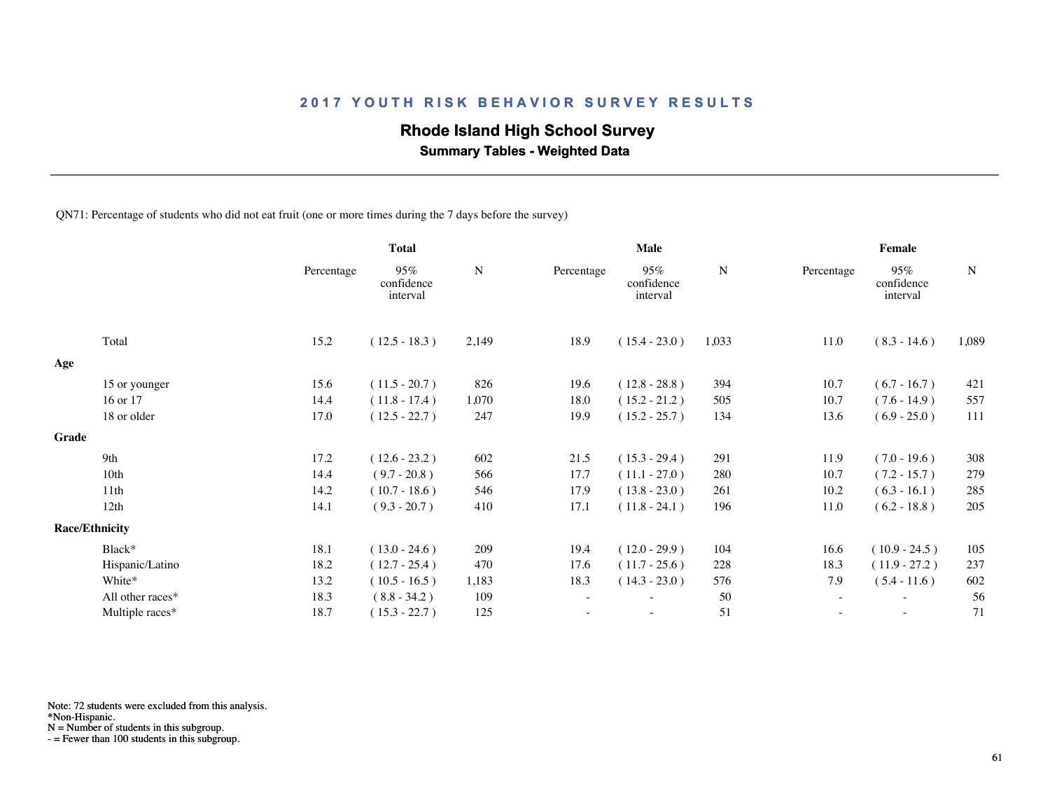# 2017 YOUTH RISK BEHAVIOR SURVEY RESULTS

## Rhode Island High School Survey

### Summary Tables - Weighted Data

QN71: Percentage of students who did not eat fruit (one or more times during the 7 days before the survey)

| | Total | | | Male | | | Female | | |
|---|---|---|---|---|---|---|---|---|---|
| | Percentage | 95% confidence interval | N | Percentage | 95% confidence interval | N | Percentage | 95% confidence interval | N |
| Total | 15.2 | ( 12.5 - 18.3 ) | 2,149 | 18.9 | ( 15.4 - 23.0 ) | 1,033 | 11.0 | ( 8.3 - 14.6 ) | 1,089 |
| **Age** | | | | | | | | | |
| 15 or younger | 15.6 | ( 11.5 - 20.7 ) | 826 | 19.6 | ( 12.8 - 28.8 ) | 394 | 10.7 | ( 6.7 - 16.7 ) | 421 |
| 16 or 17 | 14.4 | ( 11.8 - 17.4 ) | 1,070 | 18.0 | ( 15.2 - 21.2 ) | 505 | 10.7 | ( 7.6 - 14.9 ) | 557 |
| 18 or older | 17.0 | ( 12.5 - 22.7 ) | 247 | 19.9 | ( 15.2 - 25.7 ) | 134 | 13.6 | ( 6.9 - 25.0 ) | 111 |
| **Grade** | | | | | | | | | |
| 9th | 17.2 | ( 12.6 - 23.2 ) | 602 | 21.5 | ( 15.3 - 29.4 ) | 291 | 11.9 | ( 7.0 - 19.6 ) | 308 |
| 10th | 14.4 | ( 9.7 - 20.8 ) | 566 | 17.7 | ( 11.1 - 27.0 ) | 280 | 10.7 | ( 7.2 - 15.7 ) | 279 |
| 11th | 14.2 | ( 10.7 - 18.6 ) | 546 | 17.9 | ( 13.8 - 23.0 ) | 261 | 10.2 | ( 6.3 - 16.1 ) | 285 |
| 12th | 14.1 | ( 9.3 - 20.7 ) | 410 | 17.1 | ( 11.8 - 24.1 ) | 196 | 11.0 | ( 6.2 - 18.8 ) | 205 |
| **Race/Ethnicity** | | | | | | | | | |
| Black* | 18.1 | ( 13.0 - 24.6 ) | 209 | 19.4 | ( 12.0 - 29.9 ) | 104 | 16.6 | ( 10.9 - 24.5 ) | 105 |
| Hispanic/Latino | 18.2 | ( 12.7 - 25.4 ) | 470 | 17.6 | ( 11.7 - 25.6 ) | 228 | 18.3 | ( 11.9 - 27.2 ) | 237 |
| White* | 13.2 | ( 10.5 - 16.5 ) | 1,183 | 18.3 | ( 14.3 - 23.0 ) | 576 | 7.9 | ( 5.4 - 11.6 ) | 602 |
| All other races* | 18.3 | ( 8.8 - 34.2 ) | 109 | - | - | 50 | - | - | 56 |
| Multiple races* | 18.7 | ( 15.3 - 22.7 ) | 125 | - | - | 51 | - | - | 71 |

Note: 72 students were excluded from this analysis.
*Non-Hispanic.
N = Number of students in this subgroup.
- = Fewer than 100 students in this subgroup.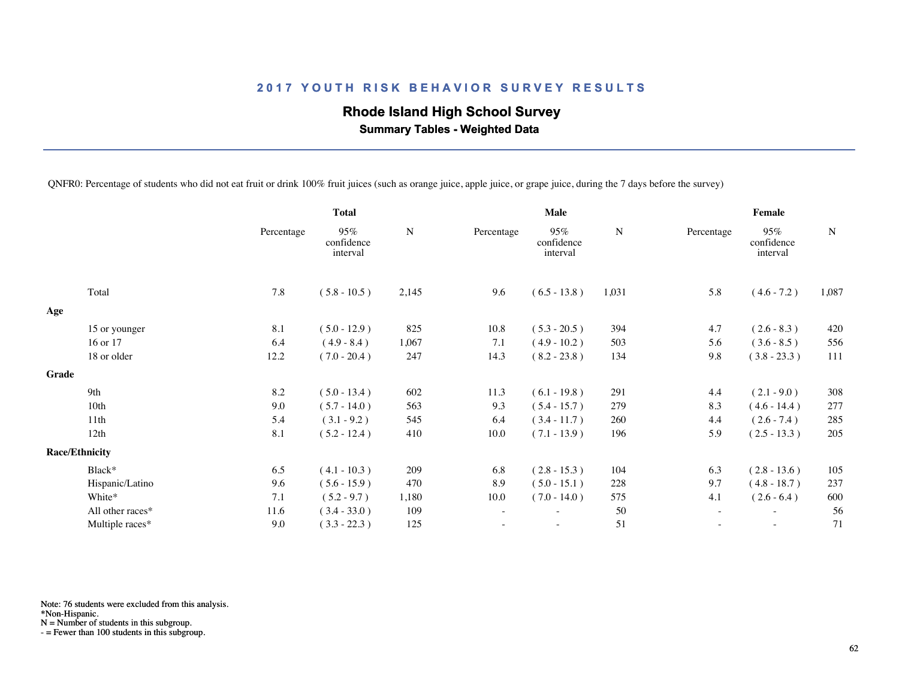## 2017 YOUTH RISK BEHAVIOR SURVEY RESULTS

### Rhode Island High School Survey

**Summary Tables - Weighted Data**

QNFR0: Percentage of students who did not eat fruit or drink 100% fruit juices (such as orange juice, apple juice, or grape juice, during the 7 days before the survey)

| | Total | | | Male | | | Female | | |
|---|---|---|---|---|---|---|---|---|---|
| | Percentage | 95% confidence interval | N | Percentage | 95% confidence interval | N | Percentage | 95% confidence interval | N |
| Total | 7.8 | ( 5.8 - 10.5 ) | 2,145 | 9.6 | ( 6.5 - 13.8 ) | 1,031 | 5.8 | ( 4.6 - 7.2 ) | 1,087 |
| **Age** | | | | | | | | | |
| 15 or younger | 8.1 | ( 5.0 - 12.9 ) | 825 | 10.8 | ( 5.3 - 20.5 ) | 394 | 4.7 | ( 2.6 - 8.3 ) | 420 |
| 16 or 17 | 6.4 | ( 4.9 - 8.4 ) | 1,067 | 7.1 | ( 4.9 - 10.2 ) | 503 | 5.6 | ( 3.6 - 8.5 ) | 556 |
| 18 or older | 12.2 | ( 7.0 - 20.4 ) | 247 | 14.3 | ( 8.2 - 23.8 ) | 134 | 9.8 | ( 3.8 - 23.3 ) | 111 |
| **Grade** | | | | | | | | | |
| 9th | 8.2 | ( 5.0 - 13.4 ) | 602 | 11.3 | ( 6.1 - 19.8 ) | 291 | 4.4 | ( 2.1 - 9.0 ) | 308 |
| 10th | 9.0 | ( 5.7 - 14.0 ) | 563 | 9.3 | ( 5.4 - 15.7 ) | 279 | 8.3 | ( 4.6 - 14.4 ) | 277 |
| 11th | 5.4 | ( 3.1 - 9.2 ) | 545 | 6.4 | ( 3.4 - 11.7 ) | 260 | 4.4 | ( 2.6 - 7.4 ) | 285 |
| 12th | 8.1 | ( 5.2 - 12.4 ) | 410 | 10.0 | ( 7.1 - 13.9 ) | 196 | 5.9 | ( 2.5 - 13.3 ) | 205 |
| **Race/Ethnicity** | | | | | | | | | |
| Black* | 6.5 | ( 4.1 - 10.3 ) | 209 | 6.8 | ( 2.8 - 15.3 ) | 104 | 6.3 | ( 2.8 - 13.6 ) | 105 |
| Hispanic/Latino | 9.6 | ( 5.6 - 15.9 ) | 470 | 8.9 | ( 5.0 - 15.1 ) | 228 | 9.7 | ( 4.8 - 18.7 ) | 237 |
| White* | 7.1 | ( 5.2 - 9.7 ) | 1,180 | 10.0 | ( 7.0 - 14.0 ) | 575 | 4.1 | ( 2.6 - 6.4 ) | 600 |
| All other races* | 11.6 | ( 3.4 - 33.0 ) | 109 | - | - | 50 | - | - | 56 |
| Multiple races* | 9.0 | ( 3.3 - 22.3 ) | 125 | - | - | 51 | - | - | 71 |

Note: 76 students were excluded from this analysis.
*Non-Hispanic.
N = Number of students in this subgroup.
- = Fewer than 100 students in this subgroup.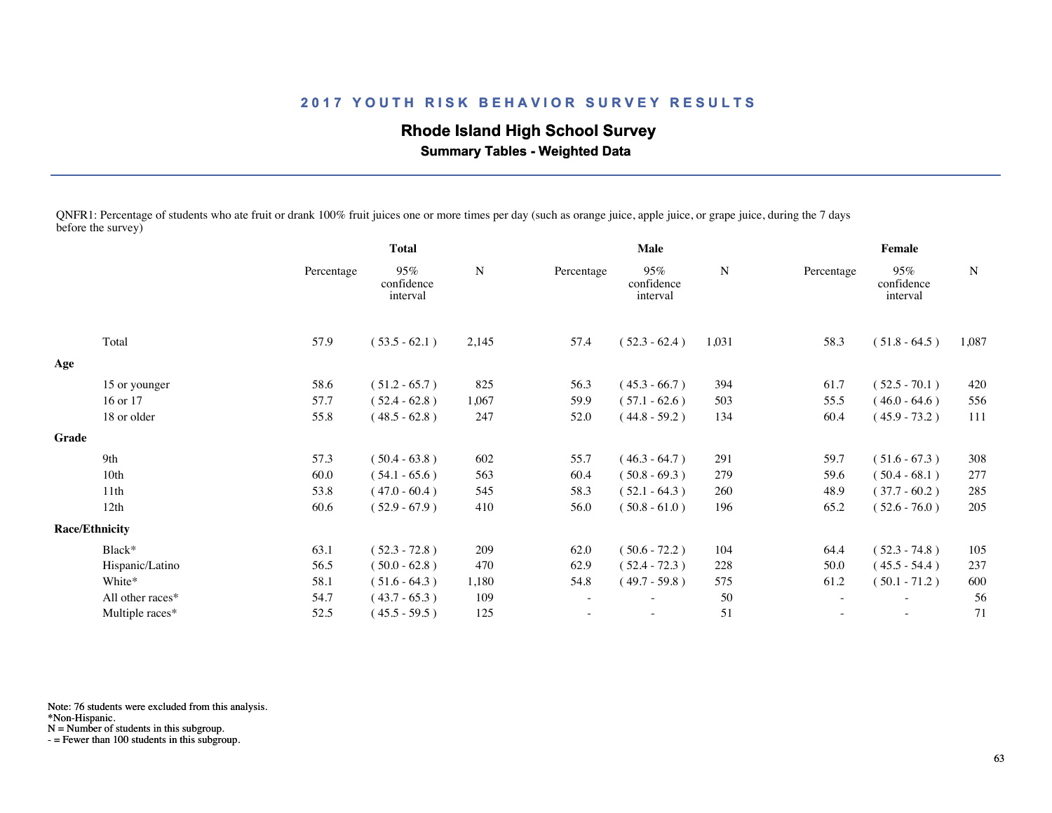## 2017 YOUTH RISK BEHAVIOR SURVEY RESULTS

### Rhode Island High School Survey

#### Summary Tables - Weighted Data

QNFR1: Percentage of students who ate fruit or drank 100% fruit juices one or more times per day (such as orange juice, apple juice, or grape juice, during the 7 days before the survey)

| | Total | | | Male | | | Female | | |
|---|---|---|---|---|---|---|---|---|---|
| | Percentage | 95% confidence interval | N | Percentage | 95% confidence interval | N | Percentage | 95% confidence interval | N |
| Total | 57.9 | ( 53.5 - 62.1 ) | 2,145 | 57.4 | ( 52.3 - 62.4 ) | 1,031 | 58.3 | ( 51.8 - 64.5 ) | 1,087 |
| **Age** | | | | | | | | | |
| 15 or younger | 58.6 | ( 51.2 - 65.7 ) | 825 | 56.3 | ( 45.3 - 66.7 ) | 394 | 61.7 | ( 52.5 - 70.1 ) | 420 |
| 16 or 17 | 57.7 | ( 52.4 - 62.8 ) | 1,067 | 59.9 | ( 57.1 - 62.6 ) | 503 | 55.5 | ( 46.0 - 64.6 ) | 556 |
| 18 or older | 55.8 | ( 48.5 - 62.8 ) | 247 | 52.0 | ( 44.8 - 59.2 ) | 134 | 60.4 | ( 45.9 - 73.2 ) | 111 |
| **Grade** | | | | | | | | | |
| 9th | 57.3 | ( 50.4 - 63.8 ) | 602 | 55.7 | ( 46.3 - 64.7 ) | 291 | 59.7 | ( 51.6 - 67.3 ) | 308 |
| 10th | 60.0 | ( 54.1 - 65.6 ) | 563 | 60.4 | ( 50.8 - 69.3 ) | 279 | 59.6 | ( 50.4 - 68.1 ) | 277 |
| 11th | 53.8 | ( 47.0 - 60.4 ) | 545 | 58.3 | ( 52.1 - 64.3 ) | 260 | 48.9 | ( 37.7 - 60.2 ) | 285 |
| 12th | 60.6 | ( 52.9 - 67.9 ) | 410 | 56.0 | ( 50.8 - 61.0 ) | 196 | 65.2 | ( 52.6 - 76.0 ) | 205 |
| **Race/Ethnicity** | | | | | | | | | |
| Black* | 63.1 | ( 52.3 - 72.8 ) | 209 | 62.0 | ( 50.6 - 72.2 ) | 104 | 64.4 | ( 52.3 - 74.8 ) | 105 |
| Hispanic/Latino | 56.5 | ( 50.0 - 62.8 ) | 470 | 62.9 | ( 52.4 - 72.3 ) | 228 | 50.0 | ( 45.5 - 54.4 ) | 237 |
| White* | 58.1 | ( 51.6 - 64.3 ) | 1,180 | 54.8 | ( 49.7 - 59.8 ) | 575 | 61.2 | ( 50.1 - 71.2 ) | 600 |
| All other races* | 54.7 | ( 43.7 - 65.3 ) | 109 | - | - | 50 | - | - | 56 |
| Multiple races* | 52.5 | ( 45.5 - 59.5 ) | 125 | - | - | 51 | - | - | 71 |

Note: 76 students were excluded from this analysis.
*Non-Hispanic.
N = Number of students in this subgroup.
- = Fewer than 100 students in this subgroup.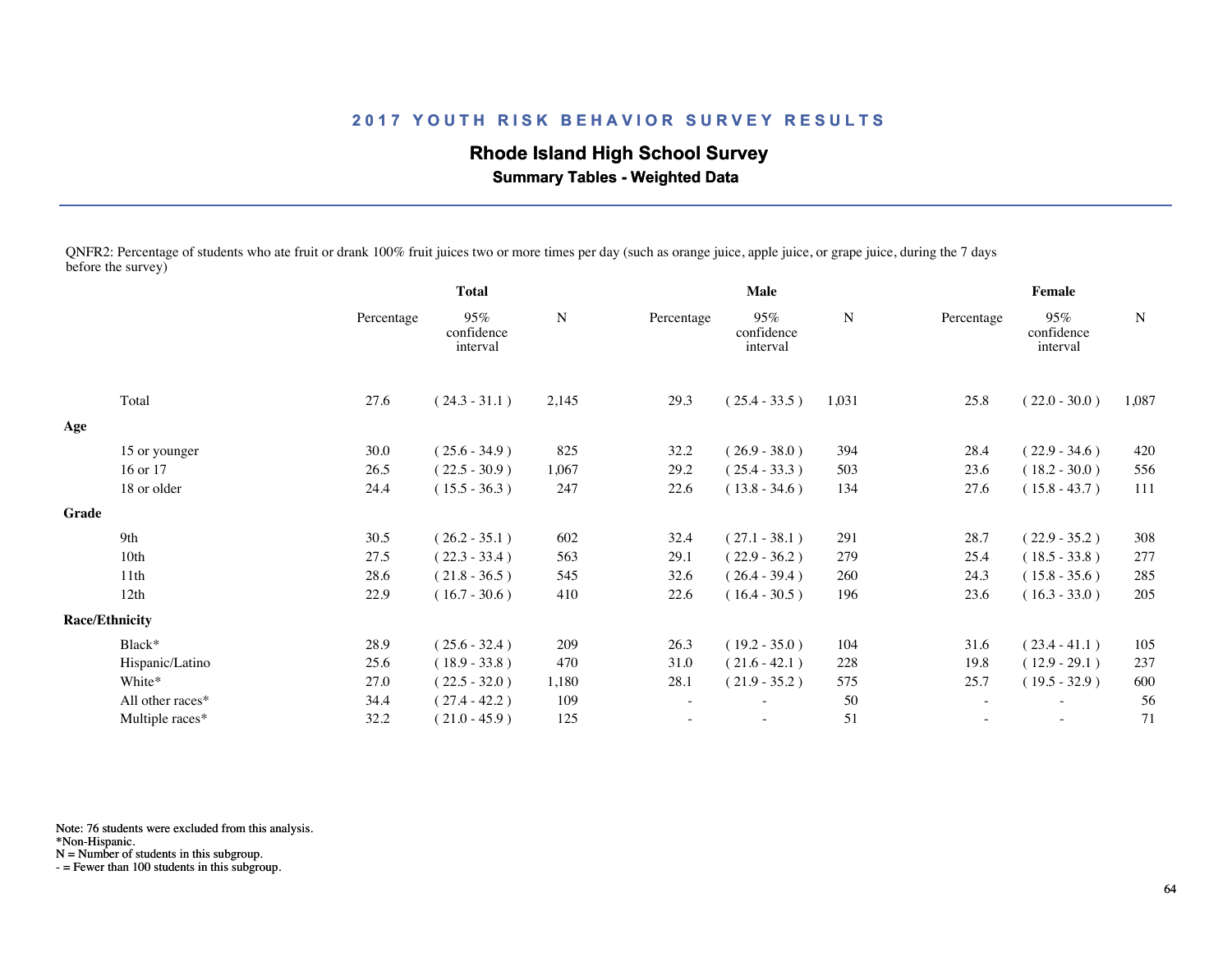## 2017 YOUTH RISK BEHAVIOR SURVEY RESULTS

**Rhode Island High School Survey**

**Summary Tables - Weighted Data**

QNFR2: Percentage of students who ate fruit or drank 100% fruit juices two or more times per day (such as orange juice, apple juice, or grape juice, during the 7 days before the survey)

| | Total | | | Male | | | Female | | |
|---|---|---|---|---|---|---|---|---|---|
| | Percentage | 95% confidence interval | N | Percentage | 95% confidence interval | N | Percentage | 95% confidence interval | N |
| Total | 27.6 | ( 24.3 - 31.1 ) | 2,145 | 29.3 | ( 25.4 - 33.5 ) | 1,031 | 25.8 | ( 22.0 - 30.0 ) | 1,087 |
| **Age** | | | | | | | | | |
| 15 or younger | 30.0 | ( 25.6 - 34.9 ) | 825 | 32.2 | ( 26.9 - 38.0 ) | 394 | 28.4 | ( 22.9 - 34.6 ) | 420 |
| 16 or 17 | 26.5 | ( 22.5 - 30.9 ) | 1,067 | 29.2 | ( 25.4 - 33.3 ) | 503 | 23.6 | ( 18.2 - 30.0 ) | 556 |
| 18 or older | 24.4 | ( 15.5 - 36.3 ) | 247 | 22.6 | ( 13.8 - 34.6 ) | 134 | 27.6 | ( 15.8 - 43.7 ) | 111 |
| **Grade** | | | | | | | | | |
| 9th | 30.5 | ( 26.2 - 35.1 ) | 602 | 32.4 | ( 27.1 - 38.1 ) | 291 | 28.7 | ( 22.9 - 35.2 ) | 308 |
| 10th | 27.5 | ( 22.3 - 33.4 ) | 563 | 29.1 | ( 22.9 - 36.2 ) | 279 | 25.4 | ( 18.5 - 33.8 ) | 277 |
| 11th | 28.6 | ( 21.8 - 36.5 ) | 545 | 32.6 | ( 26.4 - 39.4 ) | 260 | 24.3 | ( 15.8 - 35.6 ) | 285 |
| 12th | 22.9 | ( 16.7 - 30.6 ) | 410 | 22.6 | ( 16.4 - 30.5 ) | 196 | 23.6 | ( 16.3 - 33.0 ) | 205 |
| **Race/Ethnicity** | | | | | | | | | |
| Black* | 28.9 | ( 25.6 - 32.4 ) | 209 | 26.3 | ( 19.2 - 35.0 ) | 104 | 31.6 | ( 23.4 - 41.1 ) | 105 |
| Hispanic/Latino | 25.6 | ( 18.9 - 33.8 ) | 470 | 31.0 | ( 21.6 - 42.1 ) | 228 | 19.8 | ( 12.9 - 29.1 ) | 237 |
| White* | 27.0 | ( 22.5 - 32.0 ) | 1,180 | 28.1 | ( 21.9 - 35.2 ) | 575 | 25.7 | ( 19.5 - 32.9 ) | 600 |
| All other races* | 34.4 | ( 27.4 - 42.2 ) | 109 | - | - | 50 | - | - | 56 |
| Multiple races* | 32.2 | ( 21.0 - 45.9 ) | 125 | - | - | 51 | - | - | 71 |

Note: 76 students were excluded from this analysis.
*Non-Hispanic.
N = Number of students in this subgroup.
- = Fewer than 100 students in this subgroup.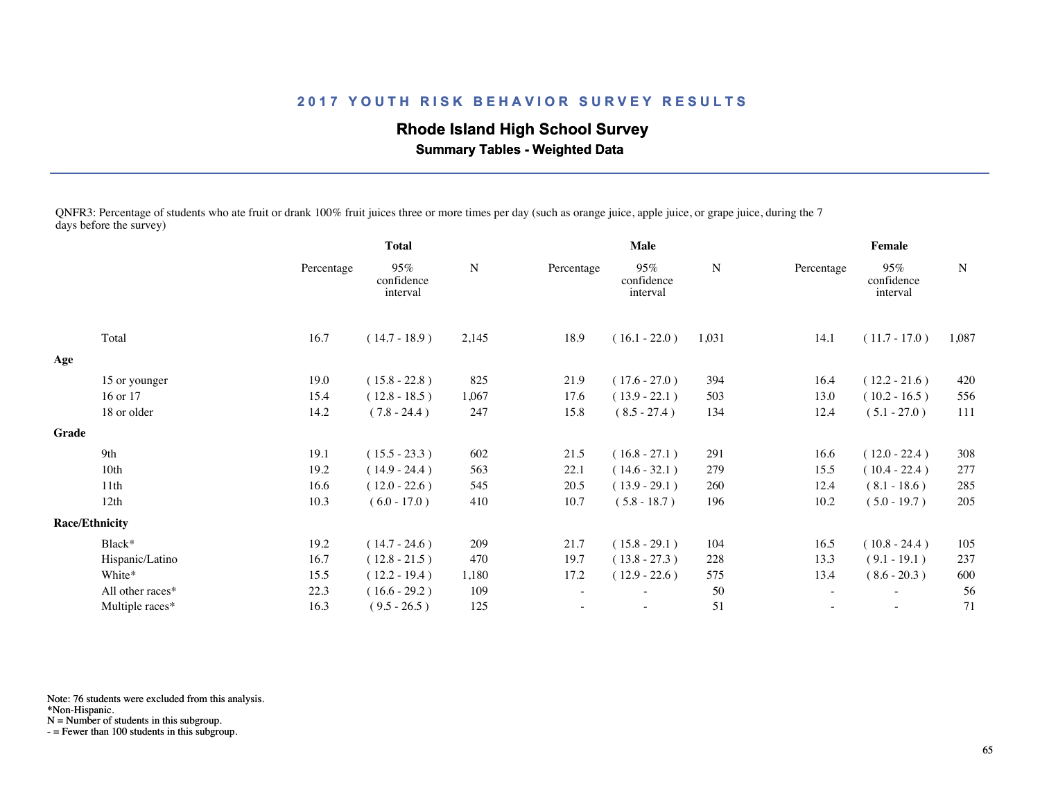# 2017 YOUTH RISK BEHAVIOR SURVEY RESULTS

## Rhode Island High School Survey

### Summary Tables - Weighted Data

QNFR3: Percentage of students who ate fruit or drank 100% fruit juices three or more times per day (such as orange juice, apple juice, or grape juice, during the 7 days before the survey)

| | Total | | | Male | | | Female | | |
|---|---|---|---|---|---|---|---|---|---|
| | Percentage | 95% confidence interval | N | Percentage | 95% confidence interval | N | Percentage | 95% confidence interval | N |
| Total | 16.7 | ( 14.7 - 18.9 ) | 2,145 | 18.9 | ( 16.1 - 22.0 ) | 1,031 | 14.1 | ( 11.7 - 17.0 ) | 1,087 |
| **Age** | | | | | | | | | |
| 15 or younger | 19.0 | ( 15.8 - 22.8 ) | 825 | 21.9 | ( 17.6 - 27.0 ) | 394 | 16.4 | ( 12.2 - 21.6 ) | 420 |
| 16 or 17 | 15.4 | ( 12.8 - 18.5 ) | 1,067 | 17.6 | ( 13.9 - 22.1 ) | 503 | 13.0 | ( 10.2 - 16.5 ) | 556 |
| 18 or older | 14.2 | ( 7.8 - 24.4 ) | 247 | 15.8 | ( 8.5 - 27.4 ) | 134 | 12.4 | ( 5.1 - 27.0 ) | 111 |
| **Grade** | | | | | | | | | |
| 9th | 19.1 | ( 15.5 - 23.3 ) | 602 | 21.5 | ( 16.8 - 27.1 ) | 291 | 16.6 | ( 12.0 - 22.4 ) | 308 |
| 10th | 19.2 | ( 14.9 - 24.4 ) | 563 | 22.1 | ( 14.6 - 32.1 ) | 279 | 15.5 | ( 10.4 - 22.4 ) | 277 |
| 11th | 16.6 | ( 12.0 - 22.6 ) | 545 | 20.5 | ( 13.9 - 29.1 ) | 260 | 12.4 | ( 8.1 - 18.6 ) | 285 |
| 12th | 10.3 | ( 6.0 - 17.0 ) | 410 | 10.7 | ( 5.8 - 18.7 ) | 196 | 10.2 | ( 5.0 - 19.7 ) | 205 |
| **Race/Ethnicity** | | | | | | | | | |
| Black* | 19.2 | ( 14.7 - 24.6 ) | 209 | 21.7 | ( 15.8 - 29.1 ) | 104 | 16.5 | ( 10.8 - 24.4 ) | 105 |
| Hispanic/Latino | 16.7 | ( 12.8 - 21.5 ) | 470 | 19.7 | ( 13.8 - 27.3 ) | 228 | 13.3 | ( 9.1 - 19.1 ) | 237 |
| White* | 15.5 | ( 12.2 - 19.4 ) | 1,180 | 17.2 | ( 12.9 - 22.6 ) | 575 | 13.4 | ( 8.6 - 20.3 ) | 600 |
| All other races* | 22.3 | ( 16.6 - 29.2 ) | 109 | - | - | 50 | - | - | 56 |
| Multiple races* | 16.3 | ( 9.5 - 26.5 ) | 125 | - | - | 51 | - | - | 71 |

Note: 76 students were excluded from this analysis.
*Non-Hispanic.
N = Number of students in this subgroup.
- = Fewer than 100 students in this subgroup.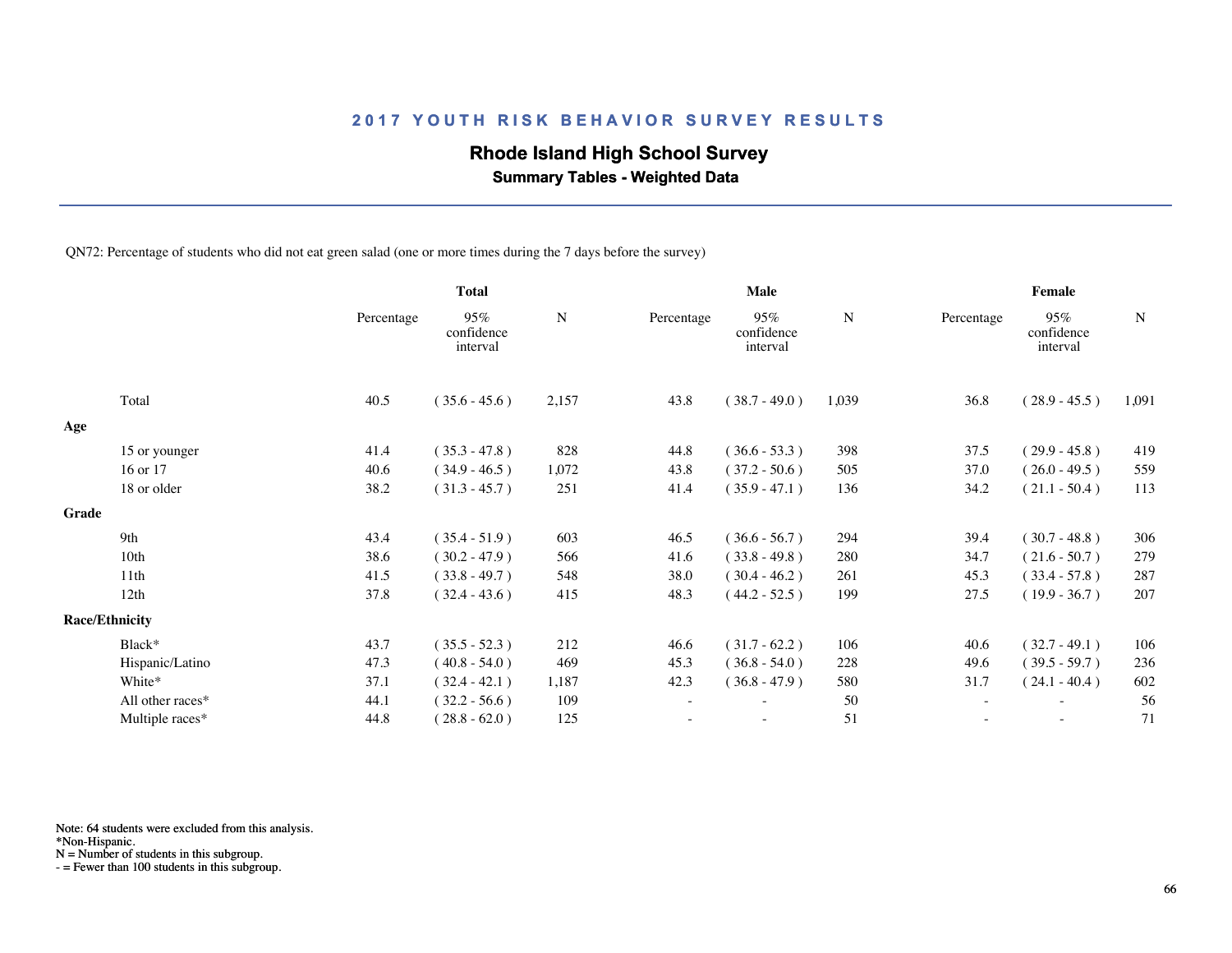## 2017 YOUTH RISK BEHAVIOR SURVEY RESULTS

### Rhode Island High School Survey

**Summary Tables - Weighted Data**

QN72: Percentage of students who did not eat green salad (one or more times during the 7 days before the survey)

| | Total | | | Male | | | Female | | |
|---|---|---|---|---|---|---|---|---|---|
| | Percentage | 95% confidence interval | N | Percentage | 95% confidence interval | N | Percentage | 95% confidence interval | N |
| Total | 40.5 | ( 35.6 - 45.6 ) | 2,157 | 43.8 | ( 38.7 - 49.0 ) | 1,039 | 36.8 | ( 28.9 - 45.5 ) | 1,091 |
| **Age** | | | | | | | | | |
| 15 or younger | 41.4 | ( 35.3 - 47.8 ) | 828 | 44.8 | ( 36.6 - 53.3 ) | 398 | 37.5 | ( 29.9 - 45.8 ) | 419 |
| 16 or 17 | 40.6 | ( 34.9 - 46.5 ) | 1,072 | 43.8 | ( 37.2 - 50.6 ) | 505 | 37.0 | ( 26.0 - 49.5 ) | 559 |
| 18 or older | 38.2 | ( 31.3 - 45.7 ) | 251 | 41.4 | ( 35.9 - 47.1 ) | 136 | 34.2 | ( 21.1 - 50.4 ) | 113 |
| **Grade** | | | | | | | | | |
| 9th | 43.4 | ( 35.4 - 51.9 ) | 603 | 46.5 | ( 36.6 - 56.7 ) | 294 | 39.4 | ( 30.7 - 48.8 ) | 306 |
| 10th | 38.6 | ( 30.2 - 47.9 ) | 566 | 41.6 | ( 33.8 - 49.8 ) | 280 | 34.7 | ( 21.6 - 50.7 ) | 279 |
| 11th | 41.5 | ( 33.8 - 49.7 ) | 548 | 38.0 | ( 30.4 - 46.2 ) | 261 | 45.3 | ( 33.4 - 57.8 ) | 287 |
| 12th | 37.8 | ( 32.4 - 43.6 ) | 415 | 48.3 | ( 44.2 - 52.5 ) | 199 | 27.5 | ( 19.9 - 36.7 ) | 207 |
| **Race/Ethnicity** | | | | | | | | | |
| Black* | 43.7 | ( 35.5 - 52.3 ) | 212 | 46.6 | ( 31.7 - 62.2 ) | 106 | 40.6 | ( 32.7 - 49.1 ) | 106 |
| Hispanic/Latino | 47.3 | ( 40.8 - 54.0 ) | 469 | 45.3 | ( 36.8 - 54.0 ) | 228 | 49.6 | ( 39.5 - 59.7 ) | 236 |
| White* | 37.1 | ( 32.4 - 42.1 ) | 1,187 | 42.3 | ( 36.8 - 47.9 ) | 580 | 31.7 | ( 24.1 - 40.4 ) | 602 |
| All other races* | 44.1 | ( 32.2 - 56.6 ) | 109 | - | - | 50 | - | - | 56 |
| Multiple races* | 44.8 | ( 28.8 - 62.0 ) | 125 | - | - | 51 | - | - | 71 |

Note: 64 students were excluded from this analysis.
*Non-Hispanic.
N = Number of students in this subgroup.
- = Fewer than 100 students in this subgroup.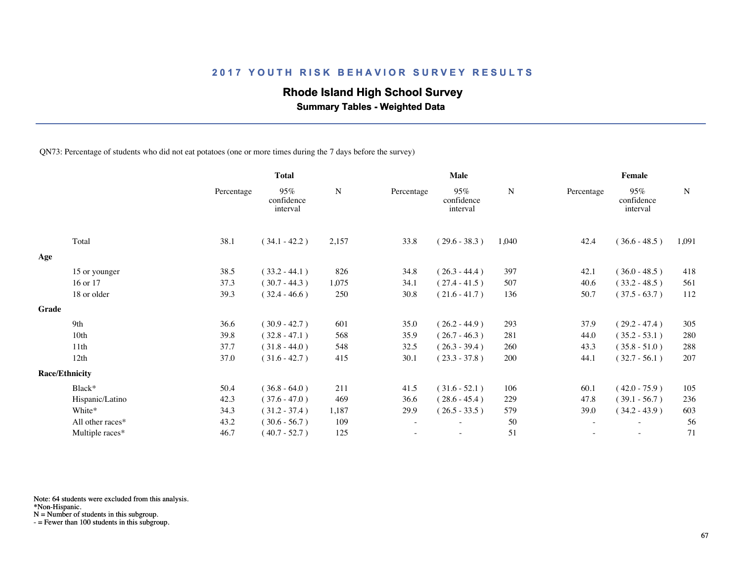## 2017 YOUTH RISK BEHAVIOR SURVEY RESULTS

**Rhode Island High School Survey**

**Summary Tables - Weighted Data**

QN73: Percentage of students who did not eat potatoes (one or more times during the 7 days before the survey)

| | Total | | | Male | | | Female | | |
|---|---|---|---|---|---|---|---|---|---|
| | Percentage | 95% confidence interval | N | Percentage | 95% confidence interval | N | Percentage | 95% confidence interval | N |
| Total | 38.1 | ( 34.1 - 42.2 ) | 2,157 | 33.8 | ( 29.6 - 38.3 ) | 1,040 | 42.4 | ( 36.6 - 48.5 ) | 1,091 |
| **Age** | | | | | | | | | |
| 15 or younger | 38.5 | ( 33.2 - 44.1 ) | 826 | 34.8 | ( 26.3 - 44.4 ) | 397 | 42.1 | ( 36.0 - 48.5 ) | 418 |
| 16 or 17 | 37.3 | ( 30.7 - 44.3 ) | 1,075 | 34.1 | ( 27.4 - 41.5 ) | 507 | 40.6 | ( 33.2 - 48.5 ) | 561 |
| 18 or older | 39.3 | ( 32.4 - 46.6 ) | 250 | 30.8 | ( 21.6 - 41.7 ) | 136 | 50.7 | ( 37.5 - 63.7 ) | 112 |
| **Grade** | | | | | | | | | |
| 9th | 36.6 | ( 30.9 - 42.7 ) | 601 | 35.0 | ( 26.2 - 44.9 ) | 293 | 37.9 | ( 29.2 - 47.4 ) | 305 |
| 10th | 39.8 | ( 32.8 - 47.1 ) | 568 | 35.9 | ( 26.7 - 46.3 ) | 281 | 44.0 | ( 35.2 - 53.1 ) | 280 |
| 11th | 37.7 | ( 31.8 - 44.0 ) | 548 | 32.5 | ( 26.3 - 39.4 ) | 260 | 43.3 | ( 35.8 - 51.0 ) | 288 |
| 12th | 37.0 | ( 31.6 - 42.7 ) | 415 | 30.1 | ( 23.3 - 37.8 ) | 200 | 44.1 | ( 32.7 - 56.1 ) | 207 |
| **Race/Ethnicity** | | | | | | | | | |
| Black* | 50.4 | ( 36.8 - 64.0 ) | 211 | 41.5 | ( 31.6 - 52.1 ) | 106 | 60.1 | ( 42.0 - 75.9 ) | 105 |
| Hispanic/Latino | 42.3 | ( 37.6 - 47.0 ) | 469 | 36.6 | ( 28.6 - 45.4 ) | 229 | 47.8 | ( 39.1 - 56.7 ) | 236 |
| White* | 34.3 | ( 31.2 - 37.4 ) | 1,187 | 29.9 | ( 26.5 - 33.5 ) | 579 | 39.0 | ( 34.2 - 43.9 ) | 603 |
| All other races* | 43.2 | ( 30.6 - 56.7 ) | 109 | - | - | 50 | - | - | 56 |
| Multiple races* | 46.7 | ( 40.7 - 52.7 ) | 125 | - | - | 51 | - | - | 71 |

Note: 64 students were excluded from this analysis.
*Non-Hispanic.
N = Number of students in this subgroup.
- = Fewer than 100 students in this subgroup.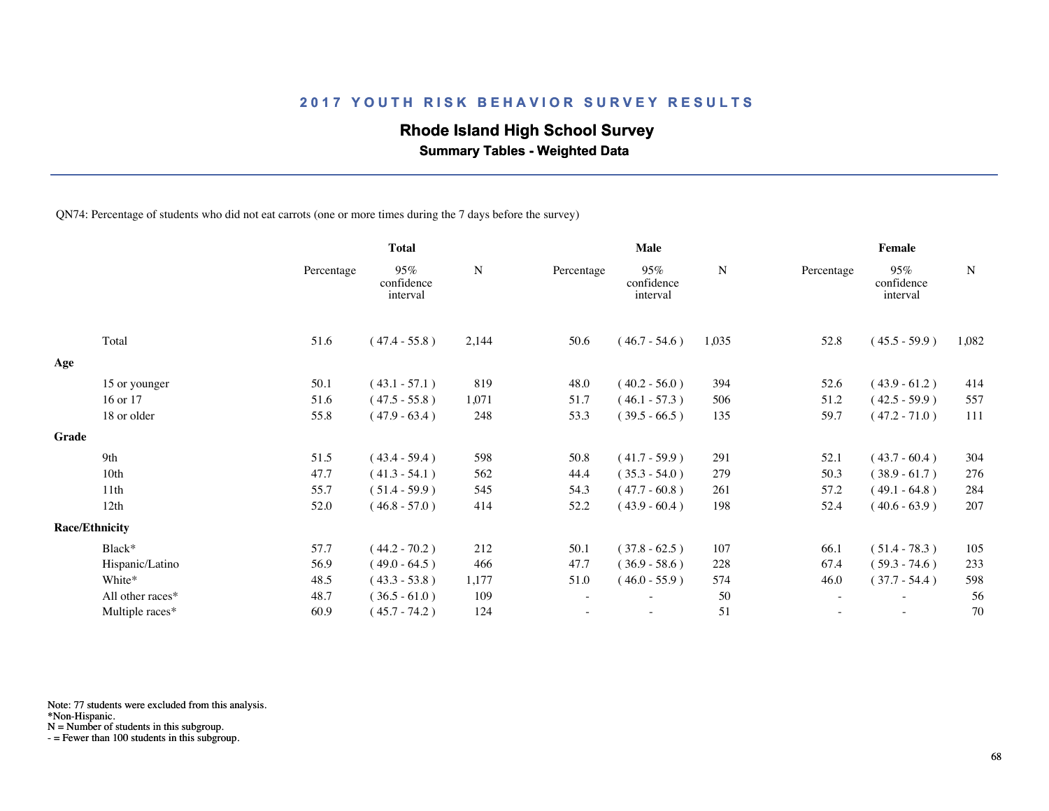## 2017 YOUTH RISK BEHAVIOR SURVEY RESULTS

### Rhode Island High School Survey

**Summary Tables - Weighted Data**

QN74: Percentage of students who did not eat carrots (one or more times during the 7 days before the survey)

| | Total | | | Male | | | Female | | |
|---|---|---|---|---|---|---|---|---|---|
| | Percentage | 95% confidence interval | N | Percentage | 95% confidence interval | N | Percentage | 95% confidence interval | N |
| Total | 51.6 | ( 47.4 - 55.8 ) | 2,144 | 50.6 | ( 46.7 - 54.6 ) | 1,035 | 52.8 | ( 45.5 - 59.9 ) | 1,082 |
| **Age** | | | | | | | | | |
| 15 or younger | 50.1 | ( 43.1 - 57.1 ) | 819 | 48.0 | ( 40.2 - 56.0 ) | 394 | 52.6 | ( 43.9 - 61.2 ) | 414 |
| 16 or 17 | 51.6 | ( 47.5 - 55.8 ) | 1,071 | 51.7 | ( 46.1 - 57.3 ) | 506 | 51.2 | ( 42.5 - 59.9 ) | 557 |
| 18 or older | 55.8 | ( 47.9 - 63.4 ) | 248 | 53.3 | ( 39.5 - 66.5 ) | 135 | 59.7 | ( 47.2 - 71.0 ) | 111 |
| **Grade** | | | | | | | | | |
| 9th | 51.5 | ( 43.4 - 59.4 ) | 598 | 50.8 | ( 41.7 - 59.9 ) | 291 | 52.1 | ( 43.7 - 60.4 ) | 304 |
| 10th | 47.7 | ( 41.3 - 54.1 ) | 562 | 44.4 | ( 35.3 - 54.0 ) | 279 | 50.3 | ( 38.9 - 61.7 ) | 276 |
| 11th | 55.7 | ( 51.4 - 59.9 ) | 545 | 54.3 | ( 47.7 - 60.8 ) | 261 | 57.2 | ( 49.1 - 64.8 ) | 284 |
| 12th | 52.0 | ( 46.8 - 57.0 ) | 414 | 52.2 | ( 43.9 - 60.4 ) | 198 | 52.4 | ( 40.6 - 63.9 ) | 207 |
| **Race/Ethnicity** | | | | | | | | | |
| Black* | 57.7 | ( 44.2 - 70.2 ) | 212 | 50.1 | ( 37.8 - 62.5 ) | 107 | 66.1 | ( 51.4 - 78.3 ) | 105 |
| Hispanic/Latino | 56.9 | ( 49.0 - 64.5 ) | 466 | 47.7 | ( 36.9 - 58.6 ) | 228 | 67.4 | ( 59.3 - 74.6 ) | 233 |
| White* | 48.5 | ( 43.3 - 53.8 ) | 1,177 | 51.0 | ( 46.0 - 55.9 ) | 574 | 46.0 | ( 37.7 - 54.4 ) | 598 |
| All other races* | 48.7 | ( 36.5 - 61.0 ) | 109 | - | - | 50 | - | - | 56 |
| Multiple races* | 60.9 | ( 45.7 - 74.2 ) | 124 | - | - | 51 | - | - | 70 |

Note: 77 students were excluded from this analysis.
*Non-Hispanic.
N = Number of students in this subgroup.
- = Fewer than 100 students in this subgroup.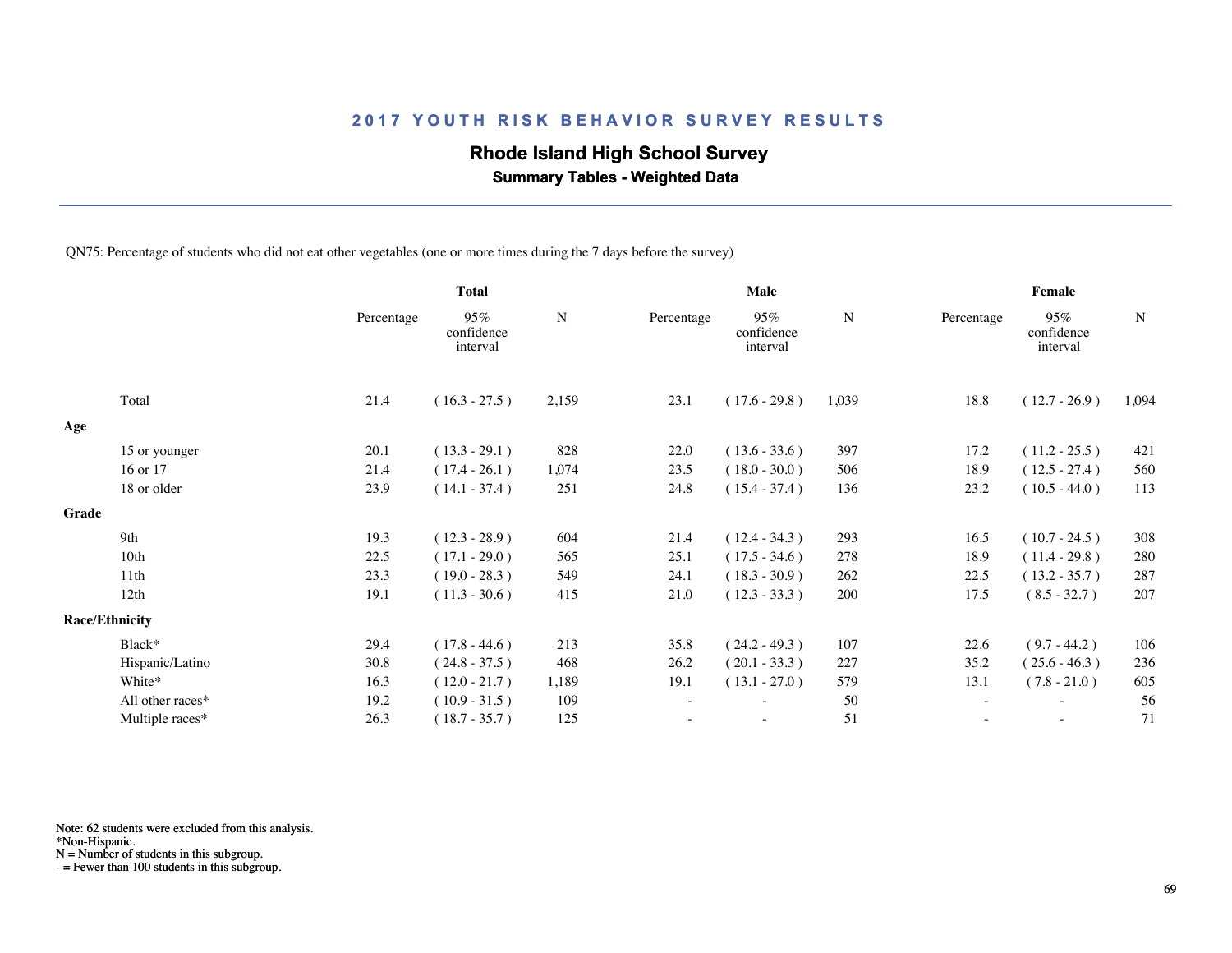# 2017 YOUTH RISK BEHAVIOR SURVEY RESULTS

## Rhode Island High School Survey

### Summary Tables - Weighted Data

QN75: Percentage of students who did not eat other vegetables (one or more times during the 7 days before the survey)

| | Total | | | Male | | | Female | | |
|---|---|---|---|---|---|---|---|---|---|
| | Percentage | 95% confidence interval | N | Percentage | 95% confidence interval | N | Percentage | 95% confidence interval | N |
| Total | 21.4 | ( 16.3 - 27.5 ) | 2,159 | 23.1 | ( 17.6 - 29.8 ) | 1,039 | 18.8 | ( 12.7 - 26.9 ) | 1,094 |
| **Age** | | | | | | | | | |
| 15 or younger | 20.1 | ( 13.3 - 29.1 ) | 828 | 22.0 | ( 13.6 - 33.6 ) | 397 | 17.2 | ( 11.2 - 25.5 ) | 421 |
| 16 or 17 | 21.4 | ( 17.4 - 26.1 ) | 1,074 | 23.5 | ( 18.0 - 30.0 ) | 506 | 18.9 | ( 12.5 - 27.4 ) | 560 |
| 18 or older | 23.9 | ( 14.1 - 37.4 ) | 251 | 24.8 | ( 15.4 - 37.4 ) | 136 | 23.2 | ( 10.5 - 44.0 ) | 113 |
| **Grade** | | | | | | | | | |
| 9th | 19.3 | ( 12.3 - 28.9 ) | 604 | 21.4 | ( 12.4 - 34.3 ) | 293 | 16.5 | ( 10.7 - 24.5 ) | 308 |
| 10th | 22.5 | ( 17.1 - 29.0 ) | 565 | 25.1 | ( 17.5 - 34.6 ) | 278 | 18.9 | ( 11.4 - 29.8 ) | 280 |
| 11th | 23.3 | ( 19.0 - 28.3 ) | 549 | 24.1 | ( 18.3 - 30.9 ) | 262 | 22.5 | ( 13.2 - 35.7 ) | 287 |
| 12th | 19.1 | ( 11.3 - 30.6 ) | 415 | 21.0 | ( 12.3 - 33.3 ) | 200 | 17.5 | ( 8.5 - 32.7 ) | 207 |
| **Race/Ethnicity** | | | | | | | | | |
| Black* | 29.4 | ( 17.8 - 44.6 ) | 213 | 35.8 | ( 24.2 - 49.3 ) | 107 | 22.6 | ( 9.7 - 44.2 ) | 106 |
| Hispanic/Latino | 30.8 | ( 24.8 - 37.5 ) | 468 | 26.2 | ( 20.1 - 33.3 ) | 227 | 35.2 | ( 25.6 - 46.3 ) | 236 |
| White* | 16.3 | ( 12.0 - 21.7 ) | 1,189 | 19.1 | ( 13.1 - 27.0 ) | 579 | 13.1 | ( 7.8 - 21.0 ) | 605 |
| All other races* | 19.2 | ( 10.9 - 31.5 ) | 109 | - | - | 50 | - | - | 56 |
| Multiple races* | 26.3 | ( 18.7 - 35.7 ) | 125 | - | - | 51 | - | - | 71 |

Note: 62 students were excluded from this analysis.
*Non-Hispanic.
N = Number of students in this subgroup.
- = Fewer than 100 students in this subgroup.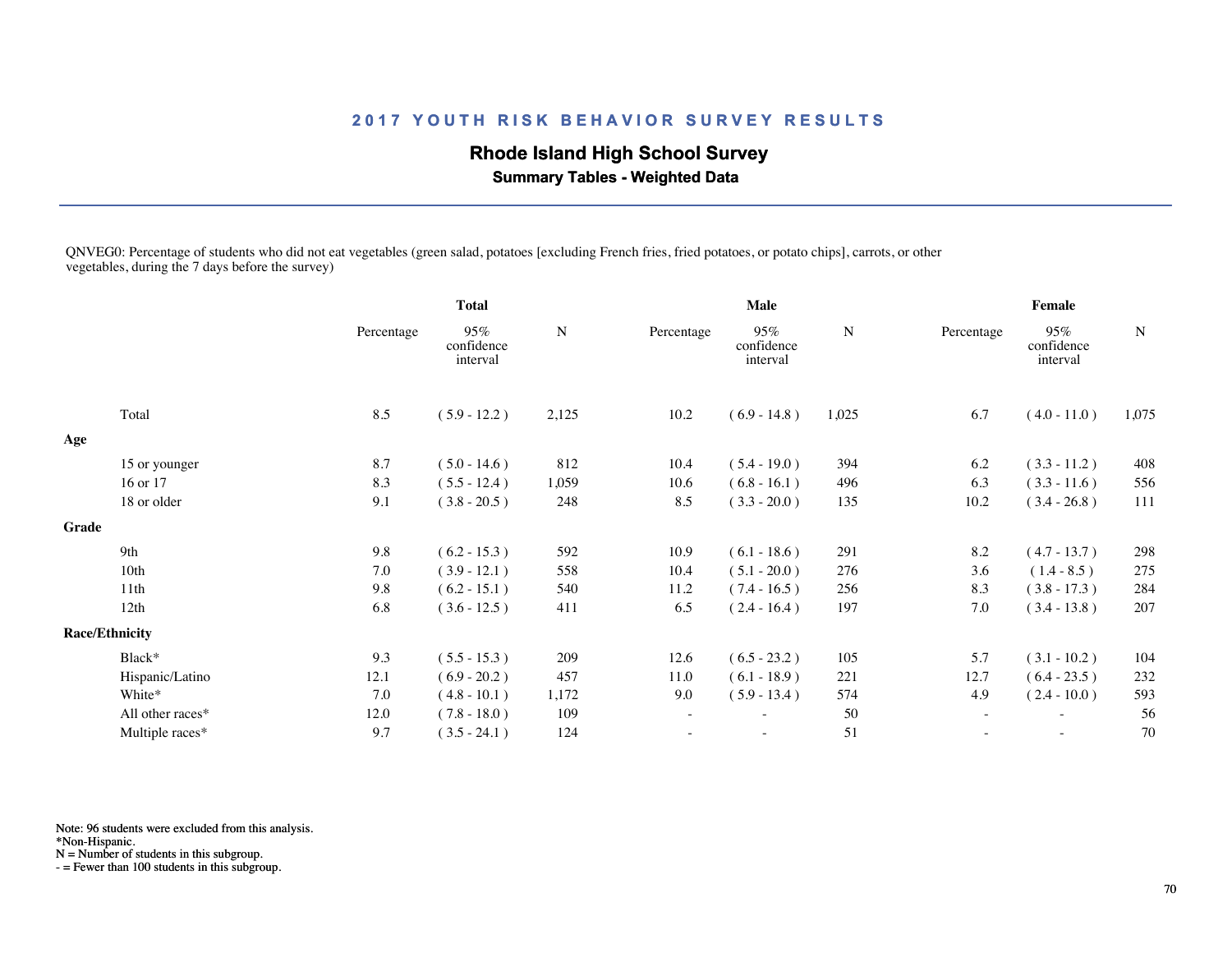## 2017 YOUTH RISK BEHAVIOR SURVEY RESULTS

### Rhode Island High School Survey

**Summary Tables - Weighted Data**

QNVEG0: Percentage of students who did not eat vegetables (green salad, potatoes [excluding French fries, fried potatoes, or potato chips], carrots, or other vegetables, during the 7 days before the survey)

| | Total | | | Male | | | Female | | |
|---|---|---|---|---|---|---|---|---|---|
| | Percentage | 95% confidence interval | N | Percentage | 95% confidence interval | N | Percentage | 95% confidence interval | N |
| Total | 8.5 | ( 5.9 - 12.2 ) | 2,125 | 10.2 | ( 6.9 - 14.8 ) | 1,025 | 6.7 | ( 4.0 - 11.0 ) | 1,075 |
| **Age** | | | | | | | | | |
| 15 or younger | 8.7 | ( 5.0 - 14.6 ) | 812 | 10.4 | ( 5.4 - 19.0 ) | 394 | 6.2 | ( 3.3 - 11.2 ) | 408 |
| 16 or 17 | 8.3 | ( 5.5 - 12.4 ) | 1,059 | 10.6 | ( 6.8 - 16.1 ) | 496 | 6.3 | ( 3.3 - 11.6 ) | 556 |
| 18 or older | 9.1 | ( 3.8 - 20.5 ) | 248 | 8.5 | ( 3.3 - 20.0 ) | 135 | 10.2 | ( 3.4 - 26.8 ) | 111 |
| **Grade** | | | | | | | | | |
| 9th | 9.8 | ( 6.2 - 15.3 ) | 592 | 10.9 | ( 6.1 - 18.6 ) | 291 | 8.2 | ( 4.7 - 13.7 ) | 298 |
| 10th | 7.0 | ( 3.9 - 12.1 ) | 558 | 10.4 | ( 5.1 - 20.0 ) | 276 | 3.6 | ( 1.4 - 8.5 ) | 275 |
| 11th | 9.8 | ( 6.2 - 15.1 ) | 540 | 11.2 | ( 7.4 - 16.5 ) | 256 | 8.3 | ( 3.8 - 17.3 ) | 284 |
| 12th | 6.8 | ( 3.6 - 12.5 ) | 411 | 6.5 | ( 2.4 - 16.4 ) | 197 | 7.0 | ( 3.4 - 13.8 ) | 207 |
| **Race/Ethnicity** | | | | | | | | | |
| Black* | 9.3 | ( 5.5 - 15.3 ) | 209 | 12.6 | ( 6.5 - 23.2 ) | 105 | 5.7 | ( 3.1 - 10.2 ) | 104 |
| Hispanic/Latino | 12.1 | ( 6.9 - 20.2 ) | 457 | 11.0 | ( 6.1 - 18.9 ) | 221 | 12.7 | ( 6.4 - 23.5 ) | 232 |
| White* | 7.0 | ( 4.8 - 10.1 ) | 1,172 | 9.0 | ( 5.9 - 13.4 ) | 574 | 4.9 | ( 2.4 - 10.0 ) | 593 |
| All other races* | 12.0 | ( 7.8 - 18.0 ) | 109 | - | - | 50 | - | - | 56 |
| Multiple races* | 9.7 | ( 3.5 - 24.1 ) | 124 | - | - | 51 | - | - | 70 |

Note: 96 students were excluded from this analysis.
*Non-Hispanic.
N = Number of students in this subgroup.
- = Fewer than 100 students in this subgroup.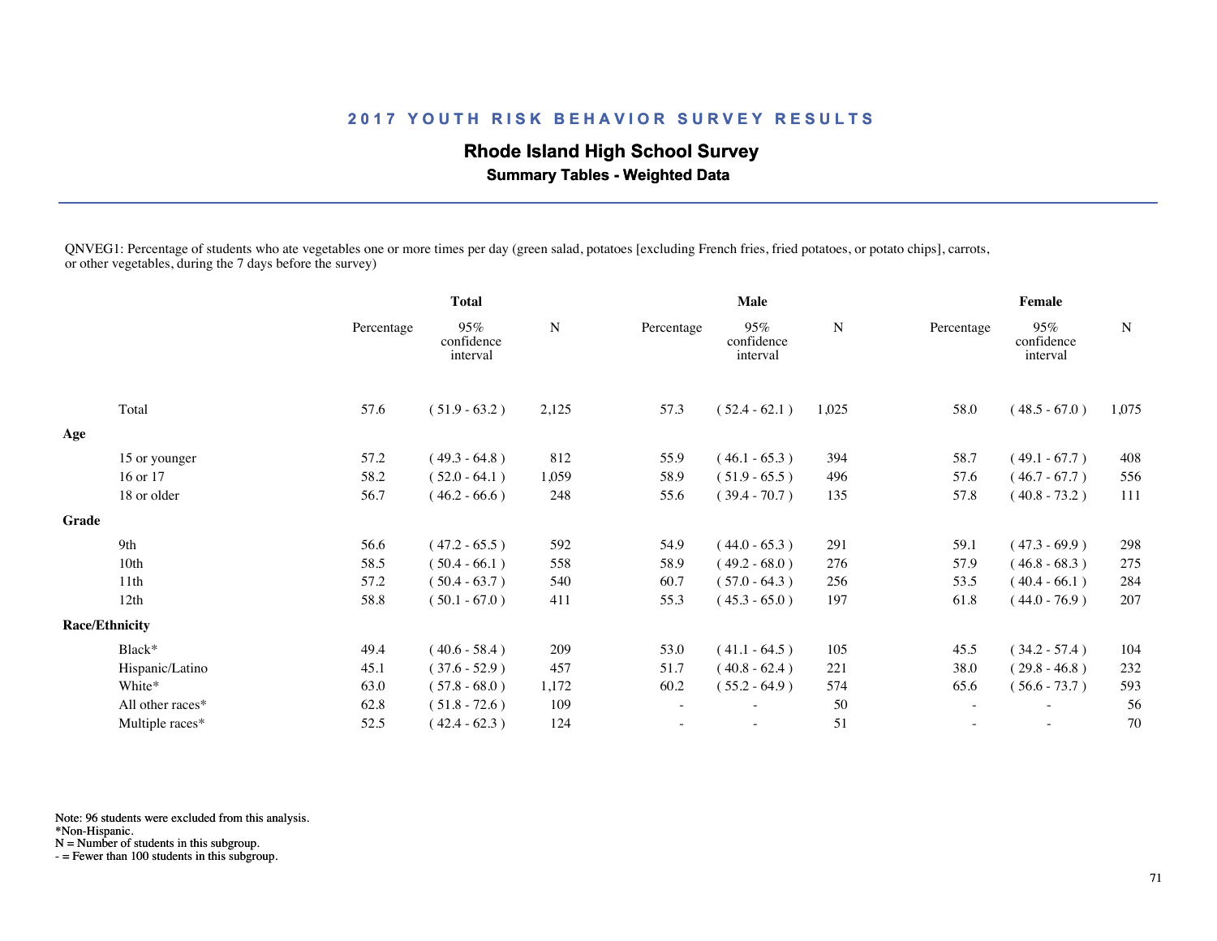## 2017 YOUTH RISK BEHAVIOR SURVEY RESULTS

### Rhode Island High School Survey

**Summary Tables - Weighted Data**

QNVEG1: Percentage of students who ate vegetables one or more times per day (green salad, potatoes [excluding French fries, fried potatoes, or potato chips], carrots, or other vegetables, during the 7 days before the survey)

| | Total | | | Male | | | Female | | |
|---|---|---|---|---|---|---|---|---|---|
| | Percentage | 95% confidence interval | N | Percentage | 95% confidence interval | N | Percentage | 95% confidence interval | N |
| Total | 57.6 | ( 51.9 - 63.2 ) | 2,125 | 57.3 | ( 52.4 - 62.1 ) | 1,025 | 58.0 | ( 48.5 - 67.0 ) | 1,075 |
| **Age** | | | | | | | | | |
| 15 or younger | 57.2 | ( 49.3 - 64.8 ) | 812 | 55.9 | ( 46.1 - 65.3 ) | 394 | 58.7 | ( 49.1 - 67.7 ) | 408 |
| 16 or 17 | 58.2 | ( 52.0 - 64.1 ) | 1,059 | 58.9 | ( 51.9 - 65.5 ) | 496 | 57.6 | ( 46.7 - 67.7 ) | 556 |
| 18 or older | 56.7 | ( 46.2 - 66.6 ) | 248 | 55.6 | ( 39.4 - 70.7 ) | 135 | 57.8 | ( 40.8 - 73.2 ) | 111 |
| **Grade** | | | | | | | | | |
| 9th | 56.6 | ( 47.2 - 65.5 ) | 592 | 54.9 | ( 44.0 - 65.3 ) | 291 | 59.1 | ( 47.3 - 69.9 ) | 298 |
| 10th | 58.5 | ( 50.4 - 66.1 ) | 558 | 58.9 | ( 49.2 - 68.0 ) | 276 | 57.9 | ( 46.8 - 68.3 ) | 275 |
| 11th | 57.2 | ( 50.4 - 63.7 ) | 540 | 60.7 | ( 57.0 - 64.3 ) | 256 | 53.5 | ( 40.4 - 66.1 ) | 284 |
| 12th | 58.8 | ( 50.1 - 67.0 ) | 411 | 55.3 | ( 45.3 - 65.0 ) | 197 | 61.8 | ( 44.0 - 76.9 ) | 207 |
| **Race/Ethnicity** | | | | | | | | | |
| Black* | 49.4 | ( 40.6 - 58.4 ) | 209 | 53.0 | ( 41.1 - 64.5 ) | 105 | 45.5 | ( 34.2 - 57.4 ) | 104 |
| Hispanic/Latino | 45.1 | ( 37.6 - 52.9 ) | 457 | 51.7 | ( 40.8 - 62.4 ) | 221 | 38.0 | ( 29.8 - 46.8 ) | 232 |
| White* | 63.0 | ( 57.8 - 68.0 ) | 1,172 | 60.2 | ( 55.2 - 64.9 ) | 574 | 65.6 | ( 56.6 - 73.7 ) | 593 |
| All other races* | 62.8 | ( 51.8 - 72.6 ) | 109 | - | - | 50 | - | - | 56 |
| Multiple races* | 52.5 | ( 42.4 - 62.3 ) | 124 | - | - | 51 | - | - | 70 |

Note: 96 students were excluded from this analysis.
*Non-Hispanic.
N = Number of students in this subgroup.
- = Fewer than 100 students in this subgroup.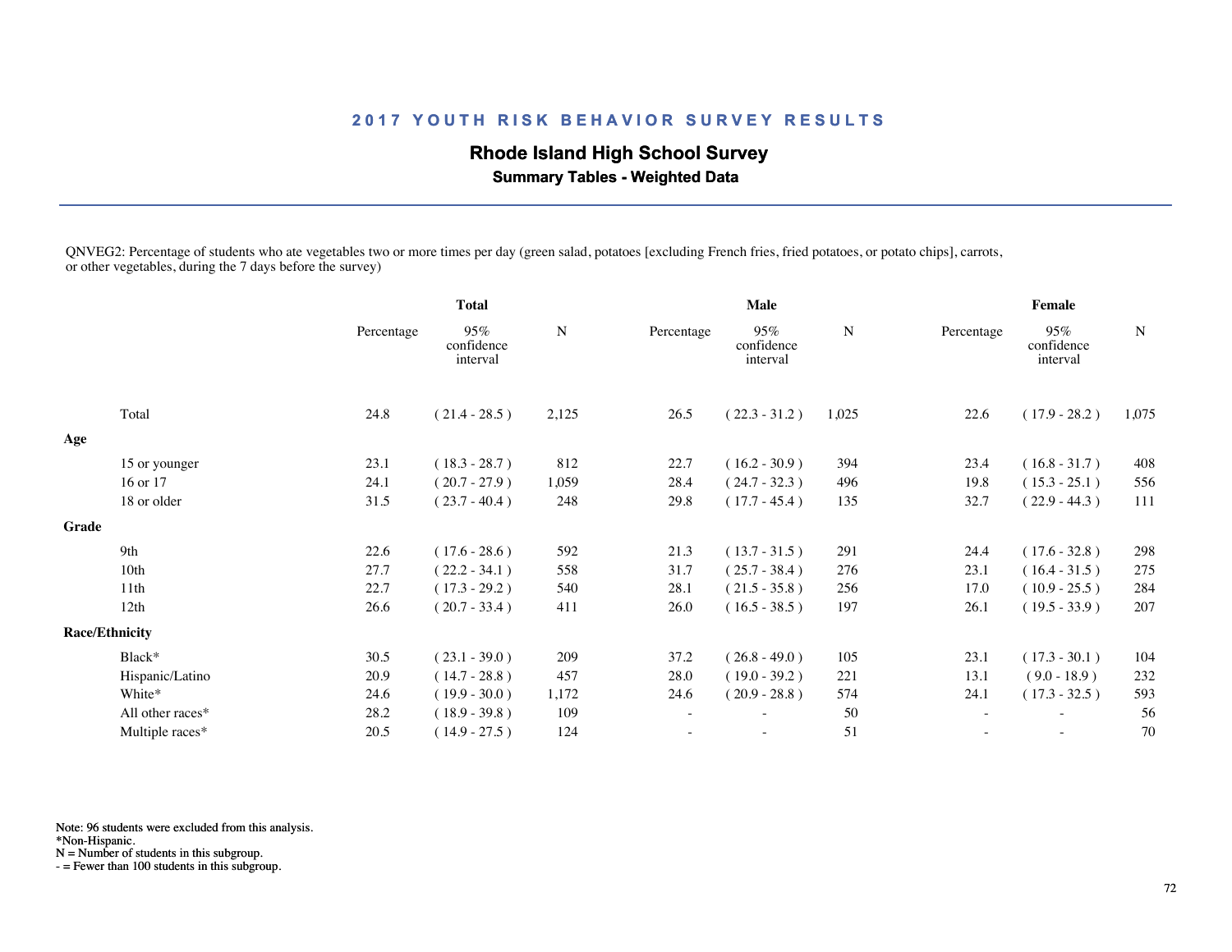## 2017 YOUTH RISK BEHAVIOR SURVEY RESULTS

### Rhode Island High School Survey

**Summary Tables - Weighted Data**

QNVEG2: Percentage of students who ate vegetables two or more times per day (green salad, potatoes [excluding French fries, fried potatoes, or potato chips], carrots, or other vegetables, during the 7 days before the survey)

| | Total | | | Male | | | Female | | |
|---|---|---|---|---|---|---|---|---|---|
| | Percentage | 95% confidence interval | N | Percentage | 95% confidence interval | N | Percentage | 95% confidence interval | N |
| Total | 24.8 | ( 21.4 - 28.5 ) | 2,125 | 26.5 | ( 22.3 - 31.2 ) | 1,025 | 22.6 | ( 17.9 - 28.2 ) | 1,075 |
| **Age** | | | | | | | | | |
| 15 or younger | 23.1 | ( 18.3 - 28.7 ) | 812 | 22.7 | ( 16.2 - 30.9 ) | 394 | 23.4 | ( 16.8 - 31.7 ) | 408 |
| 16 or 17 | 24.1 | ( 20.7 - 27.9 ) | 1,059 | 28.4 | ( 24.7 - 32.3 ) | 496 | 19.8 | ( 15.3 - 25.1 ) | 556 |
| 18 or older | 31.5 | ( 23.7 - 40.4 ) | 248 | 29.8 | ( 17.7 - 45.4 ) | 135 | 32.7 | ( 22.9 - 44.3 ) | 111 |
| **Grade** | | | | | | | | | |
| 9th | 22.6 | ( 17.6 - 28.6 ) | 592 | 21.3 | ( 13.7 - 31.5 ) | 291 | 24.4 | ( 17.6 - 32.8 ) | 298 |
| 10th | 27.7 | ( 22.2 - 34.1 ) | 558 | 31.7 | ( 25.7 - 38.4 ) | 276 | 23.1 | ( 16.4 - 31.5 ) | 275 |
| 11th | 22.7 | ( 17.3 - 29.2 ) | 540 | 28.1 | ( 21.5 - 35.8 ) | 256 | 17.0 | ( 10.9 - 25.5 ) | 284 |
| 12th | 26.6 | ( 20.7 - 33.4 ) | 411 | 26.0 | ( 16.5 - 38.5 ) | 197 | 26.1 | ( 19.5 - 33.9 ) | 207 |
| **Race/Ethnicity** | | | | | | | | | |
| Black* | 30.5 | ( 23.1 - 39.0 ) | 209 | 37.2 | ( 26.8 - 49.0 ) | 105 | 23.1 | ( 17.3 - 30.1 ) | 104 |
| Hispanic/Latino | 20.9 | ( 14.7 - 28.8 ) | 457 | 28.0 | ( 19.0 - 39.2 ) | 221 | 13.1 | ( 9.0 - 18.9 ) | 232 |
| White* | 24.6 | ( 19.9 - 30.0 ) | 1,172 | 24.6 | ( 20.9 - 28.8 ) | 574 | 24.1 | ( 17.3 - 32.5 ) | 593 |
| All other races* | 28.2 | ( 18.9 - 39.8 ) | 109 | - | - | 50 | - | - | 56 |
| Multiple races* | 20.5 | ( 14.9 - 27.5 ) | 124 | - | - | 51 | - | - | 70 |

Note: 96 students were excluded from this analysis.
*Non-Hispanic.
N = Number of students in this subgroup.
- = Fewer than 100 students in this subgroup.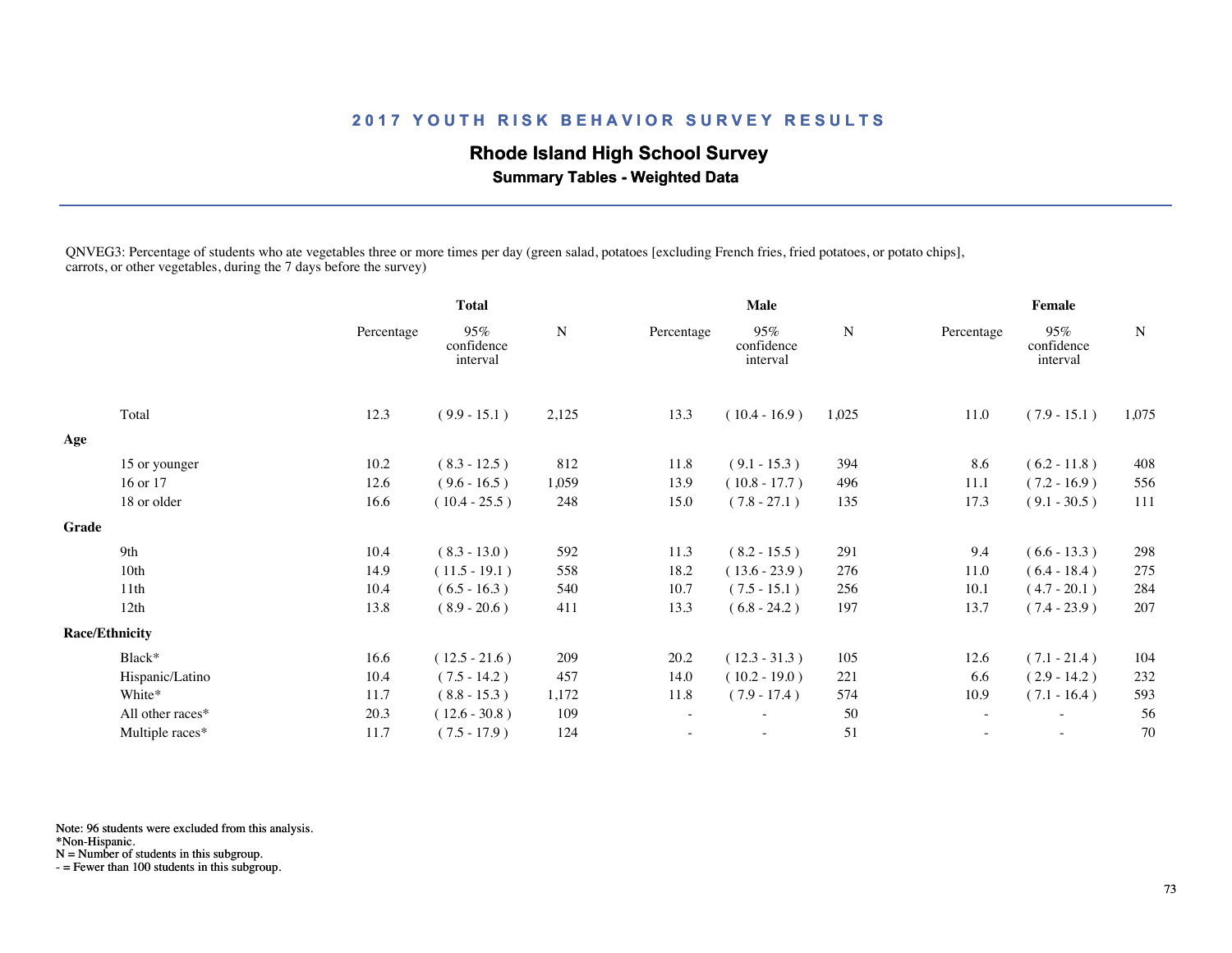## 2017 YOUTH RISK BEHAVIOR SURVEY RESULTS

### Rhode Island High School Survey

**Summary Tables - Weighted Data**

QNVEG3: Percentage of students who ate vegetables three or more times per day (green salad, potatoes [excluding French fries, fried potatoes, or potato chips], carrots, or other vegetables, during the 7 days before the survey)

| | Total | | | Male | | | Female | | |
|---|---|---|---|---|---|---|---|---|---|
| | Percentage | 95% confidence interval | N | Percentage | 95% confidence interval | N | Percentage | 95% confidence interval | N |
| Total | 12.3 | ( 9.9 - 15.1 ) | 2,125 | 13.3 | ( 10.4 - 16.9 ) | 1,025 | 11.0 | ( 7.9 - 15.1 ) | 1,075 |
| **Age** | | | | | | | | | |
| 15 or younger | 10.2 | ( 8.3 - 12.5 ) | 812 | 11.8 | ( 9.1 - 15.3 ) | 394 | 8.6 | ( 6.2 - 11.8 ) | 408 |
| 16 or 17 | 12.6 | ( 9.6 - 16.5 ) | 1,059 | 13.9 | ( 10.8 - 17.7 ) | 496 | 11.1 | ( 7.2 - 16.9 ) | 556 |
| 18 or older | 16.6 | ( 10.4 - 25.5 ) | 248 | 15.0 | ( 7.8 - 27.1 ) | 135 | 17.3 | ( 9.1 - 30.5 ) | 111 |
| **Grade** | | | | | | | | | |
| 9th | 10.4 | ( 8.3 - 13.0 ) | 592 | 11.3 | ( 8.2 - 15.5 ) | 291 | 9.4 | ( 6.6 - 13.3 ) | 298 |
| 10th | 14.9 | ( 11.5 - 19.1 ) | 558 | 18.2 | ( 13.6 - 23.9 ) | 276 | 11.0 | ( 6.4 - 18.4 ) | 275 |
| 11th | 10.4 | ( 6.5 - 16.3 ) | 540 | 10.7 | ( 7.5 - 15.1 ) | 256 | 10.1 | ( 4.7 - 20.1 ) | 284 |
| 12th | 13.8 | ( 8.9 - 20.6 ) | 411 | 13.3 | ( 6.8 - 24.2 ) | 197 | 13.7 | ( 7.4 - 23.9 ) | 207 |
| **Race/Ethnicity** | | | | | | | | | |
| Black* | 16.6 | ( 12.5 - 21.6 ) | 209 | 20.2 | ( 12.3 - 31.3 ) | 105 | 12.6 | ( 7.1 - 21.4 ) | 104 |
| Hispanic/Latino | 10.4 | ( 7.5 - 14.2 ) | 457 | 14.0 | ( 10.2 - 19.0 ) | 221 | 6.6 | ( 2.9 - 14.2 ) | 232 |
| White* | 11.7 | ( 8.8 - 15.3 ) | 1,172 | 11.8 | ( 7.9 - 17.4 ) | 574 | 10.9 | ( 7.1 - 16.4 ) | 593 |
| All other races* | 20.3 | ( 12.6 - 30.8 ) | 109 | - | - | 50 | - | - | 56 |
| Multiple races* | 11.7 | ( 7.5 - 17.9 ) | 124 | - | - | 51 | - | - | 70 |

Note: 96 students were excluded from this analysis.
*Non-Hispanic.
N = Number of students in this subgroup.
- = Fewer than 100 students in this subgroup.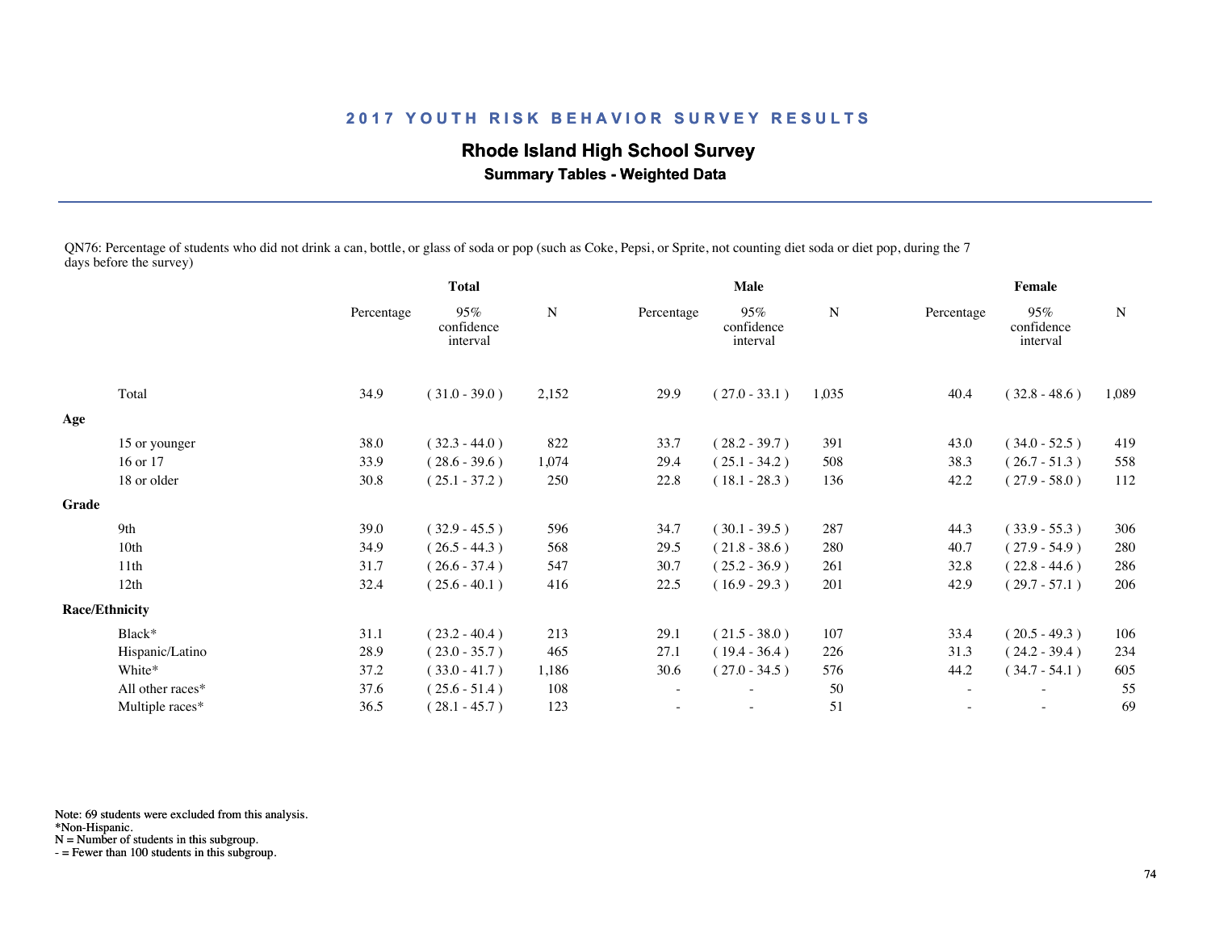## 2017 YOUTH RISK BEHAVIOR SURVEY RESULTS

### Rhode Island High School Survey

**Summary Tables - Weighted Data**

QN76: Percentage of students who did not drink a can, bottle, or glass of soda or pop (such as Coke, Pepsi, or Sprite, not counting diet soda or diet pop, during the 7 days before the survey)

| | Total | | | Male | | | Female | | |
|---|---|---|---|---|---|---|---|---|---|
| | Percentage | 95% confidence interval | N | Percentage | 95% confidence interval | N | Percentage | 95% confidence interval | N |
| Total | 34.9 | ( 31.0 - 39.0 ) | 2,152 | 29.9 | ( 27.0 - 33.1 ) | 1,035 | 40.4 | ( 32.8 - 48.6 ) | 1,089 |
| **Age** | | | | | | | | | |
| 15 or younger | 38.0 | ( 32.3 - 44.0 ) | 822 | 33.7 | ( 28.2 - 39.7 ) | 391 | 43.0 | ( 34.0 - 52.5 ) | 419 |
| 16 or 17 | 33.9 | ( 28.6 - 39.6 ) | 1,074 | 29.4 | ( 25.1 - 34.2 ) | 508 | 38.3 | ( 26.7 - 51.3 ) | 558 |
| 18 or older | 30.8 | ( 25.1 - 37.2 ) | 250 | 22.8 | ( 18.1 - 28.3 ) | 136 | 42.2 | ( 27.9 - 58.0 ) | 112 |
| **Grade** | | | | | | | | | |
| 9th | 39.0 | ( 32.9 - 45.5 ) | 596 | 34.7 | ( 30.1 - 39.5 ) | 287 | 44.3 | ( 33.9 - 55.3 ) | 306 |
| 10th | 34.9 | ( 26.5 - 44.3 ) | 568 | 29.5 | ( 21.8 - 38.6 ) | 280 | 40.7 | ( 27.9 - 54.9 ) | 280 |
| 11th | 31.7 | ( 26.6 - 37.4 ) | 547 | 30.7 | ( 25.2 - 36.9 ) | 261 | 32.8 | ( 22.8 - 44.6 ) | 286 |
| 12th | 32.4 | ( 25.6 - 40.1 ) | 416 | 22.5 | ( 16.9 - 29.3 ) | 201 | 42.9 | ( 29.7 - 57.1 ) | 206 |
| **Race/Ethnicity** | | | | | | | | | |
| Black* | 31.1 | ( 23.2 - 40.4 ) | 213 | 29.1 | ( 21.5 - 38.0 ) | 107 | 33.4 | ( 20.5 - 49.3 ) | 106 |
| Hispanic/Latino | 28.9 | ( 23.0 - 35.7 ) | 465 | 27.1 | ( 19.4 - 36.4 ) | 226 | 31.3 | ( 24.2 - 39.4 ) | 234 |
| White* | 37.2 | ( 33.0 - 41.7 ) | 1,186 | 30.6 | ( 27.0 - 34.5 ) | 576 | 44.2 | ( 34.7 - 54.1 ) | 605 |
| All other races* | 37.6 | ( 25.6 - 51.4 ) | 108 | - | - | 50 | - | - | 55 |
| Multiple races* | 36.5 | ( 28.1 - 45.7 ) | 123 | - | - | 51 | - | - | 69 |

Note: 69 students were excluded from this analysis.
*Non-Hispanic.
N = Number of students in this subgroup.
- = Fewer than 100 students in this subgroup.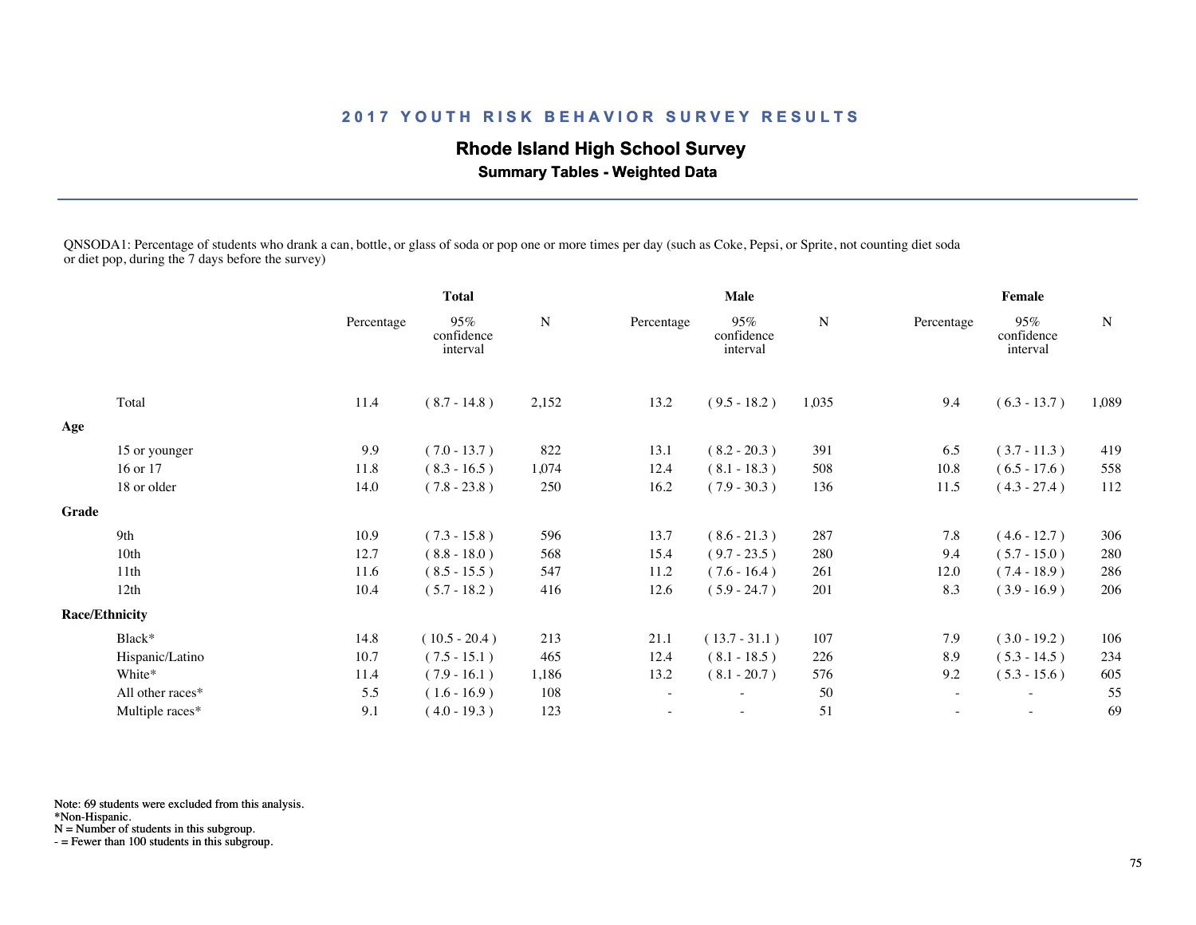## 2017 YOUTH RISK BEHAVIOR SURVEY RESULTS

### Rhode Island High School Survey

**Summary Tables - Weighted Data**

QNSODA1: Percentage of students who drank a can, bottle, or glass of soda or pop one or more times per day (such as Coke, Pepsi, or Sprite, not counting diet soda or diet pop, during the 7 days before the survey)

| | Total | | | Male | | | Female | | |
|---|---|---|---|---|---|---|---|---|---|
| | Percentage | 95% confidence interval | N | Percentage | 95% confidence interval | N | Percentage | 95% confidence interval | N |
| Total | 11.4 | ( 8.7 - 14.8 ) | 2,152 | 13.2 | ( 9.5 - 18.2 ) | 1,035 | 9.4 | ( 6.3 - 13.7 ) | 1,089 |
| **Age** | | | | | | | | | |
| 15 or younger | 9.9 | ( 7.0 - 13.7 ) | 822 | 13.1 | ( 8.2 - 20.3 ) | 391 | 6.5 | ( 3.7 - 11.3 ) | 419 |
| 16 or 17 | 11.8 | ( 8.3 - 16.5 ) | 1,074 | 12.4 | ( 8.1 - 18.3 ) | 508 | 10.8 | ( 6.5 - 17.6 ) | 558 |
| 18 or older | 14.0 | ( 7.8 - 23.8 ) | 250 | 16.2 | ( 7.9 - 30.3 ) | 136 | 11.5 | ( 4.3 - 27.4 ) | 112 |
| **Grade** | | | | | | | | | |
| 9th | 10.9 | ( 7.3 - 15.8 ) | 596 | 13.7 | ( 8.6 - 21.3 ) | 287 | 7.8 | ( 4.6 - 12.7 ) | 306 |
| 10th | 12.7 | ( 8.8 - 18.0 ) | 568 | 15.4 | ( 9.7 - 23.5 ) | 280 | 9.4 | ( 5.7 - 15.0 ) | 280 |
| 11th | 11.6 | ( 8.5 - 15.5 ) | 547 | 11.2 | ( 7.6 - 16.4 ) | 261 | 12.0 | ( 7.4 - 18.9 ) | 286 |
| 12th | 10.4 | ( 5.7 - 18.2 ) | 416 | 12.6 | ( 5.9 - 24.7 ) | 201 | 8.3 | ( 3.9 - 16.9 ) | 206 |
| **Race/Ethnicity** | | | | | | | | | |
| Black* | 14.8 | ( 10.5 - 20.4 ) | 213 | 21.1 | ( 13.7 - 31.1 ) | 107 | 7.9 | ( 3.0 - 19.2 ) | 106 |
| Hispanic/Latino | 10.7 | ( 7.5 - 15.1 ) | 465 | 12.4 | ( 8.1 - 18.5 ) | 226 | 8.9 | ( 5.3 - 14.5 ) | 234 |
| White* | 11.4 | ( 7.9 - 16.1 ) | 1,186 | 13.2 | ( 8.1 - 20.7 ) | 576 | 9.2 | ( 5.3 - 15.6 ) | 605 |
| All other races* | 5.5 | ( 1.6 - 16.9 ) | 108 | - | - | 50 | - | - | 55 |
| Multiple races* | 9.1 | ( 4.0 - 19.3 ) | 123 | - | - | 51 | - | - | 69 |

Note: 69 students were excluded from this analysis.
*Non-Hispanic.
N = Number of students in this subgroup.
- = Fewer than 100 students in this subgroup.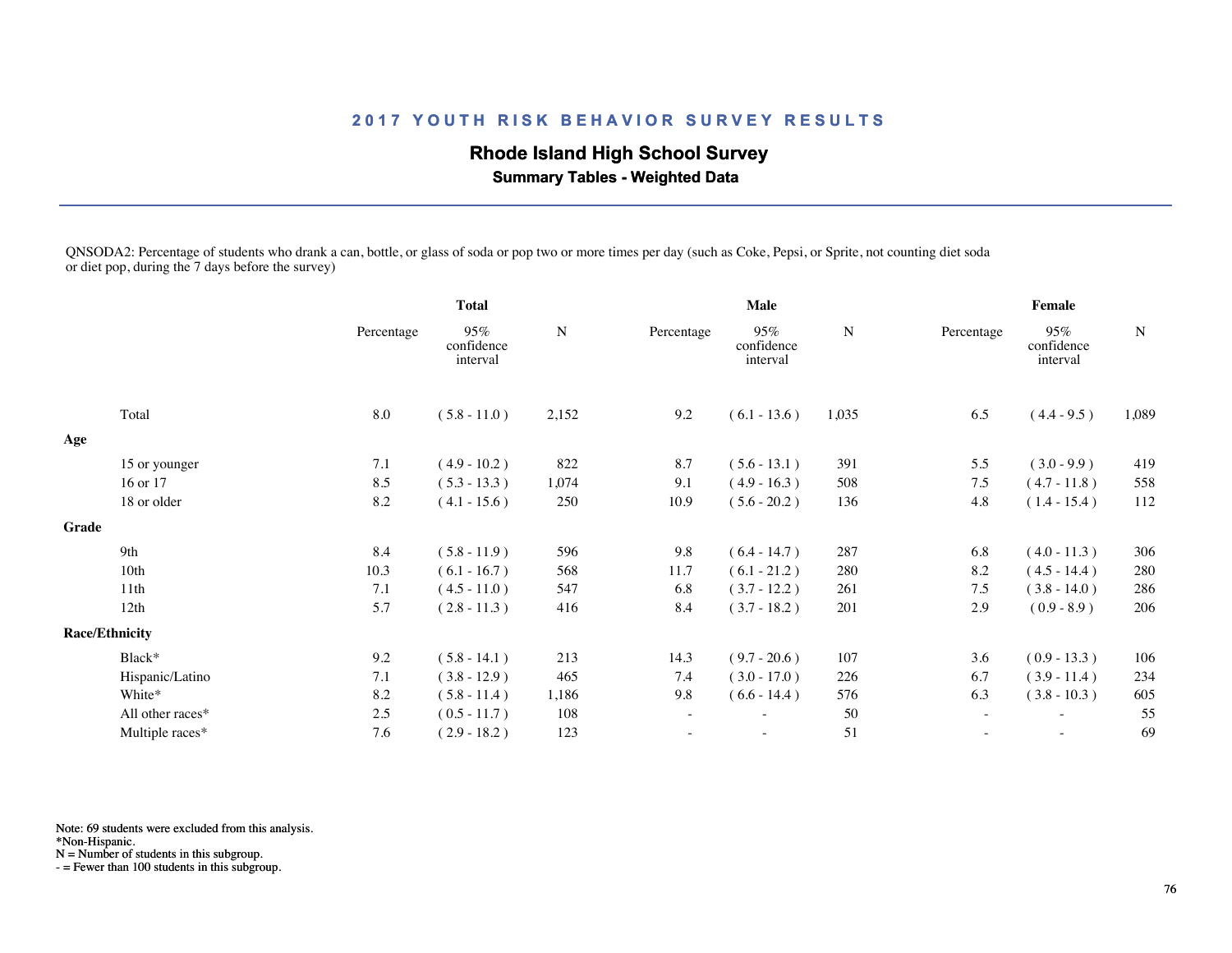## 2017 YOUTH RISK BEHAVIOR SURVEY RESULTS

### Rhode Island High School Survey

**Summary Tables - Weighted Data**

QNSODA2: Percentage of students who drank a can, bottle, or glass of soda or pop two or more times per day (such as Coke, Pepsi, or Sprite, not counting diet soda or diet pop, during the 7 days before the survey)

| | Total | | | Male | | | Female | | |
|---|---|---|---|---|---|---|---|---|---|
| | Percentage | 95% confidence interval | N | Percentage | 95% confidence interval | N | Percentage | 95% confidence interval | N |
| Total | 8.0 | ( 5.8 - 11.0 ) | 2,152 | 9.2 | ( 6.1 - 13.6 ) | 1,035 | 6.5 | ( 4.4 - 9.5 ) | 1,089 |
| **Age** | | | | | | | | | |
| 15 or younger | 7.1 | ( 4.9 - 10.2 ) | 822 | 8.7 | ( 5.6 - 13.1 ) | 391 | 5.5 | ( 3.0 - 9.9 ) | 419 |
| 16 or 17 | 8.5 | ( 5.3 - 13.3 ) | 1,074 | 9.1 | ( 4.9 - 16.3 ) | 508 | 7.5 | ( 4.7 - 11.8 ) | 558 |
| 18 or older | 8.2 | ( 4.1 - 15.6 ) | 250 | 10.9 | ( 5.6 - 20.2 ) | 136 | 4.8 | ( 1.4 - 15.4 ) | 112 |
| **Grade** | | | | | | | | | |
| 9th | 8.4 | ( 5.8 - 11.9 ) | 596 | 9.8 | ( 6.4 - 14.7 ) | 287 | 6.8 | ( 4.0 - 11.3 ) | 306 |
| 10th | 10.3 | ( 6.1 - 16.7 ) | 568 | 11.7 | ( 6.1 - 21.2 ) | 280 | 8.2 | ( 4.5 - 14.4 ) | 280 |
| 11th | 7.1 | ( 4.5 - 11.0 ) | 547 | 6.8 | ( 3.7 - 12.2 ) | 261 | 7.5 | ( 3.8 - 14.0 ) | 286 |
| 12th | 5.7 | ( 2.8 - 11.3 ) | 416 | 8.4 | ( 3.7 - 18.2 ) | 201 | 2.9 | ( 0.9 - 8.9 ) | 206 |
| **Race/Ethnicity** | | | | | | | | | |
| Black* | 9.2 | ( 5.8 - 14.1 ) | 213 | 14.3 | ( 9.7 - 20.6 ) | 107 | 3.6 | ( 0.9 - 13.3 ) | 106 |
| Hispanic/Latino | 7.1 | ( 3.8 - 12.9 ) | 465 | 7.4 | ( 3.0 - 17.0 ) | 226 | 6.7 | ( 3.9 - 11.4 ) | 234 |
| White* | 8.2 | ( 5.8 - 11.4 ) | 1,186 | 9.8 | ( 6.6 - 14.4 ) | 576 | 6.3 | ( 3.8 - 10.3 ) | 605 |
| All other races* | 2.5 | ( 0.5 - 11.7 ) | 108 | - | - | 50 | - | - | 55 |
| Multiple races* | 7.6 | ( 2.9 - 18.2 ) | 123 | - | - | 51 | - | - | 69 |

Note: 69 students were excluded from this analysis.
*Non-Hispanic.
N = Number of students in this subgroup.
- = Fewer than 100 students in this subgroup.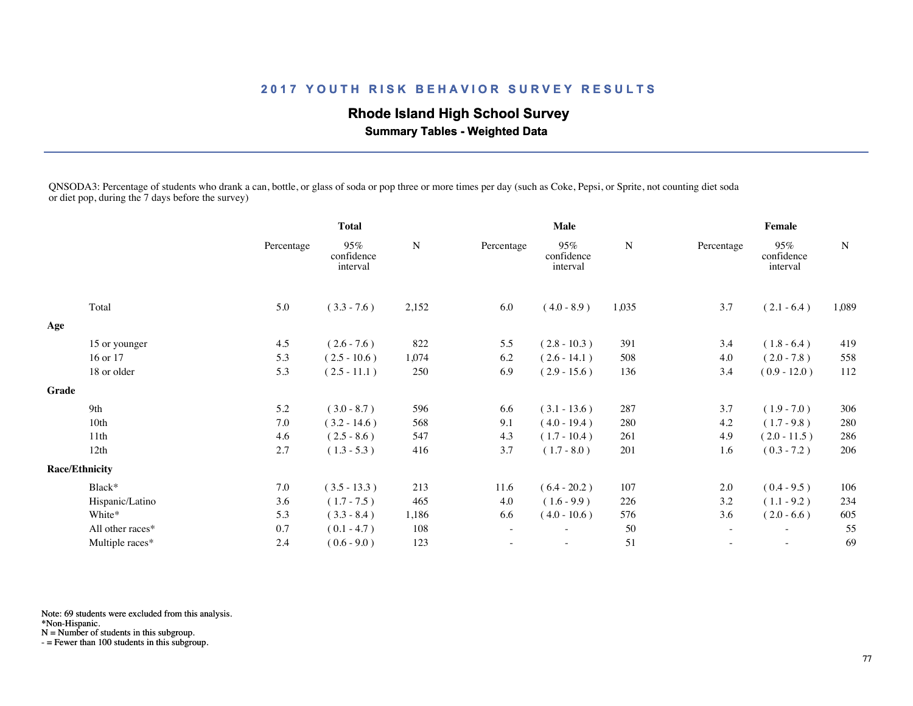## 2017 YOUTH RISK BEHAVIOR SURVEY RESULTS

### Rhode Island High School Survey

**Summary Tables - Weighted Data**

QNSODA3: Percentage of students who drank a can, bottle, or glass of soda or pop three or more times per day (such as Coke, Pepsi, or Sprite, not counting diet soda or diet pop, during the 7 days before the survey)

| | Total | | | Male | | | Female | | |
|---|---|---|---|---|---|---|---|---|---|
| | Percentage | 95% confidence interval | N | Percentage | 95% confidence interval | N | Percentage | 95% confidence interval | N |
| Total | 5.0 | ( 3.3 - 7.6 ) | 2,152 | 6.0 | ( 4.0 - 8.9 ) | 1,035 | 3.7 | ( 2.1 - 6.4 ) | 1,089 |
| **Age** | | | | | | | | | |
| 15 or younger | 4.5 | ( 2.6 - 7.6 ) | 822 | 5.5 | ( 2.8 - 10.3 ) | 391 | 3.4 | ( 1.8 - 6.4 ) | 419 |
| 16 or 17 | 5.3 | ( 2.5 - 10.6 ) | 1,074 | 6.2 | ( 2.6 - 14.1 ) | 508 | 4.0 | ( 2.0 - 7.8 ) | 558 |
| 18 or older | 5.3 | ( 2.5 - 11.1 ) | 250 | 6.9 | ( 2.9 - 15.6 ) | 136 | 3.4 | ( 0.9 - 12.0 ) | 112 |
| **Grade** | | | | | | | | | |
| 9th | 5.2 | ( 3.0 - 8.7 ) | 596 | 6.6 | ( 3.1 - 13.6 ) | 287 | 3.7 | ( 1.9 - 7.0 ) | 306 |
| 10th | 7.0 | ( 3.2 - 14.6 ) | 568 | 9.1 | ( 4.0 - 19.4 ) | 280 | 4.2 | ( 1.7 - 9.8 ) | 280 |
| 11th | 4.6 | ( 2.5 - 8.6 ) | 547 | 4.3 | ( 1.7 - 10.4 ) | 261 | 4.9 | ( 2.0 - 11.5 ) | 286 |
| 12th | 2.7 | ( 1.3 - 5.3 ) | 416 | 3.7 | ( 1.7 - 8.0 ) | 201 | 1.6 | ( 0.3 - 7.2 ) | 206 |
| **Race/Ethnicity** | | | | | | | | | |
| Black* | 7.0 | ( 3.5 - 13.3 ) | 213 | 11.6 | ( 6.4 - 20.2 ) | 107 | 2.0 | ( 0.4 - 9.5 ) | 106 |
| Hispanic/Latino | 3.6 | ( 1.7 - 7.5 ) | 465 | 4.0 | ( 1.6 - 9.9 ) | 226 | 3.2 | ( 1.1 - 9.2 ) | 234 |
| White* | 5.3 | ( 3.3 - 8.4 ) | 1,186 | 6.6 | ( 4.0 - 10.6 ) | 576 | 3.6 | ( 2.0 - 6.6 ) | 605 |
| All other races* | 0.7 | ( 0.1 - 4.7 ) | 108 | - | - | 50 | - | - | 55 |
| Multiple races* | 2.4 | ( 0.6 - 9.0 ) | 123 | - | - | 51 | - | - | 69 |

Note: 69 students were excluded from this analysis.
*Non-Hispanic.
N = Number of students in this subgroup.
- = Fewer than 100 students in this subgroup.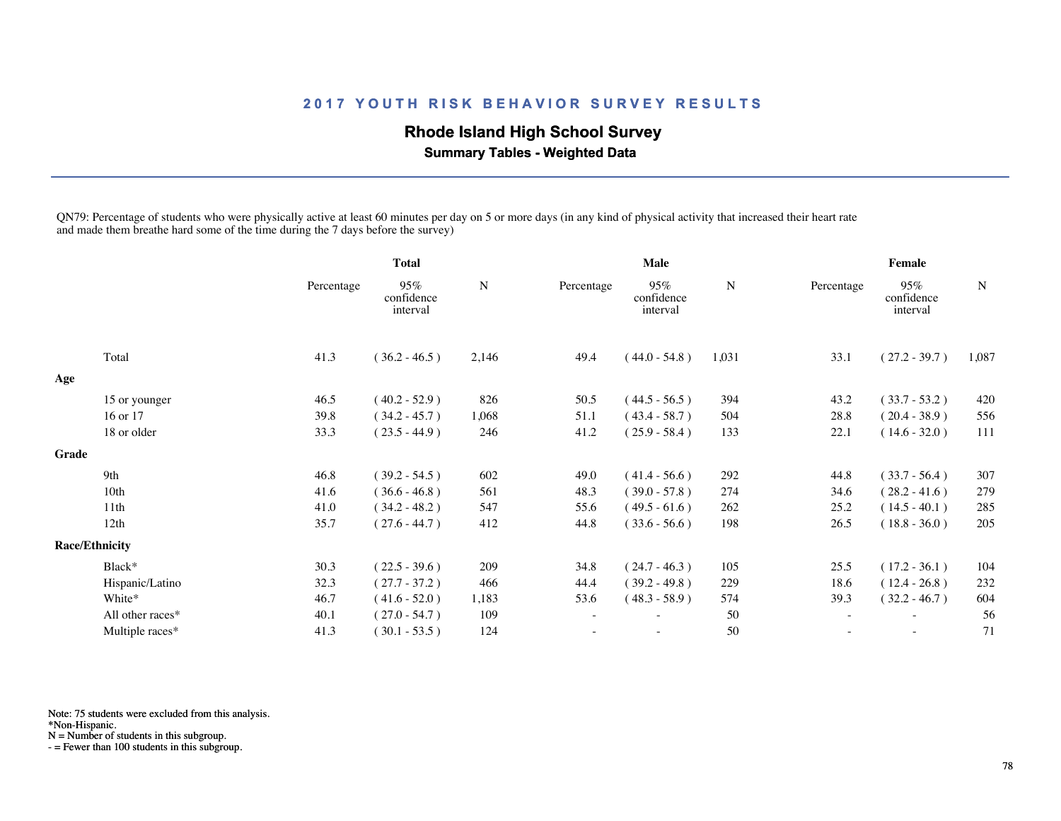## 2017 YOUTH RISK BEHAVIOR SURVEY RESULTS

### Rhode Island High School Survey

**Summary Tables - Weighted Data**

QN79: Percentage of students who were physically active at least 60 minutes per day on 5 or more days (in any kind of physical activity that increased their heart rate and made them breathe hard some of the time during the 7 days before the survey)

| | Total | | | Male | | | Female | | |
|---|---|---|---|---|---|---|---|---|---|
| | Percentage | 95% confidence interval | N | Percentage | 95% confidence interval | N | Percentage | 95% confidence interval | N |
| Total | 41.3 | ( 36.2 - 46.5 ) | 2,146 | 49.4 | ( 44.0 - 54.8 ) | 1,031 | 33.1 | ( 27.2 - 39.7 ) | 1,087 |
| **Age** | | | | | | | | | |
| 15 or younger | 46.5 | ( 40.2 - 52.9 ) | 826 | 50.5 | ( 44.5 - 56.5 ) | 394 | 43.2 | ( 33.7 - 53.2 ) | 420 |
| 16 or 17 | 39.8 | ( 34.2 - 45.7 ) | 1,068 | 51.1 | ( 43.4 - 58.7 ) | 504 | 28.8 | ( 20.4 - 38.9 ) | 556 |
| 18 or older | 33.3 | ( 23.5 - 44.9 ) | 246 | 41.2 | ( 25.9 - 58.4 ) | 133 | 22.1 | ( 14.6 - 32.0 ) | 111 |
| **Grade** | | | | | | | | | |
| 9th | 46.8 | ( 39.2 - 54.5 ) | 602 | 49.0 | ( 41.4 - 56.6 ) | 292 | 44.8 | ( 33.7 - 56.4 ) | 307 |
| 10th | 41.6 | ( 36.6 - 46.8 ) | 561 | 48.3 | ( 39.0 - 57.8 ) | 274 | 34.6 | ( 28.2 - 41.6 ) | 279 |
| 11th | 41.0 | ( 34.2 - 48.2 ) | 547 | 55.6 | ( 49.5 - 61.6 ) | 262 | 25.2 | ( 14.5 - 40.1 ) | 285 |
| 12th | 35.7 | ( 27.6 - 44.7 ) | 412 | 44.8 | ( 33.6 - 56.6 ) | 198 | 26.5 | ( 18.8 - 36.0 ) | 205 |
| **Race/Ethnicity** | | | | | | | | | |
| Black* | 30.3 | ( 22.5 - 39.6 ) | 209 | 34.8 | ( 24.7 - 46.3 ) | 105 | 25.5 | ( 17.2 - 36.1 ) | 104 |
| Hispanic/Latino | 32.3 | ( 27.7 - 37.2 ) | 466 | 44.4 | ( 39.2 - 49.8 ) | 229 | 18.6 | ( 12.4 - 26.8 ) | 232 |
| White* | 46.7 | ( 41.6 - 52.0 ) | 1,183 | 53.6 | ( 48.3 - 58.9 ) | 574 | 39.3 | ( 32.2 - 46.7 ) | 604 |
| All other races* | 40.1 | ( 27.0 - 54.7 ) | 109 | - | - | 50 | - | - | 56 |
| Multiple races* | 41.3 | ( 30.1 - 53.5 ) | 124 | - | - | 50 | - | - | 71 |

Note: 75 students were excluded from this analysis.
*Non-Hispanic.
N = Number of students in this subgroup.
- = Fewer than 100 students in this subgroup.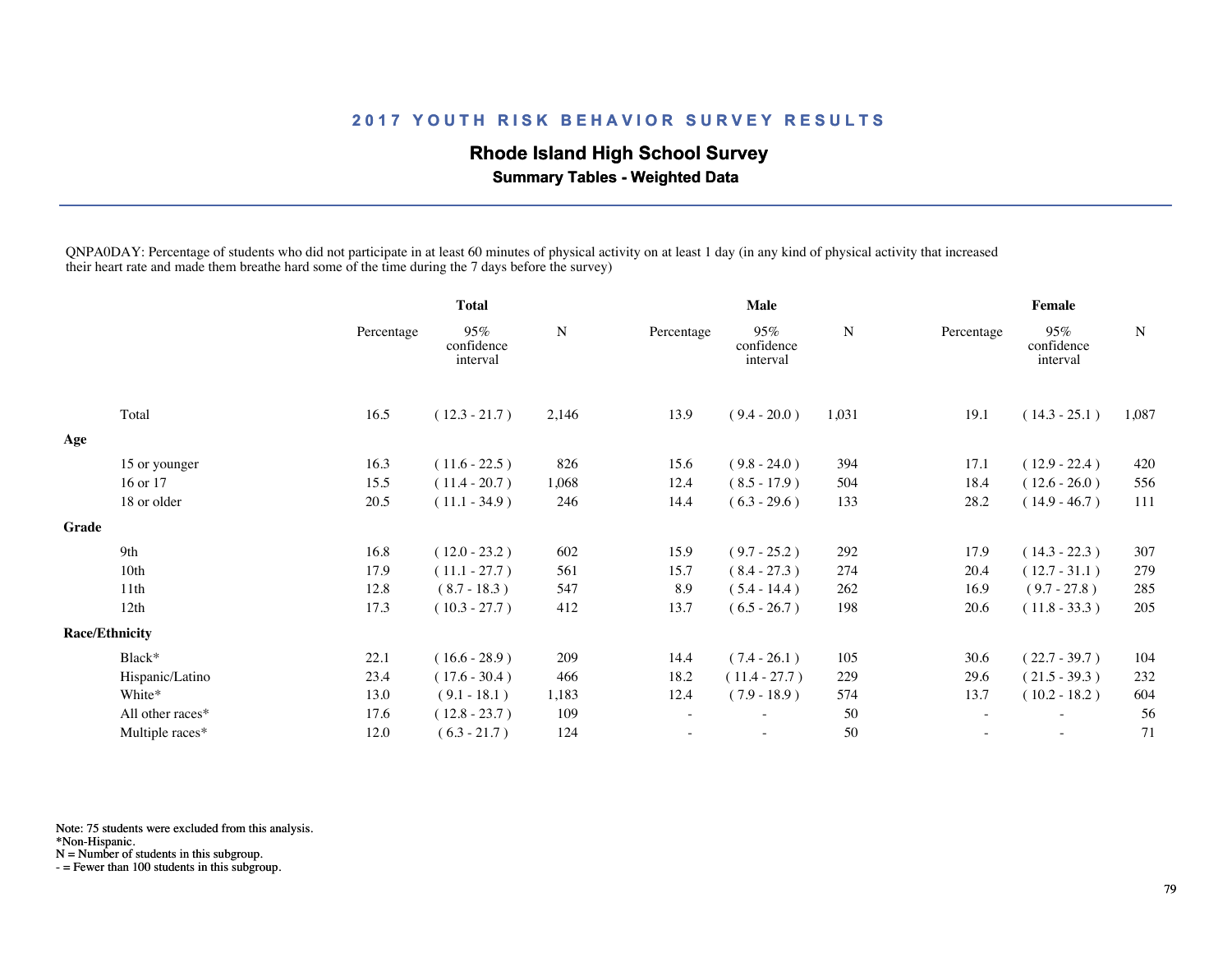## 2017 YOUTH RISK BEHAVIOR SURVEY RESULTS

### Rhode Island High School Survey

**Summary Tables - Weighted Data**

QNPA0DAY: Percentage of students who did not participate in at least 60 minutes of physical activity on at least 1 day (in any kind of physical activity that increased their heart rate and made them breathe hard some of the time during the 7 days before the survey)

| | Total | | | Male | | | Female | | |
|---|---|---|---|---|---|---|---|---|---|
| | Percentage | 95% confidence interval | N | Percentage | 95% confidence interval | N | Percentage | 95% confidence interval | N |
| Total | 16.5 | ( 12.3 - 21.7 ) | 2,146 | 13.9 | ( 9.4 - 20.0 ) | 1,031 | 19.1 | ( 14.3 - 25.1 ) | 1,087 |
| **Age** | | | | | | | | | |
| 15 or younger | 16.3 | ( 11.6 - 22.5 ) | 826 | 15.6 | ( 9.8 - 24.0 ) | 394 | 17.1 | ( 12.9 - 22.4 ) | 420 |
| 16 or 17 | 15.5 | ( 11.4 - 20.7 ) | 1,068 | 12.4 | ( 8.5 - 17.9 ) | 504 | 18.4 | ( 12.6 - 26.0 ) | 556 |
| 18 or older | 20.5 | ( 11.1 - 34.9 ) | 246 | 14.4 | ( 6.3 - 29.6 ) | 133 | 28.2 | ( 14.9 - 46.7 ) | 111 |
| **Grade** | | | | | | | | | |
| 9th | 16.8 | ( 12.0 - 23.2 ) | 602 | 15.9 | ( 9.7 - 25.2 ) | 292 | 17.9 | ( 14.3 - 22.3 ) | 307 |
| 10th | 17.9 | ( 11.1 - 27.7 ) | 561 | 15.7 | ( 8.4 - 27.3 ) | 274 | 20.4 | ( 12.7 - 31.1 ) | 279 |
| 11th | 12.8 | ( 8.7 - 18.3 ) | 547 | 8.9 | ( 5.4 - 14.4 ) | 262 | 16.9 | ( 9.7 - 27.8 ) | 285 |
| 12th | 17.3 | ( 10.3 - 27.7 ) | 412 | 13.7 | ( 6.5 - 26.7 ) | 198 | 20.6 | ( 11.8 - 33.3 ) | 205 |
| **Race/Ethnicity** | | | | | | | | | |
| Black* | 22.1 | ( 16.6 - 28.9 ) | 209 | 14.4 | ( 7.4 - 26.1 ) | 105 | 30.6 | ( 22.7 - 39.7 ) | 104 |
| Hispanic/Latino | 23.4 | ( 17.6 - 30.4 ) | 466 | 18.2 | ( 11.4 - 27.7 ) | 229 | 29.6 | ( 21.5 - 39.3 ) | 232 |
| White* | 13.0 | ( 9.1 - 18.1 ) | 1,183 | 12.4 | ( 7.9 - 18.9 ) | 574 | 13.7 | ( 10.2 - 18.2 ) | 604 |
| All other races* | 17.6 | ( 12.8 - 23.7 ) | 109 | - | - | 50 | - | - | 56 |
| Multiple races* | 12.0 | ( 6.3 - 21.7 ) | 124 | - | - | 50 | - | - | 71 |

Note: 75 students were excluded from this analysis.
*Non-Hispanic.
N = Number of students in this subgroup.
- = Fewer than 100 students in this subgroup.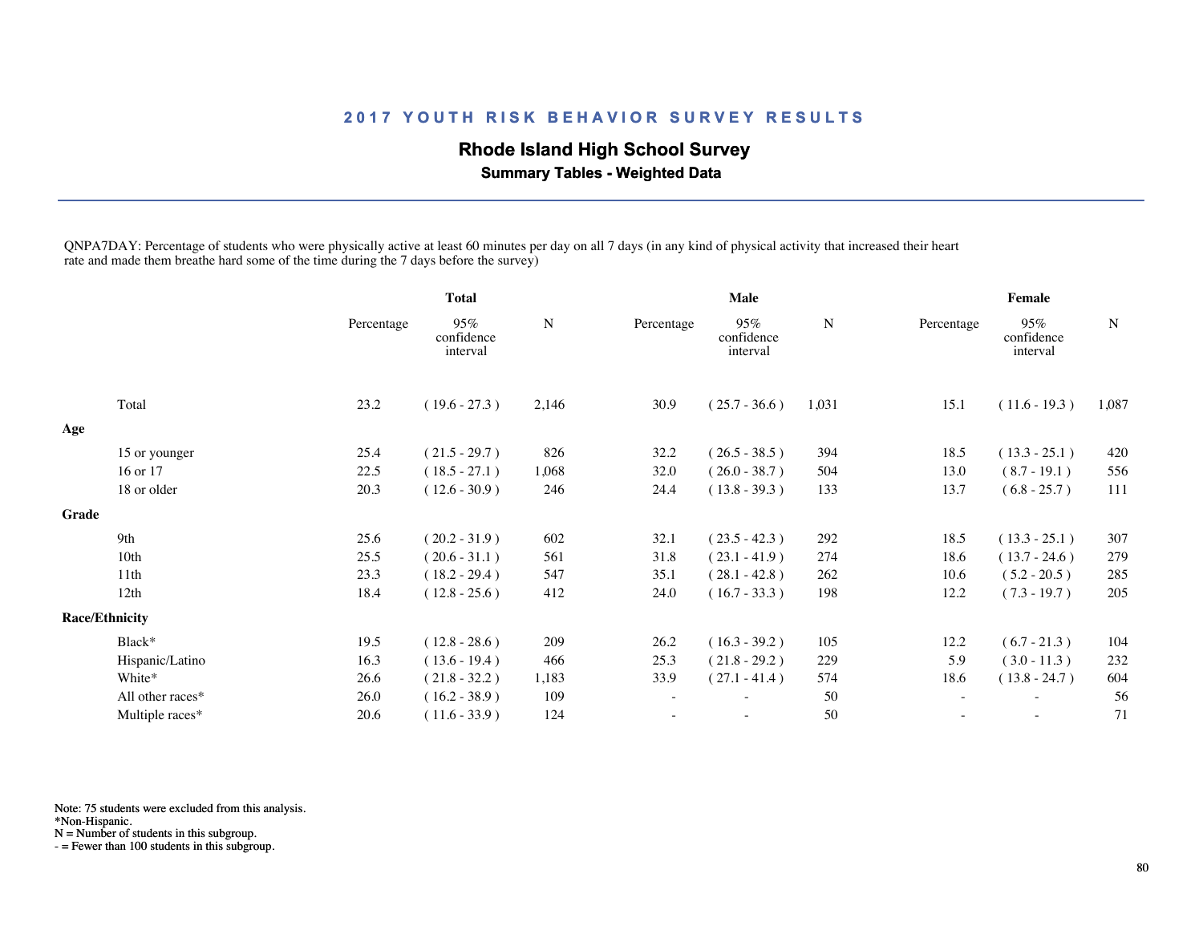## 2017 YOUTH RISK BEHAVIOR SURVEY RESULTS

### Rhode Island High School Survey

**Summary Tables - Weighted Data**

QNPA7DAY: Percentage of students who were physically active at least 60 minutes per day on all 7 days (in any kind of physical activity that increased their heart rate and made them breathe hard some of the time during the 7 days before the survey)

| | Total | | | Male | | | Female | | |
|---|---|---|---|---|---|---|---|---|---|
| | Percentage | 95% confidence interval | N | Percentage | 95% confidence interval | N | Percentage | 95% confidence interval | N |
| Total | 23.2 | ( 19.6 - 27.3 ) | 2,146 | 30.9 | ( 25.7 - 36.6 ) | 1,031 | 15.1 | ( 11.6 - 19.3 ) | 1,087 |
| **Age** | | | | | | | | | |
| 15 or younger | 25.4 | ( 21.5 - 29.7 ) | 826 | 32.2 | ( 26.5 - 38.5 ) | 394 | 18.5 | ( 13.3 - 25.1 ) | 420 |
| 16 or 17 | 22.5 | ( 18.5 - 27.1 ) | 1,068 | 32.0 | ( 26.0 - 38.7 ) | 504 | 13.0 | ( 8.7 - 19.1 ) | 556 |
| 18 or older | 20.3 | ( 12.6 - 30.9 ) | 246 | 24.4 | ( 13.8 - 39.3 ) | 133 | 13.7 | ( 6.8 - 25.7 ) | 111 |
| **Grade** | | | | | | | | | |
| 9th | 25.6 | ( 20.2 - 31.9 ) | 602 | 32.1 | ( 23.5 - 42.3 ) | 292 | 18.5 | ( 13.3 - 25.1 ) | 307 |
| 10th | 25.5 | ( 20.6 - 31.1 ) | 561 | 31.8 | ( 23.1 - 41.9 ) | 274 | 18.6 | ( 13.7 - 24.6 ) | 279 |
| 11th | 23.3 | ( 18.2 - 29.4 ) | 547 | 35.1 | ( 28.1 - 42.8 ) | 262 | 10.6 | ( 5.2 - 20.5 ) | 285 |
| 12th | 18.4 | ( 12.8 - 25.6 ) | 412 | 24.0 | ( 16.7 - 33.3 ) | 198 | 12.2 | ( 7.3 - 19.7 ) | 205 |
| **Race/Ethnicity** | | | | | | | | | |
| Black* | 19.5 | ( 12.8 - 28.6 ) | 209 | 26.2 | ( 16.3 - 39.2 ) | 105 | 12.2 | ( 6.7 - 21.3 ) | 104 |
| Hispanic/Latino | 16.3 | ( 13.6 - 19.4 ) | 466 | 25.3 | ( 21.8 - 29.2 ) | 229 | 5.9 | ( 3.0 - 11.3 ) | 232 |
| White* | 26.6 | ( 21.8 - 32.2 ) | 1,183 | 33.9 | ( 27.1 - 41.4 ) | 574 | 18.6 | ( 13.8 - 24.7 ) | 604 |
| All other races* | 26.0 | ( 16.2 - 38.9 ) | 109 | - | - | 50 | - | - | 56 |
| Multiple races* | 20.6 | ( 11.6 - 33.9 ) | 124 | - | - | 50 | - | - | 71 |

Note: 75 students were excluded from this analysis.
*Non-Hispanic.
N = Number of students in this subgroup.
- = Fewer than 100 students in this subgroup.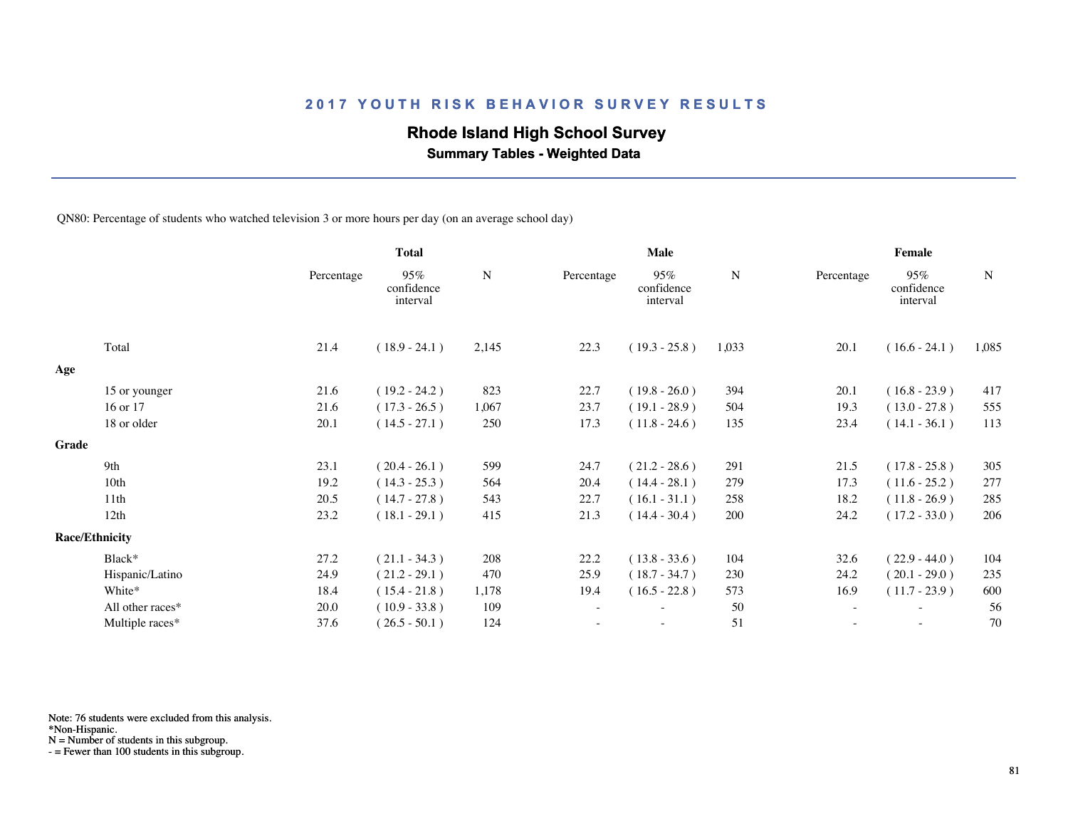## 2017 YOUTH RISK BEHAVIOR SURVEY RESULTS

### Rhode Island High School Survey

**Summary Tables - Weighted Data**

QN80: Percentage of students who watched television 3 or more hours per day (on an average school day)

| | Total | | | Male | | | Female | | |
|---|---|---|---|---|---|---|---|---|---|
| | Percentage | 95% confidence interval | N | Percentage | 95% confidence interval | N | Percentage | 95% confidence interval | N |
| Total | 21.4 | ( 18.9 - 24.1 ) | 2,145 | 22.3 | ( 19.3 - 25.8 ) | 1,033 | 20.1 | ( 16.6 - 24.1 ) | 1,085 |
| **Age** | | | | | | | | | |
| 15 or younger | 21.6 | ( 19.2 - 24.2 ) | 823 | 22.7 | ( 19.8 - 26.0 ) | 394 | 20.1 | ( 16.8 - 23.9 ) | 417 |
| 16 or 17 | 21.6 | ( 17.3 - 26.5 ) | 1,067 | 23.7 | ( 19.1 - 28.9 ) | 504 | 19.3 | ( 13.0 - 27.8 ) | 555 |
| 18 or older | 20.1 | ( 14.5 - 27.1 ) | 250 | 17.3 | ( 11.8 - 24.6 ) | 135 | 23.4 | ( 14.1 - 36.1 ) | 113 |
| **Grade** | | | | | | | | | |
| 9th | 23.1 | ( 20.4 - 26.1 ) | 599 | 24.7 | ( 21.2 - 28.6 ) | 291 | 21.5 | ( 17.8 - 25.8 ) | 305 |
| 10th | 19.2 | ( 14.3 - 25.3 ) | 564 | 20.4 | ( 14.4 - 28.1 ) | 279 | 17.3 | ( 11.6 - 25.2 ) | 277 |
| 11th | 20.5 | ( 14.7 - 27.8 ) | 543 | 22.7 | ( 16.1 - 31.1 ) | 258 | 18.2 | ( 11.8 - 26.9 ) | 285 |
| 12th | 23.2 | ( 18.1 - 29.1 ) | 415 | 21.3 | ( 14.4 - 30.4 ) | 200 | 24.2 | ( 17.2 - 33.0 ) | 206 |
| **Race/Ethnicity** | | | | | | | | | |
| Black* | 27.2 | ( 21.1 - 34.3 ) | 208 | 22.2 | ( 13.8 - 33.6 ) | 104 | 32.6 | ( 22.9 - 44.0 ) | 104 |
| Hispanic/Latino | 24.9 | ( 21.2 - 29.1 ) | 470 | 25.9 | ( 18.7 - 34.7 ) | 230 | 24.2 | ( 20.1 - 29.0 ) | 235 |
| White* | 18.4 | ( 15.4 - 21.8 ) | 1,178 | 19.4 | ( 16.5 - 22.8 ) | 573 | 16.9 | ( 11.7 - 23.9 ) | 600 |
| All other races* | 20.0 | ( 10.9 - 33.8 ) | 109 | - | - | 50 | - | - | 56 |
| Multiple races* | 37.6 | ( 26.5 - 50.1 ) | 124 | - | - | 51 | - | - | 70 |

Note: 76 students were excluded from this analysis.
*Non-Hispanic.
N = Number of students in this subgroup.
- = Fewer than 100 students in this subgroup.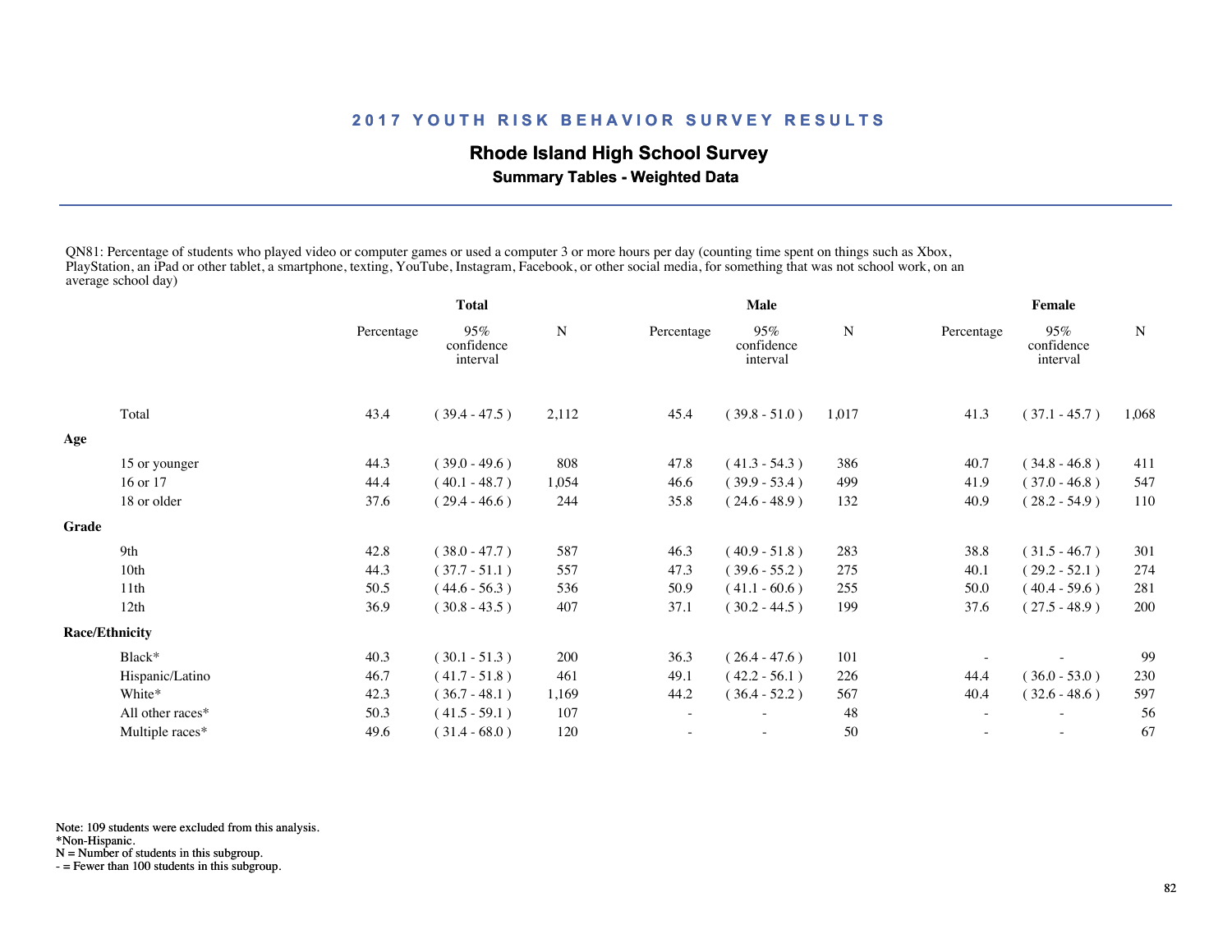## 2017 YOUTH RISK BEHAVIOR SURVEY RESULTS

**Rhode Island High School Survey**

**Summary Tables - Weighted Data**

QN81: Percentage of students who played video or computer games or used a computer 3 or more hours per day (counting time spent on things such as Xbox, PlayStation, an iPad or other tablet, a smartphone, texting, YouTube, Instagram, Facebook, or other social media, for something that was not school work, on an average school day)

| | Total | | | Male | | | Female | | |
|---|---|---|---|---|---|---|---|---|---|
| | Percentage | 95% confidence interval | N | Percentage | 95% confidence interval | N | Percentage | 95% confidence interval | N |
| Total | 43.4 | ( 39.4 - 47.5 ) | 2,112 | 45.4 | ( 39.8 - 51.0 ) | 1,017 | 41.3 | ( 37.1 - 45.7 ) | 1,068 |
| **Age** | | | | | | | | | |
| 15 or younger | 44.3 | ( 39.0 - 49.6 ) | 808 | 47.8 | ( 41.3 - 54.3 ) | 386 | 40.7 | ( 34.8 - 46.8 ) | 411 |
| 16 or 17 | 44.4 | ( 40.1 - 48.7 ) | 1,054 | 46.6 | ( 39.9 - 53.4 ) | 499 | 41.9 | ( 37.0 - 46.8 ) | 547 |
| 18 or older | 37.6 | ( 29.4 - 46.6 ) | 244 | 35.8 | ( 24.6 - 48.9 ) | 132 | 40.9 | ( 28.2 - 54.9 ) | 110 |
| **Grade** | | | | | | | | | |
| 9th | 42.8 | ( 38.0 - 47.7 ) | 587 | 46.3 | ( 40.9 - 51.8 ) | 283 | 38.8 | ( 31.5 - 46.7 ) | 301 |
| 10th | 44.3 | ( 37.7 - 51.1 ) | 557 | 47.3 | ( 39.6 - 55.2 ) | 275 | 40.1 | ( 29.2 - 52.1 ) | 274 |
| 11th | 50.5 | ( 44.6 - 56.3 ) | 536 | 50.9 | ( 41.1 - 60.6 ) | 255 | 50.0 | ( 40.4 - 59.6 ) | 281 |
| 12th | 36.9 | ( 30.8 - 43.5 ) | 407 | 37.1 | ( 30.2 - 44.5 ) | 199 | 37.6 | ( 27.5 - 48.9 ) | 200 |
| **Race/Ethnicity** | | | | | | | | | |
| Black* | 40.3 | ( 30.1 - 51.3 ) | 200 | 36.3 | ( 26.4 - 47.6 ) | 101 | - | - | 99 |
| Hispanic/Latino | 46.7 | ( 41.7 - 51.8 ) | 461 | 49.1 | ( 42.2 - 56.1 ) | 226 | 44.4 | ( 36.0 - 53.0 ) | 230 |
| White* | 42.3 | ( 36.7 - 48.1 ) | 1,169 | 44.2 | ( 36.4 - 52.2 ) | 567 | 40.4 | ( 32.6 - 48.6 ) | 597 |
| All other races* | 50.3 | ( 41.5 - 59.1 ) | 107 | - | - | 48 | - | - | 56 |
| Multiple races* | 49.6 | ( 31.4 - 68.0 ) | 120 | - | - | 50 | - | - | 67 |

Note: 109 students were excluded from this analysis.
*Non-Hispanic.
N = Number of students in this subgroup.
- = Fewer than 100 students in this subgroup.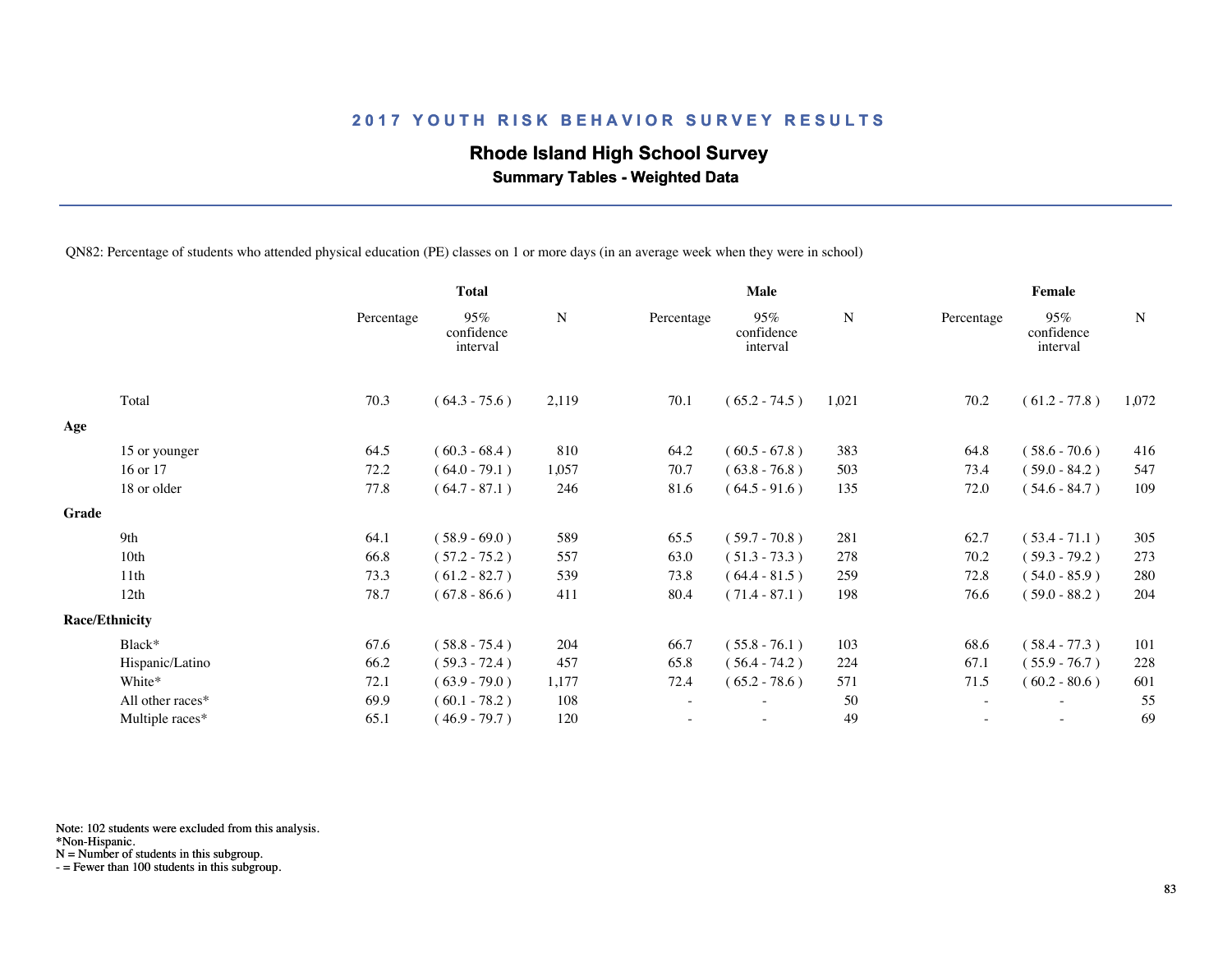## 2017 YOUTH RISK BEHAVIOR SURVEY RESULTS

**Rhode Island High School Survey**

**Summary Tables - Weighted Data**

QN82: Percentage of students who attended physical education (PE) classes on 1 or more days (in an average week when they were in school)

| | Total | | | Male | | | Female | | |
|---|---|---|---|---|---|---|---|---|---|
| | Percentage | 95% confidence interval | N | Percentage | 95% confidence interval | N | Percentage | 95% confidence interval | N |
| Total | 70.3 | ( 64.3 - 75.6 ) | 2,119 | 70.1 | ( 65.2 - 74.5 ) | 1,021 | 70.2 | ( 61.2 - 77.8 ) | 1,072 |
| **Age** | | | | | | | | | |
| 15 or younger | 64.5 | ( 60.3 - 68.4 ) | 810 | 64.2 | ( 60.5 - 67.8 ) | 383 | 64.8 | ( 58.6 - 70.6 ) | 416 |
| 16 or 17 | 72.2 | ( 64.0 - 79.1 ) | 1,057 | 70.7 | ( 63.8 - 76.8 ) | 503 | 73.4 | ( 59.0 - 84.2 ) | 547 |
| 18 or older | 77.8 | ( 64.7 - 87.1 ) | 246 | 81.6 | ( 64.5 - 91.6 ) | 135 | 72.0 | ( 54.6 - 84.7 ) | 109 |
| **Grade** | | | | | | | | | |
| 9th | 64.1 | ( 58.9 - 69.0 ) | 589 | 65.5 | ( 59.7 - 70.8 ) | 281 | 62.7 | ( 53.4 - 71.1 ) | 305 |
| 10th | 66.8 | ( 57.2 - 75.2 ) | 557 | 63.0 | ( 51.3 - 73.3 ) | 278 | 70.2 | ( 59.3 - 79.2 ) | 273 |
| 11th | 73.3 | ( 61.2 - 82.7 ) | 539 | 73.8 | ( 64.4 - 81.5 ) | 259 | 72.8 | ( 54.0 - 85.9 ) | 280 |
| 12th | 78.7 | ( 67.8 - 86.6 ) | 411 | 80.4 | ( 71.4 - 87.1 ) | 198 | 76.6 | ( 59.0 - 88.2 ) | 204 |
| **Race/Ethnicity** | | | | | | | | | |
| Black* | 67.6 | ( 58.8 - 75.4 ) | 204 | 66.7 | ( 55.8 - 76.1 ) | 103 | 68.6 | ( 58.4 - 77.3 ) | 101 |
| Hispanic/Latino | 66.2 | ( 59.3 - 72.4 ) | 457 | 65.8 | ( 56.4 - 74.2 ) | 224 | 67.1 | ( 55.9 - 76.7 ) | 228 |
| White* | 72.1 | ( 63.9 - 79.0 ) | 1,177 | 72.4 | ( 65.2 - 78.6 ) | 571 | 71.5 | ( 60.2 - 80.6 ) | 601 |
| All other races* | 69.9 | ( 60.1 - 78.2 ) | 108 | - | - | 50 | - | - | 55 |
| Multiple races* | 65.1 | ( 46.9 - 79.7 ) | 120 | - | - | 49 | - | - | 69 |

Note: 102 students were excluded from this analysis.
*Non-Hispanic.
N = Number of students in this subgroup.
- = Fewer than 100 students in this subgroup.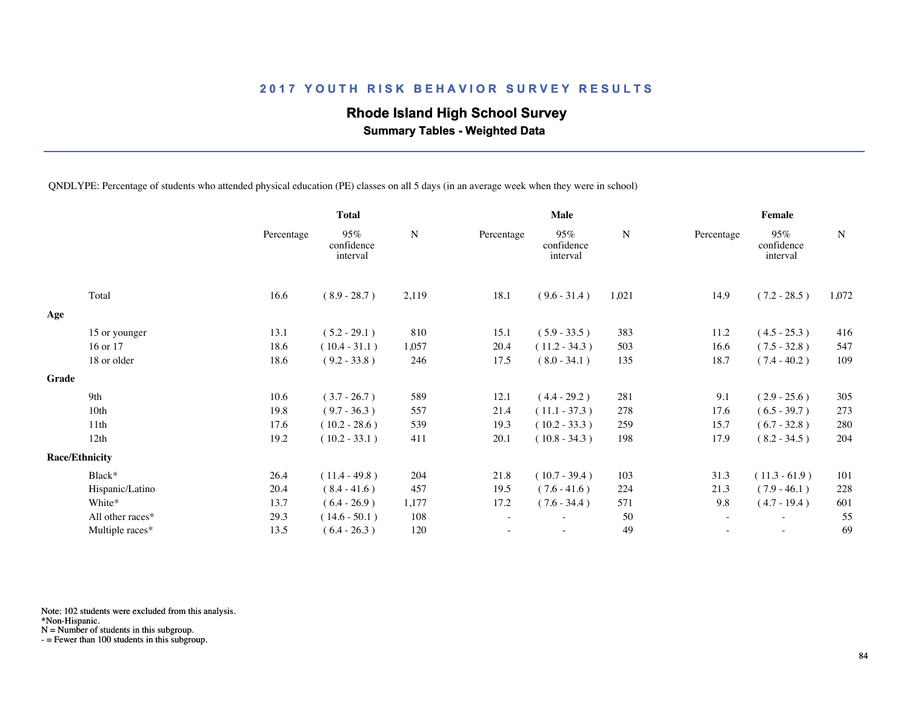## 2017 YOUTH RISK BEHAVIOR SURVEY RESULTS

### Rhode Island High School Survey

**Summary Tables - Weighted Data**

QNDLYPE: Percentage of students who attended physical education (PE) classes on all 5 days (in an average week when they were in school)

| | Total | | | Male | | | Female | | |
|---|---|---|---|---|---|---|---|---|---|
| | Percentage | 95% confidence interval | N | Percentage | 95% confidence interval | N | Percentage | 95% confidence interval | N |
| Total | 16.6 | ( 8.9 - 28.7 ) | 2,119 | 18.1 | ( 9.6 - 31.4 ) | 1,021 | 14.9 | ( 7.2 - 28.5 ) | 1,072 |
| **Age** | | | | | | | | | |
| 15 or younger | 13.1 | ( 5.2 - 29.1 ) | 810 | 15.1 | ( 5.9 - 33.5 ) | 383 | 11.2 | ( 4.5 - 25.3 ) | 416 |
| 16 or 17 | 18.6 | ( 10.4 - 31.1 ) | 1,057 | 20.4 | ( 11.2 - 34.3 ) | 503 | 16.6 | ( 7.5 - 32.8 ) | 547 |
| 18 or older | 18.6 | ( 9.2 - 33.8 ) | 246 | 17.5 | ( 8.0 - 34.1 ) | 135 | 18.7 | ( 7.4 - 40.2 ) | 109 |
| **Grade** | | | | | | | | | |
| 9th | 10.6 | ( 3.7 - 26.7 ) | 589 | 12.1 | ( 4.4 - 29.2 ) | 281 | 9.1 | ( 2.9 - 25.6 ) | 305 |
| 10th | 19.8 | ( 9.7 - 36.3 ) | 557 | 21.4 | ( 11.1 - 37.3 ) | 278 | 17.6 | ( 6.5 - 39.7 ) | 273 |
| 11th | 17.6 | ( 10.2 - 28.6 ) | 539 | 19.3 | ( 10.2 - 33.3 ) | 259 | 15.7 | ( 6.7 - 32.8 ) | 280 |
| 12th | 19.2 | ( 10.2 - 33.1 ) | 411 | 20.1 | ( 10.8 - 34.3 ) | 198 | 17.9 | ( 8.2 - 34.5 ) | 204 |
| **Race/Ethnicity** | | | | | | | | | |
| Black* | 26.4 | ( 11.4 - 49.8 ) | 204 | 21.8 | ( 10.7 - 39.4 ) | 103 | 31.3 | ( 11.3 - 61.9 ) | 101 |
| Hispanic/Latino | 20.4 | ( 8.4 - 41.6 ) | 457 | 19.5 | ( 7.6 - 41.6 ) | 224 | 21.3 | ( 7.9 - 46.1 ) | 228 |
| White* | 13.7 | ( 6.4 - 26.9 ) | 1,177 | 17.2 | ( 7.6 - 34.4 ) | 571 | 9.8 | ( 4.7 - 19.4 ) | 601 |
| All other races* | 29.3 | ( 14.6 - 50.1 ) | 108 | - | - | 50 | - | - | 55 |
| Multiple races* | 13.5 | ( 6.4 - 26.3 ) | 120 | - | - | 49 | - | - | 69 |

Note: 102 students were excluded from this analysis.
*Non-Hispanic.
N = Number of students in this subgroup.
- = Fewer than 100 students in this subgroup.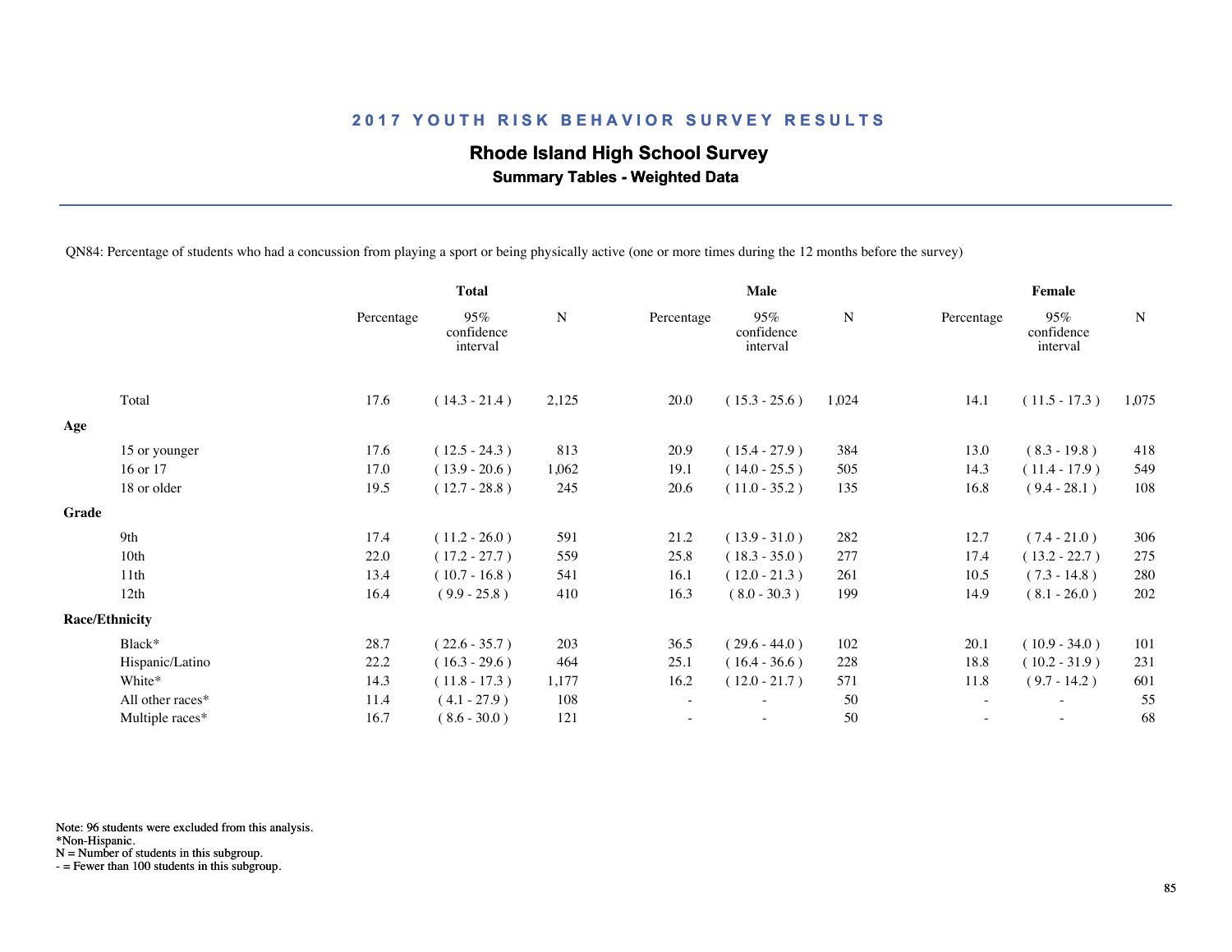# 2017 YOUTH RISK BEHAVIOR SURVEY RESULTS

## Rhode Island High School Survey

### Summary Tables - Weighted Data

QN84: Percentage of students who had a concussion from playing a sport or being physically active (one or more times during the 12 months before the survey)

| | Total | | | Male | | | Female | | |
|---|---|---|---|---|---|---|---|---|---|
| | Percentage | 95% confidence interval | N | Percentage | 95% confidence interval | N | Percentage | 95% confidence interval | N |
| Total | 17.6 | ( 14.3 - 21.4 ) | 2,125 | 20.0 | ( 15.3 - 25.6 ) | 1,024 | 14.1 | ( 11.5 - 17.3 ) | 1,075 |
| **Age** | | | | | | | | | |
| 15 or younger | 17.6 | ( 12.5 - 24.3 ) | 813 | 20.9 | ( 15.4 - 27.9 ) | 384 | 13.0 | ( 8.3 - 19.8 ) | 418 |
| 16 or 17 | 17.0 | ( 13.9 - 20.6 ) | 1,062 | 19.1 | ( 14.0 - 25.5 ) | 505 | 14.3 | ( 11.4 - 17.9 ) | 549 |
| 18 or older | 19.5 | ( 12.7 - 28.8 ) | 245 | 20.6 | ( 11.0 - 35.2 ) | 135 | 16.8 | ( 9.4 - 28.1 ) | 108 |
| **Grade** | | | | | | | | | |
| 9th | 17.4 | ( 11.2 - 26.0 ) | 591 | 21.2 | ( 13.9 - 31.0 ) | 282 | 12.7 | ( 7.4 - 21.0 ) | 306 |
| 10th | 22.0 | ( 17.2 - 27.7 ) | 559 | 25.8 | ( 18.3 - 35.0 ) | 277 | 17.4 | ( 13.2 - 22.7 ) | 275 |
| 11th | 13.4 | ( 10.7 - 16.8 ) | 541 | 16.1 | ( 12.0 - 21.3 ) | 261 | 10.5 | ( 7.3 - 14.8 ) | 280 |
| 12th | 16.4 | ( 9.9 - 25.8 ) | 410 | 16.3 | ( 8.0 - 30.3 ) | 199 | 14.9 | ( 8.1 - 26.0 ) | 202 |
| **Race/Ethnicity** | | | | | | | | | |
| Black* | 28.7 | ( 22.6 - 35.7 ) | 203 | 36.5 | ( 29.6 - 44.0 ) | 102 | 20.1 | ( 10.9 - 34.0 ) | 101 |
| Hispanic/Latino | 22.2 | ( 16.3 - 29.6 ) | 464 | 25.1 | ( 16.4 - 36.6 ) | 228 | 18.8 | ( 10.2 - 31.9 ) | 231 |
| White* | 14.3 | ( 11.8 - 17.3 ) | 1,177 | 16.2 | ( 12.0 - 21.7 ) | 571 | 11.8 | ( 9.7 - 14.2 ) | 601 |
| All other races* | 11.4 | ( 4.1 - 27.9 ) | 108 | - | - | 50 | - | - | 55 |
| Multiple races* | 16.7 | ( 8.6 - 30.0 ) | 121 | - | - | 50 | - | - | 68 |

Note: 96 students were excluded from this analysis.
*Non-Hispanic.
N = Number of students in this subgroup.
- = Fewer than 100 students in this subgroup.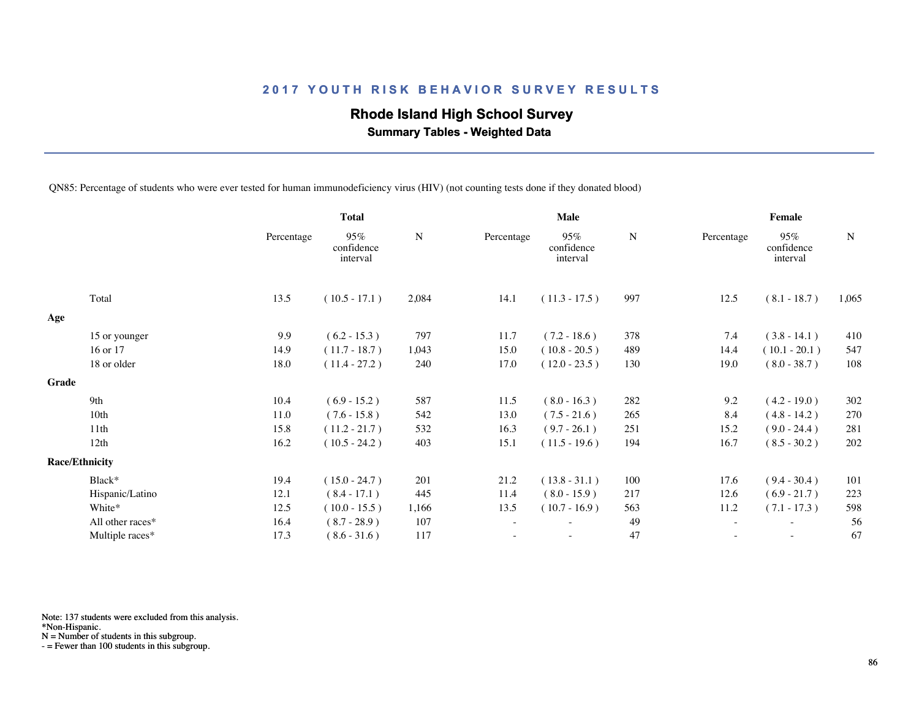## 2017 YOUTH RISK BEHAVIOR SURVEY RESULTS

### Rhode Island High School Survey

**Summary Tables - Weighted Data**

QN85: Percentage of students who were ever tested for human immunodeficiency virus (HIV) (not counting tests done if they donated blood)

| | Total | | | Male | | | Female | | |
|---|---|---|---|---|---|---|---|---|---|
| | Percentage | 95% confidence interval | N | Percentage | 95% confidence interval | N | Percentage | 95% confidence interval | N |
| Total | 13.5 | ( 10.5 - 17.1 ) | 2,084 | 14.1 | ( 11.3 - 17.5 ) | 997 | 12.5 | ( 8.1 - 18.7 ) | 1,065 |
| **Age** | | | | | | | | | |
| 15 or younger | 9.9 | ( 6.2 - 15.3 ) | 797 | 11.7 | ( 7.2 - 18.6 ) | 378 | 7.4 | ( 3.8 - 14.1 ) | 410 |
| 16 or 17 | 14.9 | ( 11.7 - 18.7 ) | 1,043 | 15.0 | ( 10.8 - 20.5 ) | 489 | 14.4 | ( 10.1 - 20.1 ) | 547 |
| 18 or older | 18.0 | ( 11.4 - 27.2 ) | 240 | 17.0 | ( 12.0 - 23.5 ) | 130 | 19.0 | ( 8.0 - 38.7 ) | 108 |
| **Grade** | | | | | | | | | |
| 9th | 10.4 | ( 6.9 - 15.2 ) | 587 | 11.5 | ( 8.0 - 16.3 ) | 282 | 9.2 | ( 4.2 - 19.0 ) | 302 |
| 10th | 11.0 | ( 7.6 - 15.8 ) | 542 | 13.0 | ( 7.5 - 21.6 ) | 265 | 8.4 | ( 4.8 - 14.2 ) | 270 |
| 11th | 15.8 | ( 11.2 - 21.7 ) | 532 | 16.3 | ( 9.7 - 26.1 ) | 251 | 15.2 | ( 9.0 - 24.4 ) | 281 |
| 12th | 16.2 | ( 10.5 - 24.2 ) | 403 | 15.1 | ( 11.5 - 19.6 ) | 194 | 16.7 | ( 8.5 - 30.2 ) | 202 |
| **Race/Ethnicity** | | | | | | | | | |
| Black* | 19.4 | ( 15.0 - 24.7 ) | 201 | 21.2 | ( 13.8 - 31.1 ) | 100 | 17.6 | ( 9.4 - 30.4 ) | 101 |
| Hispanic/Latino | 12.1 | ( 8.4 - 17.1 ) | 445 | 11.4 | ( 8.0 - 15.9 ) | 217 | 12.6 | ( 6.9 - 21.7 ) | 223 |
| White* | 12.5 | ( 10.0 - 15.5 ) | 1,166 | 13.5 | ( 10.7 - 16.9 ) | 563 | 11.2 | ( 7.1 - 17.3 ) | 598 |
| All other races* | 16.4 | ( 8.7 - 28.9 ) | 107 | - | - | 49 | - | - | 56 |
| Multiple races* | 17.3 | ( 8.6 - 31.6 ) | 117 | - | - | 47 | - | - | 67 |

Note: 137 students were excluded from this analysis.
*Non-Hispanic.
N = Number of students in this subgroup.
- = Fewer than 100 students in this subgroup.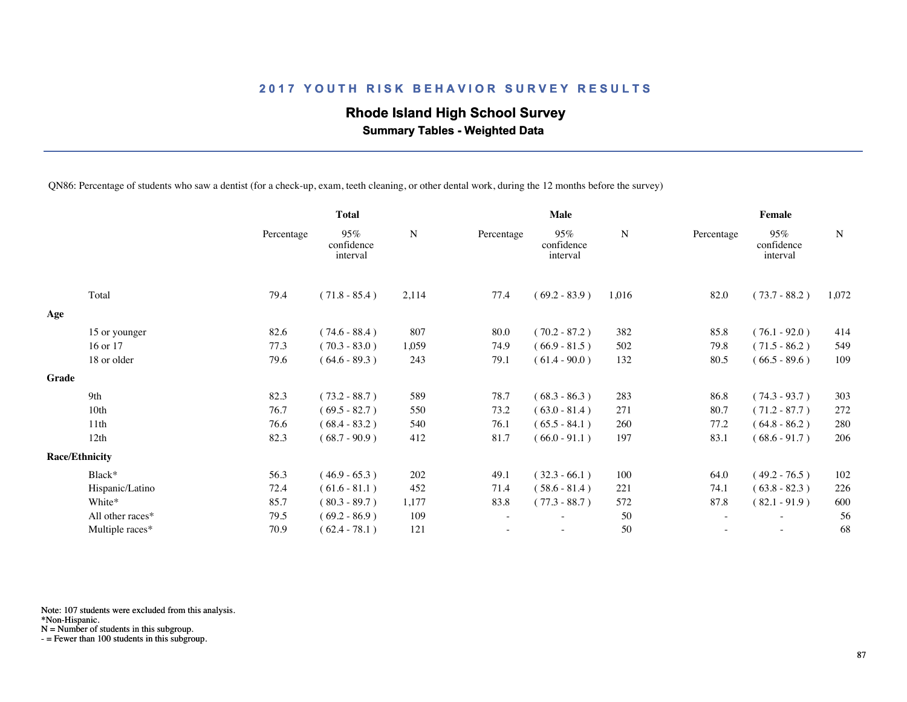## 2017 YOUTH RISK BEHAVIOR SURVEY RESULTS

### Rhode Island High School Survey

**Summary Tables - Weighted Data**

QN86: Percentage of students who saw a dentist (for a check-up, exam, teeth cleaning, or other dental work, during the 12 months before the survey)

| | Total | | | Male | | | Female | | |
|---|---|---|---|---|---|---|---|---|---|
| | Percentage | 95% confidence interval | N | Percentage | 95% confidence interval | N | Percentage | 95% confidence interval | N |
| Total | 79.4 | ( 71.8 - 85.4 ) | 2,114 | 77.4 | ( 69.2 - 83.9 ) | 1,016 | 82.0 | ( 73.7 - 88.2 ) | 1,072 |
| **Age** | | | | | | | | | |
| 15 or younger | 82.6 | ( 74.6 - 88.4 ) | 807 | 80.0 | ( 70.2 - 87.2 ) | 382 | 85.8 | ( 76.1 - 92.0 ) | 414 |
| 16 or 17 | 77.3 | ( 70.3 - 83.0 ) | 1,059 | 74.9 | ( 66.9 - 81.5 ) | 502 | 79.8 | ( 71.5 - 86.2 ) | 549 |
| 18 or older | 79.6 | ( 64.6 - 89.3 ) | 243 | 79.1 | ( 61.4 - 90.0 ) | 132 | 80.5 | ( 66.5 - 89.6 ) | 109 |
| **Grade** | | | | | | | | | |
| 9th | 82.3 | ( 73.2 - 88.7 ) | 589 | 78.7 | ( 68.3 - 86.3 ) | 283 | 86.8 | ( 74.3 - 93.7 ) | 303 |
| 10th | 76.7 | ( 69.5 - 82.7 ) | 550 | 73.2 | ( 63.0 - 81.4 ) | 271 | 80.7 | ( 71.2 - 87.7 ) | 272 |
| 11th | 76.6 | ( 68.4 - 83.2 ) | 540 | 76.1 | ( 65.5 - 84.1 ) | 260 | 77.2 | ( 64.8 - 86.2 ) | 280 |
| 12th | 82.3 | ( 68.7 - 90.9 ) | 412 | 81.7 | ( 66.0 - 91.1 ) | 197 | 83.1 | ( 68.6 - 91.7 ) | 206 |
| **Race/Ethnicity** | | | | | | | | | |
| Black* | 56.3 | ( 46.9 - 65.3 ) | 202 | 49.1 | ( 32.3 - 66.1 ) | 100 | 64.0 | ( 49.2 - 76.5 ) | 102 |
| Hispanic/Latino | 72.4 | ( 61.6 - 81.1 ) | 452 | 71.4 | ( 58.6 - 81.4 ) | 221 | 74.1 | ( 63.8 - 82.3 ) | 226 |
| White* | 85.7 | ( 80.3 - 89.7 ) | 1,177 | 83.8 | ( 77.3 - 88.7 ) | 572 | 87.8 | ( 82.1 - 91.9 ) | 600 |
| All other races* | 79.5 | ( 69.2 - 86.9 ) | 109 | - | - | 50 | - | - | 56 |
| Multiple races* | 70.9 | ( 62.4 - 78.1 ) | 121 | - | - | 50 | - | - | 68 |

Note: 107 students were excluded from this analysis.
*Non-Hispanic.
N = Number of students in this subgroup.
- = Fewer than 100 students in this subgroup.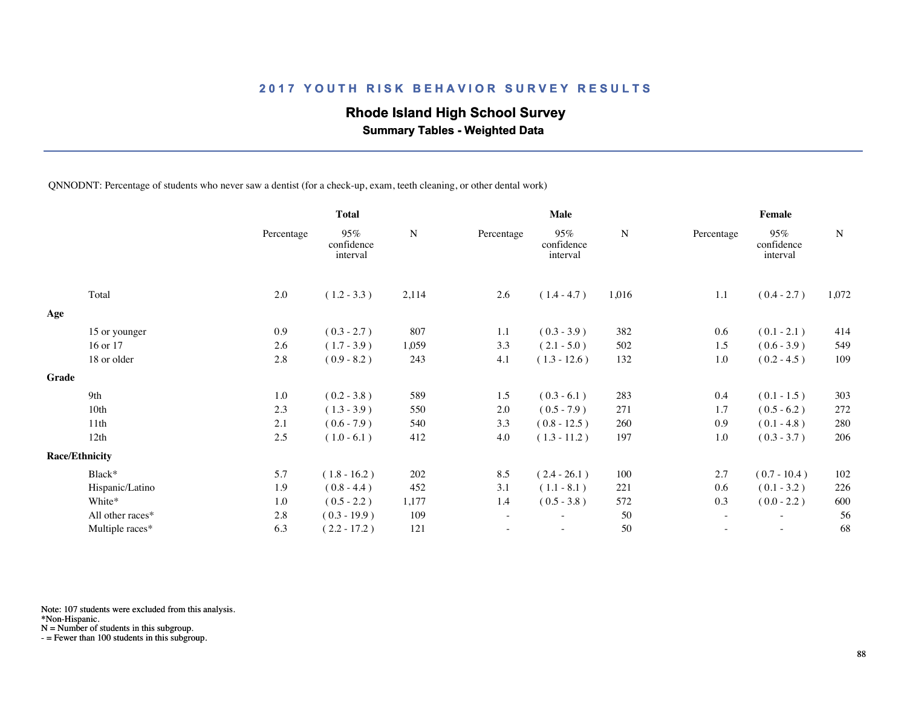## 2017 YOUTH RISK BEHAVIOR SURVEY RESULTS

### Rhode Island High School Survey

**Summary Tables - Weighted Data**

QNNODNT: Percentage of students who never saw a dentist (for a check-up, exam, teeth cleaning, or other dental work)

| | Total | | | Male | | | Female | | |
|---|---|---|---|---|---|---|---|---|---|
| | Percentage | 95% confidence interval | N | Percentage | 95% confidence interval | N | Percentage | 95% confidence interval | N |
| Total | 2.0 | ( 1.2 - 3.3 ) | 2,114 | 2.6 | ( 1.4 - 4.7 ) | 1,016 | 1.1 | ( 0.4 - 2.7 ) | 1,072 |
| **Age** | | | | | | | | | |
| 15 or younger | 0.9 | ( 0.3 - 2.7 ) | 807 | 1.1 | ( 0.3 - 3.9 ) | 382 | 0.6 | ( 0.1 - 2.1 ) | 414 |
| 16 or 17 | 2.6 | ( 1.7 - 3.9 ) | 1,059 | 3.3 | ( 2.1 - 5.0 ) | 502 | 1.5 | ( 0.6 - 3.9 ) | 549 |
| 18 or older | 2.8 | ( 0.9 - 8.2 ) | 243 | 4.1 | ( 1.3 - 12.6 ) | 132 | 1.0 | ( 0.2 - 4.5 ) | 109 |
| **Grade** | | | | | | | | | |
| 9th | 1.0 | ( 0.2 - 3.8 ) | 589 | 1.5 | ( 0.3 - 6.1 ) | 283 | 0.4 | ( 0.1 - 1.5 ) | 303 |
| 10th | 2.3 | ( 1.3 - 3.9 ) | 550 | 2.0 | ( 0.5 - 7.9 ) | 271 | 1.7 | ( 0.5 - 6.2 ) | 272 |
| 11th | 2.1 | ( 0.6 - 7.9 ) | 540 | 3.3 | ( 0.8 - 12.5 ) | 260 | 0.9 | ( 0.1 - 4.8 ) | 280 |
| 12th | 2.5 | ( 1.0 - 6.1 ) | 412 | 4.0 | ( 1.3 - 11.2 ) | 197 | 1.0 | ( 0.3 - 3.7 ) | 206 |
| **Race/Ethnicity** | | | | | | | | | |
| Black* | 5.7 | ( 1.8 - 16.2 ) | 202 | 8.5 | ( 2.4 - 26.1 ) | 100 | 2.7 | ( 0.7 - 10.4 ) | 102 |
| Hispanic/Latino | 1.9 | ( 0.8 - 4.4 ) | 452 | 3.1 | ( 1.1 - 8.1 ) | 221 | 0.6 | ( 0.1 - 3.2 ) | 226 |
| White* | 1.0 | ( 0.5 - 2.2 ) | 1,177 | 1.4 | ( 0.5 - 3.8 ) | 572 | 0.3 | ( 0.0 - 2.2 ) | 600 |
| All other races* | 2.8 | ( 0.3 - 19.9 ) | 109 | - | - | 50 | - | - | 56 |
| Multiple races* | 6.3 | ( 2.2 - 17.2 ) | 121 | - | - | 50 | - | - | 68 |

Note: 107 students were excluded from this analysis.
*Non-Hispanic.
N = Number of students in this subgroup.
- = Fewer than 100 students in this subgroup.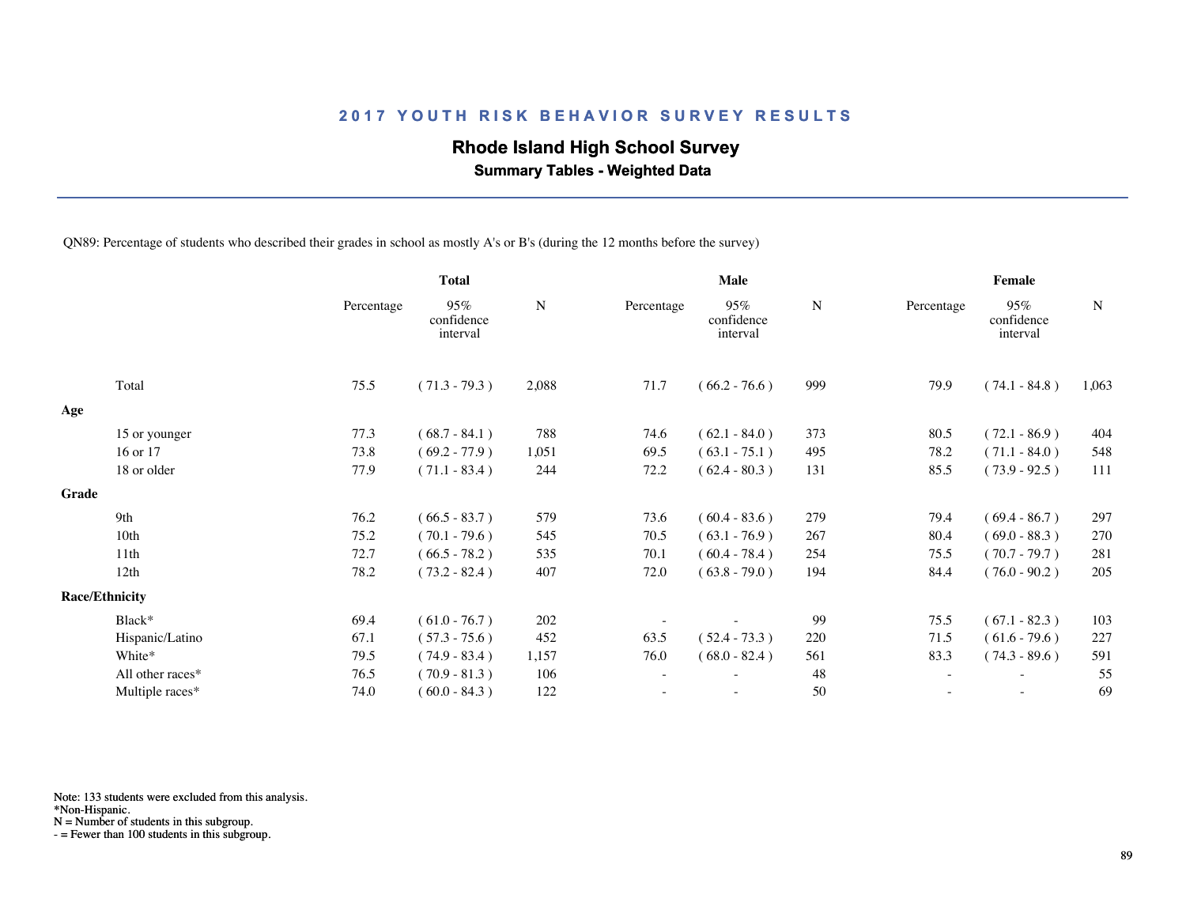## 2017 YOUTH RISK BEHAVIOR SURVEY RESULTS

### Rhode Island High School Survey

**Summary Tables - Weighted Data**

QN89: Percentage of students who described their grades in school as mostly A's or B's (during the 12 months before the survey)

| | Total | | | Male | | | Female | | |
|---|---|---|---|---|---|---|---|---|---|
| | Percentage | 95% confidence interval | N | Percentage | 95% confidence interval | N | Percentage | 95% confidence interval | N |
| Total | 75.5 | ( 71.3 - 79.3 ) | 2,088 | 71.7 | ( 66.2 - 76.6 ) | 999 | 79.9 | ( 74.1 - 84.8 ) | 1,063 |
| **Age** | | | | | | | | | |
| 15 or younger | 77.3 | ( 68.7 - 84.1 ) | 788 | 74.6 | ( 62.1 - 84.0 ) | 373 | 80.5 | ( 72.1 - 86.9 ) | 404 |
| 16 or 17 | 73.8 | ( 69.2 - 77.9 ) | 1,051 | 69.5 | ( 63.1 - 75.1 ) | 495 | 78.2 | ( 71.1 - 84.0 ) | 548 |
| 18 or older | 77.9 | ( 71.1 - 83.4 ) | 244 | 72.2 | ( 62.4 - 80.3 ) | 131 | 85.5 | ( 73.9 - 92.5 ) | 111 |
| **Grade** | | | | | | | | | |
| 9th | 76.2 | ( 66.5 - 83.7 ) | 579 | 73.6 | ( 60.4 - 83.6 ) | 279 | 79.4 | ( 69.4 - 86.7 ) | 297 |
| 10th | 75.2 | ( 70.1 - 79.6 ) | 545 | 70.5 | ( 63.1 - 76.9 ) | 267 | 80.4 | ( 69.0 - 88.3 ) | 270 |
| 11th | 72.7 | ( 66.5 - 78.2 ) | 535 | 70.1 | ( 60.4 - 78.4 ) | 254 | 75.5 | ( 70.7 - 79.7 ) | 281 |
| 12th | 78.2 | ( 73.2 - 82.4 ) | 407 | 72.0 | ( 63.8 - 79.0 ) | 194 | 84.4 | ( 76.0 - 90.2 ) | 205 |
| **Race/Ethnicity** | | | | | | | | | |
| Black* | 69.4 | ( 61.0 - 76.7 ) | 202 | - | - | 99 | 75.5 | ( 67.1 - 82.3 ) | 103 |
| Hispanic/Latino | 67.1 | ( 57.3 - 75.6 ) | 452 | 63.5 | ( 52.4 - 73.3 ) | 220 | 71.5 | ( 61.6 - 79.6 ) | 227 |
| White* | 79.5 | ( 74.9 - 83.4 ) | 1,157 | 76.0 | ( 68.0 - 82.4 ) | 561 | 83.3 | ( 74.3 - 89.6 ) | 591 |
| All other races* | 76.5 | ( 70.9 - 81.3 ) | 106 | - | - | 48 | - | - | 55 |
| Multiple races* | 74.0 | ( 60.0 - 84.3 ) | 122 | - | - | 50 | - | - | 69 |

Note: 133 students were excluded from this analysis.
*Non-Hispanic.
N = Number of students in this subgroup.
- = Fewer than 100 students in this subgroup.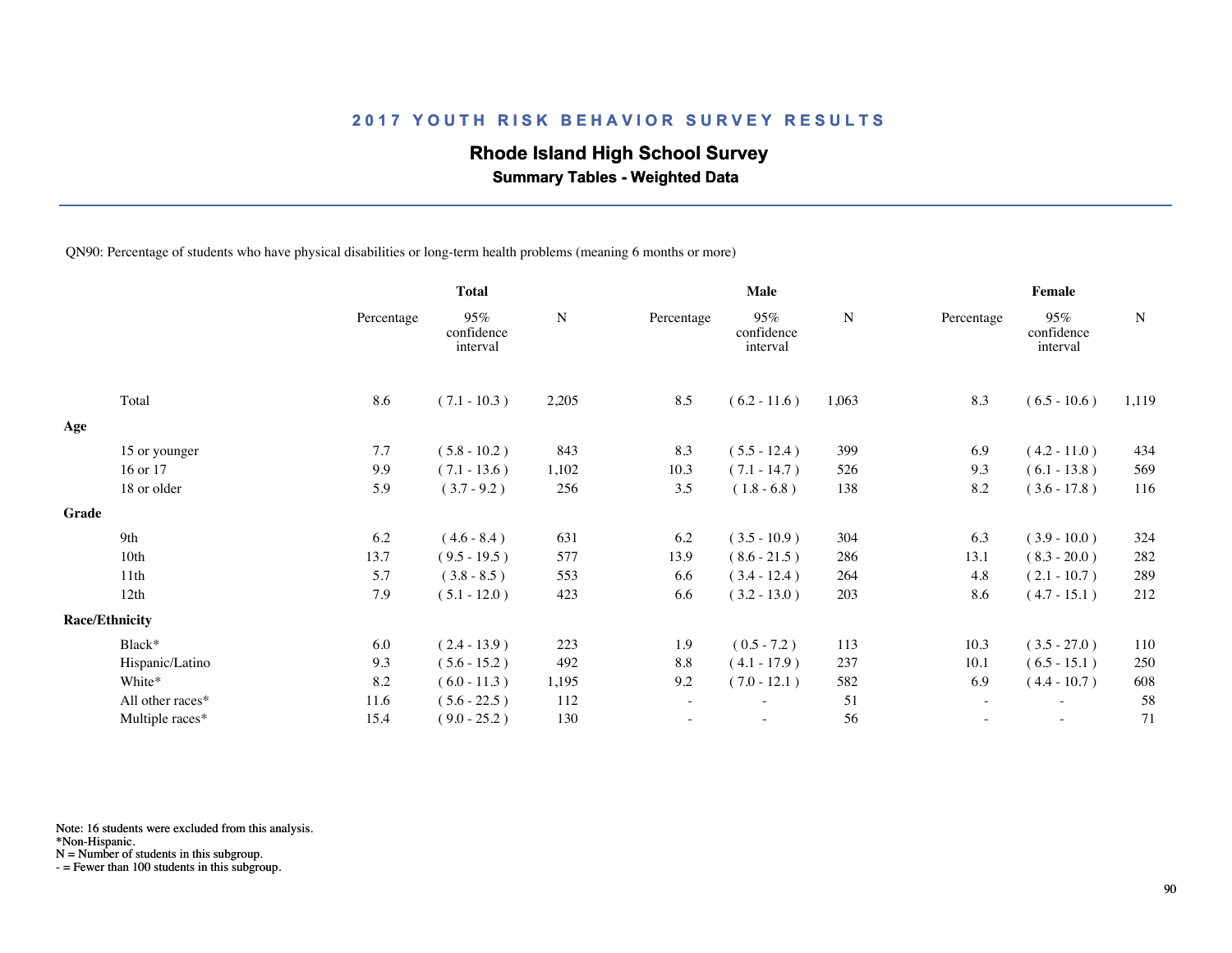## 2017 YOUTH RISK BEHAVIOR SURVEY RESULTS

### Rhode Island High School Survey

**Summary Tables - Weighted Data**

QN90: Percentage of students who have physical disabilities or long-term health problems (meaning 6 months or more)

| | Total | | | Male | | | Female | | |
|---|---|---|---|---|---|---|---|---|---|
| | Percentage | 95% confidence interval | N | Percentage | 95% confidence interval | N | Percentage | 95% confidence interval | N |
| Total | 8.6 | ( 7.1 - 10.3 ) | 2,205 | 8.5 | ( 6.2 - 11.6 ) | 1,063 | 8.3 | ( 6.5 - 10.6 ) | 1,119 |
| **Age** | | | | | | | | | |
| 15 or younger | 7.7 | ( 5.8 - 10.2 ) | 843 | 8.3 | ( 5.5 - 12.4 ) | 399 | 6.9 | ( 4.2 - 11.0 ) | 434 |
| 16 or 17 | 9.9 | ( 7.1 - 13.6 ) | 1,102 | 10.3 | ( 7.1 - 14.7 ) | 526 | 9.3 | ( 6.1 - 13.8 ) | 569 |
| 18 or older | 5.9 | ( 3.7 - 9.2 ) | 256 | 3.5 | ( 1.8 - 6.8 ) | 138 | 8.2 | ( 3.6 - 17.8 ) | 116 |
| **Grade** | | | | | | | | | |
| 9th | 6.2 | ( 4.6 - 8.4 ) | 631 | 6.2 | ( 3.5 - 10.9 ) | 304 | 6.3 | ( 3.9 - 10.0 ) | 324 |
| 10th | 13.7 | ( 9.5 - 19.5 ) | 577 | 13.9 | ( 8.6 - 21.5 ) | 286 | 13.1 | ( 8.3 - 20.0 ) | 282 |
| 11th | 5.7 | ( 3.8 - 8.5 ) | 553 | 6.6 | ( 3.4 - 12.4 ) | 264 | 4.8 | ( 2.1 - 10.7 ) | 289 |
| 12th | 7.9 | ( 5.1 - 12.0 ) | 423 | 6.6 | ( 3.2 - 13.0 ) | 203 | 8.6 | ( 4.7 - 15.1 ) | 212 |
| **Race/Ethnicity** | | | | | | | | | |
| Black* | 6.0 | ( 2.4 - 13.9 ) | 223 | 1.9 | ( 0.5 - 7.2 ) | 113 | 10.3 | ( 3.5 - 27.0 ) | 110 |
| Hispanic/Latino | 9.3 | ( 5.6 - 15.2 ) | 492 | 8.8 | ( 4.1 - 17.9 ) | 237 | 10.1 | ( 6.5 - 15.1 ) | 250 |
| White* | 8.2 | ( 6.0 - 11.3 ) | 1,195 | 9.2 | ( 7.0 - 12.1 ) | 582 | 6.9 | ( 4.4 - 10.7 ) | 608 |
| All other races* | 11.6 | ( 5.6 - 22.5 ) | 112 | - | - | 51 | - | - | 58 |
| Multiple races* | 15.4 | ( 9.0 - 25.2 ) | 130 | - | - | 56 | - | - | 71 |

Note: 16 students were excluded from this analysis.
*Non-Hispanic.
N = Number of students in this subgroup.
- = Fewer than 100 students in this subgroup.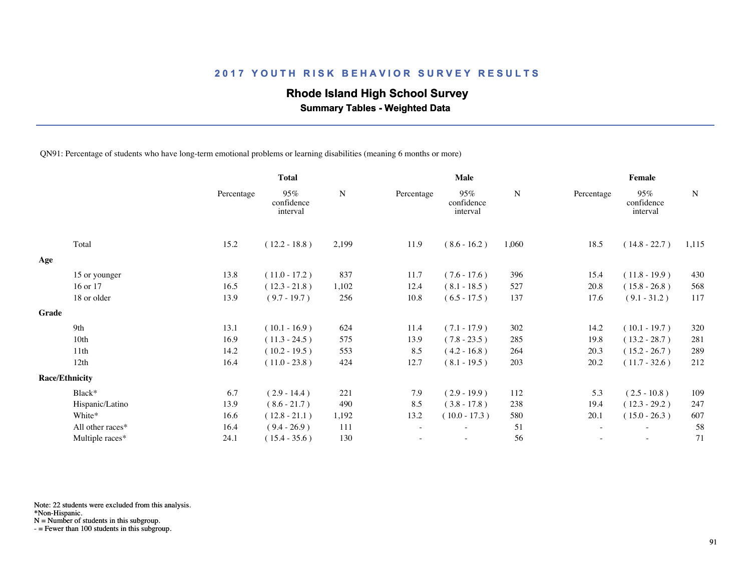## 2017 YOUTH RISK BEHAVIOR SURVEY RESULTS

# Rhode Island High School Survey

### Summary Tables - Weighted Data

QN91: Percentage of students who have long-term emotional problems or learning disabilities (meaning 6 months or more)

| | Total | | | Male | | | Female | | |
|---|---|---|---|---|---|---|---|---|---|
| | Percentage | 95% confidence interval | N | Percentage | 95% confidence interval | N | Percentage | 95% confidence interval | N |
| Total | 15.2 | ( 12.2 - 18.8 ) | 2,199 | 11.9 | ( 8.6 - 16.2 ) | 1,060 | 18.5 | ( 14.8 - 22.7 ) | 1,115 |
| **Age** | | | | | | | | | |
| 15 or younger | 13.8 | ( 11.0 - 17.2 ) | 837 | 11.7 | ( 7.6 - 17.6 ) | 396 | 15.4 | ( 11.8 - 19.9 ) | 430 |
| 16 or 17 | 16.5 | ( 12.3 - 21.8 ) | 1,102 | 12.4 | ( 8.1 - 18.5 ) | 527 | 20.8 | ( 15.8 - 26.8 ) | 568 |
| 18 or older | 13.9 | ( 9.7 - 19.7 ) | 256 | 10.8 | ( 6.5 - 17.5 ) | 137 | 17.6 | ( 9.1 - 31.2 ) | 117 |
| **Grade** | | | | | | | | | |
| 9th | 13.1 | ( 10.1 - 16.9 ) | 624 | 11.4 | ( 7.1 - 17.9 ) | 302 | 14.2 | ( 10.1 - 19.7 ) | 320 |
| 10th | 16.9 | ( 11.3 - 24.5 ) | 575 | 13.9 | ( 7.8 - 23.5 ) | 285 | 19.8 | ( 13.2 - 28.7 ) | 281 |
| 11th | 14.2 | ( 10.2 - 19.5 ) | 553 | 8.5 | ( 4.2 - 16.8 ) | 264 | 20.3 | ( 15.2 - 26.7 ) | 289 |
| 12th | 16.4 | ( 11.0 - 23.8 ) | 424 | 12.7 | ( 8.1 - 19.5 ) | 203 | 20.2 | ( 11.7 - 32.6 ) | 212 |
| **Race/Ethnicity** | | | | | | | | | |
| Black* | 6.7 | ( 2.9 - 14.4 ) | 221 | 7.9 | ( 2.9 - 19.9 ) | 112 | 5.3 | ( 2.5 - 10.8 ) | 109 |
| Hispanic/Latino | 13.9 | ( 8.6 - 21.7 ) | 490 | 8.5 | ( 3.8 - 17.8 ) | 238 | 19.4 | ( 12.3 - 29.2 ) | 247 |
| White* | 16.6 | ( 12.8 - 21.1 ) | 1,192 | 13.2 | ( 10.0 - 17.3 ) | 580 | 20.1 | ( 15.0 - 26.3 ) | 607 |
| All other races* | 16.4 | ( 9.4 - 26.9 ) | 111 | - | - | 51 | - | - | 58 |
| Multiple races* | 24.1 | ( 15.4 - 35.6 ) | 130 | - | - | 56 | - | - | 71 |

Note: 22 students were excluded from this analysis.
*Non-Hispanic.
N = Number of students in this subgroup.
- = Fewer than 100 students in this subgroup.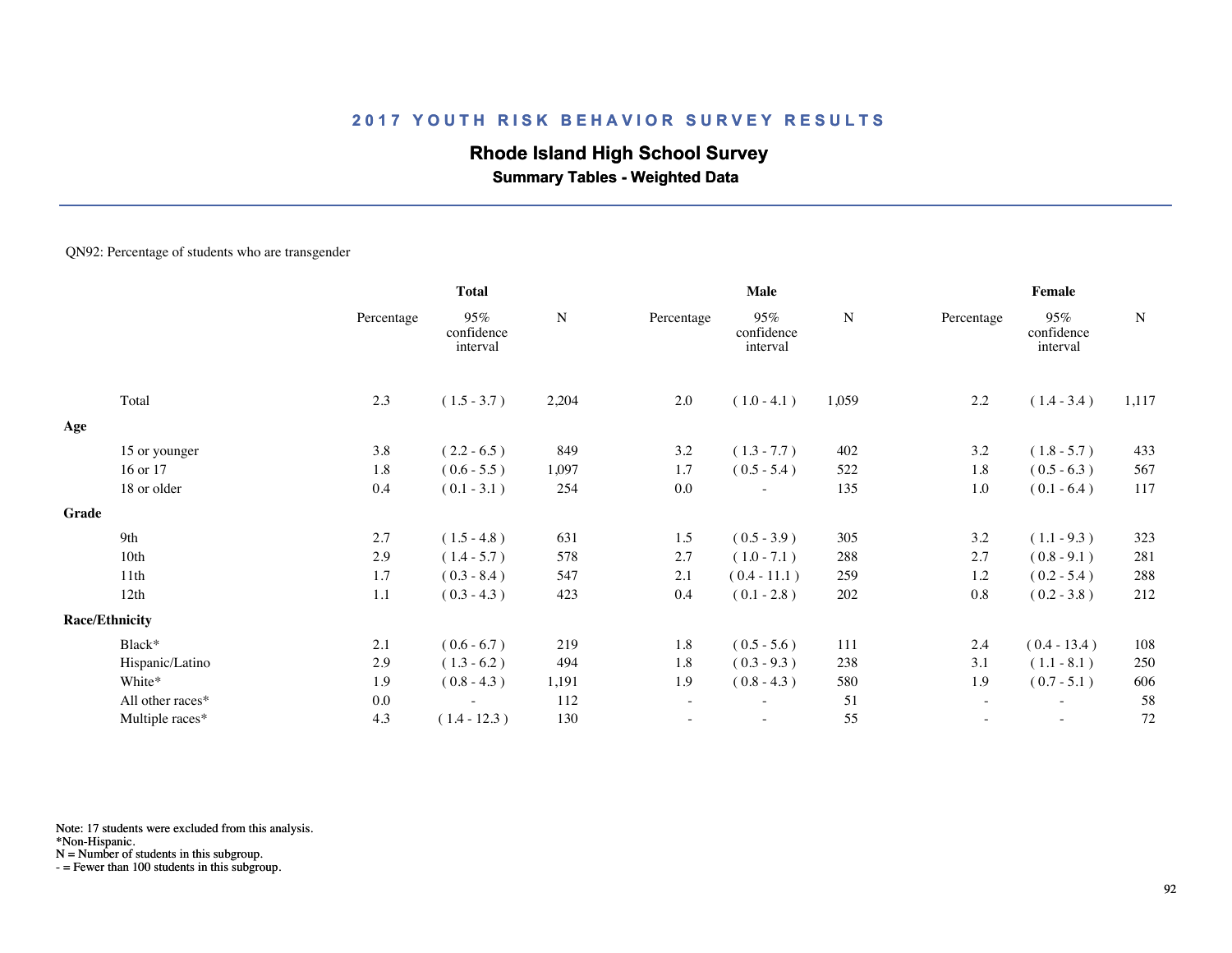## 2017 YOUTH RISK BEHAVIOR SURVEY RESULTS

### Rhode Island High School Survey

**Summary Tables - Weighted Data**

QN92: Percentage of students who are transgender

| | Total | | | Male | | | Female | | |
|---|---|---|---|---|---|---|---|---|---|
| | Percentage | 95% confidence interval | N | Percentage | 95% confidence interval | N | Percentage | 95% confidence interval | N |
| Total | 2.3 | ( 1.5 - 3.7 ) | 2,204 | 2.0 | ( 1.0 - 4.1 ) | 1,059 | 2.2 | ( 1.4 - 3.4 ) | 1,117 |
| **Age** | | | | | | | | | |
| 15 or younger | 3.8 | ( 2.2 - 6.5 ) | 849 | 3.2 | ( 1.3 - 7.7 ) | 402 | 3.2 | ( 1.8 - 5.7 ) | 433 |
| 16 or 17 | 1.8 | ( 0.6 - 5.5 ) | 1,097 | 1.7 | ( 0.5 - 5.4 ) | 522 | 1.8 | ( 0.5 - 6.3 ) | 567 |
| 18 or older | 0.4 | ( 0.1 - 3.1 ) | 254 | 0.0 | - | 135 | 1.0 | ( 0.1 - 6.4 ) | 117 |
| **Grade** | | | | | | | | | |
| 9th | 2.7 | ( 1.5 - 4.8 ) | 631 | 1.5 | ( 0.5 - 3.9 ) | 305 | 3.2 | ( 1.1 - 9.3 ) | 323 |
| 10th | 2.9 | ( 1.4 - 5.7 ) | 578 | 2.7 | ( 1.0 - 7.1 ) | 288 | 2.7 | ( 0.8 - 9.1 ) | 281 |
| 11th | 1.7 | ( 0.3 - 8.4 ) | 547 | 2.1 | ( 0.4 - 11.1 ) | 259 | 1.2 | ( 0.2 - 5.4 ) | 288 |
| 12th | 1.1 | ( 0.3 - 4.3 ) | 423 | 0.4 | ( 0.1 - 2.8 ) | 202 | 0.8 | ( 0.2 - 3.8 ) | 212 |
| **Race/Ethnicity** | | | | | | | | | |
| Black* | 2.1 | ( 0.6 - 6.7 ) | 219 | 1.8 | ( 0.5 - 5.6 ) | 111 | 2.4 | ( 0.4 - 13.4 ) | 108 |
| Hispanic/Latino | 2.9 | ( 1.3 - 6.2 ) | 494 | 1.8 | ( 0.3 - 9.3 ) | 238 | 3.1 | ( 1.1 - 8.1 ) | 250 |
| White* | 1.9 | ( 0.8 - 4.3 ) | 1,191 | 1.9 | ( 0.8 - 4.3 ) | 580 | 1.9 | ( 0.7 - 5.1 ) | 606 |
| All other races* | 0.0 | - | 112 | - | - | 51 | - | - | 58 |
| Multiple races* | 4.3 | ( 1.4 - 12.3 ) | 130 | - | - | 55 | - | - | 72 |

Note: 17 students were excluded from this analysis.
*Non-Hispanic.
N = Number of students in this subgroup.
- = Fewer than 100 students in this subgroup.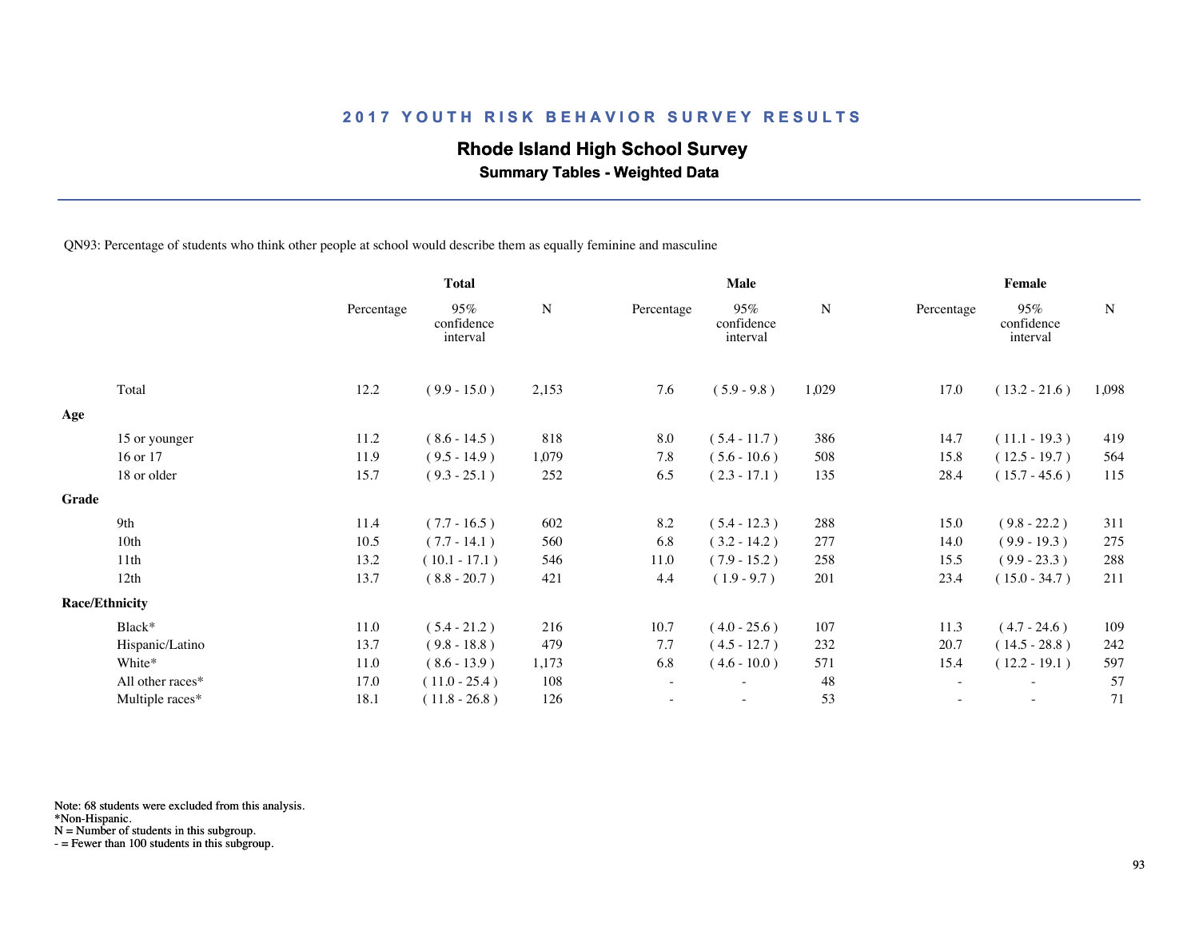## 2017 YOUTH RISK BEHAVIOR SURVEY RESULTS

### Rhode Island High School Survey

**Summary Tables - Weighted Data**

QN93: Percentage of students who think other people at school would describe them as equally feminine and masculine

| | Total | | | Male | | | Female | | |
|---|---|---|---|---|---|---|---|---|---|
| | Percentage | 95% confidence interval | N | Percentage | 95% confidence interval | N | Percentage | 95% confidence interval | N |
| Total | 12.2 | ( 9.9 - 15.0 ) | 2,153 | 7.6 | ( 5.9 - 9.8 ) | 1,029 | 17.0 | ( 13.2 - 21.6 ) | 1,098 |
| **Age** | | | | | | | | | |
| 15 or younger | 11.2 | ( 8.6 - 14.5 ) | 818 | 8.0 | ( 5.4 - 11.7 ) | 386 | 14.7 | ( 11.1 - 19.3 ) | 419 |
| 16 or 17 | 11.9 | ( 9.5 - 14.9 ) | 1,079 | 7.8 | ( 5.6 - 10.6 ) | 508 | 15.8 | ( 12.5 - 19.7 ) | 564 |
| 18 or older | 15.7 | ( 9.3 - 25.1 ) | 252 | 6.5 | ( 2.3 - 17.1 ) | 135 | 28.4 | ( 15.7 - 45.6 ) | 115 |
| **Grade** | | | | | | | | | |
| 9th | 11.4 | ( 7.7 - 16.5 ) | 602 | 8.2 | ( 5.4 - 12.3 ) | 288 | 15.0 | ( 9.8 - 22.2 ) | 311 |
| 10th | 10.5 | ( 7.7 - 14.1 ) | 560 | 6.8 | ( 3.2 - 14.2 ) | 277 | 14.0 | ( 9.9 - 19.3 ) | 275 |
| 11th | 13.2 | ( 10.1 - 17.1 ) | 546 | 11.0 | ( 7.9 - 15.2 ) | 258 | 15.5 | ( 9.9 - 23.3 ) | 288 |
| 12th | 13.7 | ( 8.8 - 20.7 ) | 421 | 4.4 | ( 1.9 - 9.7 ) | 201 | 23.4 | ( 15.0 - 34.7 ) | 211 |
| **Race/Ethnicity** | | | | | | | | | |
| Black* | 11.0 | ( 5.4 - 21.2 ) | 216 | 10.7 | ( 4.0 - 25.6 ) | 107 | 11.3 | ( 4.7 - 24.6 ) | 109 |
| Hispanic/Latino | 13.7 | ( 9.8 - 18.8 ) | 479 | 7.7 | ( 4.5 - 12.7 ) | 232 | 20.7 | ( 14.5 - 28.8 ) | 242 |
| White* | 11.0 | ( 8.6 - 13.9 ) | 1,173 | 6.8 | ( 4.6 - 10.0 ) | 571 | 15.4 | ( 12.2 - 19.1 ) | 597 |
| All other races* | 17.0 | ( 11.0 - 25.4 ) | 108 | - | - | 48 | - | - | 57 |
| Multiple races* | 18.1 | ( 11.8 - 26.8 ) | 126 | - | - | 53 | - | - | 71 |

Note: 68 students were excluded from this analysis.
*Non-Hispanic.
N = Number of students in this subgroup.
- = Fewer than 100 students in this subgroup.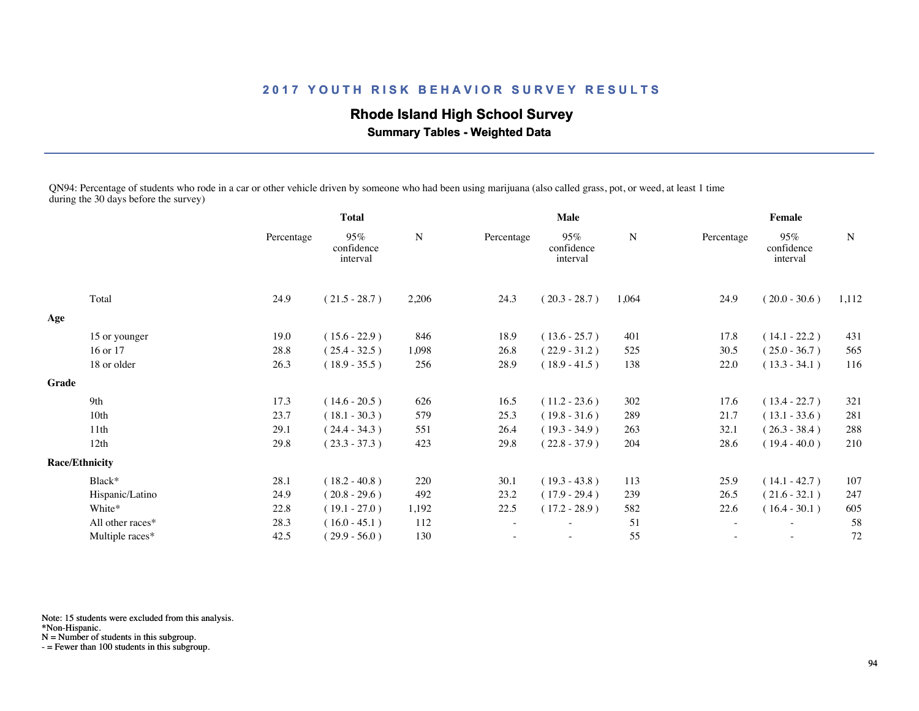## 2017 YOUTH RISK BEHAVIOR SURVEY RESULTS

### Rhode Island High School Survey

**Summary Tables - Weighted Data**

QN94: Percentage of students who rode in a car or other vehicle driven by someone who had been using marijuana (also called grass, pot, or weed, at least 1 time during the 30 days before the survey)

| | Total | | | Male | | | Female | | |
|---|---|---|---|---|---|---|---|---|---|
| | Percentage | 95% confidence interval | N | Percentage | 95% confidence interval | N | Percentage | 95% confidence interval | N |
| Total | 24.9 | ( 21.5 - 28.7 ) | 2,206 | 24.3 | ( 20.3 - 28.7 ) | 1,064 | 24.9 | ( 20.0 - 30.6 ) | 1,112 |
| **Age** | | | | | | | | | |
| 15 or younger | 19.0 | ( 15.6 - 22.9 ) | 846 | 18.9 | ( 13.6 - 25.7 ) | 401 | 17.8 | ( 14.1 - 22.2 ) | 431 |
| 16 or 17 | 28.8 | ( 25.4 - 32.5 ) | 1,098 | 26.8 | ( 22.9 - 31.2 ) | 525 | 30.5 | ( 25.0 - 36.7 ) | 565 |
| 18 or older | 26.3 | ( 18.9 - 35.5 ) | 256 | 28.9 | ( 18.9 - 41.5 ) | 138 | 22.0 | ( 13.3 - 34.1 ) | 116 |
| **Grade** | | | | | | | | | |
| 9th | 17.3 | ( 14.6 - 20.5 ) | 626 | 16.5 | ( 11.2 - 23.6 ) | 302 | 17.6 | ( 13.4 - 22.7 ) | 321 |
| 10th | 23.7 | ( 18.1 - 30.3 ) | 579 | 25.3 | ( 19.8 - 31.6 ) | 289 | 21.7 | ( 13.1 - 33.6 ) | 281 |
| 11th | 29.1 | ( 24.4 - 34.3 ) | 551 | 26.4 | ( 19.3 - 34.9 ) | 263 | 32.1 | ( 26.3 - 38.4 ) | 288 |
| 12th | 29.8 | ( 23.3 - 37.3 ) | 423 | 29.8 | ( 22.8 - 37.9 ) | 204 | 28.6 | ( 19.4 - 40.0 ) | 210 |
| **Race/Ethnicity** | | | | | | | | | |
| Black* | 28.1 | ( 18.2 - 40.8 ) | 220 | 30.1 | ( 19.3 - 43.8 ) | 113 | 25.9 | ( 14.1 - 42.7 ) | 107 |
| Hispanic/Latino | 24.9 | ( 20.8 - 29.6 ) | 492 | 23.2 | ( 17.9 - 29.4 ) | 239 | 26.5 | ( 21.6 - 32.1 ) | 247 |
| White* | 22.8 | ( 19.1 - 27.0 ) | 1,192 | 22.5 | ( 17.2 - 28.9 ) | 582 | 22.6 | ( 16.4 - 30.1 ) | 605 |
| All other races* | 28.3 | ( 16.0 - 45.1 ) | 112 | - | - | 51 | - | - | 58 |
| Multiple races* | 42.5 | ( 29.9 - 56.0 ) | 130 | - | - | 55 | - | - | 72 |

Note: 15 students were excluded from this analysis.
*Non-Hispanic.
N = Number of students in this subgroup.
- = Fewer than 100 students in this subgroup.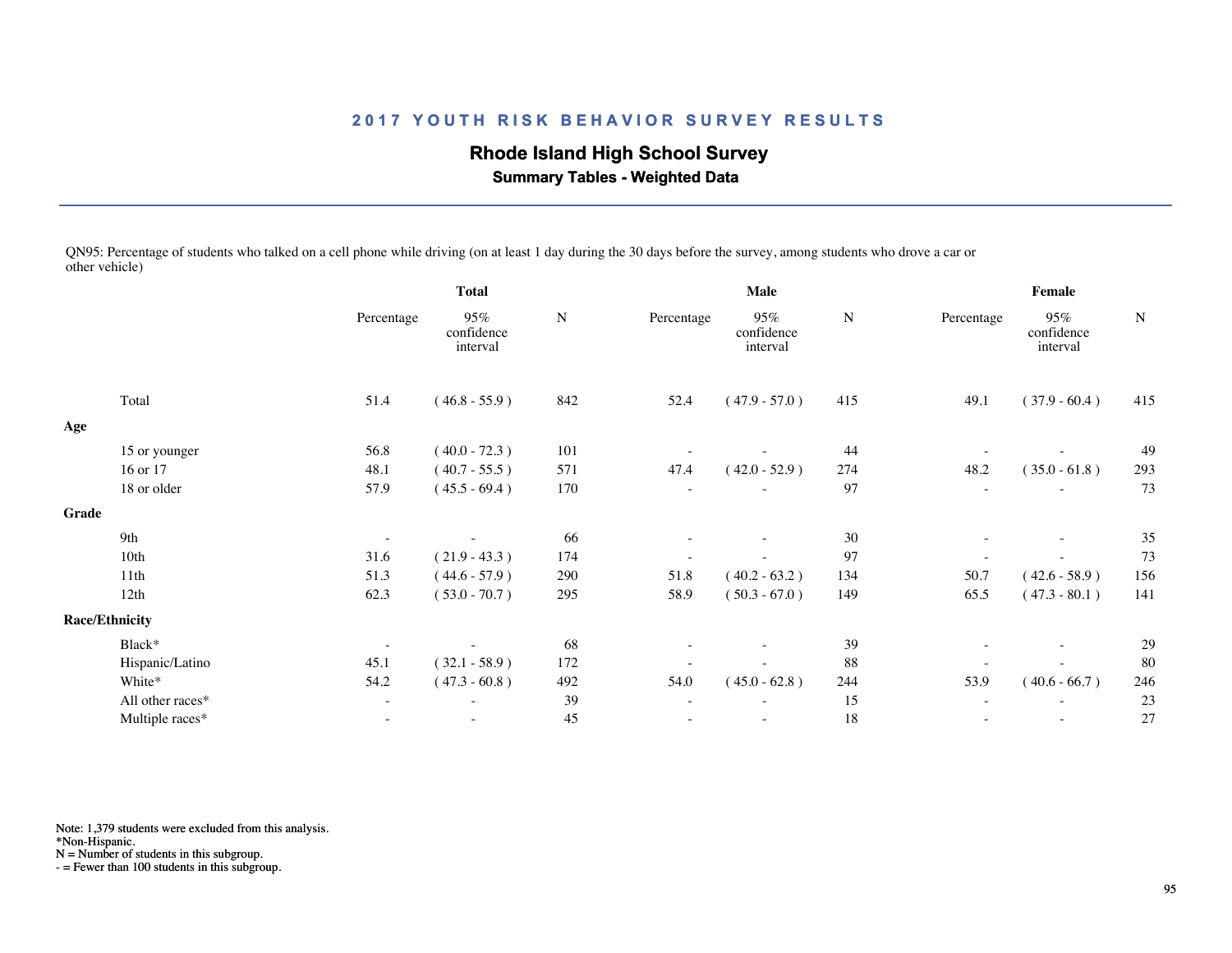## 2017 YOUTH RISK BEHAVIOR SURVEY RESULTS

### Rhode Island High School Survey

**Summary Tables - Weighted Data**

QN95: Percentage of students who talked on a cell phone while driving (on at least 1 day during the 30 days before the survey, among students who drove a car or other vehicle)

| | Total | | | Male | | | Female | | |
|---|---|---|---|---|---|---|---|---|---|
| | Percentage | 95% confidence interval | N | Percentage | 95% confidence interval | N | Percentage | 95% confidence interval | N |
| Total | 51.4 | ( 46.8 - 55.9 ) | 842 | 52.4 | ( 47.9 - 57.0 ) | 415 | 49.1 | ( 37.9 - 60.4 ) | 415 |
| **Age** | | | | | | | | | |
| 15 or younger | 56.8 | ( 40.0 - 72.3 ) | 101 | - | - | 44 | - | - | 49 |
| 16 or 17 | 48.1 | ( 40.7 - 55.5 ) | 571 | 47.4 | ( 42.0 - 52.9 ) | 274 | 48.2 | ( 35.0 - 61.8 ) | 293 |
| 18 or older | 57.9 | ( 45.5 - 69.4 ) | 170 | - | - | 97 | - | - | 73 |
| **Grade** | | | | | | | | | |
| 9th | - | - | 66 | - | - | 30 | - | - | 35 |
| 10th | 31.6 | ( 21.9 - 43.3 ) | 174 | - | - | 97 | - | - | 73 |
| 11th | 51.3 | ( 44.6 - 57.9 ) | 290 | 51.8 | ( 40.2 - 63.2 ) | 134 | 50.7 | ( 42.6 - 58.9 ) | 156 |
| 12th | 62.3 | ( 53.0 - 70.7 ) | 295 | 58.9 | ( 50.3 - 67.0 ) | 149 | 65.5 | ( 47.3 - 80.1 ) | 141 |
| **Race/Ethnicity** | | | | | | | | | |
| Black* | - | - | 68 | - | - | 39 | - | - | 29 |
| Hispanic/Latino | 45.1 | ( 32.1 - 58.9 ) | 172 | - | - | 88 | - | - | 80 |
| White* | 54.2 | ( 47.3 - 60.8 ) | 492 | 54.0 | ( 45.0 - 62.8 ) | 244 | 53.9 | ( 40.6 - 66.7 ) | 246 |
| All other races* | - | - | 39 | - | - | 15 | - | - | 23 |
| Multiple races* | - | - | 45 | - | - | 18 | - | - | 27 |

Note: 1,379 students were excluded from this analysis.
*Non-Hispanic.
N = Number of students in this subgroup.
- = Fewer than 100 students in this subgroup.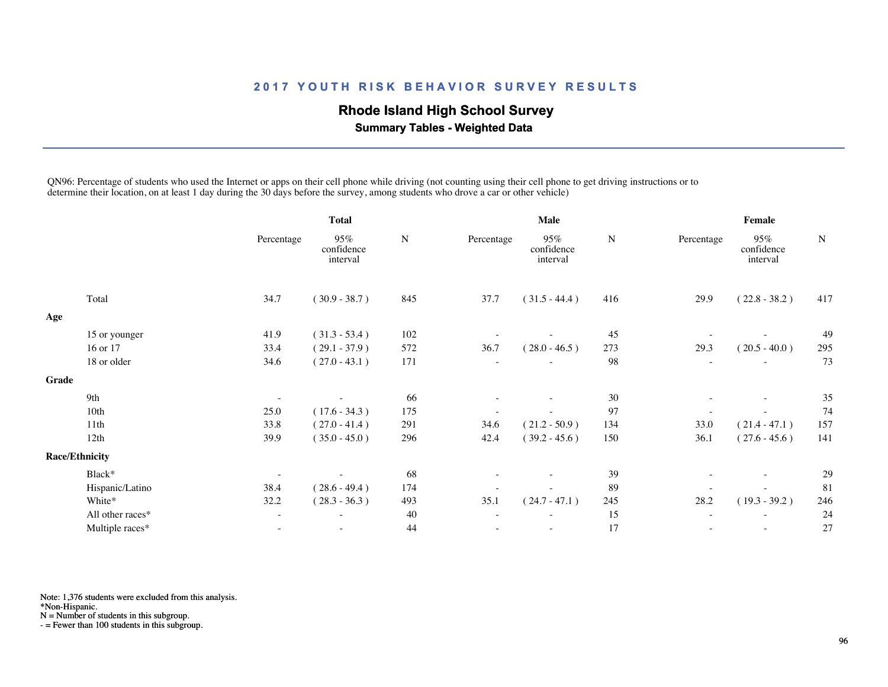## 2017 YOUTH RISK BEHAVIOR SURVEY RESULTS

**Rhode Island High School Survey**

**Summary Tables - Weighted Data**

QN96: Percentage of students who used the Internet or apps on their cell phone while driving (not counting using their cell phone to get driving instructions or to determine their location, on at least 1 day during the 30 days before the survey, among students who drove a car or other vehicle)

| | Total | | | Male | | | Female | | |
|---|---|---|---|---|---|---|---|---|---|
| | Percentage | 95% confidence interval | N | Percentage | 95% confidence interval | N | Percentage | 95% confidence interval | N |
| Total | 34.7 | ( 30.9 - 38.7 ) | 845 | 37.7 | ( 31.5 - 44.4 ) | 416 | 29.9 | ( 22.8 - 38.2 ) | 417 |
| **Age** | | | | | | | | | |
| 15 or younger | 41.9 | ( 31.3 - 53.4 ) | 102 | - | - | 45 | - | - | 49 |
| 16 or 17 | 33.4 | ( 29.1 - 37.9 ) | 572 | 36.7 | ( 28.0 - 46.5 ) | 273 | 29.3 | ( 20.5 - 40.0 ) | 295 |
| 18 or older | 34.6 | ( 27.0 - 43.1 ) | 171 | - | - | 98 | - | - | 73 |
| **Grade** | | | | | | | | | |
| 9th | - | - | 66 | - | - | 30 | - | - | 35 |
| 10th | 25.0 | ( 17.6 - 34.3 ) | 175 | - | - | 97 | - | - | 74 |
| 11th | 33.8 | ( 27.0 - 41.4 ) | 291 | 34.6 | ( 21.2 - 50.9 ) | 134 | 33.0 | ( 21.4 - 47.1 ) | 157 |
| 12th | 39.9 | ( 35.0 - 45.0 ) | 296 | 42.4 | ( 39.2 - 45.6 ) | 150 | 36.1 | ( 27.6 - 45.6 ) | 141 |
| **Race/Ethnicity** | | | | | | | | | |
| Black* | - | - | 68 | - | - | 39 | - | - | 29 |
| Hispanic/Latino | 38.4 | ( 28.6 - 49.4 ) | 174 | - | - | 89 | - | - | 81 |
| White* | 32.2 | ( 28.3 - 36.3 ) | 493 | 35.1 | ( 24.7 - 47.1 ) | 245 | 28.2 | ( 19.3 - 39.2 ) | 246 |
| All other races* | - | - | 40 | - | - | 15 | - | - | 24 |
| Multiple races* | - | - | 44 | - | - | 17 | - | - | 27 |

Note: 1,376 students were excluded from this analysis.
*Non-Hispanic.
N = Number of students in this subgroup.
- = Fewer than 100 students in this subgroup.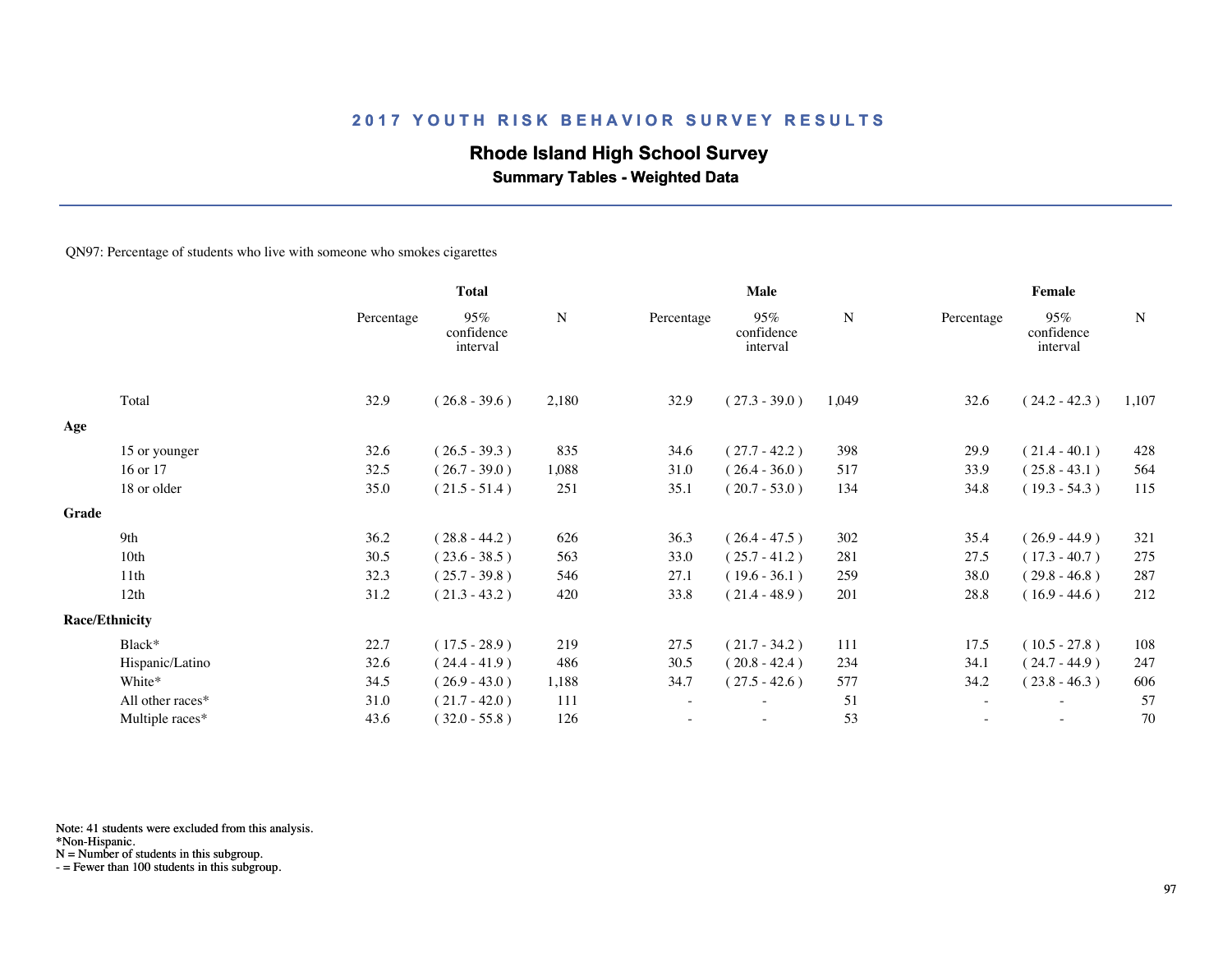## 2017 YOUTH RISK BEHAVIOR SURVEY RESULTS

### Rhode Island High School Survey

**Summary Tables - Weighted Data**

QN97: Percentage of students who live with someone who smokes cigarettes

| | Total | | | Male | | | Female | | |
|---|---|---|---|---|---|---|---|---|---|
| | Percentage | 95% confidence interval | N | Percentage | 95% confidence interval | N | Percentage | 95% confidence interval | N |
| Total | 32.9 | ( 26.8 - 39.6 ) | 2,180 | 32.9 | ( 27.3 - 39.0 ) | 1,049 | 32.6 | ( 24.2 - 42.3 ) | 1,107 |
| **Age** | | | | | | | | | |
| 15 or younger | 32.6 | ( 26.5 - 39.3 ) | 835 | 34.6 | ( 27.7 - 42.2 ) | 398 | 29.9 | ( 21.4 - 40.1 ) | 428 |
| 16 or 17 | 32.5 | ( 26.7 - 39.0 ) | 1,088 | 31.0 | ( 26.4 - 36.0 ) | 517 | 33.9 | ( 25.8 - 43.1 ) | 564 |
| 18 or older | 35.0 | ( 21.5 - 51.4 ) | 251 | 35.1 | ( 20.7 - 53.0 ) | 134 | 34.8 | ( 19.3 - 54.3 ) | 115 |
| **Grade** | | | | | | | | | |
| 9th | 36.2 | ( 28.8 - 44.2 ) | 626 | 36.3 | ( 26.4 - 47.5 ) | 302 | 35.4 | ( 26.9 - 44.9 ) | 321 |
| 10th | 30.5 | ( 23.6 - 38.5 ) | 563 | 33.0 | ( 25.7 - 41.2 ) | 281 | 27.5 | ( 17.3 - 40.7 ) | 275 |
| 11th | 32.3 | ( 25.7 - 39.8 ) | 546 | 27.1 | ( 19.6 - 36.1 ) | 259 | 38.0 | ( 29.8 - 46.8 ) | 287 |
| 12th | 31.2 | ( 21.3 - 43.2 ) | 420 | 33.8 | ( 21.4 - 48.9 ) | 201 | 28.8 | ( 16.9 - 44.6 ) | 212 |
| **Race/Ethnicity** | | | | | | | | | |
| Black* | 22.7 | ( 17.5 - 28.9 ) | 219 | 27.5 | ( 21.7 - 34.2 ) | 111 | 17.5 | ( 10.5 - 27.8 ) | 108 |
| Hispanic/Latino | 32.6 | ( 24.4 - 41.9 ) | 486 | 30.5 | ( 20.8 - 42.4 ) | 234 | 34.1 | ( 24.7 - 44.9 ) | 247 |
| White* | 34.5 | ( 26.9 - 43.0 ) | 1,188 | 34.7 | ( 27.5 - 42.6 ) | 577 | 34.2 | ( 23.8 - 46.3 ) | 606 |
| All other races* | 31.0 | ( 21.7 - 42.0 ) | 111 | - | - | 51 | - | - | 57 |
| Multiple races* | 43.6 | ( 32.0 - 55.8 ) | 126 | - | - | 53 | - | - | 70 |

Note: 41 students were excluded from this analysis.
*Non-Hispanic.
N = Number of students in this subgroup.
- = Fewer than 100 students in this subgroup.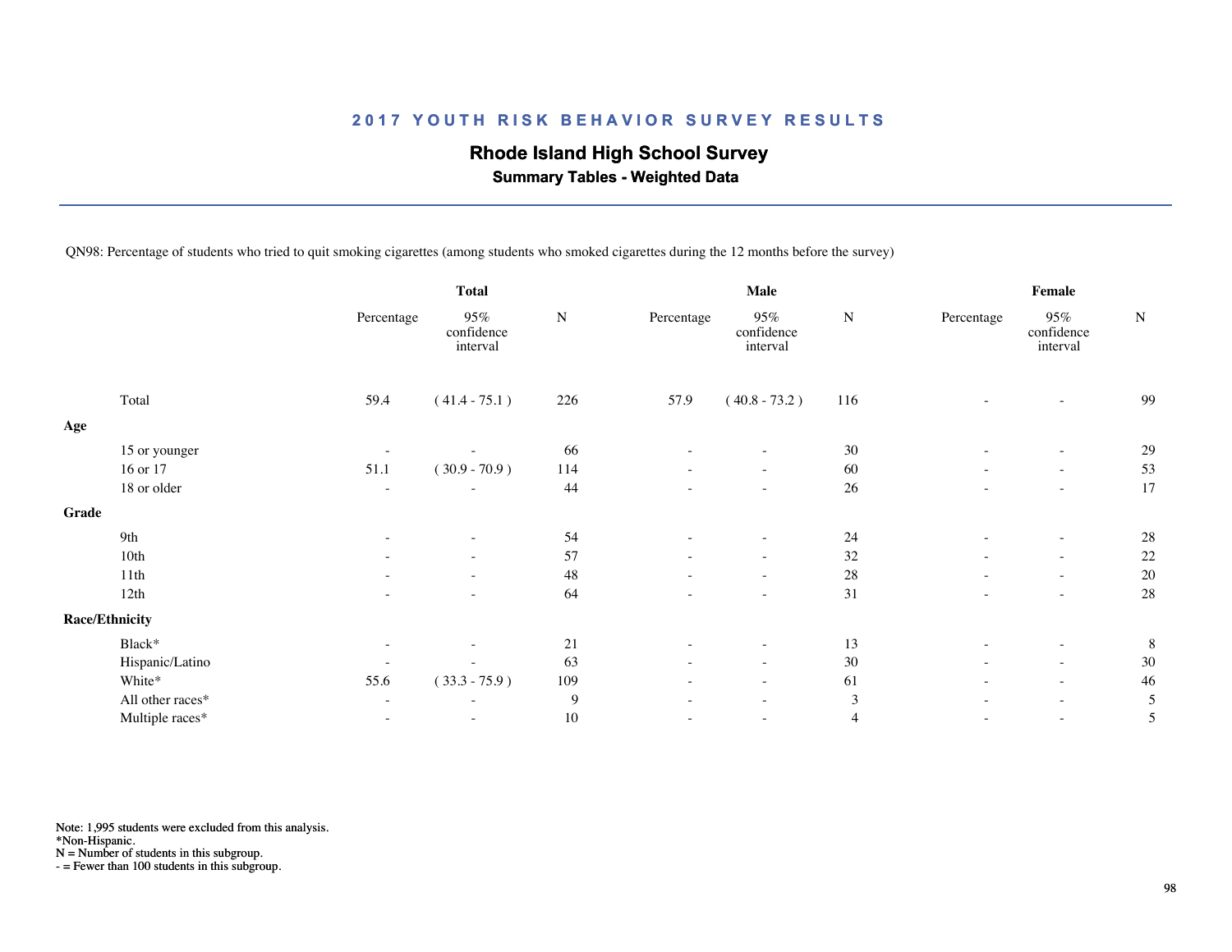## 2017 YOUTH RISK BEHAVIOR SURVEY RESULTS

### Rhode Island High School Survey

**Summary Tables - Weighted Data**

QN98: Percentage of students who tried to quit smoking cigarettes (among students who smoked cigarettes during the 12 months before the survey)

| | Total | | | Male | | | Female | | |
|---|---|---|---|---|---|---|---|---|---|
| | Percentage | 95% confidence interval | N | Percentage | 95% confidence interval | N | Percentage | 95% confidence interval | N |
| Total | 59.4 | ( 41.4 - 75.1 ) | 226 | 57.9 | ( 40.8 - 73.2 ) | 116 | - | - | 99 |
| **Age** | | | | | | | | | |
| 15 or younger | - | - | 66 | - | - | 30 | - | - | 29 |
| 16 or 17 | 51.1 | ( 30.9 - 70.9 ) | 114 | - | - | 60 | - | - | 53 |
| 18 or older | - | - | 44 | - | - | 26 | - | - | 17 |
| **Grade** | | | | | | | | | |
| 9th | - | - | 54 | - | - | 24 | - | - | 28 |
| 10th | - | - | 57 | - | - | 32 | - | - | 22 |
| 11th | - | - | 48 | - | - | 28 | - | - | 20 |
| 12th | - | - | 64 | - | - | 31 | - | - | 28 |
| **Race/Ethnicity** | | | | | | | | | |
| Black* | - | - | 21 | - | - | 13 | - | - | 8 |
| Hispanic/Latino | - | - | 63 | - | - | 30 | - | - | 30 |
| White* | 55.6 | ( 33.3 - 75.9 ) | 109 | - | - | 61 | - | - | 46 |
| All other races* | - | - | 9 | - | - | 3 | - | - | 5 |
| Multiple races* | - | - | 10 | - | - | 4 | - | - | 5 |

Note: 1,995 students were excluded from this analysis.
*Non-Hispanic.
N = Number of students in this subgroup.
- = Fewer than 100 students in this subgroup.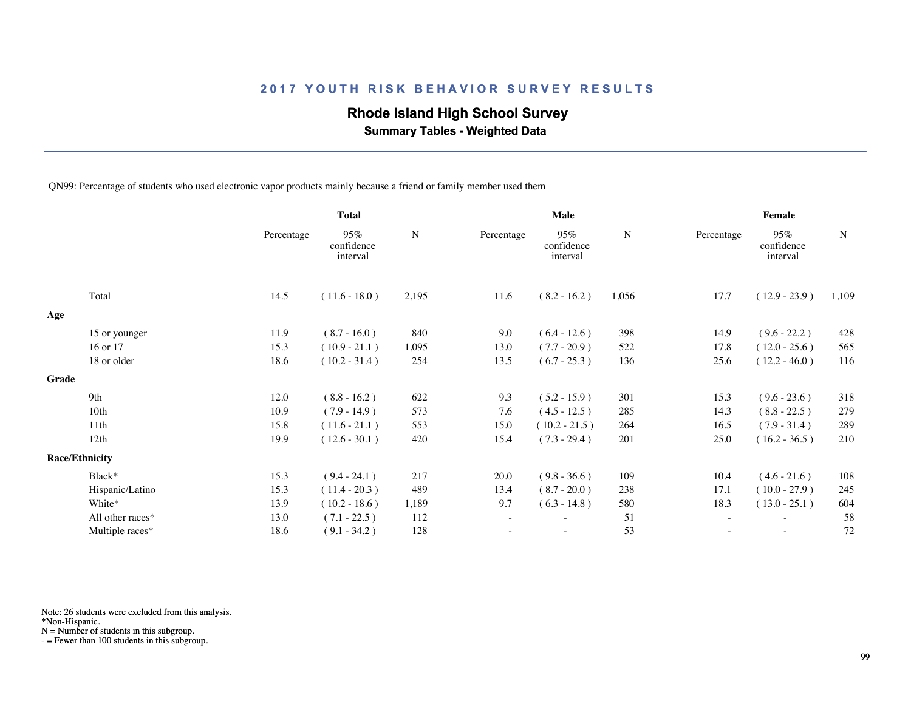## 2017 YOUTH RISK BEHAVIOR SURVEY RESULTS

### Rhode Island High School Survey

**Summary Tables - Weighted Data**

QN99: Percentage of students who used electronic vapor products mainly because a friend or family member used them

| | Total | | | Male | | | Female | | |
|---|---|---|---|---|---|---|---|---|---|
| | Percentage | 95% confidence interval | N | Percentage | 95% confidence interval | N | Percentage | 95% confidence interval | N |
| Total | 14.5 | ( 11.6 - 18.0 ) | 2,195 | 11.6 | ( 8.2 - 16.2 ) | 1,056 | 17.7 | ( 12.9 - 23.9 ) | 1,109 |
| **Age** | | | | | | | | | |
| 15 or younger | 11.9 | ( 8.7 - 16.0 ) | 840 | 9.0 | ( 6.4 - 12.6 ) | 398 | 14.9 | ( 9.6 - 22.2 ) | 428 |
| 16 or 17 | 15.3 | ( 10.9 - 21.1 ) | 1,095 | 13.0 | ( 7.7 - 20.9 ) | 522 | 17.8 | ( 12.0 - 25.6 ) | 565 |
| 18 or older | 18.6 | ( 10.2 - 31.4 ) | 254 | 13.5 | ( 6.7 - 25.3 ) | 136 | 25.6 | ( 12.2 - 46.0 ) | 116 |
| **Grade** | | | | | | | | | |
| 9th | 12.0 | ( 8.8 - 16.2 ) | 622 | 9.3 | ( 5.2 - 15.9 ) | 301 | 15.3 | ( 9.6 - 23.6 ) | 318 |
| 10th | 10.9 | ( 7.9 - 14.9 ) | 573 | 7.6 | ( 4.5 - 12.5 ) | 285 | 14.3 | ( 8.8 - 22.5 ) | 279 |
| 11th | 15.8 | ( 11.6 - 21.1 ) | 553 | 15.0 | ( 10.2 - 21.5 ) | 264 | 16.5 | ( 7.9 - 31.4 ) | 289 |
| 12th | 19.9 | ( 12.6 - 30.1 ) | 420 | 15.4 | ( 7.3 - 29.4 ) | 201 | 25.0 | ( 16.2 - 36.5 ) | 210 |
| **Race/Ethnicity** | | | | | | | | | |
| Black* | 15.3 | ( 9.4 - 24.1 ) | 217 | 20.0 | ( 9.8 - 36.6 ) | 109 | 10.4 | ( 4.6 - 21.6 ) | 108 |
| Hispanic/Latino | 15.3 | ( 11.4 - 20.3 ) | 489 | 13.4 | ( 8.7 - 20.0 ) | 238 | 17.1 | ( 10.0 - 27.9 ) | 245 |
| White* | 13.9 | ( 10.2 - 18.6 ) | 1,189 | 9.7 | ( 6.3 - 14.8 ) | 580 | 18.3 | ( 13.0 - 25.1 ) | 604 |
| All other races* | 13.0 | ( 7.1 - 22.5 ) | 112 | - | - | 51 | - | - | 58 |
| Multiple races* | 18.6 | ( 9.1 - 34.2 ) | 128 | - | - | 53 | - | - | 72 |

Note: 26 students were excluded from this analysis.
*Non-Hispanic.
N = Number of students in this subgroup.
- = Fewer than 100 students in this subgroup.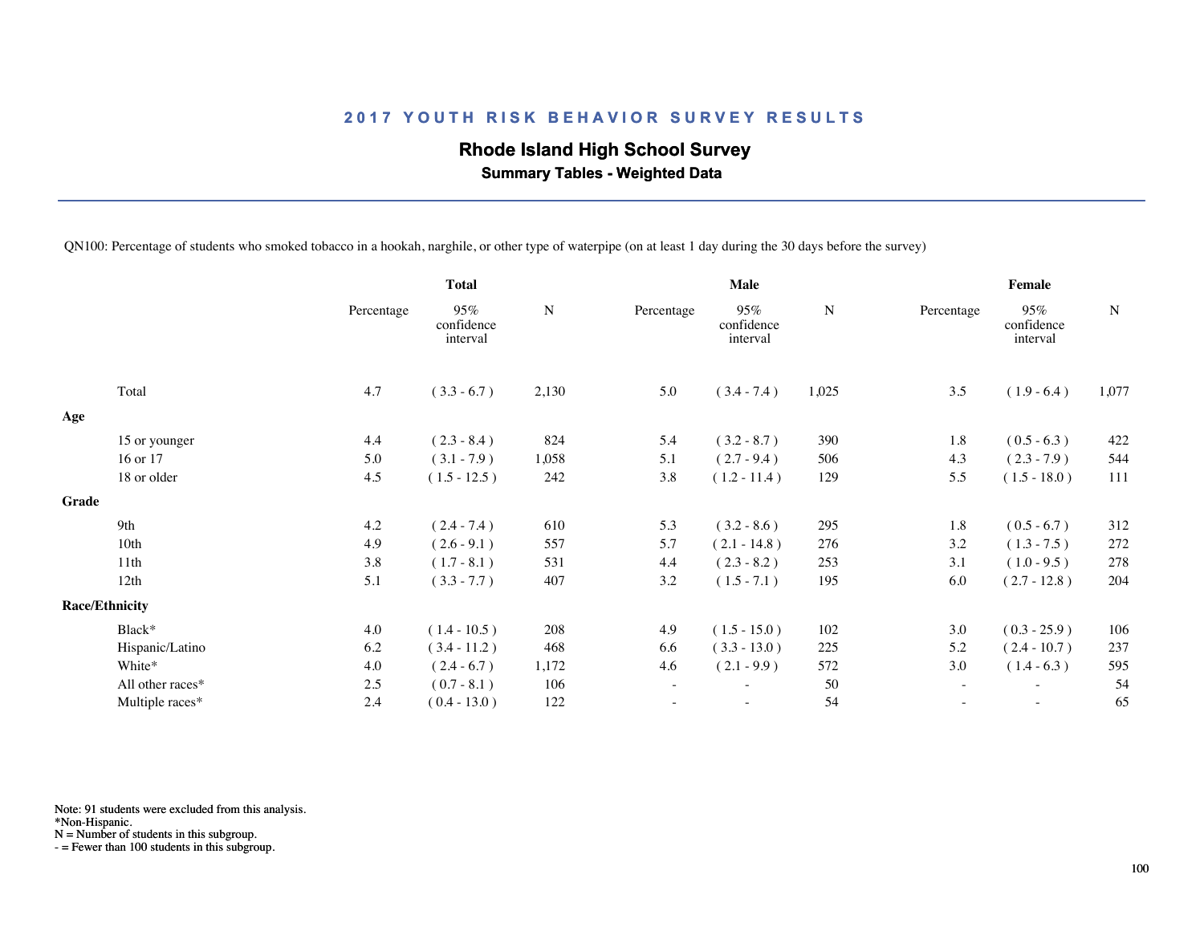## 2017 YOUTH RISK BEHAVIOR SURVEY RESULTS

# Rhode Island High School Survey

### Summary Tables - Weighted Data

QN100: Percentage of students who smoked tobacco in a hookah, narghile, or other type of waterpipe (on at least 1 day during the 30 days before the survey)

| | Total | | | Male | | | Female | | |
|---|---|---|---|---|---|---|---|---|---|
| | Percentage | 95% confidence interval | N | Percentage | 95% confidence interval | N | Percentage | 95% confidence interval | N |
| Total | 4.7 | ( 3.3 - 6.7 ) | 2,130 | 5.0 | ( 3.4 - 7.4 ) | 1,025 | 3.5 | ( 1.9 - 6.4 ) | 1,077 |
| **Age** | | | | | | | | | |
| 15 or younger | 4.4 | ( 2.3 - 8.4 ) | 824 | 5.4 | ( 3.2 - 8.7 ) | 390 | 1.8 | ( 0.5 - 6.3 ) | 422 |
| 16 or 17 | 5.0 | ( 3.1 - 7.9 ) | 1,058 | 5.1 | ( 2.7 - 9.4 ) | 506 | 4.3 | ( 2.3 - 7.9 ) | 544 |
| 18 or older | 4.5 | ( 1.5 - 12.5 ) | 242 | 3.8 | ( 1.2 - 11.4 ) | 129 | 5.5 | ( 1.5 - 18.0 ) | 111 |
| **Grade** | | | | | | | | | |
| 9th | 4.2 | ( 2.4 - 7.4 ) | 610 | 5.3 | ( 3.2 - 8.6 ) | 295 | 1.8 | ( 0.5 - 6.7 ) | 312 |
| 10th | 4.9 | ( 2.6 - 9.1 ) | 557 | 5.7 | ( 2.1 - 14.8 ) | 276 | 3.2 | ( 1.3 - 7.5 ) | 272 |
| 11th | 3.8 | ( 1.7 - 8.1 ) | 531 | 4.4 | ( 2.3 - 8.2 ) | 253 | 3.1 | ( 1.0 - 9.5 ) | 278 |
| 12th | 5.1 | ( 3.3 - 7.7 ) | 407 | 3.2 | ( 1.5 - 7.1 ) | 195 | 6.0 | ( 2.7 - 12.8 ) | 204 |
| **Race/Ethnicity** | | | | | | | | | |
| Black* | 4.0 | ( 1.4 - 10.5 ) | 208 | 4.9 | ( 1.5 - 15.0 ) | 102 | 3.0 | ( 0.3 - 25.9 ) | 106 |
| Hispanic/Latino | 6.2 | ( 3.4 - 11.2 ) | 468 | 6.6 | ( 3.3 - 13.0 ) | 225 | 5.2 | ( 2.4 - 10.7 ) | 237 |
| White* | 4.0 | ( 2.4 - 6.7 ) | 1,172 | 4.6 | ( 2.1 - 9.9 ) | 572 | 3.0 | ( 1.4 - 6.3 ) | 595 |
| All other races* | 2.5 | ( 0.7 - 8.1 ) | 106 | - | - | 50 | - | - | 54 |
| Multiple races* | 2.4 | ( 0.4 - 13.0 ) | 122 | - | - | 54 | - | - | 65 |

Note: 91 students were excluded from this analysis.
*Non-Hispanic.
N = Number of students in this subgroup.
- = Fewer than 100 students in this subgroup.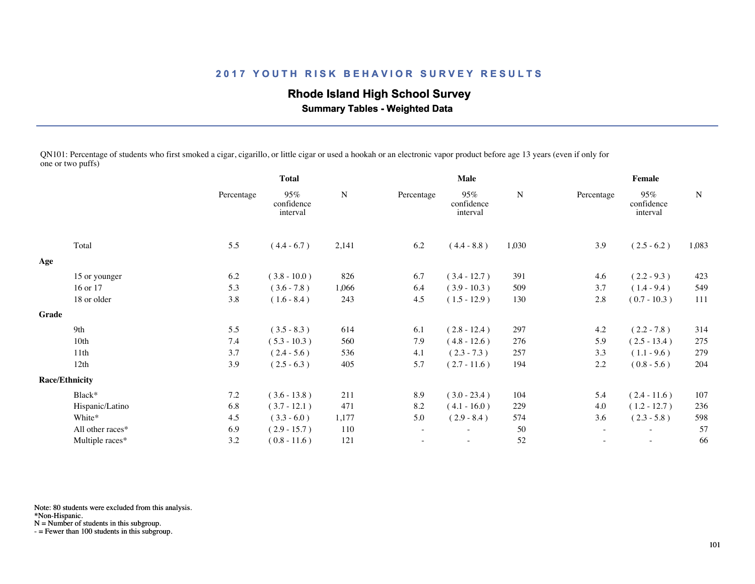## 2017 YOUTH RISK BEHAVIOR SURVEY RESULTS

### Rhode Island High School Survey

**Summary Tables - Weighted Data**

QN101: Percentage of students who first smoked a cigar, cigarillo, or little cigar or used a hookah or an electronic vapor product before age 13 years (even if only for one or two puffs)

| | Total | | | Male | | | Female | | |
|---|---|---|---|---|---|---|---|---|---|
| | Percentage | 95% confidence interval | N | Percentage | 95% confidence interval | N | Percentage | 95% confidence interval | N |
| Total | 5.5 | ( 4.4 - 6.7 ) | 2,141 | 6.2 | ( 4.4 - 8.8 ) | 1,030 | 3.9 | ( 2.5 - 6.2 ) | 1,083 |
| **Age** | | | | | | | | | |
| 15 or younger | 6.2 | ( 3.8 - 10.0 ) | 826 | 6.7 | ( 3.4 - 12.7 ) | 391 | 4.6 | ( 2.2 - 9.3 ) | 423 |
| 16 or 17 | 5.3 | ( 3.6 - 7.8 ) | 1,066 | 6.4 | ( 3.9 - 10.3 ) | 509 | 3.7 | ( 1.4 - 9.4 ) | 549 |
| 18 or older | 3.8 | ( 1.6 - 8.4 ) | 243 | 4.5 | ( 1.5 - 12.9 ) | 130 | 2.8 | ( 0.7 - 10.3 ) | 111 |
| **Grade** | | | | | | | | | |
| 9th | 5.5 | ( 3.5 - 8.3 ) | 614 | 6.1 | ( 2.8 - 12.4 ) | 297 | 4.2 | ( 2.2 - 7.8 ) | 314 |
| 10th | 7.4 | ( 5.3 - 10.3 ) | 560 | 7.9 | ( 4.8 - 12.6 ) | 276 | 5.9 | ( 2.5 - 13.4 ) | 275 |
| 11th | 3.7 | ( 2.4 - 5.6 ) | 536 | 4.1 | ( 2.3 - 7.3 ) | 257 | 3.3 | ( 1.1 - 9.6 ) | 279 |
| 12th | 3.9 | ( 2.5 - 6.3 ) | 405 | 5.7 | ( 2.7 - 11.6 ) | 194 | 2.2 | ( 0.8 - 5.6 ) | 204 |
| **Race/Ethnicity** | | | | | | | | | |
| Black* | 7.2 | ( 3.6 - 13.8 ) | 211 | 8.9 | ( 3.0 - 23.4 ) | 104 | 5.4 | ( 2.4 - 11.6 ) | 107 |
| Hispanic/Latino | 6.8 | ( 3.7 - 12.1 ) | 471 | 8.2 | ( 4.1 - 16.0 ) | 229 | 4.0 | ( 1.2 - 12.7 ) | 236 |
| White* | 4.5 | ( 3.3 - 6.0 ) | 1,177 | 5.0 | ( 2.9 - 8.4 ) | 574 | 3.6 | ( 2.3 - 5.8 ) | 598 |
| All other races* | 6.9 | ( 2.9 - 15.7 ) | 110 | - | - | 50 | - | - | 57 |
| Multiple races* | 3.2 | ( 0.8 - 11.6 ) | 121 | - | - | 52 | - | - | 66 |

Note: 80 students were excluded from this analysis.
*Non-Hispanic.
N = Number of students in this subgroup.
- = Fewer than 100 students in this subgroup.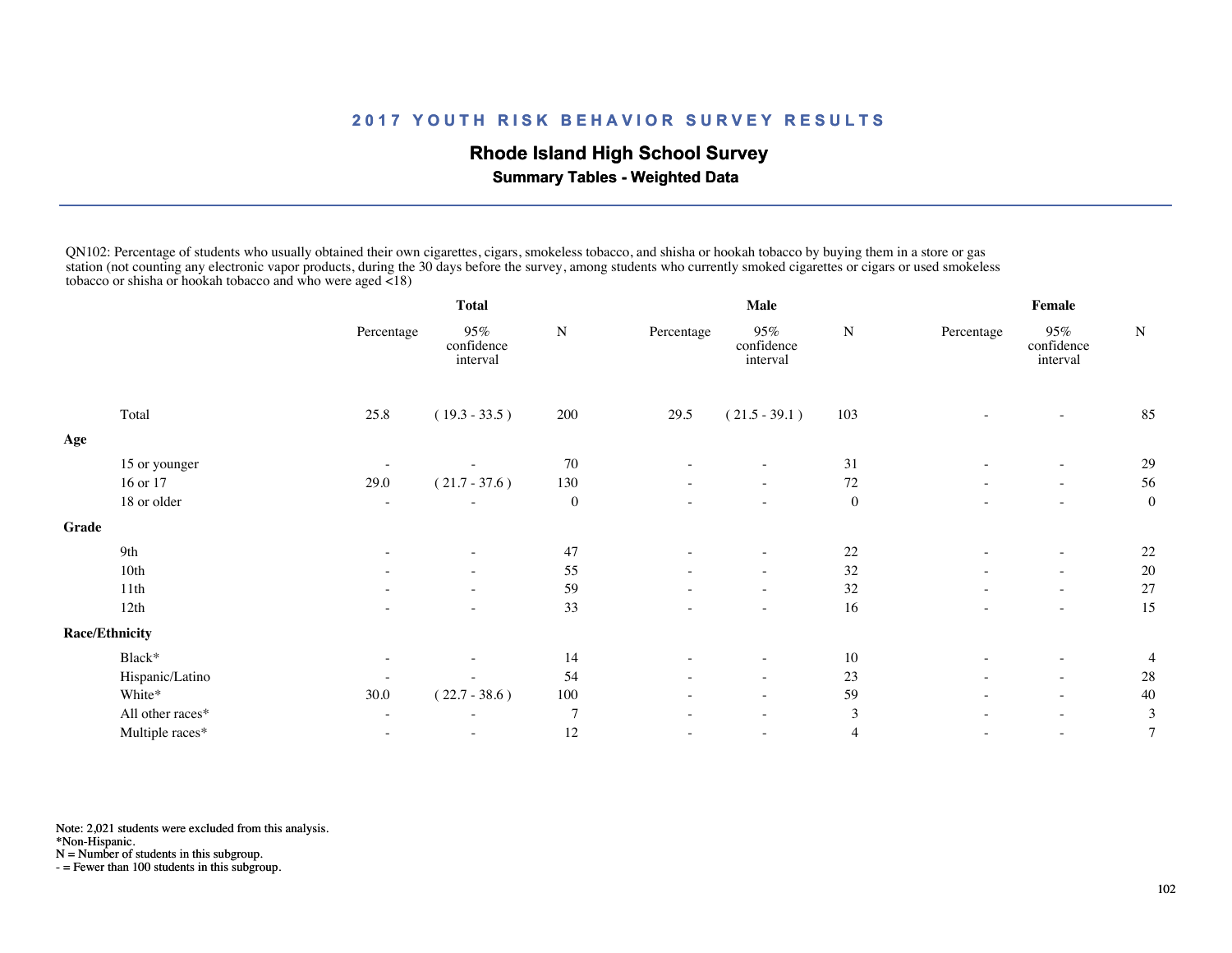## 2017 YOUTH RISK BEHAVIOR SURVEY RESULTS

### Rhode Island High School Survey

**Summary Tables - Weighted Data**

QN102: Percentage of students who usually obtained their own cigarettes, cigars, smokeless tobacco, and shisha or hookah tobacco by buying them in a store or gas station (not counting any electronic vapor products, during the 30 days before the survey, among students who currently smoked cigarettes or cigars or used smokeless tobacco or shisha or hookah tobacco and who were aged <18)

| | Total | | | Male | | | Female | | |
|---|---|---|---|---|---|---|---|---|---|
| | Percentage | 95% confidence interval | N | Percentage | 95% confidence interval | N | Percentage | 95% confidence interval | N |
| Total | 25.8 | ( 19.3 - 33.5 ) | 200 | 29.5 | ( 21.5 - 39.1 ) | 103 | - | - | 85 |
| **Age** | | | | | | | | | |
| 15 or younger | - | - | 70 | - | - | 31 | - | - | 29 |
| 16 or 17 | 29.0 | ( 21.7 - 37.6 ) | 130 | - | - | 72 | - | - | 56 |
| 18 or older | - | - | 0 | - | - | 0 | - | - | 0 |
| **Grade** | | | | | | | | | |
| 9th | - | - | 47 | - | - | 22 | - | - | 22 |
| 10th | - | - | 55 | - | - | 32 | - | - | 20 |
| 11th | - | - | 59 | - | - | 32 | - | - | 27 |
| 12th | - | - | 33 | - | - | 16 | - | - | 15 |
| **Race/Ethnicity** | | | | | | | | | |
| Black* | - | - | 14 | - | - | 10 | - | - | 4 |
| Hispanic/Latino | - | - | 54 | - | - | 23 | - | - | 28 |
| White* | 30.0 | ( 22.7 - 38.6 ) | 100 | - | - | 59 | - | - | 40 |
| All other races* | - | - | 7 | - | - | 3 | - | - | 3 |
| Multiple races* | - | - | 12 | - | - | 4 | - | - | 7 |

Note: 2,021 students were excluded from this analysis.
*Non-Hispanic.
N = Number of students in this subgroup.
- = Fewer than 100 students in this subgroup.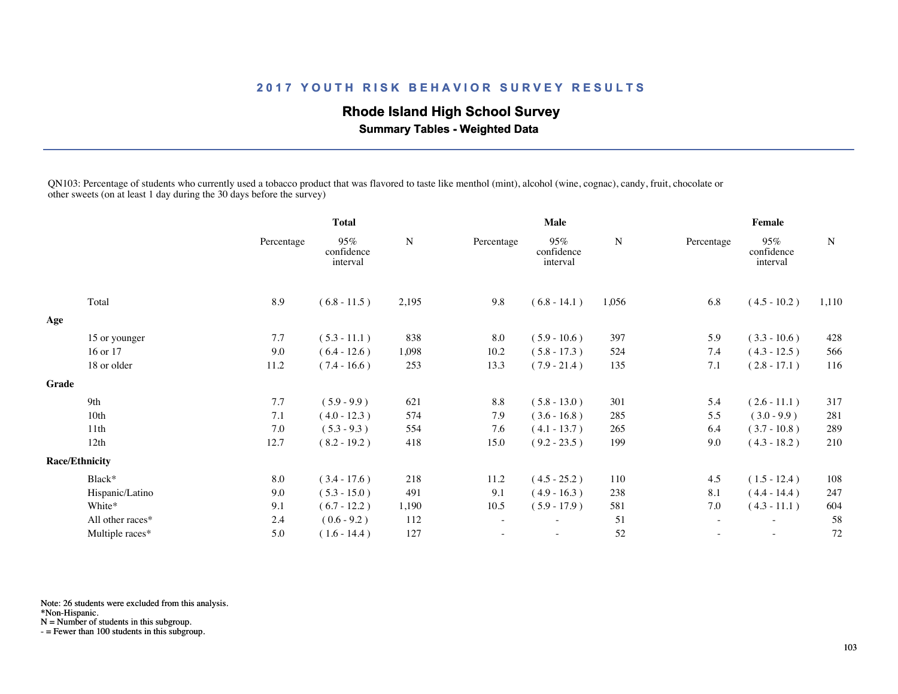## 2017 YOUTH RISK BEHAVIOR SURVEY RESULTS

### Rhode Island High School Survey

**Summary Tables - Weighted Data**

QN103: Percentage of students who currently used a tobacco product that was flavored to taste like menthol (mint), alcohol (wine, cognac), candy, fruit, chocolate or other sweets (on at least 1 day during the 30 days before the survey)

| | Total | | | Male | | | Female | | |
|---|---|---|---|---|---|---|---|---|---|
| | Percentage | 95% confidence interval | N | Percentage | 95% confidence interval | N | Percentage | 95% confidence interval | N |
| Total | 8.9 | ( 6.8 - 11.5 ) | 2,195 | 9.8 | ( 6.8 - 14.1 ) | 1,056 | 6.8 | ( 4.5 - 10.2 ) | 1,110 |
| **Age** | | | | | | | | | |
| 15 or younger | 7.7 | ( 5.3 - 11.1 ) | 838 | 8.0 | ( 5.9 - 10.6 ) | 397 | 5.9 | ( 3.3 - 10.6 ) | 428 |
| 16 or 17 | 9.0 | ( 6.4 - 12.6 ) | 1,098 | 10.2 | ( 5.8 - 17.3 ) | 524 | 7.4 | ( 4.3 - 12.5 ) | 566 |
| 18 or older | 11.2 | ( 7.4 - 16.6 ) | 253 | 13.3 | ( 7.9 - 21.4 ) | 135 | 7.1 | ( 2.8 - 17.1 ) | 116 |
| **Grade** | | | | | | | | | |
| 9th | 7.7 | ( 5.9 - 9.9 ) | 621 | 8.8 | ( 5.8 - 13.0 ) | 301 | 5.4 | ( 2.6 - 11.1 ) | 317 |
| 10th | 7.1 | ( 4.0 - 12.3 ) | 574 | 7.9 | ( 3.6 - 16.8 ) | 285 | 5.5 | ( 3.0 - 9.9 ) | 281 |
| 11th | 7.0 | ( 5.3 - 9.3 ) | 554 | 7.6 | ( 4.1 - 13.7 ) | 265 | 6.4 | ( 3.7 - 10.8 ) | 289 |
| 12th | 12.7 | ( 8.2 - 19.2 ) | 418 | 15.0 | ( 9.2 - 23.5 ) | 199 | 9.0 | ( 4.3 - 18.2 ) | 210 |
| **Race/Ethnicity** | | | | | | | | | |
| Black* | 8.0 | ( 3.4 - 17.6 ) | 218 | 11.2 | ( 4.5 - 25.2 ) | 110 | 4.5 | ( 1.5 - 12.4 ) | 108 |
| Hispanic/Latino | 9.0 | ( 5.3 - 15.0 ) | 491 | 9.1 | ( 4.9 - 16.3 ) | 238 | 8.1 | ( 4.4 - 14.4 ) | 247 |
| White* | 9.1 | ( 6.7 - 12.2 ) | 1,190 | 10.5 | ( 5.9 - 17.9 ) | 581 | 7.0 | ( 4.3 - 11.1 ) | 604 |
| All other races* | 2.4 | ( 0.6 - 9.2 ) | 112 | - | - | 51 | - | - | 58 |
| Multiple races* | 5.0 | ( 1.6 - 14.4 ) | 127 | - | - | 52 | - | - | 72 |

Note: 26 students were excluded from this analysis.
*Non-Hispanic.
N = Number of students in this subgroup.
- = Fewer than 100 students in this subgroup.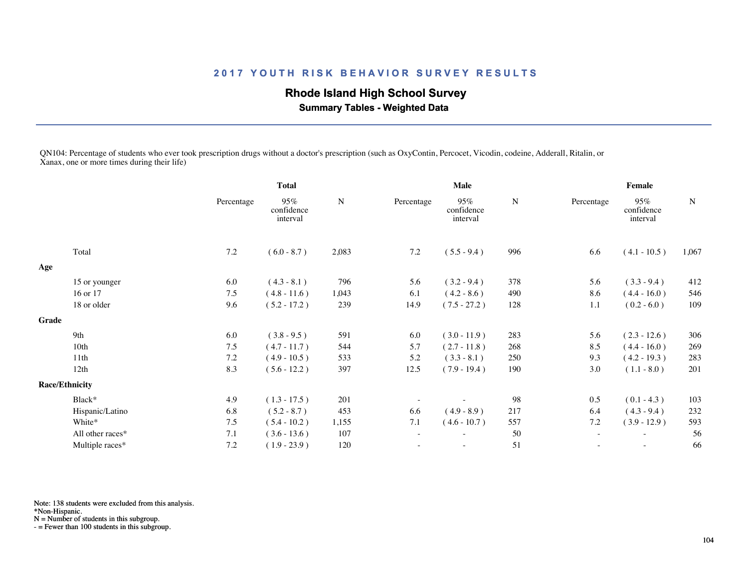## 2017 YOUTH RISK BEHAVIOR SURVEY RESULTS

### Rhode Island High School Survey

**Summary Tables - Weighted Data**

QN104: Percentage of students who ever took prescription drugs without a doctor's prescription (such as OxyContin, Percocet, Vicodin, codeine, Adderall, Ritalin, or Xanax, one or more times during their life)

| | Total | | | Male | | | Female | | |
|---|---|---|---|---|---|---|---|---|---|
| | Percentage | 95% confidence interval | N | Percentage | 95% confidence interval | N | Percentage | 95% confidence interval | N |
| Total | 7.2 | ( 6.0 - 8.7 ) | 2,083 | 7.2 | ( 5.5 - 9.4 ) | 996 | 6.6 | ( 4.1 - 10.5 ) | 1,067 |
| **Age** | | | | | | | | | |
| 15 or younger | 6.0 | ( 4.3 - 8.1 ) | 796 | 5.6 | ( 3.2 - 9.4 ) | 378 | 5.6 | ( 3.3 - 9.4 ) | 412 |
| 16 or 17 | 7.5 | ( 4.8 - 11.6 ) | 1,043 | 6.1 | ( 4.2 - 8.6 ) | 490 | 8.6 | ( 4.4 - 16.0 ) | 546 |
| 18 or older | 9.6 | ( 5.2 - 17.2 ) | 239 | 14.9 | ( 7.5 - 27.2 ) | 128 | 1.1 | ( 0.2 - 6.0 ) | 109 |
| **Grade** | | | | | | | | | |
| 9th | 6.0 | ( 3.8 - 9.5 ) | 591 | 6.0 | ( 3.0 - 11.9 ) | 283 | 5.6 | ( 2.3 - 12.6 ) | 306 |
| 10th | 7.5 | ( 4.7 - 11.7 ) | 544 | 5.7 | ( 2.7 - 11.8 ) | 268 | 8.5 | ( 4.4 - 16.0 ) | 269 |
| 11th | 7.2 | ( 4.9 - 10.5 ) | 533 | 5.2 | ( 3.3 - 8.1 ) | 250 | 9.3 | ( 4.2 - 19.3 ) | 283 |
| 12th | 8.3 | ( 5.6 - 12.2 ) | 397 | 12.5 | ( 7.9 - 19.4 ) | 190 | 3.0 | ( 1.1 - 8.0 ) | 201 |
| **Race/Ethnicity** | | | | | | | | | |
| Black* | 4.9 | ( 1.3 - 17.5 ) | 201 | - | - | 98 | 0.5 | ( 0.1 - 4.3 ) | 103 |
| Hispanic/Latino | 6.8 | ( 5.2 - 8.7 ) | 453 | 6.6 | ( 4.9 - 8.9 ) | 217 | 6.4 | ( 4.3 - 9.4 ) | 232 |
| White* | 7.5 | ( 5.4 - 10.2 ) | 1,155 | 7.1 | ( 4.6 - 10.7 ) | 557 | 7.2 | ( 3.9 - 12.9 ) | 593 |
| All other races* | 7.1 | ( 3.6 - 13.6 ) | 107 | - | - | 50 | - | - | 56 |
| Multiple races* | 7.2 | ( 1.9 - 23.9 ) | 120 | - | - | 51 | - | - | 66 |

Note: 138 students were excluded from this analysis.
*Non-Hispanic.
N = Number of students in this subgroup.
- = Fewer than 100 students in this subgroup.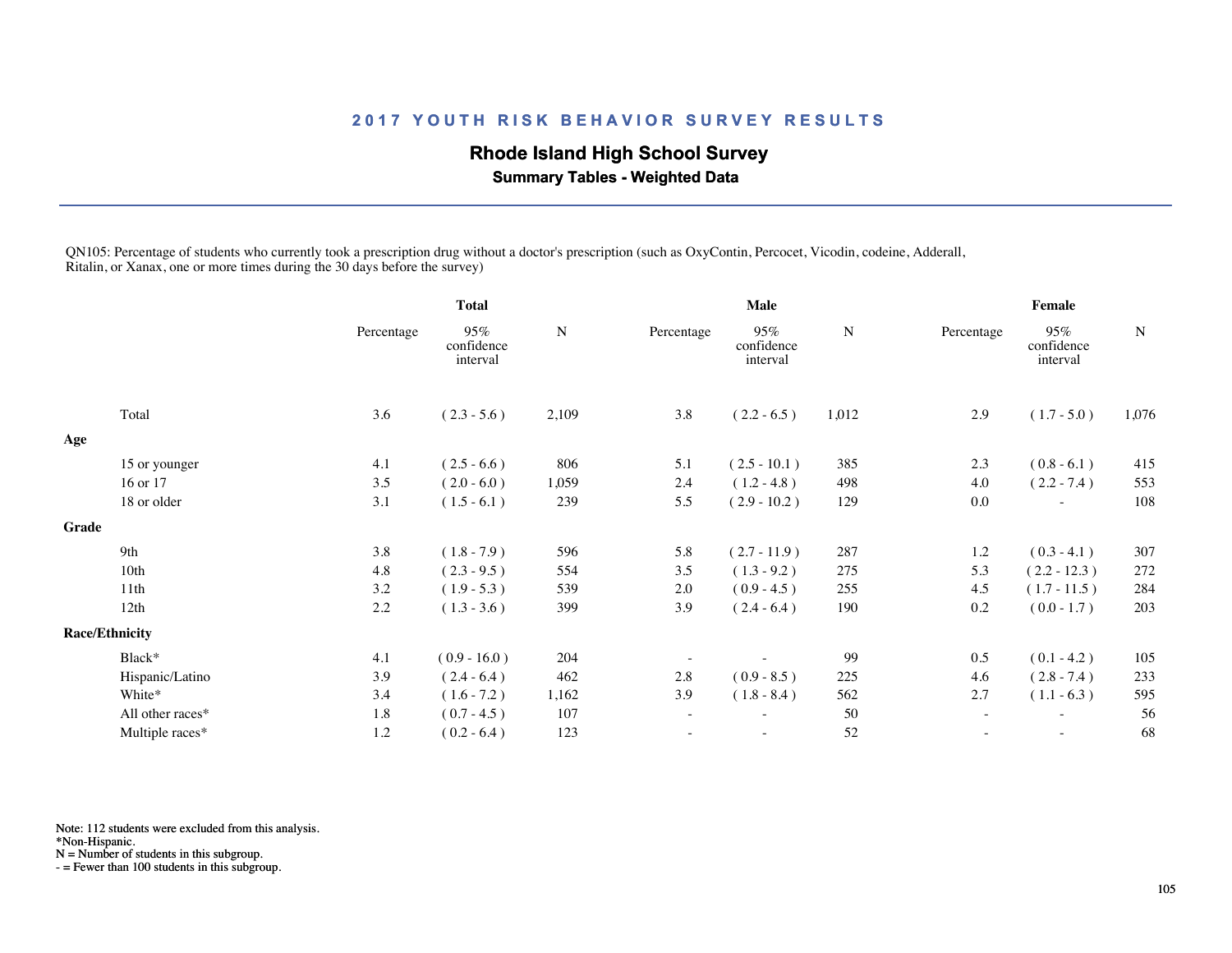# 2017 YOUTH RISK BEHAVIOR SURVEY RESULTS

## Rhode Island High School Survey

### Summary Tables - Weighted Data

QN105: Percentage of students who currently took a prescription drug without a doctor's prescription (such as OxyContin, Percocet, Vicodin, codeine, Adderall, Ritalin, or Xanax, one or more times during the 30 days before the survey)

| | Total | | | Male | | | Female | | |
|---|---|---|---|---|---|---|---|---|---|
| | Percentage | 95% confidence interval | N | Percentage | 95% confidence interval | N | Percentage | 95% confidence interval | N |
| Total | 3.6 | ( 2.3 - 5.6 ) | 2,109 | 3.8 | ( 2.2 - 6.5 ) | 1,012 | 2.9 | ( 1.7 - 5.0 ) | 1,076 |
| **Age** | | | | | | | | | |
| 15 or younger | 4.1 | ( 2.5 - 6.6 ) | 806 | 5.1 | ( 2.5 - 10.1 ) | 385 | 2.3 | ( 0.8 - 6.1 ) | 415 |
| 16 or 17 | 3.5 | ( 2.0 - 6.0 ) | 1,059 | 2.4 | ( 1.2 - 4.8 ) | 498 | 4.0 | ( 2.2 - 7.4 ) | 553 |
| 18 or older | 3.1 | ( 1.5 - 6.1 ) | 239 | 5.5 | ( 2.9 - 10.2 ) | 129 | 0.0 | - | 108 |
| **Grade** | | | | | | | | | |
| 9th | 3.8 | ( 1.8 - 7.9 ) | 596 | 5.8 | ( 2.7 - 11.9 ) | 287 | 1.2 | ( 0.3 - 4.1 ) | 307 |
| 10th | 4.8 | ( 2.3 - 9.5 ) | 554 | 3.5 | ( 1.3 - 9.2 ) | 275 | 5.3 | ( 2.2 - 12.3 ) | 272 |
| 11th | 3.2 | ( 1.9 - 5.3 ) | 539 | 2.0 | ( 0.9 - 4.5 ) | 255 | 4.5 | ( 1.7 - 11.5 ) | 284 |
| 12th | 2.2 | ( 1.3 - 3.6 ) | 399 | 3.9 | ( 2.4 - 6.4 ) | 190 | 0.2 | ( 0.0 - 1.7 ) | 203 |
| **Race/Ethnicity** | | | | | | | | | |
| Black* | 4.1 | ( 0.9 - 16.0 ) | 204 | - | - | 99 | 0.5 | ( 0.1 - 4.2 ) | 105 |
| Hispanic/Latino | 3.9 | ( 2.4 - 6.4 ) | 462 | 2.8 | ( 0.9 - 8.5 ) | 225 | 4.6 | ( 2.8 - 7.4 ) | 233 |
| White* | 3.4 | ( 1.6 - 7.2 ) | 1,162 | 3.9 | ( 1.8 - 8.4 ) | 562 | 2.7 | ( 1.1 - 6.3 ) | 595 |
| All other races* | 1.8 | ( 0.7 - 4.5 ) | 107 | - | - | 50 | - | - | 56 |
| Multiple races* | 1.2 | ( 0.2 - 6.4 ) | 123 | - | - | 52 | - | - | 68 |

Note: 112 students were excluded from this analysis.
*Non-Hispanic.
N = Number of students in this subgroup.
- = Fewer than 100 students in this subgroup.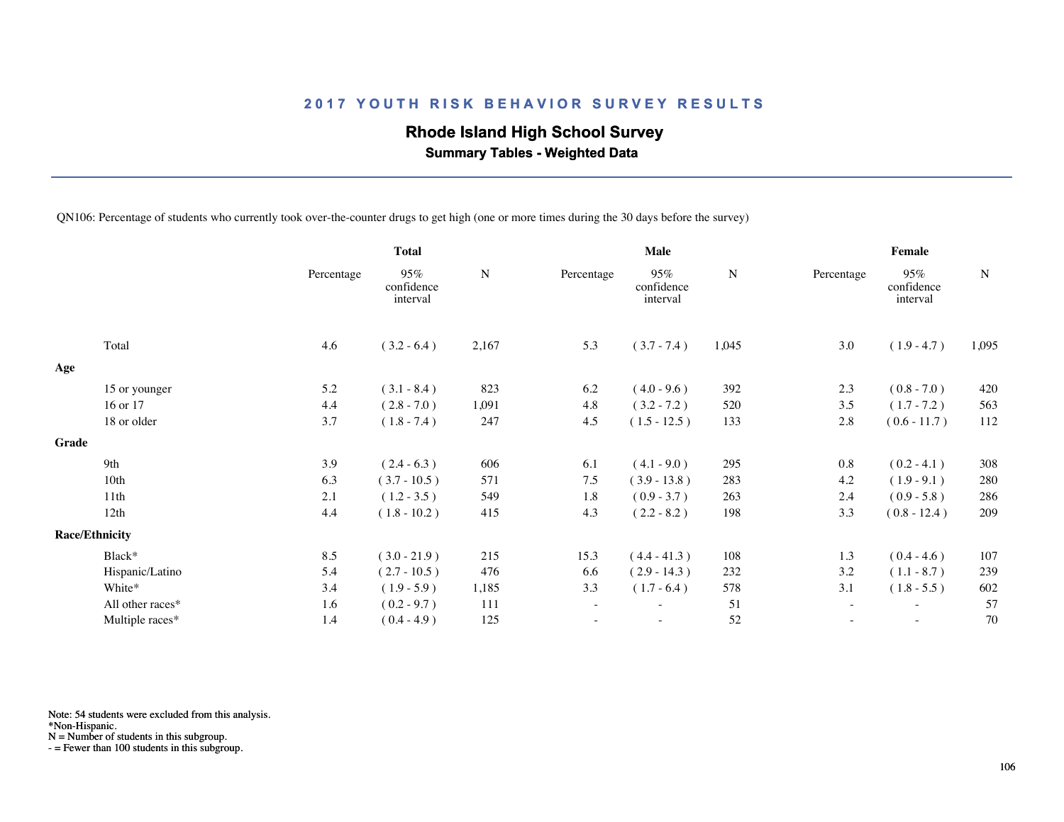# 2017 YOUTH RISK BEHAVIOR SURVEY RESULTS

## Rhode Island High School Survey

### Summary Tables - Weighted Data

QN106: Percentage of students who currently took over-the-counter drugs to get high (one or more times during the 30 days before the survey)

| | Total | | | Male | | | Female | | |
|---|---|---|---|---|---|---|---|---|---|
| | Percentage | 95% confidence interval | N | Percentage | 95% confidence interval | N | Percentage | 95% confidence interval | N |
| Total | 4.6 | ( 3.2 - 6.4 ) | 2,167 | 5.3 | ( 3.7 - 7.4 ) | 1,045 | 3.0 | ( 1.9 - 4.7 ) | 1,095 |
| **Age** | | | | | | | | | |
| 15 or younger | 5.2 | ( 3.1 - 8.4 ) | 823 | 6.2 | ( 4.0 - 9.6 ) | 392 | 2.3 | ( 0.8 - 7.0 ) | 420 |
| 16 or 17 | 4.4 | ( 2.8 - 7.0 ) | 1,091 | 4.8 | ( 3.2 - 7.2 ) | 520 | 3.5 | ( 1.7 - 7.2 ) | 563 |
| 18 or older | 3.7 | ( 1.8 - 7.4 ) | 247 | 4.5 | ( 1.5 - 12.5 ) | 133 | 2.8 | ( 0.6 - 11.7 ) | 112 |
| **Grade** | | | | | | | | | |
| 9th | 3.9 | ( 2.4 - 6.3 ) | 606 | 6.1 | ( 4.1 - 9.0 ) | 295 | 0.8 | ( 0.2 - 4.1 ) | 308 |
| 10th | 6.3 | ( 3.7 - 10.5 ) | 571 | 7.5 | ( 3.9 - 13.8 ) | 283 | 4.2 | ( 1.9 - 9.1 ) | 280 |
| 11th | 2.1 | ( 1.2 - 3.5 ) | 549 | 1.8 | ( 0.9 - 3.7 ) | 263 | 2.4 | ( 0.9 - 5.8 ) | 286 |
| 12th | 4.4 | ( 1.8 - 10.2 ) | 415 | 4.3 | ( 2.2 - 8.2 ) | 198 | 3.3 | ( 0.8 - 12.4 ) | 209 |
| **Race/Ethnicity** | | | | | | | | | |
| Black* | 8.5 | ( 3.0 - 21.9 ) | 215 | 15.3 | ( 4.4 - 41.3 ) | 108 | 1.3 | ( 0.4 - 4.6 ) | 107 |
| Hispanic/Latino | 5.4 | ( 2.7 - 10.5 ) | 476 | 6.6 | ( 2.9 - 14.3 ) | 232 | 3.2 | ( 1.1 - 8.7 ) | 239 |
| White* | 3.4 | ( 1.9 - 5.9 ) | 1,185 | 3.3 | ( 1.7 - 6.4 ) | 578 | 3.1 | ( 1.8 - 5.5 ) | 602 |
| All other races* | 1.6 | ( 0.2 - 9.7 ) | 111 | - | - | 51 | - | - | 57 |
| Multiple races* | 1.4 | ( 0.4 - 4.9 ) | 125 | - | - | 52 | - | - | 70 |

Note: 54 students were excluded from this analysis.
*Non-Hispanic.
N = Number of students in this subgroup.
- = Fewer than 100 students in this subgroup.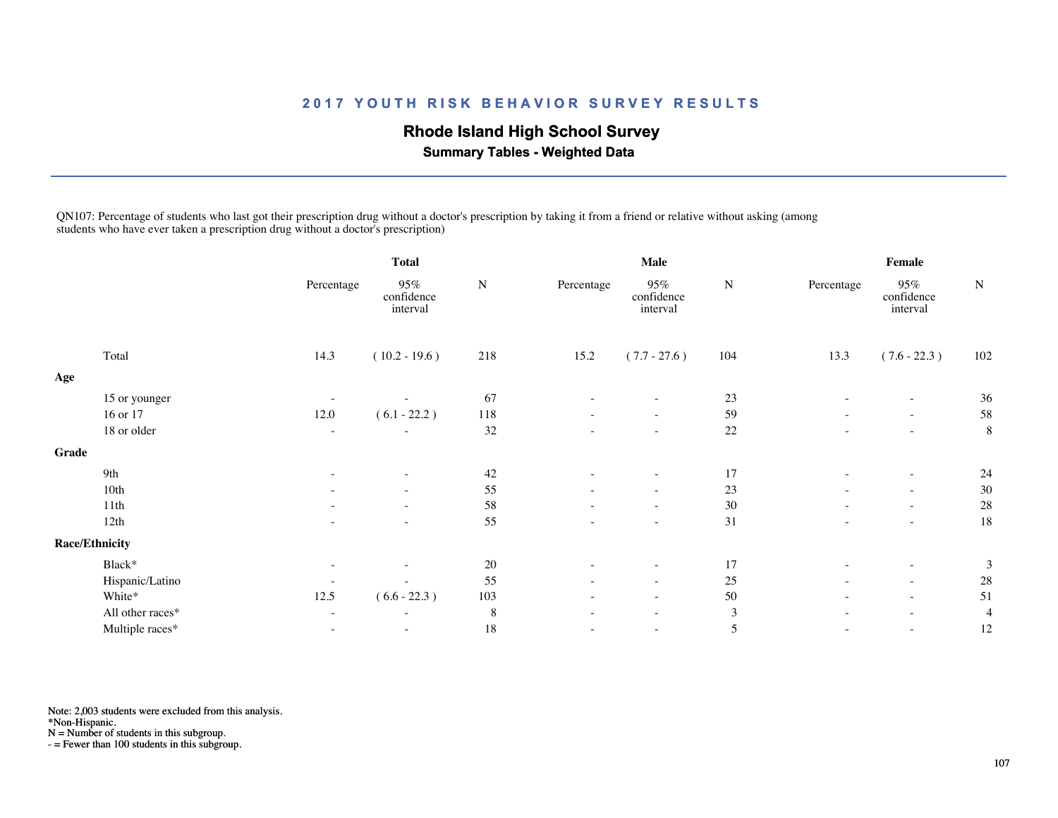## 2017 YOUTH RISK BEHAVIOR SURVEY RESULTS

### Rhode Island High School Survey

**Summary Tables - Weighted Data**

QN107: Percentage of students who last got their prescription drug without a doctor's prescription by taking it from a friend or relative without asking (among students who have ever taken a prescription drug without a doctor's prescription)

| | Total | | | Male | | | Female | | |
|---|---|---|---|---|---|---|---|---|---|
| | Percentage | 95% confidence interval | N | Percentage | 95% confidence interval | N | Percentage | 95% confidence interval | N |
| Total | 14.3 | ( 10.2 - 19.6 ) | 218 | 15.2 | ( 7.7 - 27.6 ) | 104 | 13.3 | ( 7.6 - 22.3 ) | 102 |
| **Age** | | | | | | | | | |
| 15 or younger | - | - | 67 | - | - | 23 | - | - | 36 |
| 16 or 17 | 12.0 | ( 6.1 - 22.2 ) | 118 | - | - | 59 | - | - | 58 |
| 18 or older | - | - | 32 | - | - | 22 | - | - | 8 |
| **Grade** | | | | | | | | | |
| 9th | - | - | 42 | - | - | 17 | - | - | 24 |
| 10th | - | - | 55 | - | - | 23 | - | - | 30 |
| 11th | - | - | 58 | - | - | 30 | - | - | 28 |
| 12th | - | - | 55 | - | - | 31 | - | - | 18 |
| **Race/Ethnicity** | | | | | | | | | |
| Black* | - | - | 20 | - | - | 17 | - | - | 3 |
| Hispanic/Latino | - | - | 55 | - | - | 25 | - | - | 28 |
| White* | 12.5 | ( 6.6 - 22.3 ) | 103 | - | - | 50 | - | - | 51 |
| All other races* | - | - | 8 | - | - | 3 | - | - | 4 |
| Multiple races* | - | - | 18 | - | - | 5 | - | - | 12 |

Note: 2,003 students were excluded from this analysis.
*Non-Hispanic.
N = Number of students in this subgroup.
- = Fewer than 100 students in this subgroup.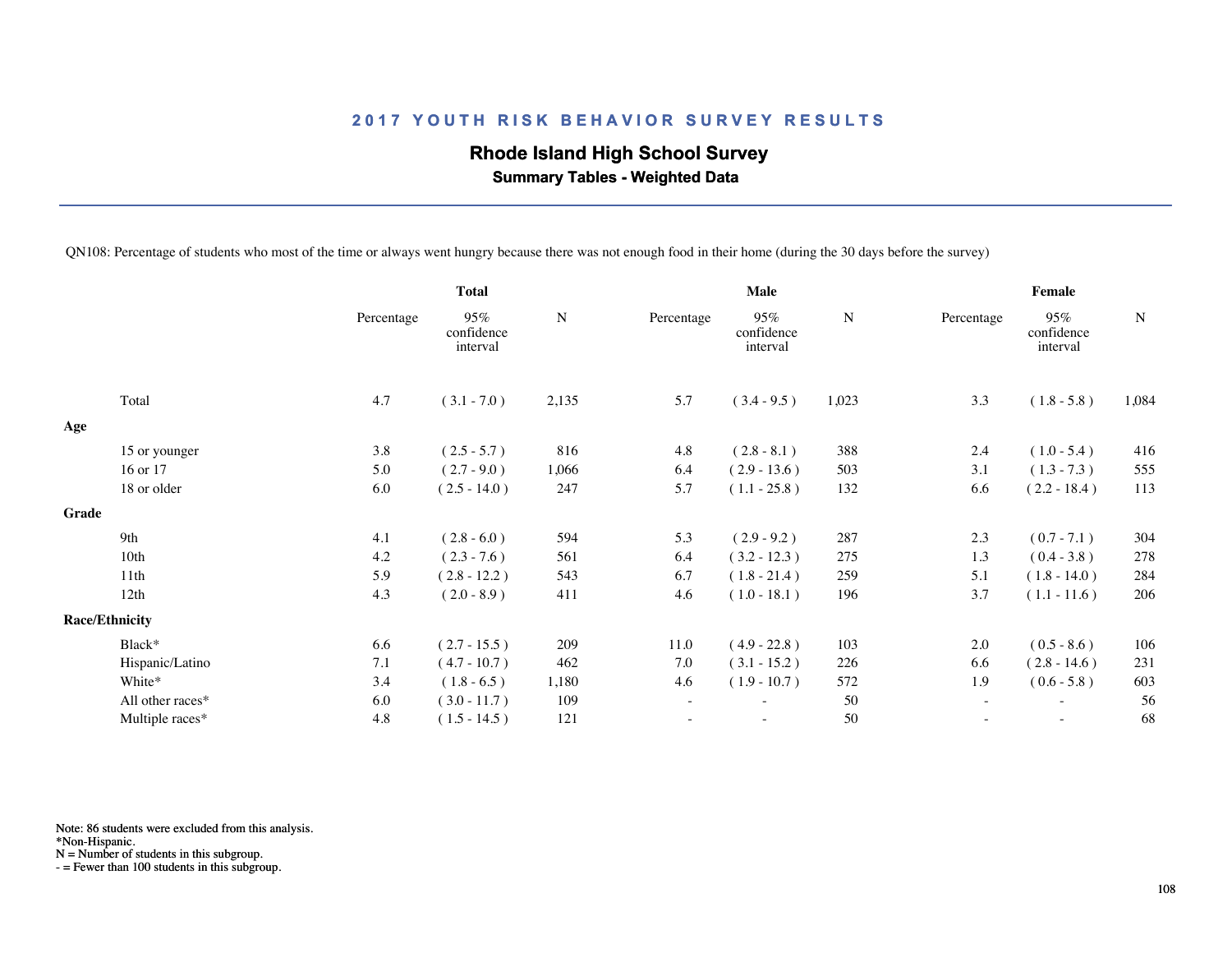## 2017 YOUTH RISK BEHAVIOR SURVEY RESULTS

### Rhode Island High School Survey

**Summary Tables - Weighted Data**

QN108: Percentage of students who most of the time or always went hungry because there was not enough food in their home (during the 30 days before the survey)

| | Total | | | Male | | | Female | | |
|---|---|---|---|---|---|---|---|---|---|
| | Percentage | 95% confidence interval | N | Percentage | 95% confidence interval | N | Percentage | 95% confidence interval | N |
| Total | 4.7 | ( 3.1 - 7.0 ) | 2,135 | 5.7 | ( 3.4 - 9.5 ) | 1,023 | 3.3 | ( 1.8 - 5.8 ) | 1,084 |
| **Age** | | | | | | | | | |
| 15 or younger | 3.8 | ( 2.5 - 5.7 ) | 816 | 4.8 | ( 2.8 - 8.1 ) | 388 | 2.4 | ( 1.0 - 5.4 ) | 416 |
| 16 or 17 | 5.0 | ( 2.7 - 9.0 ) | 1,066 | 6.4 | ( 2.9 - 13.6 ) | 503 | 3.1 | ( 1.3 - 7.3 ) | 555 |
| 18 or older | 6.0 | ( 2.5 - 14.0 ) | 247 | 5.7 | ( 1.1 - 25.8 ) | 132 | 6.6 | ( 2.2 - 18.4 ) | 113 |
| **Grade** | | | | | | | | | |
| 9th | 4.1 | ( 2.8 - 6.0 ) | 594 | 5.3 | ( 2.9 - 9.2 ) | 287 | 2.3 | ( 0.7 - 7.1 ) | 304 |
| 10th | 4.2 | ( 2.3 - 7.6 ) | 561 | 6.4 | ( 3.2 - 12.3 ) | 275 | 1.3 | ( 0.4 - 3.8 ) | 278 |
| 11th | 5.9 | ( 2.8 - 12.2 ) | 543 | 6.7 | ( 1.8 - 21.4 ) | 259 | 5.1 | ( 1.8 - 14.0 ) | 284 |
| 12th | 4.3 | ( 2.0 - 8.9 ) | 411 | 4.6 | ( 1.0 - 18.1 ) | 196 | 3.7 | ( 1.1 - 11.6 ) | 206 |
| **Race/Ethnicity** | | | | | | | | | |
| Black* | 6.6 | ( 2.7 - 15.5 ) | 209 | 11.0 | ( 4.9 - 22.8 ) | 103 | 2.0 | ( 0.5 - 8.6 ) | 106 |
| Hispanic/Latino | 7.1 | ( 4.7 - 10.7 ) | 462 | 7.0 | ( 3.1 - 15.2 ) | 226 | 6.6 | ( 2.8 - 14.6 ) | 231 |
| White* | 3.4 | ( 1.8 - 6.5 ) | 1,180 | 4.6 | ( 1.9 - 10.7 ) | 572 | 1.9 | ( 0.6 - 5.8 ) | 603 |
| All other races* | 6.0 | ( 3.0 - 11.7 ) | 109 | - | - | 50 | - | - | 56 |
| Multiple races* | 4.8 | ( 1.5 - 14.5 ) | 121 | - | - | 50 | - | - | 68 |

Note: 86 students were excluded from this analysis.
*Non-Hispanic.
N = Number of students in this subgroup.
- = Fewer than 100 students in this subgroup.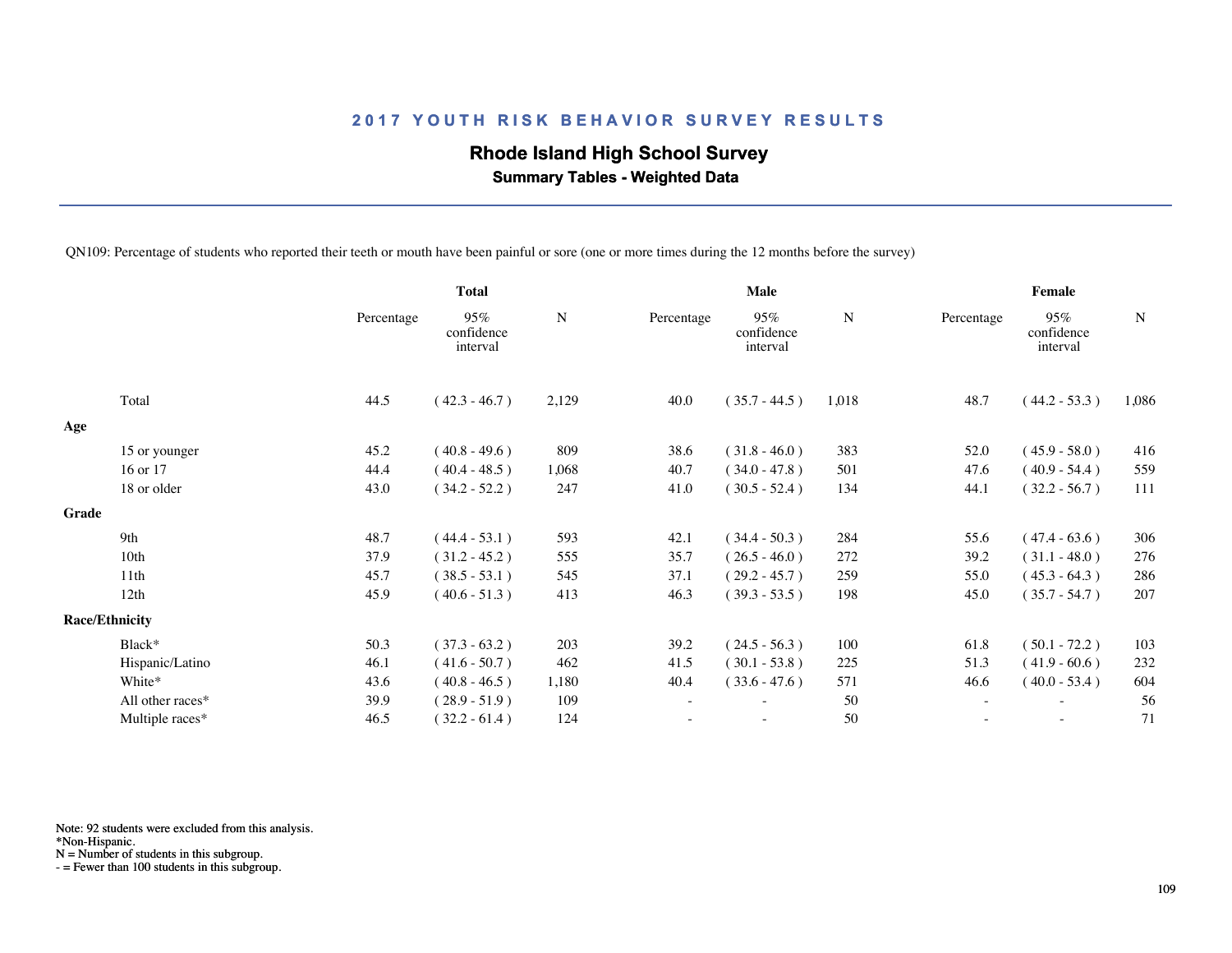## 2017 YOUTH RISK BEHAVIOR SURVEY RESULTS

### Rhode Island High School Survey

**Summary Tables - Weighted Data**

QN109: Percentage of students who reported their teeth or mouth have been painful or sore (one or more times during the 12 months before the survey)

| | Total | | | Male | | | Female | | |
|---|---|---|---|---|---|---|---|---|---|
| | Percentage | 95% confidence interval | N | Percentage | 95% confidence interval | N | Percentage | 95% confidence interval | N |
| Total | 44.5 | ( 42.3 - 46.7 ) | 2,129 | 40.0 | ( 35.7 - 44.5 ) | 1,018 | 48.7 | ( 44.2 - 53.3 ) | 1,086 |
| **Age** | | | | | | | | | |
| 15 or younger | 45.2 | ( 40.8 - 49.6 ) | 809 | 38.6 | ( 31.8 - 46.0 ) | 383 | 52.0 | ( 45.9 - 58.0 ) | 416 |
| 16 or 17 | 44.4 | ( 40.4 - 48.5 ) | 1,068 | 40.7 | ( 34.0 - 47.8 ) | 501 | 47.6 | ( 40.9 - 54.4 ) | 559 |
| 18 or older | 43.0 | ( 34.2 - 52.2 ) | 247 | 41.0 | ( 30.5 - 52.4 ) | 134 | 44.1 | ( 32.2 - 56.7 ) | 111 |
| **Grade** | | | | | | | | | |
| 9th | 48.7 | ( 44.4 - 53.1 ) | 593 | 42.1 | ( 34.4 - 50.3 ) | 284 | 55.6 | ( 47.4 - 63.6 ) | 306 |
| 10th | 37.9 | ( 31.2 - 45.2 ) | 555 | 35.7 | ( 26.5 - 46.0 ) | 272 | 39.2 | ( 31.1 - 48.0 ) | 276 |
| 11th | 45.7 | ( 38.5 - 53.1 ) | 545 | 37.1 | ( 29.2 - 45.7 ) | 259 | 55.0 | ( 45.3 - 64.3 ) | 286 |
| 12th | 45.9 | ( 40.6 - 51.3 ) | 413 | 46.3 | ( 39.3 - 53.5 ) | 198 | 45.0 | ( 35.7 - 54.7 ) | 207 |
| **Race/Ethnicity** | | | | | | | | | |
| Black* | 50.3 | ( 37.3 - 63.2 ) | 203 | 39.2 | ( 24.5 - 56.3 ) | 100 | 61.8 | ( 50.1 - 72.2 ) | 103 |
| Hispanic/Latino | 46.1 | ( 41.6 - 50.7 ) | 462 | 41.5 | ( 30.1 - 53.8 ) | 225 | 51.3 | ( 41.9 - 60.6 ) | 232 |
| White* | 43.6 | ( 40.8 - 46.5 ) | 1,180 | 40.4 | ( 33.6 - 47.6 ) | 571 | 46.6 | ( 40.0 - 53.4 ) | 604 |
| All other races* | 39.9 | ( 28.9 - 51.9 ) | 109 | - | - | 50 | - | - | 56 |
| Multiple races* | 46.5 | ( 32.2 - 61.4 ) | 124 | - | - | 50 | - | - | 71 |

Note: 92 students were excluded from this analysis.
*Non-Hispanic.
N = Number of students in this subgroup.
- = Fewer than 100 students in this subgroup.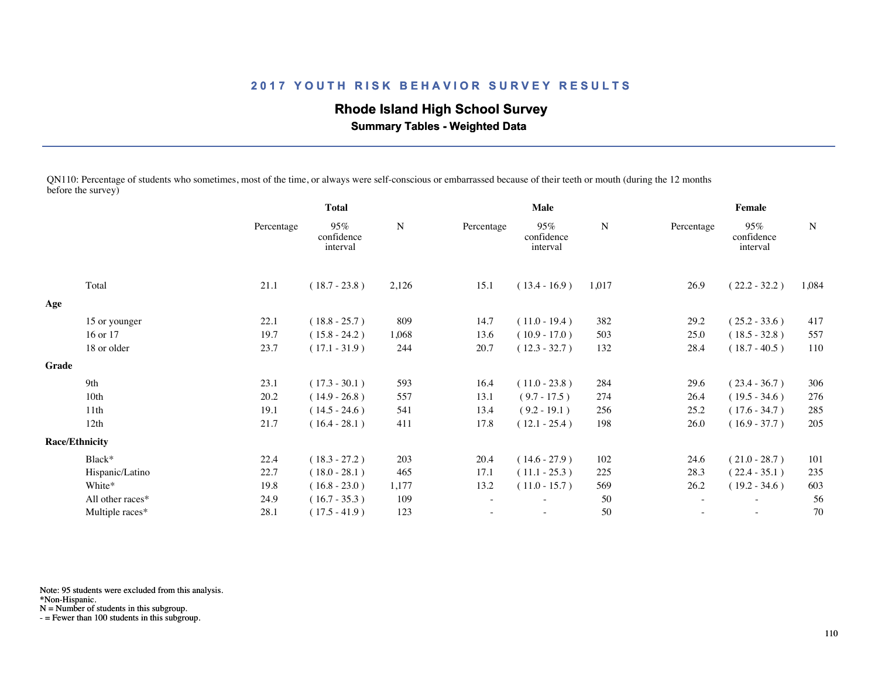## 2017 YOUTH RISK BEHAVIOR SURVEY RESULTS

### Rhode Island High School Survey

**Summary Tables - Weighted Data**

QN110: Percentage of students who sometimes, most of the time, or always were self-conscious or embarrassed because of their teeth or mouth (during the 12 months before the survey)

| | Total | | | Male | | | Female | | |
|---|---|---|---|---|---|---|---|---|---|
| | Percentage | 95% confidence interval | N | Percentage | 95% confidence interval | N | Percentage | 95% confidence interval | N |
| Total | 21.1 | ( 18.7 - 23.8 ) | 2,126 | 15.1 | ( 13.4 - 16.9 ) | 1,017 | 26.9 | ( 22.2 - 32.2 ) | 1,084 |
| **Age** | | | | | | | | | |
| 15 or younger | 22.1 | ( 18.8 - 25.7 ) | 809 | 14.7 | ( 11.0 - 19.4 ) | 382 | 29.2 | ( 25.2 - 33.6 ) | 417 |
| 16 or 17 | 19.7 | ( 15.8 - 24.2 ) | 1,068 | 13.6 | ( 10.9 - 17.0 ) | 503 | 25.0 | ( 18.5 - 32.8 ) | 557 |
| 18 or older | 23.7 | ( 17.1 - 31.9 ) | 244 | 20.7 | ( 12.3 - 32.7 ) | 132 | 28.4 | ( 18.7 - 40.5 ) | 110 |
| **Grade** | | | | | | | | | |
| 9th | 23.1 | ( 17.3 - 30.1 ) | 593 | 16.4 | ( 11.0 - 23.8 ) | 284 | 29.6 | ( 23.4 - 36.7 ) | 306 |
| 10th | 20.2 | ( 14.9 - 26.8 ) | 557 | 13.1 | ( 9.7 - 17.5 ) | 274 | 26.4 | ( 19.5 - 34.6 ) | 276 |
| 11th | 19.1 | ( 14.5 - 24.6 ) | 541 | 13.4 | ( 9.2 - 19.1 ) | 256 | 25.2 | ( 17.6 - 34.7 ) | 285 |
| 12th | 21.7 | ( 16.4 - 28.1 ) | 411 | 17.8 | ( 12.1 - 25.4 ) | 198 | 26.0 | ( 16.9 - 37.7 ) | 205 |
| **Race/Ethnicity** | | | | | | | | | |
| Black* | 22.4 | ( 18.3 - 27.2 ) | 203 | 20.4 | ( 14.6 - 27.9 ) | 102 | 24.6 | ( 21.0 - 28.7 ) | 101 |
| Hispanic/Latino | 22.7 | ( 18.0 - 28.1 ) | 465 | 17.1 | ( 11.1 - 25.3 ) | 225 | 28.3 | ( 22.4 - 35.1 ) | 235 |
| White* | 19.8 | ( 16.8 - 23.0 ) | 1,177 | 13.2 | ( 11.0 - 15.7 ) | 569 | 26.2 | ( 19.2 - 34.6 ) | 603 |
| All other races* | 24.9 | ( 16.7 - 35.3 ) | 109 | - | - | 50 | - | - | 56 |
| Multiple races* | 28.1 | ( 17.5 - 41.9 ) | 123 | - | - | 50 | - | - | 70 |

Note: 95 students were excluded from this analysis.
*Non-Hispanic.
N = Number of students in this subgroup.
- = Fewer than 100 students in this subgroup.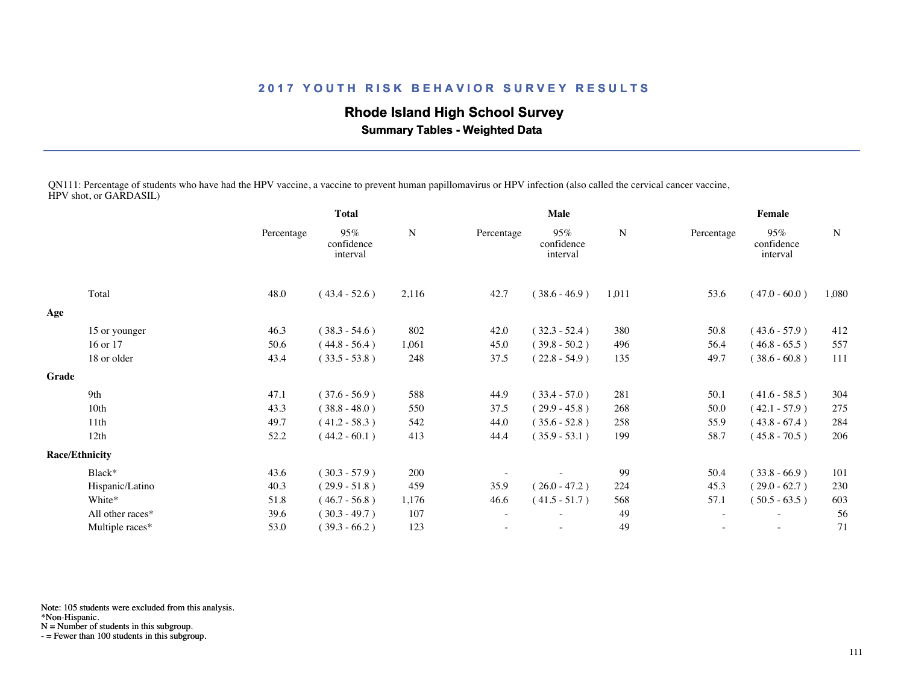## 2017 YOUTH RISK BEHAVIOR SURVEY RESULTS

### Rhode Island High School Survey

**Summary Tables - Weighted Data**

QN111: Percentage of students who have had the HPV vaccine, a vaccine to prevent human papillomavirus or HPV infection (also called the cervical cancer vaccine, HPV shot, or GARDASIL)

| | Total | | | Male | | | Female | | |
|---|---|---|---|---|---|---|---|---|---|
| | Percentage | 95% confidence interval | N | Percentage | 95% confidence interval | N | Percentage | 95% confidence interval | N |
| Total | 48.0 | ( 43.4 - 52.6 ) | 2,116 | 42.7 | ( 38.6 - 46.9 ) | 1,011 | 53.6 | ( 47.0 - 60.0 ) | 1,080 |
| **Age** | | | | | | | | | |
| 15 or younger | 46.3 | ( 38.3 - 54.6 ) | 802 | 42.0 | ( 32.3 - 52.4 ) | 380 | 50.8 | ( 43.6 - 57.9 ) | 412 |
| 16 or 17 | 50.6 | ( 44.8 - 56.4 ) | 1,061 | 45.0 | ( 39.8 - 50.2 ) | 496 | 56.4 | ( 46.8 - 65.5 ) | 557 |
| 18 or older | 43.4 | ( 33.5 - 53.8 ) | 248 | 37.5 | ( 22.8 - 54.9 ) | 135 | 49.7 | ( 38.6 - 60.8 ) | 111 |
| **Grade** | | | | | | | | | |
| 9th | 47.1 | ( 37.6 - 56.9 ) | 588 | 44.9 | ( 33.4 - 57.0 ) | 281 | 50.1 | ( 41.6 - 58.5 ) | 304 |
| 10th | 43.3 | ( 38.8 - 48.0 ) | 550 | 37.5 | ( 29.9 - 45.8 ) | 268 | 50.0 | ( 42.1 - 57.9 ) | 275 |
| 11th | 49.7 | ( 41.2 - 58.3 ) | 542 | 44.0 | ( 35.6 - 52.8 ) | 258 | 55.9 | ( 43.8 - 67.4 ) | 284 |
| 12th | 52.2 | ( 44.2 - 60.1 ) | 413 | 44.4 | ( 35.9 - 53.1 ) | 199 | 58.7 | ( 45.8 - 70.5 ) | 206 |
| **Race/Ethnicity** | | | | | | | | | |
| Black* | 43.6 | ( 30.3 - 57.9 ) | 200 | - | - | 99 | 50.4 | ( 33.8 - 66.9 ) | 101 |
| Hispanic/Latino | 40.3 | ( 29.9 - 51.8 ) | 459 | 35.9 | ( 26.0 - 47.2 ) | 224 | 45.3 | ( 29.0 - 62.7 ) | 230 |
| White* | 51.8 | ( 46.7 - 56.8 ) | 1,176 | 46.6 | ( 41.5 - 51.7 ) | 568 | 57.1 | ( 50.5 - 63.5 ) | 603 |
| All other races* | 39.6 | ( 30.3 - 49.7 ) | 107 | - | - | 49 | - | - | 56 |
| Multiple races* | 53.0 | ( 39.3 - 66.2 ) | 123 | - | - | 49 | - | - | 71 |

Note: 105 students were excluded from this analysis.
*Non-Hispanic.
N = Number of students in this subgroup.
- = Fewer than 100 students in this subgroup.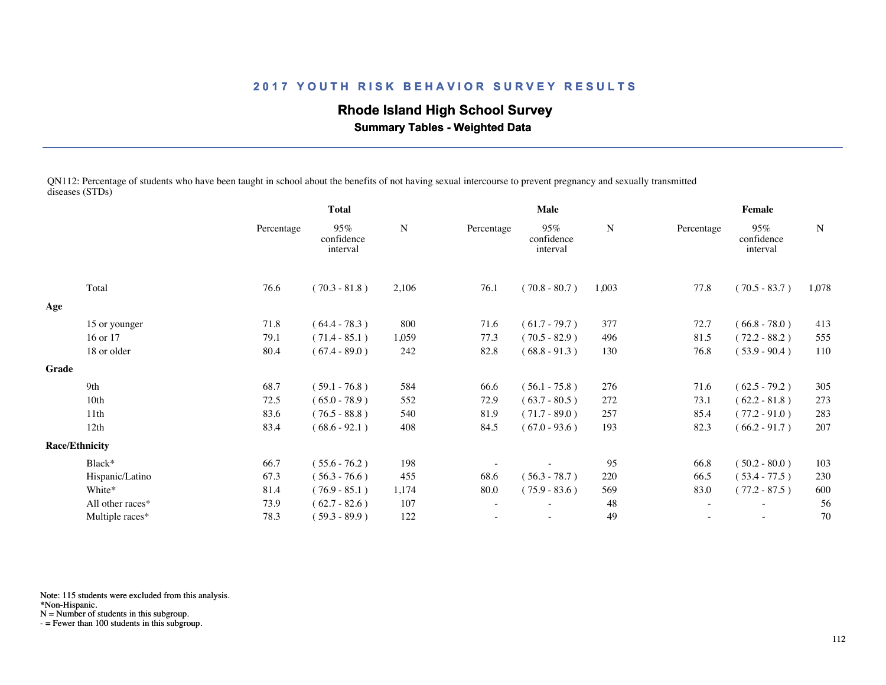## 2017 YOUTH RISK BEHAVIOR SURVEY RESULTS

### Rhode Island High School Survey

**Summary Tables - Weighted Data**

QN112: Percentage of students who have been taught in school about the benefits of not having sexual intercourse to prevent pregnancy and sexually transmitted diseases (STDs)

| | Total | | | Male | | | Female | | |
|---|---|---|---|---|---|---|---|---|---|
| | Percentage | 95% confidence interval | N | Percentage | 95% confidence interval | N | Percentage | 95% confidence interval | N |
| Total | 76.6 | ( 70.3 - 81.8 ) | 2,106 | 76.1 | ( 70.8 - 80.7 ) | 1,003 | 77.8 | ( 70.5 - 83.7 ) | 1,078 |
| **Age** | | | | | | | | | |
| 15 or younger | 71.8 | ( 64.4 - 78.3 ) | 800 | 71.6 | ( 61.7 - 79.7 ) | 377 | 72.7 | ( 66.8 - 78.0 ) | 413 |
| 16 or 17 | 79.1 | ( 71.4 - 85.1 ) | 1,059 | 77.3 | ( 70.5 - 82.9 ) | 496 | 81.5 | ( 72.2 - 88.2 ) | 555 |
| 18 or older | 80.4 | ( 67.4 - 89.0 ) | 242 | 82.8 | ( 68.8 - 91.3 ) | 130 | 76.8 | ( 53.9 - 90.4 ) | 110 |
| **Grade** | | | | | | | | | |
| 9th | 68.7 | ( 59.1 - 76.8 ) | 584 | 66.6 | ( 56.1 - 75.8 ) | 276 | 71.6 | ( 62.5 - 79.2 ) | 305 |
| 10th | 72.5 | ( 65.0 - 78.9 ) | 552 | 72.9 | ( 63.7 - 80.5 ) | 272 | 73.1 | ( 62.2 - 81.8 ) | 273 |
| 11th | 83.6 | ( 76.5 - 88.8 ) | 540 | 81.9 | ( 71.7 - 89.0 ) | 257 | 85.4 | ( 77.2 - 91.0 ) | 283 |
| 12th | 83.4 | ( 68.6 - 92.1 ) | 408 | 84.5 | ( 67.0 - 93.6 ) | 193 | 82.3 | ( 66.2 - 91.7 ) | 207 |
| **Race/Ethnicity** | | | | | | | | | |
| Black* | 66.7 | ( 55.6 - 76.2 ) | 198 | - | - | 95 | 66.8 | ( 50.2 - 80.0 ) | 103 |
| Hispanic/Latino | 67.3 | ( 56.3 - 76.6 ) | 455 | 68.6 | ( 56.3 - 78.7 ) | 220 | 66.5 | ( 53.4 - 77.5 ) | 230 |
| White* | 81.4 | ( 76.9 - 85.1 ) | 1,174 | 80.0 | ( 75.9 - 83.6 ) | 569 | 83.0 | ( 77.2 - 87.5 ) | 600 |
| All other races* | 73.9 | ( 62.7 - 82.6 ) | 107 | - | - | 48 | - | - | 56 |
| Multiple races* | 78.3 | ( 59.3 - 89.9 ) | 122 | - | - | 49 | - | - | 70 |

Note: 115 students were excluded from this analysis.
*Non-Hispanic.
N = Number of students in this subgroup.
- = Fewer than 100 students in this subgroup.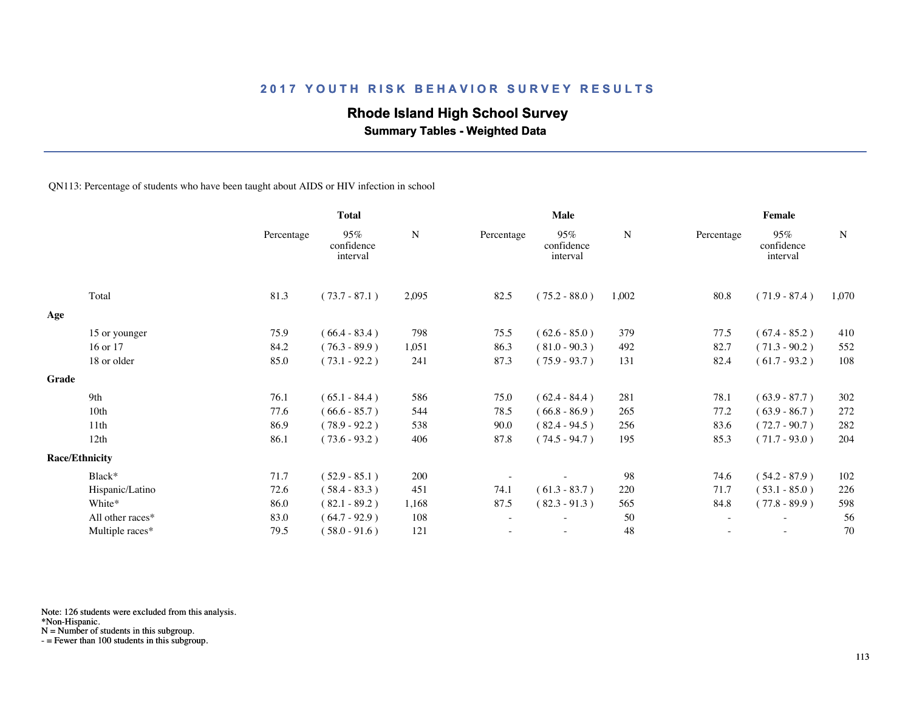## 2017 YOUTH RISK BEHAVIOR SURVEY RESULTS

### Rhode Island High School Survey

**Summary Tables - Weighted Data**

QN113: Percentage of students who have been taught about AIDS or HIV infection in school

| | Total | | | Male | | | Female | | |
|---|---|---|---|---|---|---|---|---|---|
| | Percentage | 95% confidence interval | N | Percentage | 95% confidence interval | N | Percentage | 95% confidence interval | N |
| Total | 81.3 | ( 73.7 - 87.1 ) | 2,095 | 82.5 | ( 75.2 - 88.0 ) | 1,002 | 80.8 | ( 71.9 - 87.4 ) | 1,070 |
| **Age** | | | | | | | | | |
| 15 or younger | 75.9 | ( 66.4 - 83.4 ) | 798 | 75.5 | ( 62.6 - 85.0 ) | 379 | 77.5 | ( 67.4 - 85.2 ) | 410 |
| 16 or 17 | 84.2 | ( 76.3 - 89.9 ) | 1,051 | 86.3 | ( 81.0 - 90.3 ) | 492 | 82.7 | ( 71.3 - 90.2 ) | 552 |
| 18 or older | 85.0 | ( 73.1 - 92.2 ) | 241 | 87.3 | ( 75.9 - 93.7 ) | 131 | 82.4 | ( 61.7 - 93.2 ) | 108 |
| **Grade** | | | | | | | | | |
| 9th | 76.1 | ( 65.1 - 84.4 ) | 586 | 75.0 | ( 62.4 - 84.4 ) | 281 | 78.1 | ( 63.9 - 87.7 ) | 302 |
| 10th | 77.6 | ( 66.6 - 85.7 ) | 544 | 78.5 | ( 66.8 - 86.9 ) | 265 | 77.2 | ( 63.9 - 86.7 ) | 272 |
| 11th | 86.9 | ( 78.9 - 92.2 ) | 538 | 90.0 | ( 82.4 - 94.5 ) | 256 | 83.6 | ( 72.7 - 90.7 ) | 282 |
| 12th | 86.1 | ( 73.6 - 93.2 ) | 406 | 87.8 | ( 74.5 - 94.7 ) | 195 | 85.3 | ( 71.7 - 93.0 ) | 204 |
| **Race/Ethnicity** | | | | | | | | | |
| Black* | 71.7 | ( 52.9 - 85.1 ) | 200 | - | - | 98 | 74.6 | ( 54.2 - 87.9 ) | 102 |
| Hispanic/Latino | 72.6 | ( 58.4 - 83.3 ) | 451 | 74.1 | ( 61.3 - 83.7 ) | 220 | 71.7 | ( 53.1 - 85.0 ) | 226 |
| White* | 86.0 | ( 82.1 - 89.2 ) | 1,168 | 87.5 | ( 82.3 - 91.3 ) | 565 | 84.8 | ( 77.8 - 89.9 ) | 598 |
| All other races* | 83.0 | ( 64.7 - 92.9 ) | 108 | - | - | 50 | - | - | 56 |
| Multiple races* | 79.5 | ( 58.0 - 91.6 ) | 121 | - | - | 48 | - | - | 70 |

Note: 126 students were excluded from this analysis.
*Non-Hispanic.
N = Number of students in this subgroup.
- = Fewer than 100 students in this subgroup.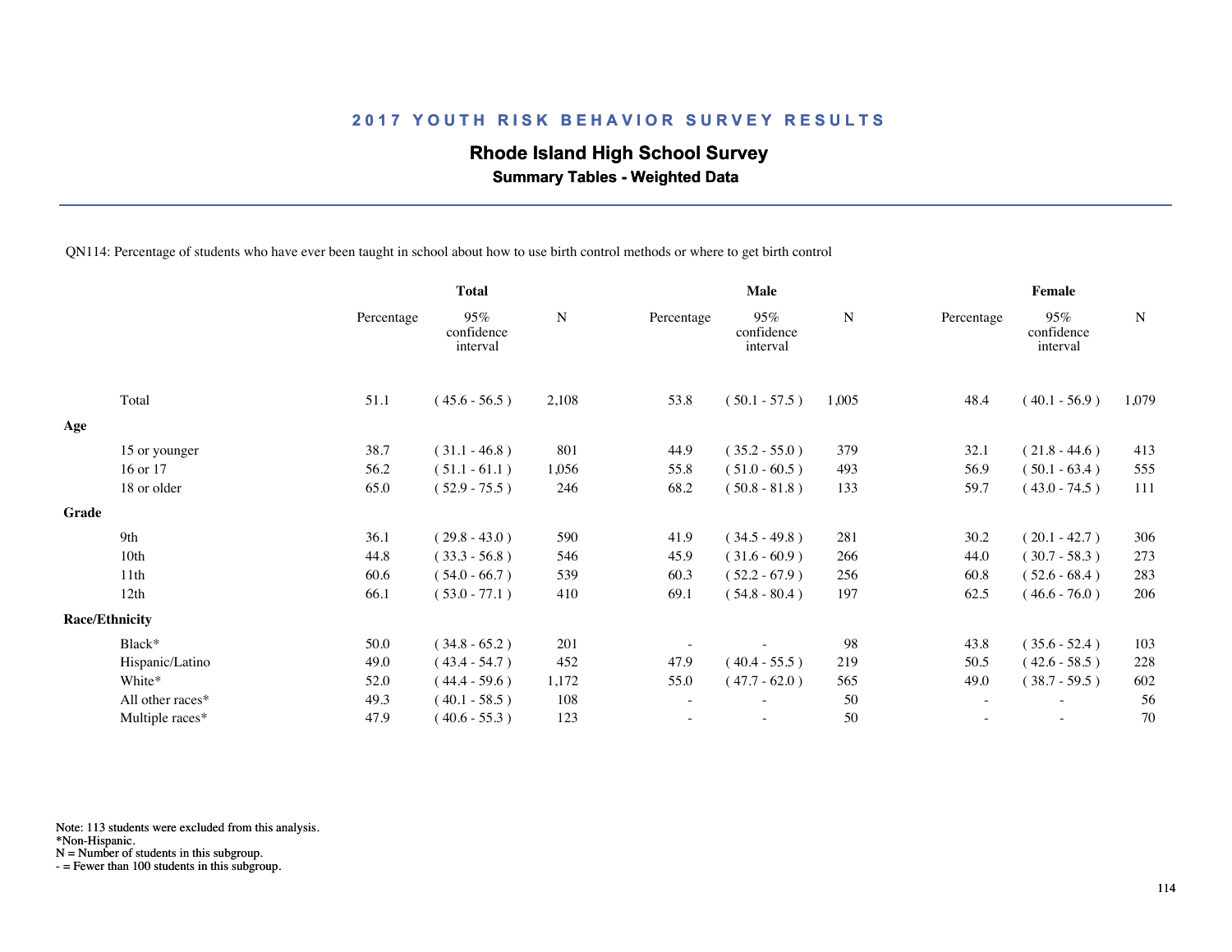## 2017 YOUTH RISK BEHAVIOR SURVEY RESULTS

### Rhode Island High School Survey

**Summary Tables - Weighted Data**

QN114: Percentage of students who have ever been taught in school about how to use birth control methods or where to get birth control

| | Total | | | Male | | | Female | | |
|---|---|---|---|---|---|---|---|---|---|
| | Percentage | 95% confidence interval | N | Percentage | 95% confidence interval | N | Percentage | 95% confidence interval | N |
| Total | 51.1 | ( 45.6 - 56.5 ) | 2,108 | 53.8 | ( 50.1 - 57.5 ) | 1,005 | 48.4 | ( 40.1 - 56.9 ) | 1,079 |
| **Age** | | | | | | | | | |
| 15 or younger | 38.7 | ( 31.1 - 46.8 ) | 801 | 44.9 | ( 35.2 - 55.0 ) | 379 | 32.1 | ( 21.8 - 44.6 ) | 413 |
| 16 or 17 | 56.2 | ( 51.1 - 61.1 ) | 1,056 | 55.8 | ( 51.0 - 60.5 ) | 493 | 56.9 | ( 50.1 - 63.4 ) | 555 |
| 18 or older | 65.0 | ( 52.9 - 75.5 ) | 246 | 68.2 | ( 50.8 - 81.8 ) | 133 | 59.7 | ( 43.0 - 74.5 ) | 111 |
| **Grade** | | | | | | | | | |
| 9th | 36.1 | ( 29.8 - 43.0 ) | 590 | 41.9 | ( 34.5 - 49.8 ) | 281 | 30.2 | ( 20.1 - 42.7 ) | 306 |
| 10th | 44.8 | ( 33.3 - 56.8 ) | 546 | 45.9 | ( 31.6 - 60.9 ) | 266 | 44.0 | ( 30.7 - 58.3 ) | 273 |
| 11th | 60.6 | ( 54.0 - 66.7 ) | 539 | 60.3 | ( 52.2 - 67.9 ) | 256 | 60.8 | ( 52.6 - 68.4 ) | 283 |
| 12th | 66.1 | ( 53.0 - 77.1 ) | 410 | 69.1 | ( 54.8 - 80.4 ) | 197 | 62.5 | ( 46.6 - 76.0 ) | 206 |
| **Race/Ethnicity** | | | | | | | | | |
| Black* | 50.0 | ( 34.8 - 65.2 ) | 201 | - | - | 98 | 43.8 | ( 35.6 - 52.4 ) | 103 |
| Hispanic/Latino | 49.0 | ( 43.4 - 54.7 ) | 452 | 47.9 | ( 40.4 - 55.5 ) | 219 | 50.5 | ( 42.6 - 58.5 ) | 228 |
| White* | 52.0 | ( 44.4 - 59.6 ) | 1,172 | 55.0 | ( 47.7 - 62.0 ) | 565 | 49.0 | ( 38.7 - 59.5 ) | 602 |
| All other races* | 49.3 | ( 40.1 - 58.5 ) | 108 | - | - | 50 | - | - | 56 |
| Multiple races* | 47.9 | ( 40.6 - 55.3 ) | 123 | - | - | 50 | - | - | 70 |

Note: 113 students were excluded from this analysis.
*Non-Hispanic.
N = Number of students in this subgroup.
- = Fewer than 100 students in this subgroup.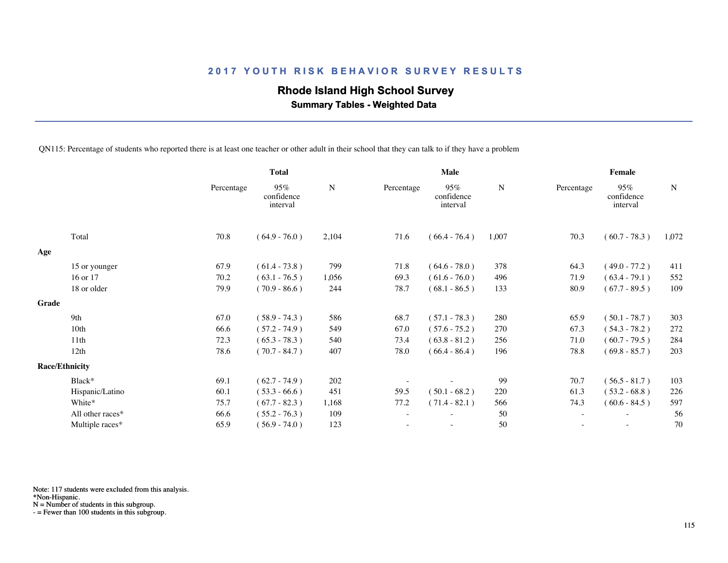# 2017 YOUTH RISK BEHAVIOR SURVEY RESULTS

## Rhode Island High School Survey

### Summary Tables - Weighted Data

QN115: Percentage of students who reported there is at least one teacher or other adult in their school that they can talk to if they have a problem

| | Total | | | Male | | | Female | | |
|---|---|---|---|---|---|---|---|---|---|
| | Percentage | 95% confidence interval | N | Percentage | 95% confidence interval | N | Percentage | 95% confidence interval | N |
| Total | 70.8 | ( 64.9 - 76.0 ) | 2,104 | 71.6 | ( 66.4 - 76.4 ) | 1,007 | 70.3 | ( 60.7 - 78.3 ) | 1,072 |
| **Age** | | | | | | | | | |
| 15 or younger | 67.9 | ( 61.4 - 73.8 ) | 799 | 71.8 | ( 64.6 - 78.0 ) | 378 | 64.3 | ( 49.0 - 77.2 ) | 411 |
| 16 or 17 | 70.2 | ( 63.1 - 76.5 ) | 1,056 | 69.3 | ( 61.6 - 76.0 ) | 496 | 71.9 | ( 63.4 - 79.1 ) | 552 |
| 18 or older | 79.9 | ( 70.9 - 86.6 ) | 244 | 78.7 | ( 68.1 - 86.5 ) | 133 | 80.9 | ( 67.7 - 89.5 ) | 109 |
| **Grade** | | | | | | | | | |
| 9th | 67.0 | ( 58.9 - 74.3 ) | 586 | 68.7 | ( 57.1 - 78.3 ) | 280 | 65.9 | ( 50.1 - 78.7 ) | 303 |
| 10th | 66.6 | ( 57.2 - 74.9 ) | 549 | 67.0 | ( 57.6 - 75.2 ) | 270 | 67.3 | ( 54.3 - 78.2 ) | 272 |
| 11th | 72.3 | ( 65.3 - 78.3 ) | 540 | 73.4 | ( 63.8 - 81.2 ) | 256 | 71.0 | ( 60.7 - 79.5 ) | 284 |
| 12th | 78.6 | ( 70.7 - 84.7 ) | 407 | 78.0 | ( 66.4 - 86.4 ) | 196 | 78.8 | ( 69.8 - 85.7 ) | 203 |
| **Race/Ethnicity** | | | | | | | | | |
| Black* | 69.1 | ( 62.7 - 74.9 ) | 202 | - | - | 99 | 70.7 | ( 56.5 - 81.7 ) | 103 |
| Hispanic/Latino | 60.1 | ( 53.3 - 66.6 ) | 451 | 59.5 | ( 50.1 - 68.2 ) | 220 | 61.3 | ( 53.2 - 68.8 ) | 226 |
| White* | 75.7 | ( 67.7 - 82.3 ) | 1,168 | 77.2 | ( 71.4 - 82.1 ) | 566 | 74.3 | ( 60.6 - 84.5 ) | 597 |
| All other races* | 66.6 | ( 55.2 - 76.3 ) | 109 | - | - | 50 | - | - | 56 |
| Multiple races* | 65.9 | ( 56.9 - 74.0 ) | 123 | - | - | 50 | - | - | 70 |

Note: 117 students were excluded from this analysis.
*Non-Hispanic.
N = Number of students in this subgroup.
- = Fewer than 100 students in this subgroup.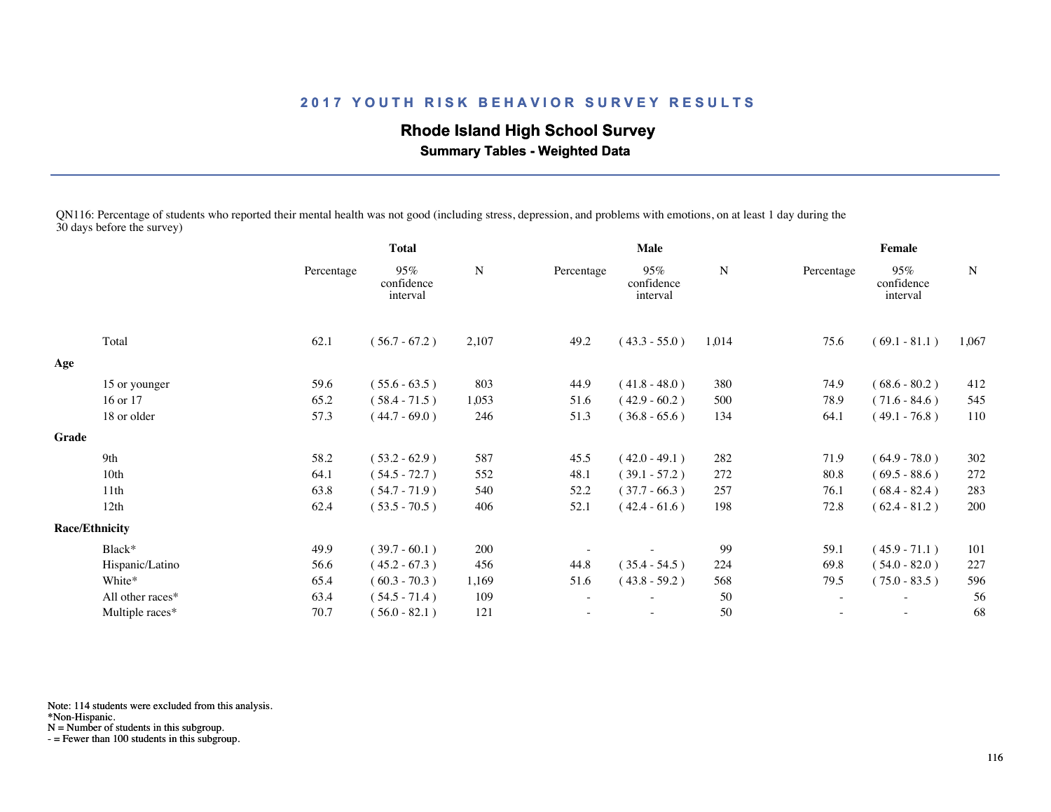## 2017 YOUTH RISK BEHAVIOR SURVEY RESULTS

### Rhode Island High School Survey

**Summary Tables - Weighted Data**

QN116: Percentage of students who reported their mental health was not good (including stress, depression, and problems with emotions, on at least 1 day during the 30 days before the survey)

| | Total | | | Male | | | Female | | |
|---|---|---|---|---|---|---|---|---|---|
| | Percentage | 95% confidence interval | N | Percentage | 95% confidence interval | N | Percentage | 95% confidence interval | N |
| Total | 62.1 | ( 56.7 - 67.2 ) | 2,107 | 49.2 | ( 43.3 - 55.0 ) | 1,014 | 75.6 | ( 69.1 - 81.1 ) | 1,067 |
| **Age** | | | | | | | | | |
| 15 or younger | 59.6 | ( 55.6 - 63.5 ) | 803 | 44.9 | ( 41.8 - 48.0 ) | 380 | 74.9 | ( 68.6 - 80.2 ) | 412 |
| 16 or 17 | 65.2 | ( 58.4 - 71.5 ) | 1,053 | 51.6 | ( 42.9 - 60.2 ) | 500 | 78.9 | ( 71.6 - 84.6 ) | 545 |
| 18 or older | 57.3 | ( 44.7 - 69.0 ) | 246 | 51.3 | ( 36.8 - 65.6 ) | 134 | 64.1 | ( 49.1 - 76.8 ) | 110 |
| **Grade** | | | | | | | | | |
| 9th | 58.2 | ( 53.2 - 62.9 ) | 587 | 45.5 | ( 42.0 - 49.1 ) | 282 | 71.9 | ( 64.9 - 78.0 ) | 302 |
| 10th | 64.1 | ( 54.5 - 72.7 ) | 552 | 48.1 | ( 39.1 - 57.2 ) | 272 | 80.8 | ( 69.5 - 88.6 ) | 272 |
| 11th | 63.8 | ( 54.7 - 71.9 ) | 540 | 52.2 | ( 37.7 - 66.3 ) | 257 | 76.1 | ( 68.4 - 82.4 ) | 283 |
| 12th | 62.4 | ( 53.5 - 70.5 ) | 406 | 52.1 | ( 42.4 - 61.6 ) | 198 | 72.8 | ( 62.4 - 81.2 ) | 200 |
| **Race/Ethnicity** | | | | | | | | | |
| Black* | 49.9 | ( 39.7 - 60.1 ) | 200 | - | - | 99 | 59.1 | ( 45.9 - 71.1 ) | 101 |
| Hispanic/Latino | 56.6 | ( 45.2 - 67.3 ) | 456 | 44.8 | ( 35.4 - 54.5 ) | 224 | 69.8 | ( 54.0 - 82.0 ) | 227 |
| White* | 65.4 | ( 60.3 - 70.3 ) | 1,169 | 51.6 | ( 43.8 - 59.2 ) | 568 | 79.5 | ( 75.0 - 83.5 ) | 596 |
| All other races* | 63.4 | ( 54.5 - 71.4 ) | 109 | - | - | 50 | - | - | 56 |
| Multiple races* | 70.7 | ( 56.0 - 82.1 ) | 121 | - | - | 50 | - | - | 68 |

Note: 114 students were excluded from this analysis.
*Non-Hispanic.
N = Number of students in this subgroup.
- = Fewer than 100 students in this subgroup.